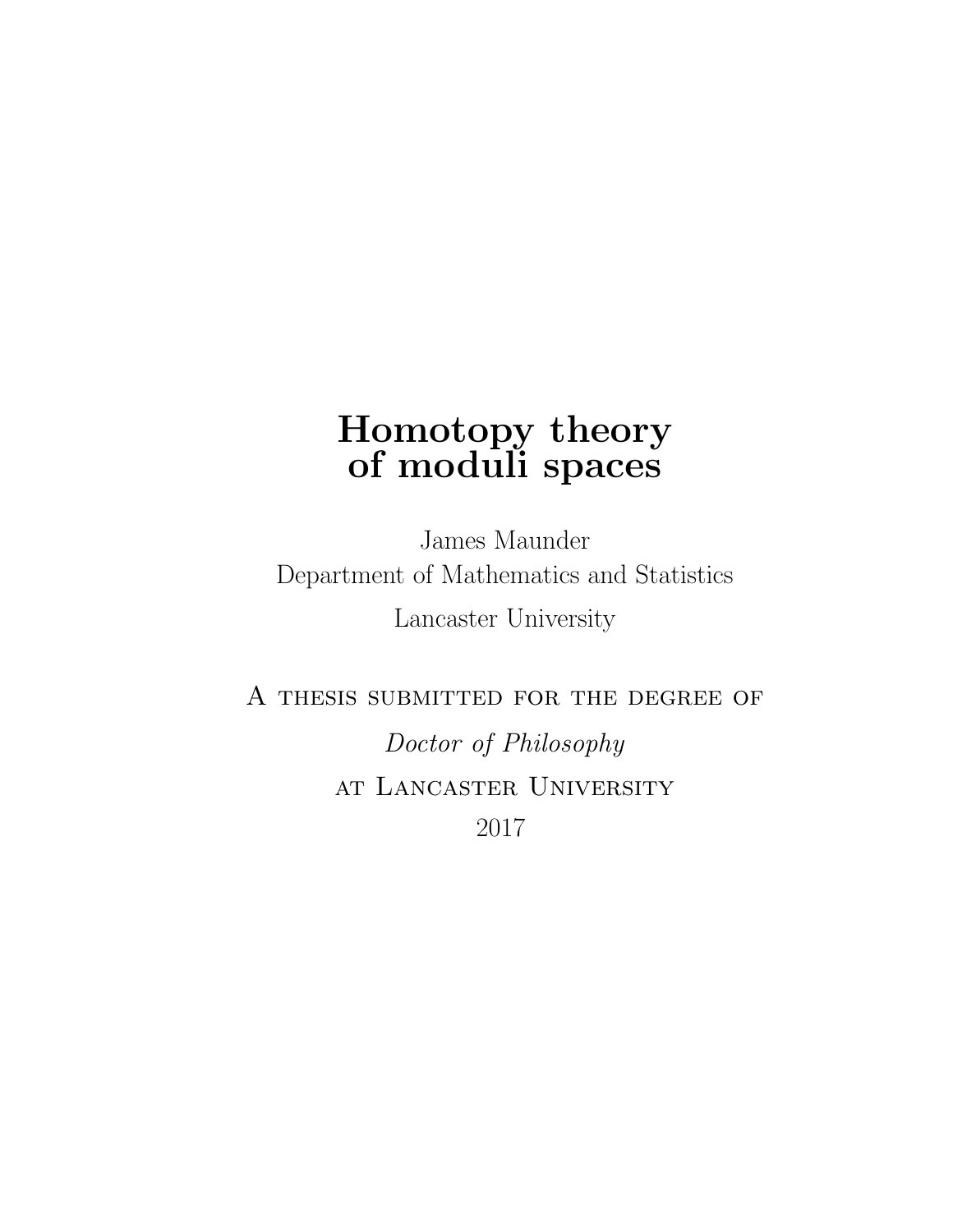# Homotopy theory of moduli spaces

James Maunder
Department of Mathematics and Statistics
Lancaster University

A thesis submitted for the degree of

*Doctor of Philosophy*

at Lancaster University

2017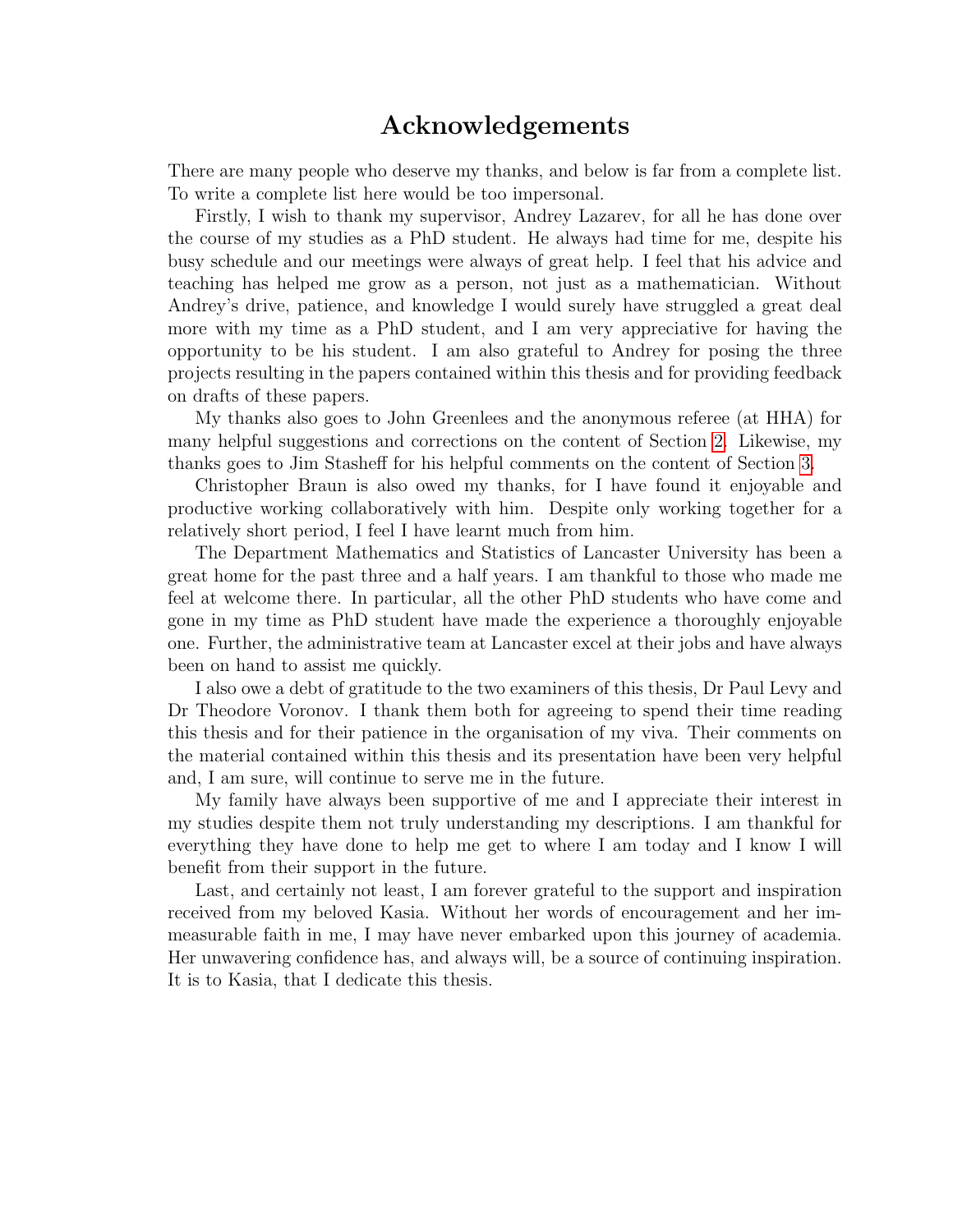# Acknowledgements

There are many people who deserve my thanks, and below is far from a complete list. To write a complete list here would be too impersonal.

Firstly, I wish to thank my supervisor, Andrey Lazarev, for all he has done over the course of my studies as a PhD student. He always had time for me, despite his busy schedule and our meetings were always of great help. I feel that his advice and teaching has helped me grow as a person, not just as a mathematician. Without Andrey's drive, patience, and knowledge I would surely have struggled a great deal more with my time as a PhD student, and I am very appreciative for having the opportunity to be his student. I am also grateful to Andrey for posing the three projects resulting in the papers contained within this thesis and for providing feedback on drafts of these papers.

My thanks also goes to John Greenlees and the anonymous referee (at HHA) for many helpful suggestions and corrections on the content of Section 2. Likewise, my thanks goes to Jim Stasheff for his helpful comments on the content of Section 3.

Christopher Braun is also owed my thanks, for I have found it enjoyable and productive working collaboratively with him. Despite only working together for a relatively short period, I feel I have learnt much from him.

The Department Mathematics and Statistics of Lancaster University has been a great home for the past three and a half years. I am thankful to those who made me feel at welcome there. In particular, all the other PhD students who have come and gone in my time as PhD student have made the experience a thoroughly enjoyable one. Further, the administrative team at Lancaster excel at their jobs and have always been on hand to assist me quickly.

I also owe a debt of gratitude to the two examiners of this thesis, Dr Paul Levy and Dr Theodore Voronov. I thank them both for agreeing to spend their time reading this thesis and for their patience in the organisation of my viva. Their comments on the material contained within this thesis and its presentation have been very helpful and, I am sure, will continue to serve me in the future.

My family have always been supportive of me and I appreciate their interest in my studies despite them not truly understanding my descriptions. I am thankful for everything they have done to help me get to where I am today and I know I will benefit from their support in the future.

Last, and certainly not least, I am forever grateful to the support and inspiration received from my beloved Kasia. Without her words of encouragement and her immeasurable faith in me, I may have never embarked upon this journey of academia. Her unwavering confidence has, and always will, be a source of continuing inspiration. It is to Kasia, that I dedicate this thesis.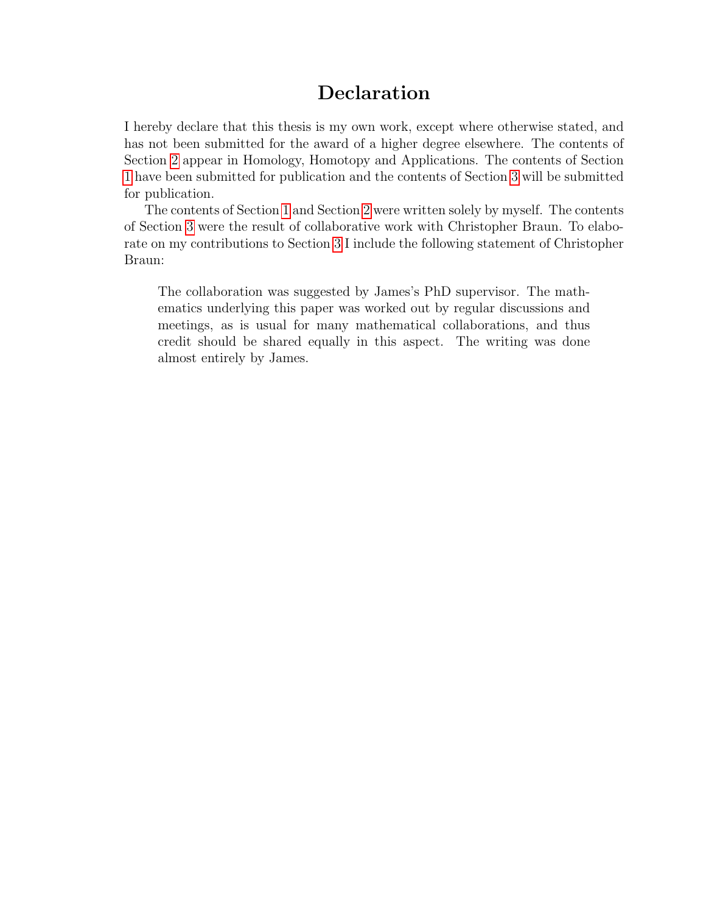# Declaration

I hereby declare that this thesis is my own work, except where otherwise stated, and has not been submitted for the award of a higher degree elsewhere. The contents of Section 2 appear in Homology, Homotopy and Applications. The contents of Section 1 have been submitted for publication and the contents of Section 3 will be submitted for publication.

The contents of Section 1 and Section 2 were written solely by myself. The contents of Section 3 were the result of collaborative work with Christopher Braun. To elaborate on my contributions to Section 3 I include the following statement of Christopher Braun:

> The collaboration was suggested by James's PhD supervisor. The mathematics underlying this paper was worked out by regular discussions and meetings, as is usual for many mathematical collaborations, and thus credit should be shared equally in this aspect. The writing was done almost entirely by James.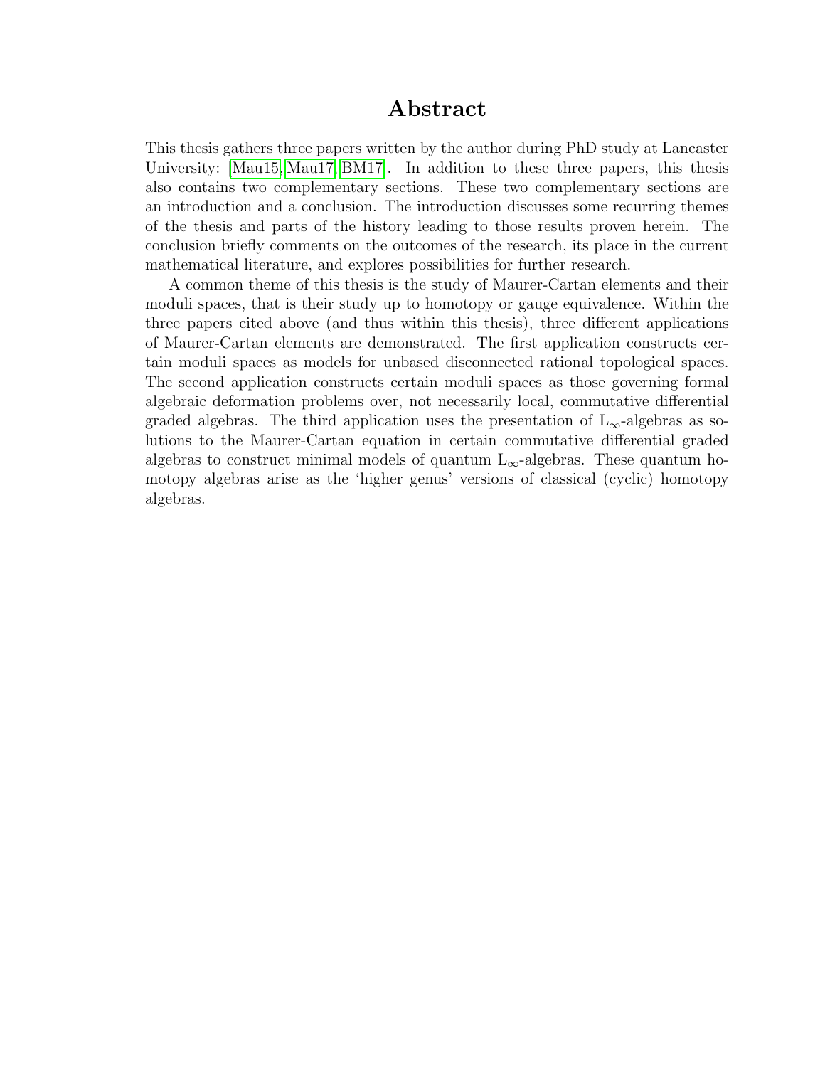# Abstract

This thesis gathers three papers written by the author during PhD study at Lancaster University: [Mau15, Mau17, BM17]. In addition to these three papers, this thesis also contains two complementary sections. These two complementary sections are an introduction and a conclusion. The introduction discusses some recurring themes of the thesis and parts of the history leading to those results proven herein. The conclusion briefly comments on the outcomes of the research, its place in the current mathematical literature, and explores possibilities for further research.

A common theme of this thesis is the study of Maurer-Cartan elements and their moduli spaces, that is their study up to homotopy or gauge equivalence. Within the three papers cited above (and thus within this thesis), three different applications of Maurer-Cartan elements are demonstrated. The first application constructs certain moduli spaces as models for unbased disconnected rational topological spaces. The second application constructs certain moduli spaces as those governing formal algebraic deformation problems over, not necessarily local, commutative differential graded algebras. The third application uses the presentation of $\mathrm{L}_\infty$-algebras as solutions to the Maurer-Cartan equation in certain commutative differential graded algebras to construct minimal models of quantum $\mathrm{L}_\infty$-algebras. These quantum homotopy algebras arise as the 'higher genus' versions of classical (cyclic) homotopy algebras.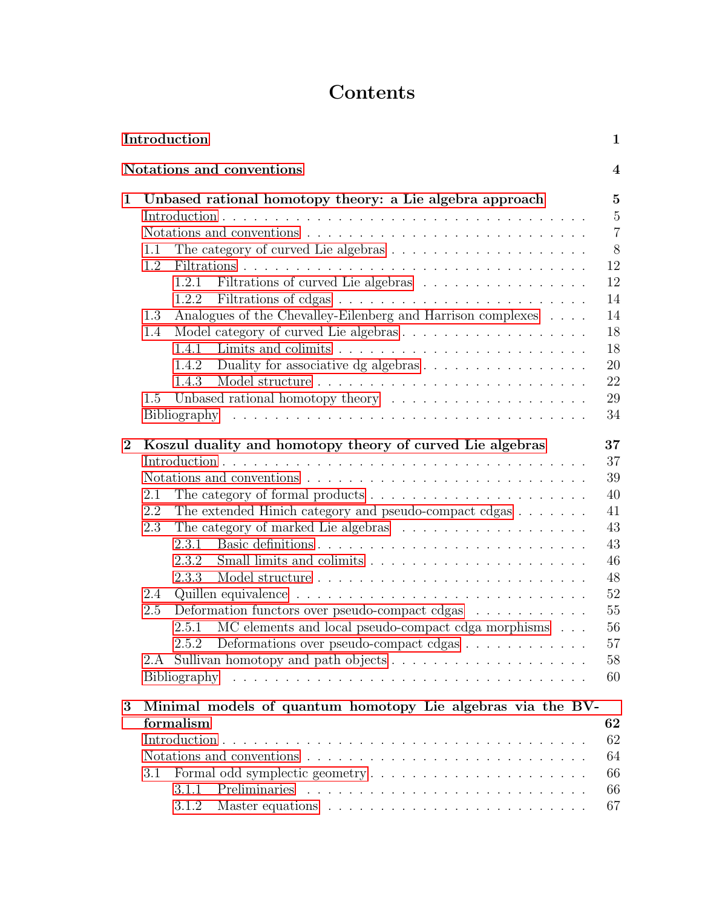# Contents

**Introduction** **1**

**Notations and conventions** **4**

**1 Unbased rational homotopy theory: a Lie algebra approach** **5**

- Introduction . . . 5
- Notations and conventions . . . 7
- 1.1 The category of curved Lie algebras . . . 8
- 1.2 Filtrations . . . 12
  - 1.2.1 Filtrations of curved Lie algebras . . . 12
  - 1.2.2 Filtrations of cdgas . . . 14
- 1.3 Analogues of the Chevalley-Eilenberg and Harrison complexes . . . 14
- 1.4 Model category of curved Lie algebras . . . 18
  - 1.4.1 Limits and colimits . . . 18
  - 1.4.2 Duality for associative dg algebras . . . 20
  - 1.4.3 Model structure . . . 22
- 1.5 Unbased rational homotopy theory . . . 29
- Bibliography . . . 34

**2 Koszul duality and homotopy theory of curved Lie algebras** **37**

- Introduction . . . 37
- Notations and conventions . . . 39
- 2.1 The category of formal products . . . 40
- 2.2 The extended Hinich category and pseudo-compact cdgas . . . 41
- 2.3 The category of marked Lie algebras . . . 43
  - 2.3.1 Basic definitions . . . 43
  - 2.3.2 Small limits and colimits . . . 46
  - 2.3.3 Model structure . . . 48
- 2.4 Quillen equivalence . . . 52
- 2.5 Deformation functors over pseudo-compact cdgas . . . 55
  - 2.5.1 MC elements and local pseudo-compact cdga morphisms . . . 56
  - 2.5.2 Deformations over pseudo-compact cdgas . . . 57
- 2.A Sullivan homotopy and path objects . . . 58
- Bibliography . . . 60

**3 Minimal models of quantum homotopy Lie algebras via the BV-formalism** **62**

- Introduction . . . 62
- Notations and conventions . . . 64
- 3.1 Formal odd symplectic geometry . . . 66
  - 3.1.1 Preliminaries . . . 66
  - 3.1.2 Master equations . . . 67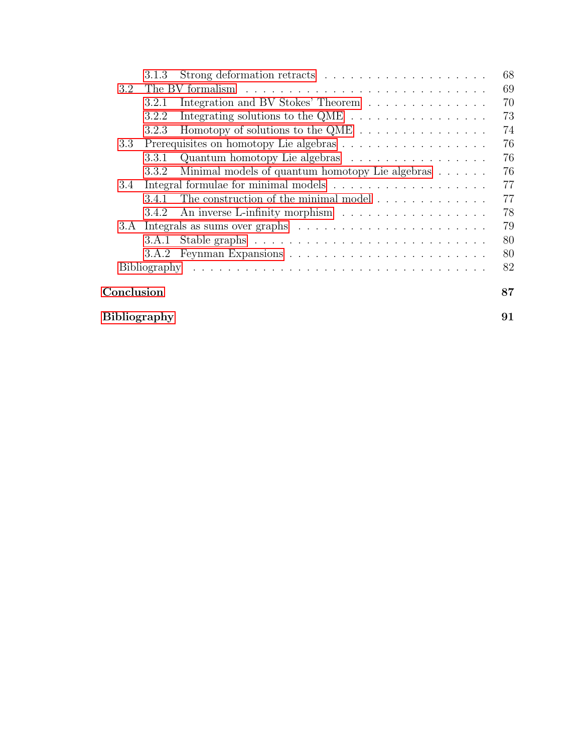- 3.1.3 Strong deformation retracts . . . 68
- 3.2 The BV formalism . . . 69
  - 3.2.1 Integration and BV Stokes' Theorem . . . 70
  - 3.2.2 Integrating solutions to the QME . . . 73
  - 3.2.3 Homotopy of solutions to the QME . . . 74
- 3.3 Prerequisites on homotopy Lie algebras . . . 76
  - 3.3.1 Quantum homotopy Lie algebras . . . 76
  - 3.3.2 Minimal models of quantum homotopy Lie algebras . . . 76
- 3.4 Integral formulae for minimal models . . . 77
  - 3.4.1 The construction of the minimal model . . . 77
  - 3.4.2 An inverse L-infinity morphism . . . 78
- 3.A Integrals as sums over graphs . . . 79
  - 3.A.1 Stable graphs . . . 80
  - 3.A.2 Feynman Expansions . . . 80
- Bibliography . . . 82

**Conclusion** **87**

**Bibliography** **91**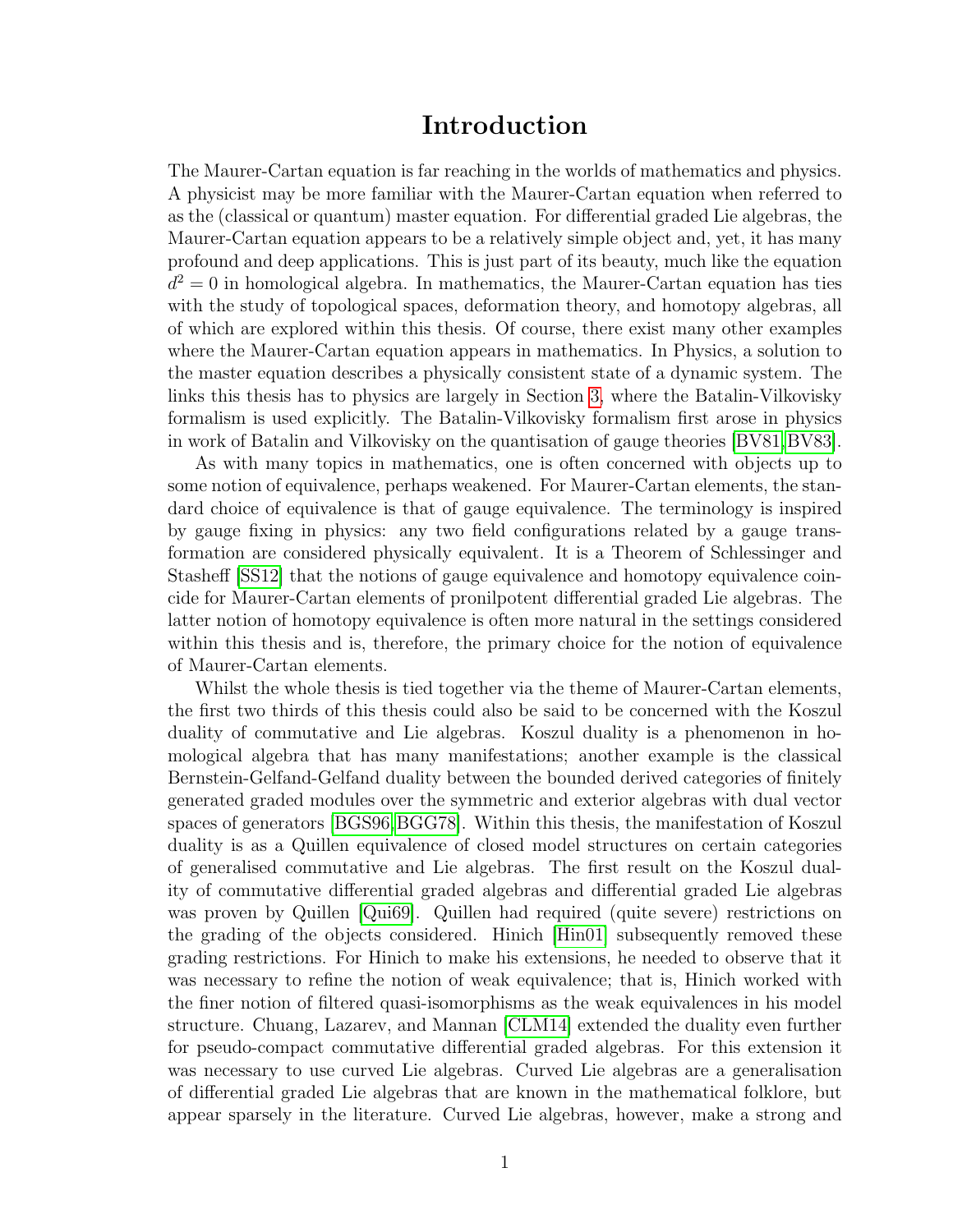# Introduction

The Maurer-Cartan equation is far reaching in the worlds of mathematics and physics. A physicist may be more familiar with the Maurer-Cartan equation when referred to as the (classical or quantum) master equation. For differential graded Lie algebras, the Maurer-Cartan equation appears to be a relatively simple object and, yet, it has many profound and deep applications. This is just part of its beauty, much like the equation $d^2 = 0$ in homological algebra. In mathematics, the Maurer-Cartan equation has ties with the study of topological spaces, deformation theory, and homotopy algebras, all of which are explored within this thesis. Of course, there exist many other examples where the Maurer-Cartan equation appears in mathematics. In Physics, a solution to the master equation describes a physically consistent state of a dynamic system. The links this thesis has to physics are largely in Section 3, where the Batalin-Vilkovisky formalism is used explicitly. The Batalin-Vilkovisky formalism first arose in physics in work of Batalin and Vilkovisky on the quantisation of gauge theories [BV81,BV83].

As with many topics in mathematics, one is often concerned with objects up to some notion of equivalence, perhaps weakened. For Maurer-Cartan elements, the standard choice of equivalence is that of gauge equivalence. The terminology is inspired by gauge fixing in physics: any two field configurations related by a gauge transformation are considered physically equivalent. It is a Theorem of Schlessinger and Stasheff [SS12] that the notions of gauge equivalence and homotopy equivalence coincide for Maurer-Cartan elements of pronilpotent differential graded Lie algebras. The latter notion of homotopy equivalence is often more natural in the settings considered within this thesis and is, therefore, the primary choice for the notion of equivalence of Maurer-Cartan elements.

Whilst the whole thesis is tied together via the theme of Maurer-Cartan elements, the first two thirds of this thesis could also be said to be concerned with the Koszul duality of commutative and Lie algebras. Koszul duality is a phenomenon in homological algebra that has many manifestations; another example is the classical Bernstein-Gelfand-Gelfand duality between the bounded derived categories of finitely generated graded modules over the symmetric and exterior algebras with dual vector spaces of generators [BGS96,BGG78]. Within this thesis, the manifestation of Koszul duality is as a Quillen equivalence of closed model structures on certain categories of generalised commutative and Lie algebras. The first result on the Koszul duality of commutative differential graded algebras and differential graded Lie algebras was proven by Quillen [Qui69]. Quillen had required (quite severe) restrictions on the grading of the objects considered. Hinich [Hin01] subsequently removed these grading restrictions. For Hinich to make his extensions, he needed to observe that it was necessary to refine the notion of weak equivalence; that is, Hinich worked with the finer notion of filtered quasi-isomorphisms as the weak equivalences in his model structure. Chuang, Lazarev, and Mannan [CLM14] extended the duality even further for pseudo-compact commutative differential graded algebras. For this extension it was necessary to use curved Lie algebras. Curved Lie algebras are a generalisation of differential graded Lie algebras that are known in the mathematical folklore, but appear sparsely in the literature. Curved Lie algebras, however, make a strong and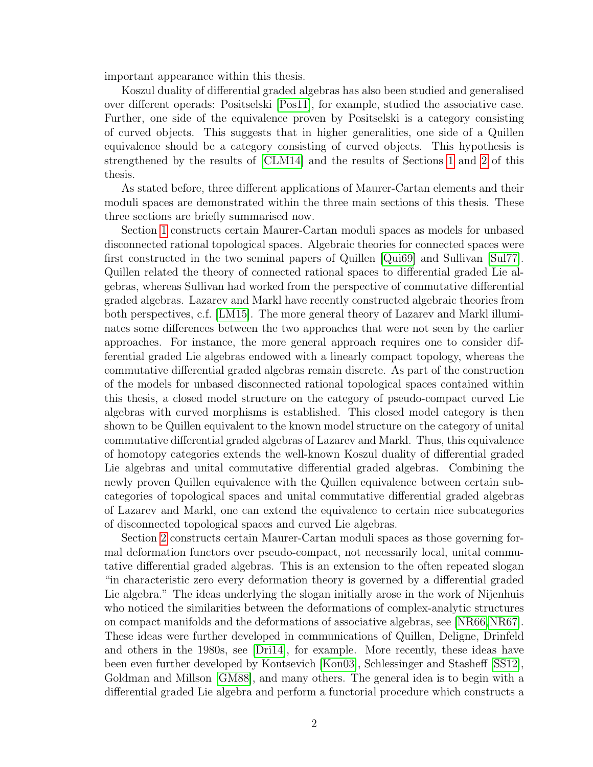important appearance within this thesis.

Koszul duality of differential graded algebras has also been studied and generalised over different operads: Positselski [Pos11], for example, studied the associative case. Further, one side of the equivalence proven by Positselski is a category consisting of curved objects. This suggests that in higher generalities, one side of a Quillen equivalence should be a category consisting of curved objects. This hypothesis is strengthened by the results of [CLM14] and the results of Sections 1 and 2 of this thesis.

As stated before, three different applications of Maurer-Cartan elements and their moduli spaces are demonstrated within the three main sections of this thesis. These three sections are briefly summarised now.

Section 1 constructs certain Maurer-Cartan moduli spaces as models for unbased disconnected rational topological spaces. Algebraic theories for connected spaces were first constructed in the two seminal papers of Quillen [Qui69] and Sullivan [Sul77]. Quillen related the theory of connected rational spaces to differential graded Lie algebras, whereas Sullivan had worked from the perspective of commutative differential graded algebras. Lazarev and Markl have recently constructed algebraic theories from both perspectives, c.f. [LM15]. The more general theory of Lazarev and Markl illuminates some differences between the two approaches that were not seen by the earlier approaches. For instance, the more general approach requires one to consider differential graded Lie algebras endowed with a linearly compact topology, whereas the commutative differential graded algebras remain discrete. As part of the construction of the models for unbased disconnected rational topological spaces contained within this thesis, a closed model structure on the category of pseudo-compact curved Lie algebras with curved morphisms is established. This closed model category is then shown to be Quillen equivalent to the known model structure on the category of unital commutative differential graded algebras of Lazarev and Markl. Thus, this equivalence of homotopy categories extends the well-known Koszul duality of differential graded Lie algebras and unital commutative differential graded algebras. Combining the newly proven Quillen equivalence with the Quillen equivalence between certain subcategories of topological spaces and unital commutative differential graded algebras of Lazarev and Markl, one can extend the equivalence to certain nice subcategories of disconnected topological spaces and curved Lie algebras.

Section 2 constructs certain Maurer-Cartan moduli spaces as those governing formal deformation functors over pseudo-compact, not necessarily local, unital commutative differential graded algebras. This is an extension to the often repeated slogan "in characteristic zero every deformation theory is governed by a differential graded Lie algebra." The ideas underlying the slogan initially arose in the work of Nijenhuis who noticed the similarities between the deformations of complex-analytic structures on compact manifolds and the deformations of associative algebras, see [NR66, NR67]. These ideas were further developed in communications of Quillen, Deligne, Drinfeld and others in the 1980s, see [Dri14], for example. More recently, these ideas have been even further developed by Kontsevich [Kon03], Schlessinger and Stasheff [SS12], Goldman and Millson [GM88], and many others. The general idea is to begin with a differential graded Lie algebra and perform a functorial procedure which constructs a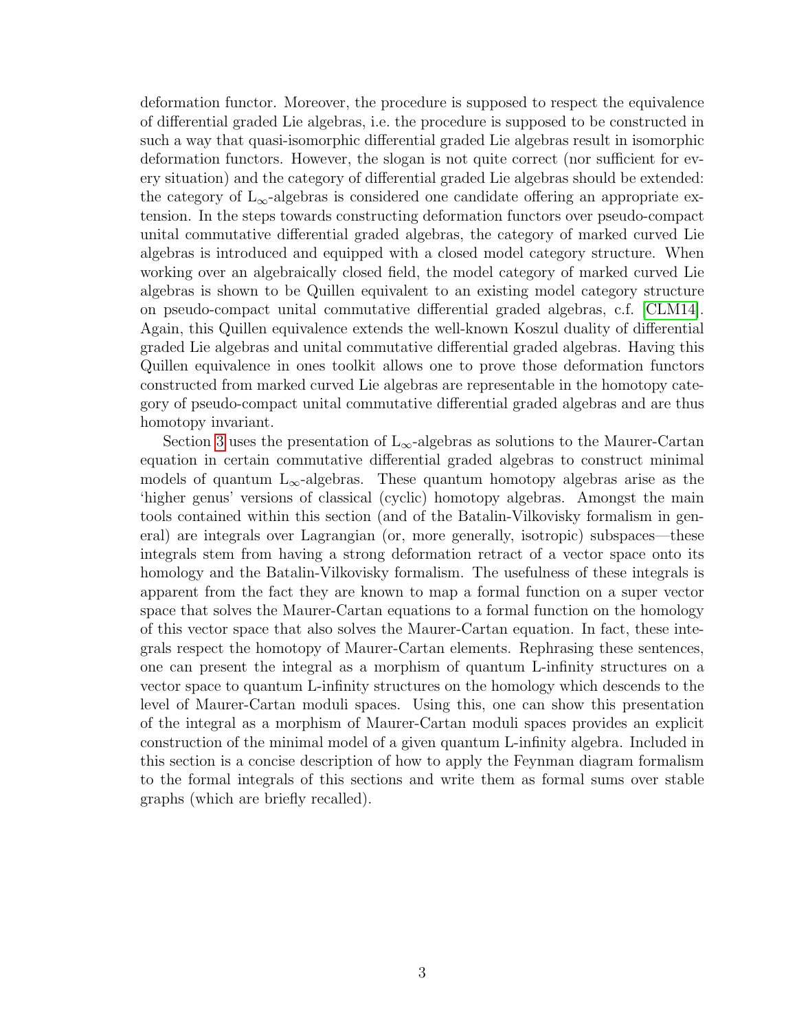deformation functor. Moreover, the procedure is supposed to respect the equivalence of differential graded Lie algebras, i.e. the procedure is supposed to be constructed in such a way that quasi-isomorphic differential graded Lie algebras result in isomorphic deformation functors. However, the slogan is not quite correct (nor sufficient for every situation) and the category of differential graded Lie algebras should be extended: the category of $\mathrm{L}_\infty$-algebras is considered one candidate offering an appropriate extension. In the steps towards constructing deformation functors over pseudo-compact unital commutative differential graded algebras, the category of marked curved Lie algebras is introduced and equipped with a closed model category structure. When working over an algebraically closed field, the model category of marked curved Lie algebras is shown to be Quillen equivalent to an existing model category structure on pseudo-compact unital commutative differential graded algebras, c.f. [CLM14]. Again, this Quillen equivalence extends the well-known Koszul duality of differential graded Lie algebras and unital commutative differential graded algebras. Having this Quillen equivalence in ones toolkit allows one to prove those deformation functors constructed from marked curved Lie algebras are representable in the homotopy category of pseudo-compact unital commutative differential graded algebras and are thus homotopy invariant.

Section 3 uses the presentation of $\mathrm{L}_\infty$-algebras as solutions to the Maurer-Cartan equation in certain commutative differential graded algebras to construct minimal models of quantum $\mathrm{L}_\infty$-algebras. These quantum homotopy algebras arise as the 'higher genus' versions of classical (cyclic) homotopy algebras. Amongst the main tools contained within this section (and of the Batalin-Vilkovisky formalism in general) are integrals over Lagrangian (or, more generally, isotropic) subspaces—these integrals stem from having a strong deformation retract of a vector space onto its homology and the Batalin-Vilkovisky formalism. The usefulness of these integrals is apparent from the fact they are known to map a formal function on a super vector space that solves the Maurer-Cartan equations to a formal function on the homology of this vector space that also solves the Maurer-Cartan equation. In fact, these integrals respect the homotopy of Maurer-Cartan elements. Rephrasing these sentences, one can present the integral as a morphism of quantum L-infinity structures on a vector space to quantum L-infinity structures on the homology which descends to the level of Maurer-Cartan moduli spaces. Using this, one can show this presentation of the integral as a morphism of Maurer-Cartan moduli spaces provides an explicit construction of the minimal model of a given quantum L-infinity algebra. Included in this section is a concise description of how to apply the Feynman diagram formalism to the formal integrals of this sections and write them as formal sums over stable graphs (which are briefly recalled).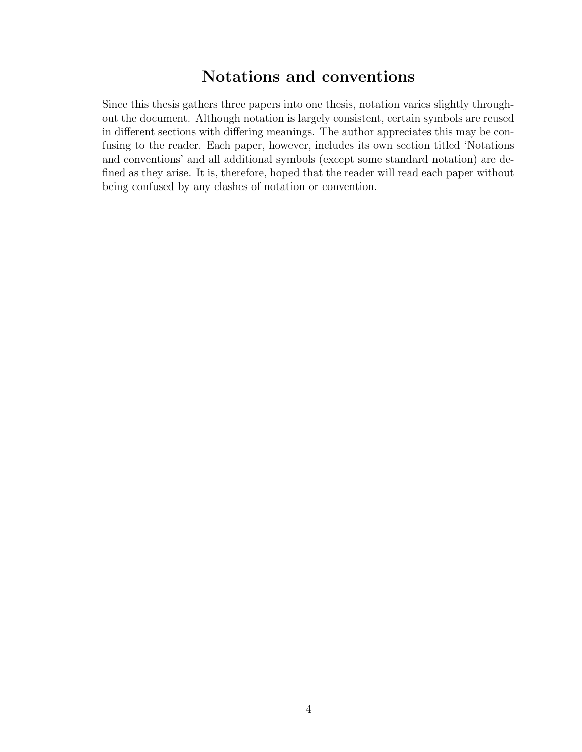# Notations and conventions

Since this thesis gathers three papers into one thesis, notation varies slightly throughout the document. Although notation is largely consistent, certain symbols are reused in different sections with differing meanings. The author appreciates this may be confusing to the reader. Each paper, however, includes its own section titled 'Notations and conventions' and all additional symbols (except some standard notation) are defined as they arise. It is, therefore, hoped that the reader will read each paper without being confused by any clashes of notation or convention.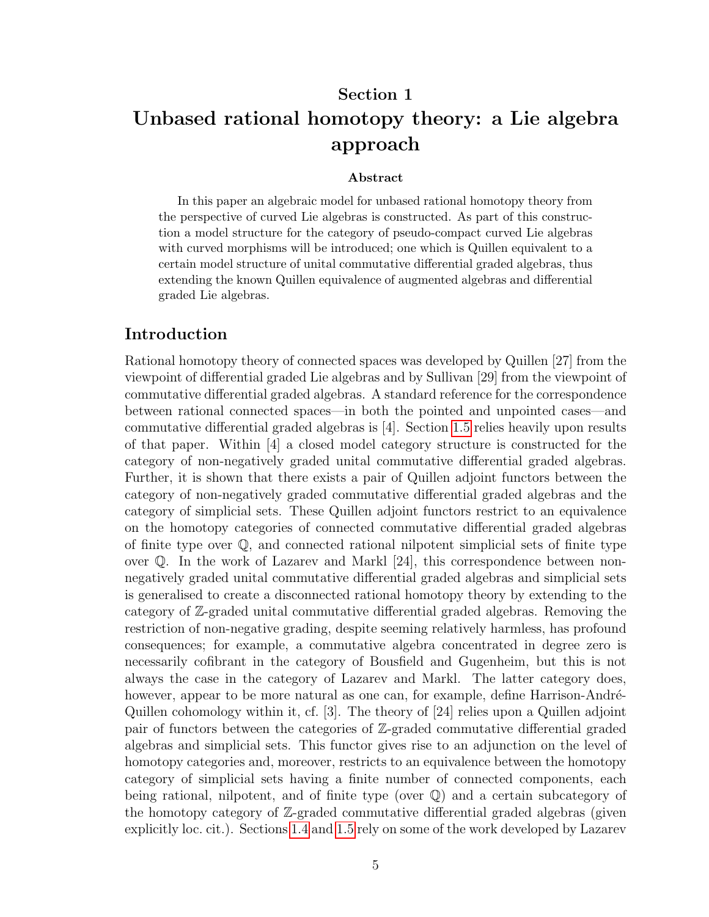# Section 1

# Unbased rational homotopy theory: a Lie algebra approach

### Abstract

In this paper an algebraic model for unbased rational homotopy theory from the perspective of curved Lie algebras is constructed. As part of this construction a model structure for the category of pseudo-compact curved Lie algebras with curved morphisms will be introduced; one which is Quillen equivalent to a certain model structure of unital commutative differential graded algebras, thus extending the known Quillen equivalence of augmented algebras and differential graded Lie algebras.

## Introduction

Rational homotopy theory of connected spaces was developed by Quillen [27] from the viewpoint of differential graded Lie algebras and by Sullivan [29] from the viewpoint of commutative differential graded algebras. A standard reference for the correspondence between rational connected spaces—in both the pointed and unpointed cases—and commutative differential graded algebras is [4]. Section 1.5 relies heavily upon results of that paper. Within [4] a closed model category structure is constructed for the category of non-negatively graded unital commutative differential graded algebras. Further, it is shown that there exists a pair of Quillen adjoint functors between the category of non-negatively graded commutative differential graded algebras and the category of simplicial sets. These Quillen adjoint functors restrict to an equivalence on the homotopy categories of connected commutative differential graded algebras of finite type over $\mathbb{Q}$, and connected rational nilpotent simplicial sets of finite type over $\mathbb{Q}$. In the work of Lazarev and Markl [24], this correspondence between non-negatively graded unital commutative differential graded algebras and simplicial sets is generalised to create a disconnected rational homotopy theory by extending to the category of $\mathbb{Z}$-graded unital commutative differential graded algebras. Removing the restriction of non-negative grading, despite seeming relatively harmless, has profound consequences; for example, a commutative algebra concentrated in degree zero is necessarily cofibrant in the category of Bousfield and Gugenheim, but this is not always the case in the category of Lazarev and Markl. The latter category does, however, appear to be more natural as one can, for example, define Harrison-André-Quillen cohomology within it, cf. [3]. The theory of [24] relies upon a Quillen adjoint pair of functors between the categories of $\mathbb{Z}$-graded commutative differential graded algebras and simplicial sets. This functor gives rise to an adjunction on the level of homotopy categories and, moreover, restricts to an equivalence between the homotopy category of simplicial sets having a finite number of connected components, each being rational, nilpotent, and of finite type (over $\mathbb{Q}$) and a certain subcategory of the homotopy category of $\mathbb{Z}$-graded commutative differential graded algebras (given explicitly loc. cit.). Sections 1.4 and 1.5 rely on some of the work developed by Lazarev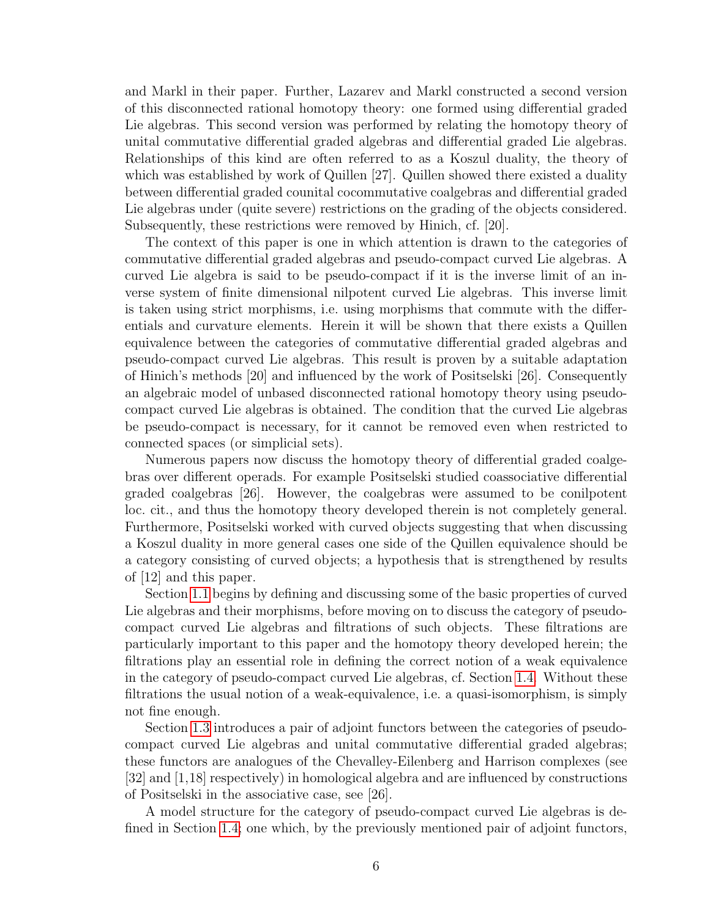and Markl in their paper. Further, Lazarev and Markl constructed a second version of this disconnected rational homotopy theory: one formed using differential graded Lie algebras. This second version was performed by relating the homotopy theory of unital commutative differential graded algebras and differential graded Lie algebras. Relationships of this kind are often referred to as a Koszul duality, the theory of which was established by work of Quillen [27]. Quillen showed there existed a duality between differential graded counital cocommutative coalgebras and differential graded Lie algebras under (quite severe) restrictions on the grading of the objects considered. Subsequently, these restrictions were removed by Hinich, cf. [20].

The context of this paper is one in which attention is drawn to the categories of commutative differential graded algebras and pseudo-compact curved Lie algebras. A curved Lie algebra is said to be pseudo-compact if it is the inverse limit of an inverse system of finite dimensional nilpotent curved Lie algebras. This inverse limit is taken using strict morphisms, i.e. using morphisms that commute with the differentials and curvature elements. Herein it will be shown that there exists a Quillen equivalence between the categories of commutative differential graded algebras and pseudo-compact curved Lie algebras. This result is proven by a suitable adaptation of Hinich's methods [20] and influenced by the work of Positselski [26]. Consequently an algebraic model of unbased disconnected rational homotopy theory using pseudo-compact curved Lie algebras is obtained. The condition that the curved Lie algebras be pseudo-compact is necessary, for it cannot be removed even when restricted to connected spaces (or simplicial sets).

Numerous papers now discuss the homotopy theory of differential graded coalgebras over different operads. For example Positselski studied coassociative differential graded coalgebras [26]. However, the coalgebras were assumed to be conilpotent loc. cit., and thus the homotopy theory developed therein is not completely general. Furthermore, Positselski worked with curved objects suggesting that when discussing a Koszul duality in more general cases one side of the Quillen equivalence should be a category consisting of curved objects; a hypothesis that is strengthened by results of [12] and this paper.

Section 1.1 begins by defining and discussing some of the basic properties of curved Lie algebras and their morphisms, before moving on to discuss the category of pseudo-compact curved Lie algebras and filtrations of such objects. These filtrations are particularly important to this paper and the homotopy theory developed herein; the filtrations play an essential role in defining the correct notion of a weak equivalence in the category of pseudo-compact curved Lie algebras, cf. Section 1.4. Without these filtrations the usual notion of a weak-equivalence, i.e. a quasi-isomorphism, is simply not fine enough.

Section 1.3 introduces a pair of adjoint functors between the categories of pseudo-compact curved Lie algebras and unital commutative differential graded algebras; these functors are analogues of the Chevalley-Eilenberg and Harrison complexes (see [32] and [1,18] respectively) in homological algebra and are influenced by constructions of Positselski in the associative case, see [26].

A model structure for the category of pseudo-compact curved Lie algebras is defined in Section 1.4; one which, by the previously mentioned pair of adjoint functors,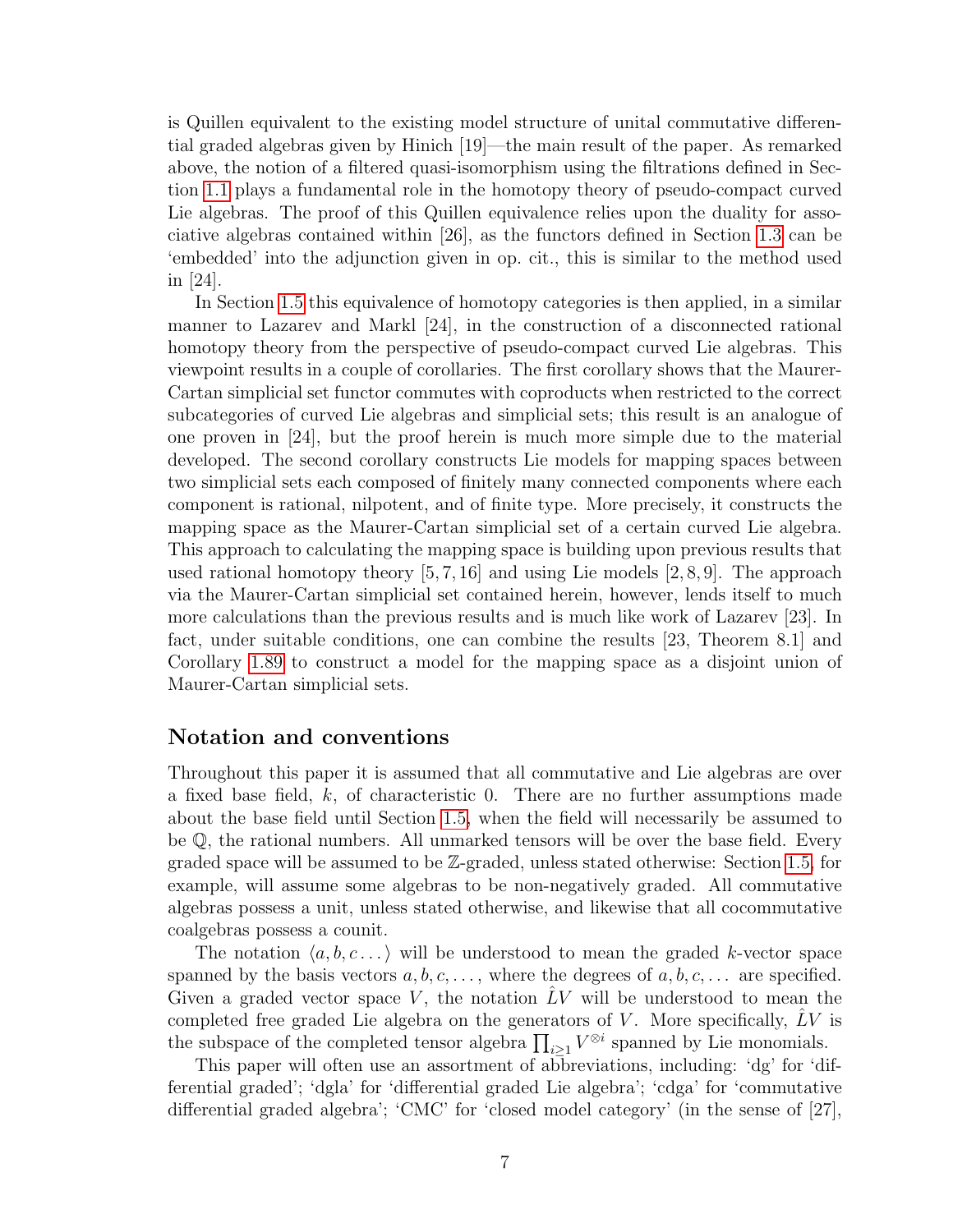is Quillen equivalent to the existing model structure of unital commutative differential graded algebras given by Hinich [19]—the main result of the paper. As remarked above, the notion of a filtered quasi-isomorphism using the filtrations defined in Section 1.1 plays a fundamental role in the homotopy theory of pseudo-compact curved Lie algebras. The proof of this Quillen equivalence relies upon the duality for associative algebras contained within [26], as the functors defined in Section 1.3 can be 'embedded' into the adjunction given in op. cit., this is similar to the method used in [24].

In Section 1.5 this equivalence of homotopy categories is then applied, in a similar manner to Lazarev and Markl [24], in the construction of a disconnected rational homotopy theory from the perspective of pseudo-compact curved Lie algebras. This viewpoint results in a couple of corollaries. The first corollary shows that the Maurer-Cartan simplicial set functor commutes with coproducts when restricted to the correct subcategories of curved Lie algebras and simplicial sets; this result is an analogue of one proven in [24], but the proof herein is much more simple due to the material developed. The second corollary constructs Lie models for mapping spaces between two simplicial sets each composed of finitely many connected components where each component is rational, nilpotent, and of finite type. More precisely, it constructs the mapping space as the Maurer-Cartan simplicial set of a certain curved Lie algebra. This approach to calculating the mapping space is building upon previous results that used rational homotopy theory [5, 7, 16] and using Lie models [2, 8, 9]. The approach via the Maurer-Cartan simplicial set contained herein, however, lends itself to much more calculations than the previous results and is much like work of Lazarev [23]. In fact, under suitable conditions, one can combine the results [23, Theorem 8.1] and Corollary 1.89 to construct a model for the mapping space as a disjoint union of Maurer-Cartan simplicial sets.

## Notation and conventions

Throughout this paper it is assumed that all commutative and Lie algebras are over a fixed base field, $k$, of characteristic 0. There are no further assumptions made about the base field until Section 1.5, when the field will necessarily be assumed to be $\mathbb{Q}$, the rational numbers. All unmarked tensors will be over the base field. Every graded space will be assumed to be $\mathbb{Z}$-graded, unless stated otherwise: Section 1.5, for example, will assume some algebras to be non-negatively graded. All commutative algebras possess a unit, unless stated otherwise, and likewise that all cocommutative coalgebras possess a counit.

The notation $\langle a, b, c \dots \rangle$ will be understood to mean the graded $k$-vector space spanned by the basis vectors $a, b, c, \dots$, where the degrees of $a, b, c, \dots$ are specified. Given a graded vector space $V$, the notation $\hat{L}V$ will be understood to mean the completed free graded Lie algebra on the generators of $V$. More specifically, $\hat{L}V$ is the subspace of the completed tensor algebra $\prod_{i\geq 1} V^{\otimes i}$ spanned by Lie monomials.

This paper will often use an assortment of abbreviations, including: 'dg' for 'differential graded'; 'dgla' for 'differential graded Lie algebra'; 'cdga' for 'commutative differential graded algebra'; 'CMC' for 'closed model category' (in the sense of [27],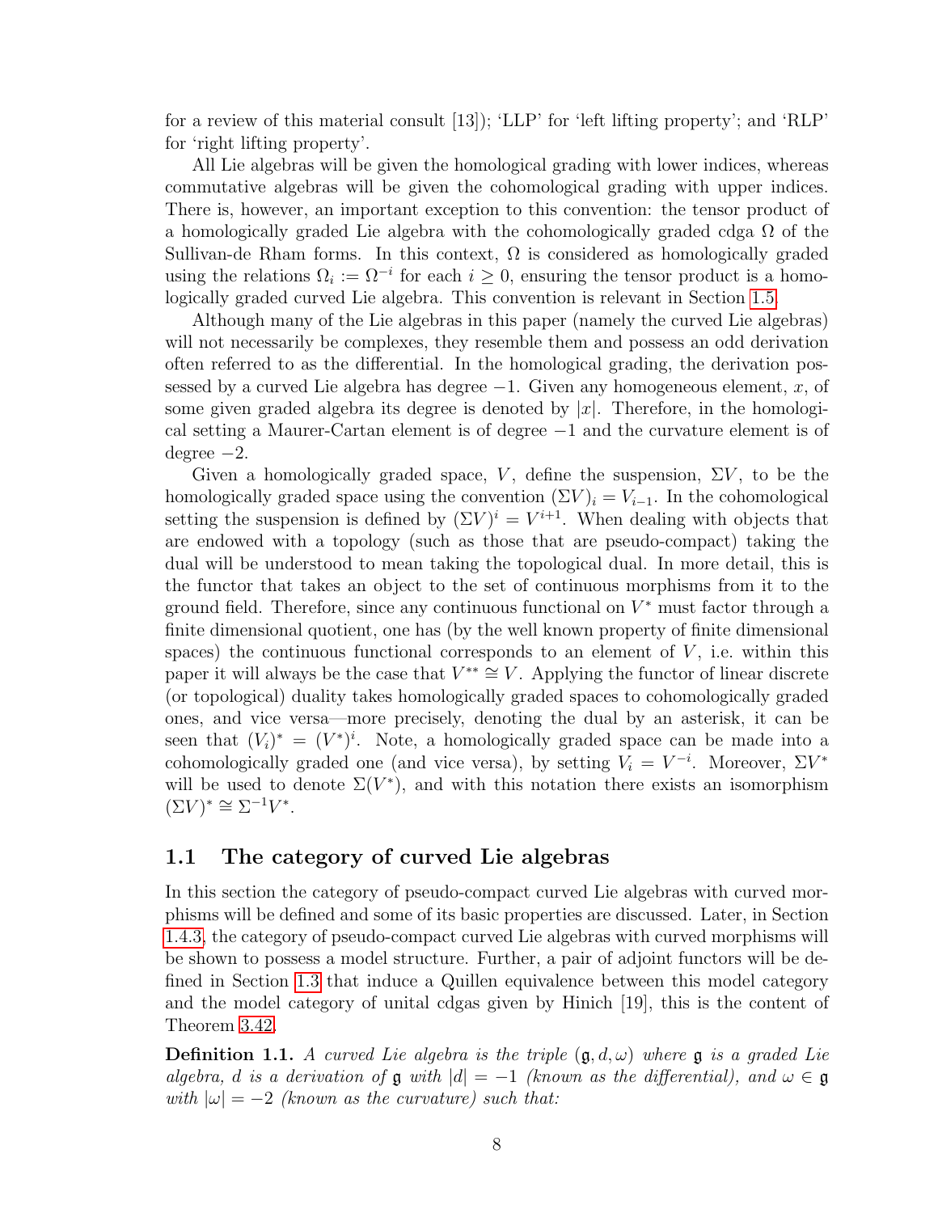for a review of this material consult [13]); 'LLP' for 'left lifting property'; and 'RLP' for 'right lifting property'.

All Lie algebras will be given the homological grading with lower indices, whereas commutative algebras will be given the cohomological grading with upper indices. There is, however, an important exception to this convention: the tensor product of a homologically graded Lie algebra with the cohomologically graded cdga $\Omega$ of the Sullivan-de Rham forms. In this context, $\Omega$ is considered as homologically graded using the relations $\Omega_i := \Omega^{-i}$ for each $i \geq 0$, ensuring the tensor product is a homologically graded curved Lie algebra. This convention is relevant in Section 1.5.

Although many of the Lie algebras in this paper (namely the curved Lie algebras) will not necessarily be complexes, they resemble them and possess an odd derivation often referred to as the differential. In the homological grading, the derivation possessed by a curved Lie algebra has degree $-1$. Given any homogeneous element, $x$, of some given graded algebra its degree is denoted by $|x|$. Therefore, in the homological setting a Maurer-Cartan element is of degree $-1$ and the curvature element is of degree $-2$.

Given a homologically graded space, $V$, define the suspension, $\Sigma V$, to be the homologically graded space using the convention $(\Sigma V)_i = V_{i-1}$. In the cohomological setting the suspension is defined by $(\Sigma V)^i = V^{i+1}$. When dealing with objects that are endowed with a topology (such as those that are pseudo-compact) taking the dual will be understood to mean taking the topological dual. In more detail, this is the functor that takes an object to the set of continuous morphisms from it to the ground field. Therefore, since any continuous functional on $V^*$ must factor through a finite dimensional quotient, one has (by the well known property of finite dimensional spaces) the continuous functional corresponds to an element of $V$, i.e. within this paper it will always be the case that $V^{**} \cong V$. Applying the functor of linear discrete (or topological) duality takes homologically graded spaces to cohomologically graded ones, and vice versa—more precisely, denoting the dual by an asterisk, it can be seen that $(V_i)^* = (V^*)^i$. Note, a homologically graded space can be made into a cohomologically graded one (and vice versa), by setting $V_i = V^{-i}$. Moreover, $\Sigma V^*$ will be used to denote $\Sigma(V^*)$, and with this notation there exists an isomorphism $(\Sigma V)^* \cong \Sigma^{-1} V^*$.

## 1.1 The category of curved Lie algebras

In this section the category of pseudo-compact curved Lie algebras with curved morphisms will be defined and some of its basic properties are discussed. Later, in Section 1.4.3, the category of pseudo-compact curved Lie algebras with curved morphisms will be shown to possess a model structure. Further, a pair of adjoint functors will be defined in Section 1.3 that induce a Quillen equivalence between this model category and the model category of unital cdgas given by Hinich [19], this is the content of Theorem 3.42.

**Definition 1.1.** *A curved Lie algebra is the triple $(\mathfrak{g}, d, \omega)$ where $\mathfrak{g}$ is a graded Lie algebra, $d$ is a derivation of $\mathfrak{g}$ with $|d| = -1$ (known as the differential), and $\omega \in \mathfrak{g}$ with $|\omega| = -2$ (known as the curvature) such that:*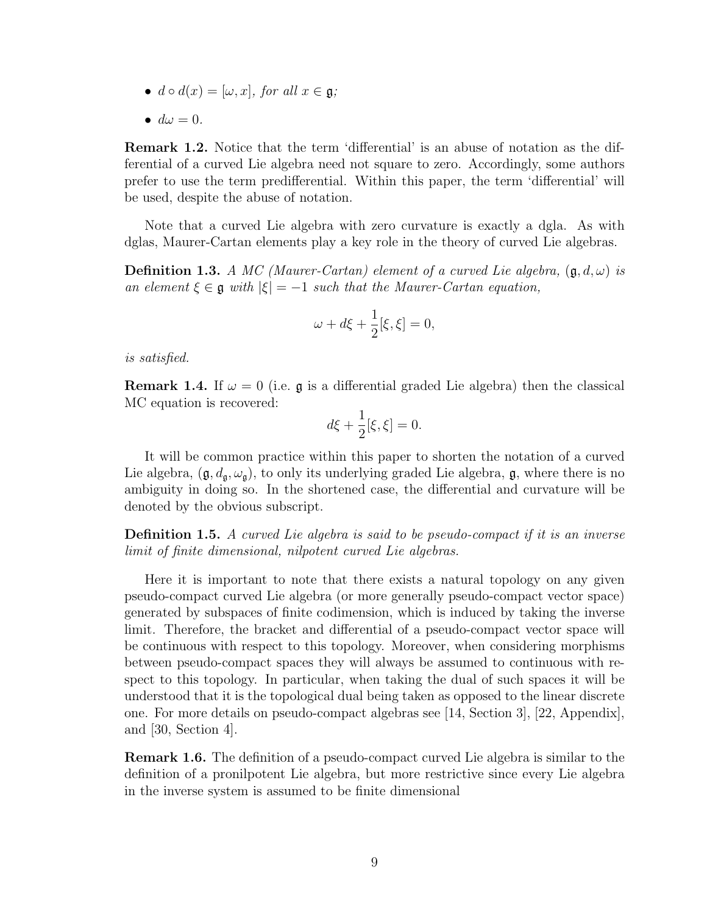- *$d \circ d(x) = [\omega, x]$, for all $x \in \mathfrak{g}$;*
- *$d\omega = 0$.*

**Remark 1.2.** Notice that the term 'differential' is an abuse of notation as the differential of a curved Lie algebra need not square to zero. Accordingly, some authors prefer to use the term predifferential. Within this paper, the term 'differential' will be used, despite the abuse of notation.

Note that a curved Lie algebra with zero curvature is exactly a dgla. As with dglas, Maurer-Cartan elements play a key role in the theory of curved Lie algebras.

**Definition 1.3.** *A MC (Maurer-Cartan) element of a curved Lie algebra, $(\mathfrak{g}, d, \omega)$ is an element $\xi \in \mathfrak{g}$ with $|\xi| = -1$ such that the Maurer-Cartan equation,*

$$\omega + d\xi + \frac{1}{2}[\xi, \xi] = 0,$$

*is satisfied.*

**Remark 1.4.** If $\omega = 0$ (i.e. $\mathfrak{g}$ is a differential graded Lie algebra) then the classical MC equation is recovered:

$$d\xi + \frac{1}{2}[\xi, \xi] = 0.$$

It will be common practice within this paper to shorten the notation of a curved Lie algebra, $(\mathfrak{g}, d_{\mathfrak{g}}, \omega_{\mathfrak{g}})$, to only its underlying graded Lie algebra, $\mathfrak{g}$, where there is no ambiguity in doing so. In the shortened case, the differential and curvature will be denoted by the obvious subscript.

**Definition 1.5.** *A curved Lie algebra is said to be pseudo-compact if it is an inverse limit of finite dimensional, nilpotent curved Lie algebras.*

Here it is important to note that there exists a natural topology on any given pseudo-compact curved Lie algebra (or more generally pseudo-compact vector space) generated by subspaces of finite codimension, which is induced by taking the inverse limit. Therefore, the bracket and differential of a pseudo-compact vector space will be continuous with respect to this topology. Moreover, when considering morphisms between pseudo-compact spaces they will always be assumed to continuous with respect to this topology. In particular, when taking the dual of such spaces it will be understood that it is the topological dual being taken as opposed to the linear discrete one. For more details on pseudo-compact algebras see [14, Section 3], [22, Appendix], and [30, Section 4].

**Remark 1.6.** The definition of a pseudo-compact curved Lie algebra is similar to the definition of a pronilpotent Lie algebra, but more restrictive since every Lie algebra in the inverse system is assumed to be finite dimensional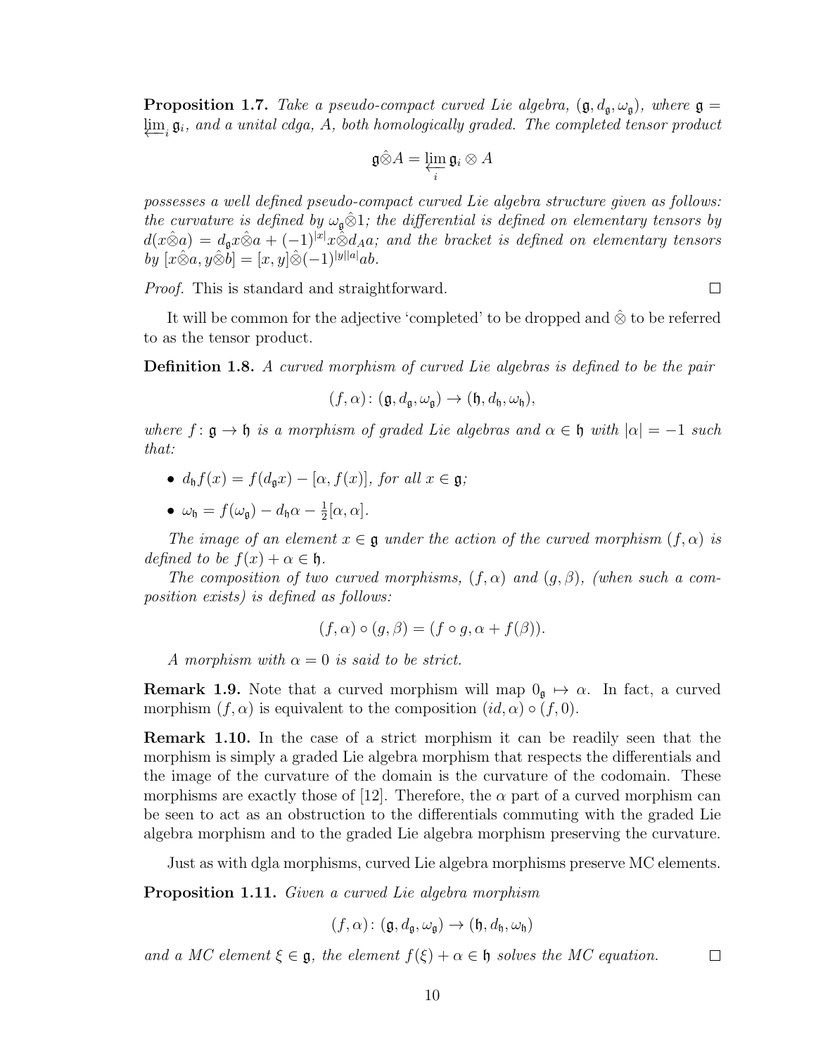**Proposition 1.7.** *Take a pseudo-compact curved Lie algebra, $(\mathfrak{g}, d_{\mathfrak{g}}, \omega_{\mathfrak{g}})$, where $\mathfrak{g} = \varprojlim_i \mathfrak{g}_i$, and a unital cdga, $A$, both homologically graded. The completed tensor product*

$$\mathfrak{g}\hat{\otimes}A = \varprojlim_i \mathfrak{g}_i \otimes A$$

*possesses a well defined pseudo-compact curved Lie algebra structure given as follows: the curvature is defined by $\omega_{\mathfrak{g}}\hat{\otimes}1$; the differential is defined on elementary tensors by $d(x\hat{\otimes}a) = d_{\mathfrak{g}}x\hat{\otimes}a + (-1)^{|x|}x\hat{\otimes}d_A a$; and the bracket is defined on elementary tensors by $[x\hat{\otimes}a, y\hat{\otimes}b] = [x,y]\hat{\otimes}(-1)^{|y||a|}ab$.*

*Proof.* This is standard and straightforward. $\square$

It will be common for the adjective 'completed' to be dropped and $\hat{\otimes}$ to be referred to as the tensor product.

**Definition 1.8.** *A curved morphism of curved Lie algebras is defined to be the pair*

$$(f, \alpha)\colon (\mathfrak{g}, d_{\mathfrak{g}}, \omega_{\mathfrak{g}}) \to (\mathfrak{h}, d_{\mathfrak{h}}, \omega_{\mathfrak{h}}),$$

*where $f\colon \mathfrak{g} \to \mathfrak{h}$ is a morphism of graded Lie algebras and $\alpha \in \mathfrak{h}$ with $|\alpha| = -1$ such that:*

- *$d_{\mathfrak{h}}f(x) = f(d_{\mathfrak{g}}x) - [\alpha, f(x)]$, for all $x \in \mathfrak{g}$;*
- *$\omega_{\mathfrak{h}} = f(\omega_{\mathfrak{g}}) - d_{\mathfrak{h}}\alpha - \frac{1}{2}[\alpha, \alpha]$.*

*The image of an element $x \in \mathfrak{g}$ under the action of the curved morphism $(f, \alpha)$ is defined to be $f(x) + \alpha \in \mathfrak{h}$.*

*The composition of two curved morphisms, $(f, \alpha)$ and $(g, \beta)$, (when such a composition exists) is defined as follows:*

$$(f, \alpha) \circ (g, \beta) = (f \circ g, \alpha + f(\beta)).$$

*A morphism with $\alpha = 0$ is said to be strict.*

**Remark 1.9.** Note that a curved morphism will map $0_{\mathfrak{g}} \mapsto \alpha$. In fact, a curved morphism $(f, \alpha)$ is equivalent to the composition $(id, \alpha) \circ (f, 0)$.

**Remark 1.10.** In the case of a strict morphism it can be readily seen that the morphism is simply a graded Lie algebra morphism that respects the differentials and the image of the curvature of the domain is the curvature of the codomain. These morphisms are exactly those of [12]. Therefore, the $\alpha$ part of a curved morphism can be seen to act as an obstruction to the differentials commuting with the graded Lie algebra morphism and to the graded Lie algebra morphism preserving the curvature.

Just as with dgla morphisms, curved Lie algebra morphisms preserve MC elements.

**Proposition 1.11.** *Given a curved Lie algebra morphism*

$$(f, \alpha)\colon (\mathfrak{g}, d_{\mathfrak{g}}, \omega_{\mathfrak{g}}) \to (\mathfrak{h}, d_{\mathfrak{h}}, \omega_{\mathfrak{h}})$$

*and a MC element $\xi \in \mathfrak{g}$, the element $f(\xi) + \alpha \in \mathfrak{h}$ solves the MC equation.* $\square$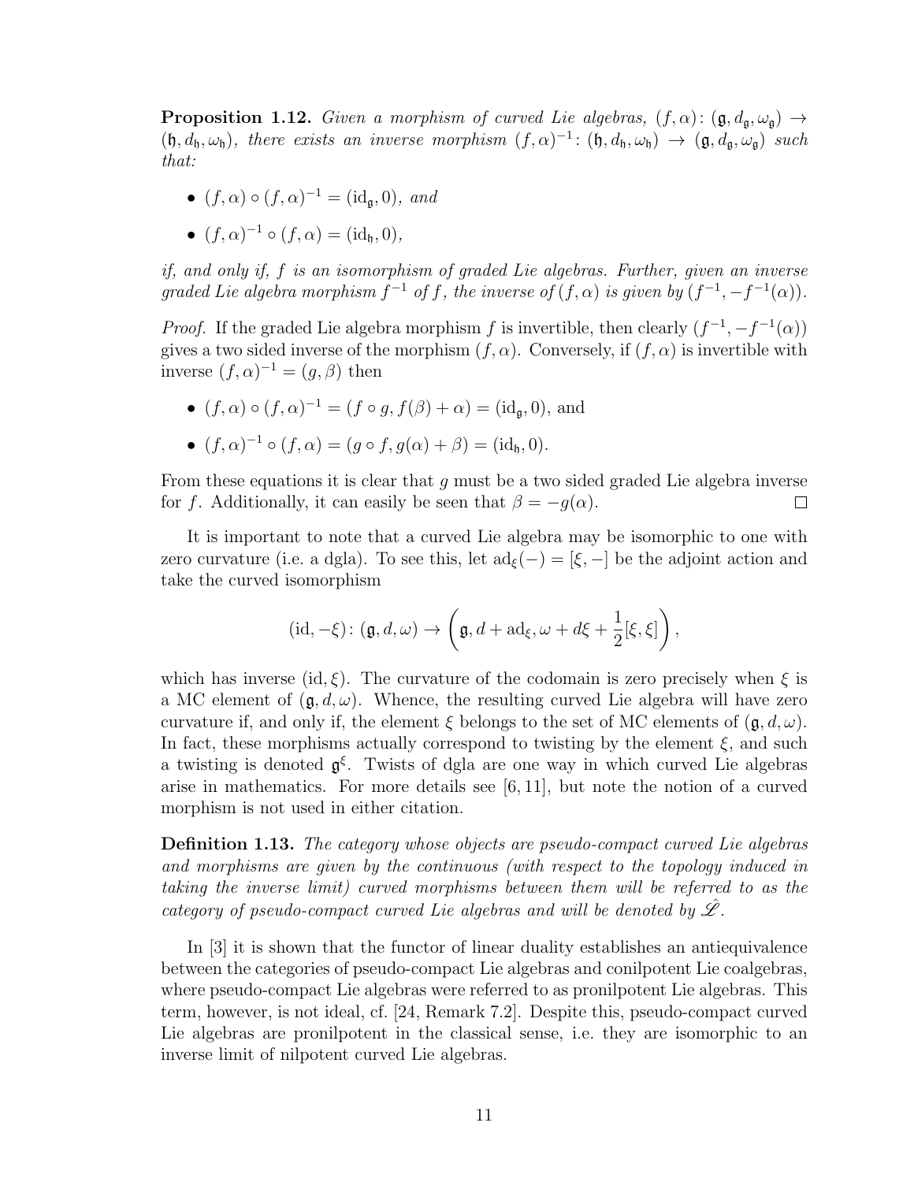**Proposition 1.12.** *Given a morphism of curved Lie algebras, $(f, \alpha)\colon (\mathfrak{g}, d_{\mathfrak{g}}, \omega_{\mathfrak{g}}) \to (\mathfrak{h}, d_{\mathfrak{h}}, \omega_{\mathfrak{h}})$, there exists an inverse morphism $(f, \alpha)^{-1}\colon (\mathfrak{h}, d_{\mathfrak{h}}, \omega_{\mathfrak{h}}) \to (\mathfrak{g}, d_{\mathfrak{g}}, \omega_{\mathfrak{g}})$ such that:*

- $(f, \alpha) \circ (f, \alpha)^{-1} = (\mathrm{id}_{\mathfrak{g}}, 0)$*, and*
- $(f, \alpha)^{-1} \circ (f, \alpha) = (\mathrm{id}_{\mathfrak{h}}, 0)$*,*

*if, and only if, $f$ is an isomorphism of graded Lie algebras. Further, given an inverse graded Lie algebra morphism $f^{-1}$ of $f$, the inverse of $(f, \alpha)$ is given by $(f^{-1}, -f^{-1}(\alpha))$.*

*Proof.* If the graded Lie algebra morphism $f$ is invertible, then clearly $(f^{-1}, -f^{-1}(\alpha))$ gives a two sided inverse of the morphism $(f, \alpha)$. Conversely, if $(f, \alpha)$ is invertible with inverse $(f, \alpha)^{-1} = (g, \beta)$ then

- $(f, \alpha) \circ (f, \alpha)^{-1} = (f \circ g, f(\beta) + \alpha) = (\mathrm{id}_{\mathfrak{g}}, 0)$, and
- $(f, \alpha)^{-1} \circ (f, \alpha) = (g \circ f, g(\alpha) + \beta) = (\mathrm{id}_{\mathfrak{h}}, 0)$.

From these equations it is clear that $g$ must be a two sided graded Lie algebra inverse for $f$. Additionally, it can easily be seen that $\beta = -g(\alpha)$. □

It is important to note that a curved Lie algebra may be isomorphic to one with zero curvature (i.e. a dgla). To see this, let $\mathrm{ad}_\xi(-) = [\xi, -]$ be the adjoint action and take the curved isomorphism

$$(\mathrm{id}, -\xi)\colon (\mathfrak{g}, d, \omega) \to \left(\mathfrak{g}, d + \mathrm{ad}_\xi, \omega + d\xi + \frac{1}{2}[\xi, \xi]\right),$$

which has inverse $(\mathrm{id}, \xi)$. The curvature of the codomain is zero precisely when $\xi$ is a MC element of $(\mathfrak{g}, d, \omega)$. Whence, the resulting curved Lie algebra will have zero curvature if, and only if, the element $\xi$ belongs to the set of MC elements of $(\mathfrak{g}, d, \omega)$. In fact, these morphisms actually correspond to twisting by the element $\xi$, and such a twisting is denoted $\mathfrak{g}^\xi$. Twists of dgla are one way in which curved Lie algebras arise in mathematics. For more details see [6, 11], but note the notion of a curved morphism is not used in either citation.

**Definition 1.13.** *The category whose objects are pseudo-compact curved Lie algebras and morphisms are given by the continuous (with respect to the topology induced in taking the inverse limit) curved morphisms between them will be referred to as the category of pseudo-compact curved Lie algebras and will be denoted by $\hat{\mathscr{L}}$.*

In [3] it is shown that the functor of linear duality establishes an antiequivalence between the categories of pseudo-compact Lie algebras and conilpotent Lie coalgebras, where pseudo-compact Lie algebras were referred to as pronilpotent Lie algebras. This term, however, is not ideal, cf. [24, Remark 7.2]. Despite this, pseudo-compact curved Lie algebras are pronilpotent in the classical sense, i.e. they are isomorphic to an inverse limit of nilpotent curved Lie algebras.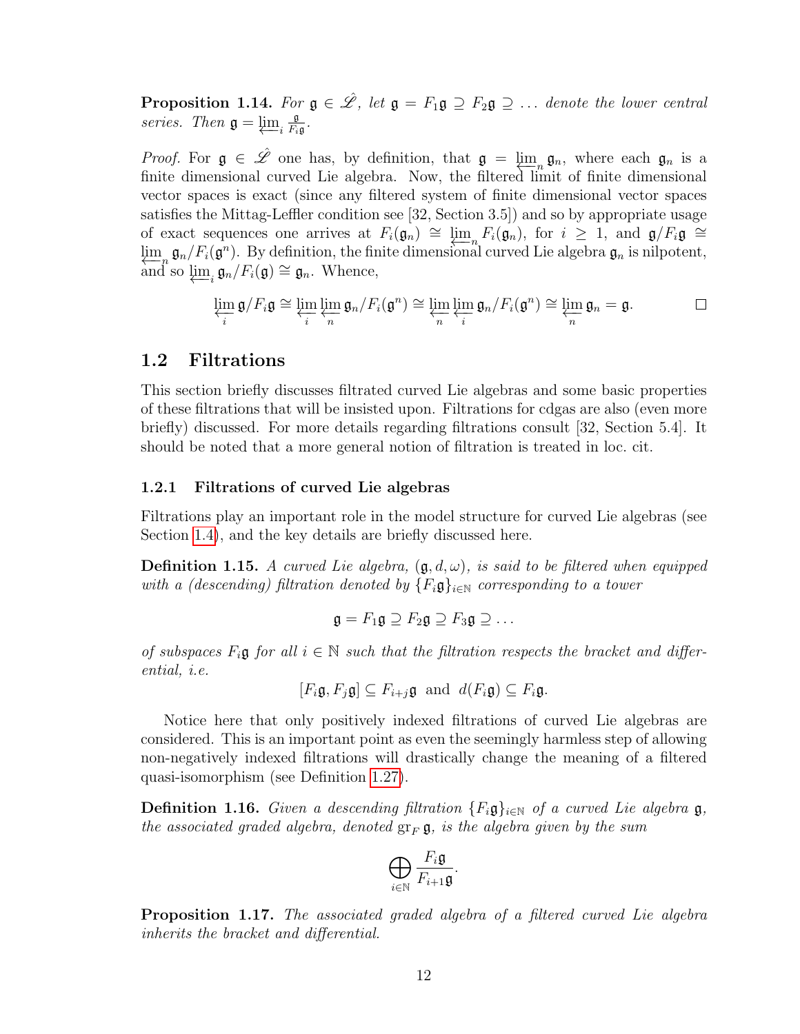**Proposition 1.14.** *For $\mathfrak{g} \in \hat{\mathscr{L}}$, let $\mathfrak{g} = F_1\mathfrak{g} \supseteq F_2\mathfrak{g} \supseteq \dots$ denote the lower central series. Then $\mathfrak{g} = \varprojlim_i \frac{\mathfrak{g}}{F_i\mathfrak{g}}$.*

*Proof.* For $\mathfrak{g} \in \hat{\mathscr{L}}$ one has, by definition, that $\mathfrak{g} = \varprojlim_n \mathfrak{g}_n$, where each $\mathfrak{g}_n$ is a finite dimensional curved Lie algebra. Now, the filtered limit of finite dimensional vector spaces is exact (since any filtered system of finite dimensional vector spaces satisfies the Mittag-Leffler condition see [32, Section 3.5]) and so by appropriate usage of exact sequences one arrives at $F_i(\mathfrak{g}_n) \cong \varprojlim_n F_i(\mathfrak{g}_n)$, for $i \geq 1$, and $\mathfrak{g}/F_i\mathfrak{g} \cong \varprojlim_n \mathfrak{g}_n/F_i(\mathfrak{g}^n)$. By definition, the finite dimensional curved Lie algebra $\mathfrak{g}_n$ is nilpotent, and so $\varprojlim_i \mathfrak{g}_n/F_i(\mathfrak{g}) \cong \mathfrak{g}_n$. Whence,

$$\varprojlim_i \mathfrak{g}/F_i\mathfrak{g} \cong \varprojlim_i \varprojlim_n \mathfrak{g}_n/F_i(\mathfrak{g}^n) \cong \varprojlim_n \varprojlim_i \mathfrak{g}_n/F_i(\mathfrak{g}^n) \cong \varprojlim_n \mathfrak{g}_n = \mathfrak{g}.$$

□

## 1.2 Filtrations

This section briefly discusses filtrated curved Lie algebras and some basic properties of these filtrations that will be insisted upon. Filtrations for cdgas are also (even more briefly) discussed. For more details regarding filtrations consult [32, Section 5.4]. It should be noted that a more general notion of filtration is treated in loc. cit.

### 1.2.1 Filtrations of curved Lie algebras

Filtrations play an important role in the model structure for curved Lie algebras (see Section 1.4), and the key details are briefly discussed here.

**Definition 1.15.** *A curved Lie algebra, $(\mathfrak{g}, d, \omega)$, is said to be filtered when equipped with a (descending) filtration denoted by $\{F_i\mathfrak{g}\}_{i\in\mathbb{N}}$ corresponding to a tower*

$$\mathfrak{g} = F_1\mathfrak{g} \supseteq F_2\mathfrak{g} \supseteq F_3\mathfrak{g} \supseteq \dots$$

*of subspaces $F_i\mathfrak{g}$ for all $i \in \mathbb{N}$ such that the filtration respects the bracket and differential, i.e.*

$$[F_i\mathfrak{g}, F_j\mathfrak{g}] \subseteq F_{i+j}\mathfrak{g} \text{ and } d(F_i\mathfrak{g}) \subseteq F_i\mathfrak{g}.$$

Notice here that only positively indexed filtrations of curved Lie algebras are considered. This is an important point as even the seemingly harmless step of allowing non-negatively indexed filtrations will drastically change the meaning of a filtered quasi-isomorphism (see Definition 1.27).

**Definition 1.16.** *Given a descending filtration $\{F_i\mathfrak{g}\}_{i\in\mathbb{N}}$ of a curved Lie algebra $\mathfrak{g}$, the associated graded algebra, denoted $\operatorname{gr}_F \mathfrak{g}$, is the algebra given by the sum*

$$\bigoplus_{i\in\mathbb{N}} \frac{F_i\mathfrak{g}}{F_{i+1}\mathfrak{g}}.$$

**Proposition 1.17.** *The associated graded algebra of a filtered curved Lie algebra inherits the bracket and differential.*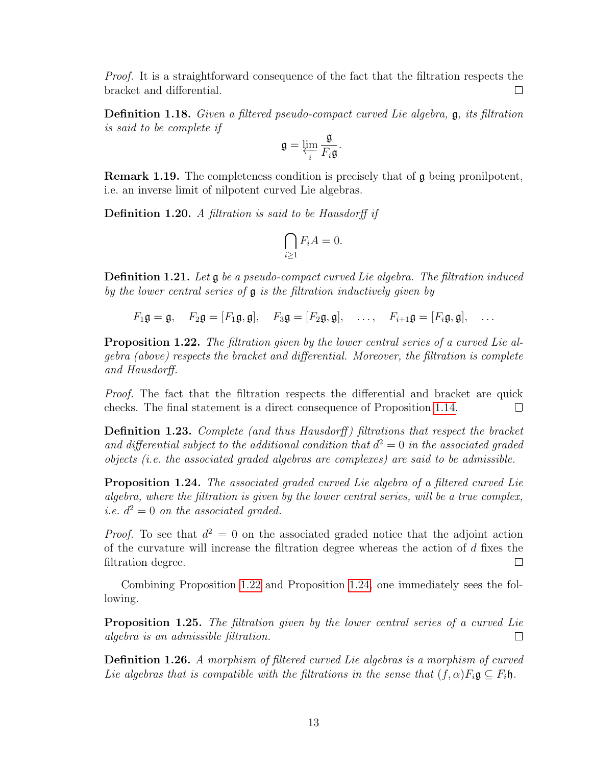*Proof.* It is a straightforward consequence of the fact that the filtration respects the bracket and differential. □

**Definition 1.18.** *Given a filtered pseudo-compact curved Lie algebra, $\mathfrak{g}$, its filtration is said to be complete if*

$$\mathfrak{g} = \varprojlim_i \frac{\mathfrak{g}}{F_i\mathfrak{g}}.$$

**Remark 1.19.** The completeness condition is precisely that of $\mathfrak{g}$ being pronilpotent, i.e. an inverse limit of nilpotent curved Lie algebras.

**Definition 1.20.** *A filtration is said to be Hausdorff if*

$$\bigcap_{i\geq 1} F_iA = 0.$$

**Definition 1.21.** *Let $\mathfrak{g}$ be a pseudo-compact curved Lie algebra. The filtration induced by the lower central series of $\mathfrak{g}$ is the filtration inductively given by*

$$F_1\mathfrak{g} = \mathfrak{g}, \quad F_2\mathfrak{g} = [F_1\mathfrak{g}, \mathfrak{g}], \quad F_3\mathfrak{g} = [F_2\mathfrak{g}, \mathfrak{g}], \quad \ldots, \quad F_{i+1}\mathfrak{g} = [F_i\mathfrak{g}, \mathfrak{g}], \quad \ldots$$

**Proposition 1.22.** *The filtration given by the lower central series of a curved Lie algebra (above) respects the bracket and differential. Moreover, the filtration is complete and Hausdorff.*

*Proof.* The fact that the filtration respects the differential and bracket are quick checks. The final statement is a direct consequence of Proposition 1.14. □

**Definition 1.23.** *Complete (and thus Hausdorff) filtrations that respect the bracket and differential subject to the additional condition that $d^2 = 0$ in the associated graded objects (i.e. the associated graded algebras are complexes) are said to be admissible.*

**Proposition 1.24.** *The associated graded curved Lie algebra of a filtered curved Lie algebra, where the filtration is given by the lower central series, will be a true complex, i.e. $d^2 = 0$ on the associated graded.*

*Proof.* To see that $d^2 = 0$ on the associated graded notice that the adjoint action of the curvature will increase the filtration degree whereas the action of $d$ fixes the filtration degree. □

Combining Proposition 1.22 and Proposition 1.24, one immediately sees the following.

**Proposition 1.25.** *The filtration given by the lower central series of a curved Lie algebra is an admissible filtration.* □

**Definition 1.26.** *A morphism of filtered curved Lie algebras is a morphism of curved Lie algebras that is compatible with the filtrations in the sense that $(f, \alpha)F_i\mathfrak{g} \subseteq F_i\mathfrak{h}$.*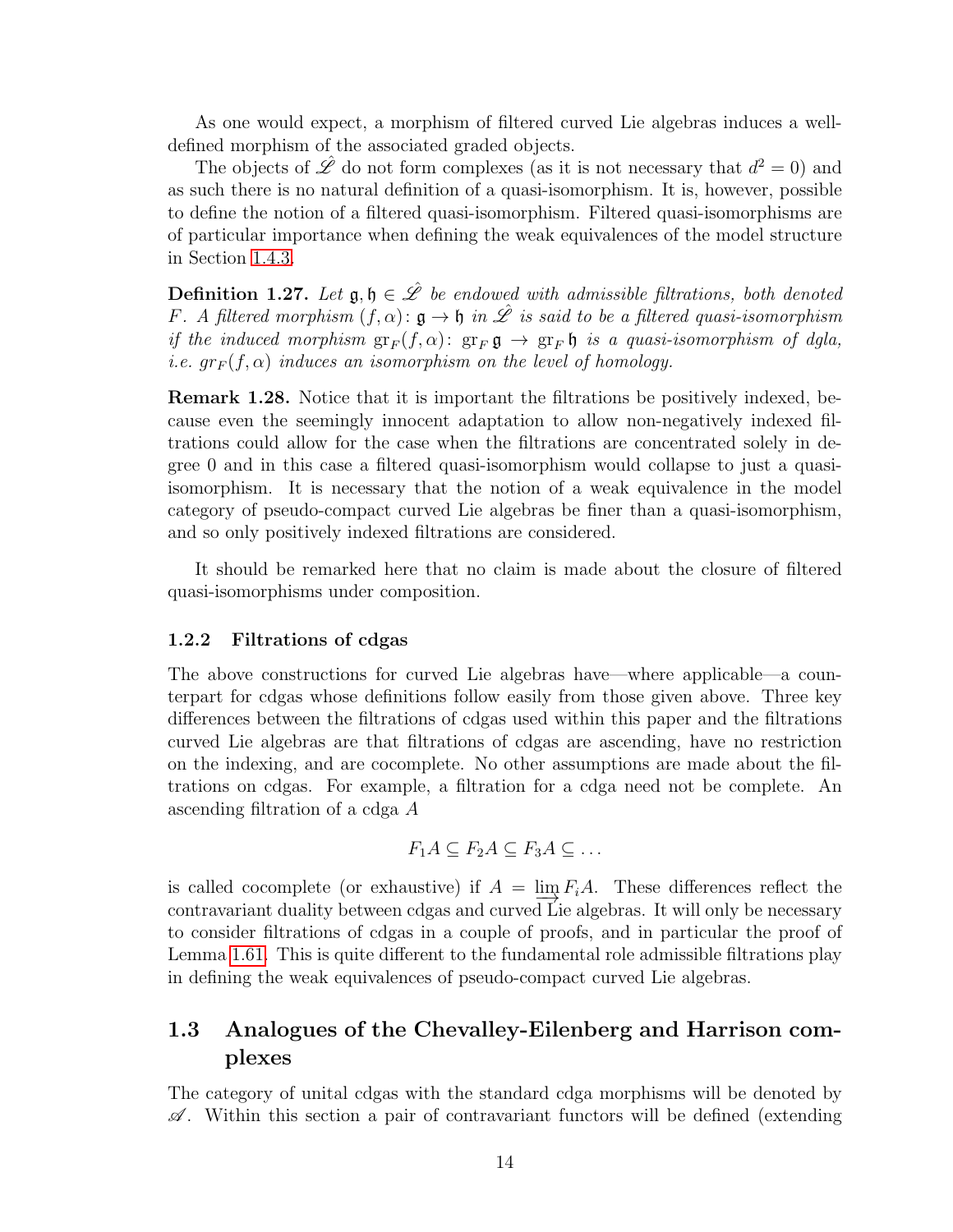As one would expect, a morphism of filtered curved Lie algebras induces a well-defined morphism of the associated graded objects.

The objects of $\hat{\mathscr{L}}$ do not form complexes (as it is not necessary that $d^2 = 0$) and as such there is no natural definition of a quasi-isomorphism. It is, however, possible to define the notion of a filtered quasi-isomorphism. Filtered quasi-isomorphisms are of particular importance when defining the weak equivalences of the model structure in Section 1.4.3.

**Definition 1.27.** *Let $\mathfrak{g}, \mathfrak{h} \in \hat{\mathscr{L}}$ be endowed with admissible filtrations, both denoted $F$. A filtered morphism $(f, \alpha)\colon \mathfrak{g} \to \mathfrak{h}$ in $\hat{\mathscr{L}}$ is said to be a filtered quasi-isomorphism if the induced morphism $\mathrm{gr}_F(f, \alpha)\colon \mathrm{gr}_F\,\mathfrak{g} \to \mathrm{gr}_F\,\mathfrak{h}$ is a quasi-isomorphism of dgla, i.e. $gr_F(f, \alpha)$ induces an isomorphism on the level of homology.*

**Remark 1.28.** Notice that it is important the filtrations be positively indexed, because even the seemingly innocent adaptation to allow non-negatively indexed filtrations could allow for the case when the filtrations are concentrated solely in degree 0 and in this case a filtered quasi-isomorphism would collapse to just a quasi-isomorphism. It is necessary that the notion of a weak equivalence in the model category of pseudo-compact curved Lie algebras be finer than a quasi-isomorphism, and so only positively indexed filtrations are considered.

It should be remarked here that no claim is made about the closure of filtered quasi-isomorphisms under composition.

### 1.2.2 Filtrations of cdgas

The above constructions for curved Lie algebras have—where applicable—a counterpart for cdgas whose definitions follow easily from those given above. Three key differences between the filtrations of cdgas used within this paper and the filtrations curved Lie algebras are that filtrations of cdgas are ascending, have no restriction on the indexing, and are cocomplete. No other assumptions are made about the filtrations on cdgas. For example, a filtration for a cdga need not be complete. An ascending filtration of a cdga $A$

$$F_1 A \subseteq F_2 A \subseteq F_3 A \subseteq \dots$$

is called cocomplete (or exhaustive) if $A = \varinjlim F_i A$. These differences reflect the contravariant duality between cdgas and curved Lie algebras. It will only be necessary to consider filtrations of cdgas in a couple of proofs, and in particular the proof of Lemma 1.61. This is quite different to the fundamental role admissible filtrations play in defining the weak equivalences of pseudo-compact curved Lie algebras.

## 1.3 Analogues of the Chevalley-Eilenberg and Harrison complexes

The category of unital cdgas with the standard cdga morphisms will be denoted by $\mathscr{A}$. Within this section a pair of contravariant functors will be defined (extending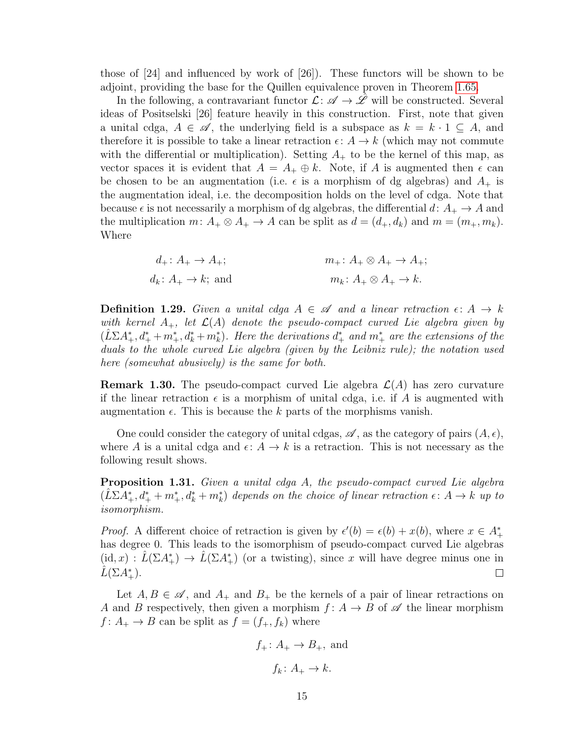those of [24] and influenced by work of [26]). These functors will be shown to be adjoint, providing the base for the Quillen equivalence proven in Theorem 1.65.

In the following, a contravariant functor $\mathcal{L}\colon \mathscr{A} \to \hat{\mathscr{L}}$ will be constructed. Several ideas of Positselski [26] feature heavily in this construction. First, note that given a unital cdga, $A \in \mathscr{A}$, the underlying field is a subspace as $k = k \cdot 1 \subseteq A$, and therefore it is possible to take a linear retraction $\epsilon\colon A \to k$ (which may not commute with the differential or multiplication). Setting $A_+$ to be the kernel of this map, as vector spaces it is evident that $A = A_+ \oplus k$. Note, if $A$ is augmented then $\epsilon$ can be chosen to be an augmentation (i.e. $\epsilon$ is a morphism of dg algebras) and $A_+$ is the augmentation ideal, i.e. the decomposition holds on the level of cdga. Note that because $\epsilon$ is not necessarily a morphism of dg algebras, the differential $d\colon A_+ \to A$ and the multiplication $m\colon A_+ \otimes A_+ \to A$ can be split as $d = (d_+, d_k)$ and $m = (m_+, m_k)$. Where

$$
\begin{aligned}
d_+\colon A_+ &\to A_+; & \qquad m_+\colon A_+ \otimes A_+ &\to A_+;\\
d_k\colon A_+ &\to k; \text{ and} & \qquad m_k\colon A_+ \otimes A_+ &\to k.
\end{aligned}
$$

**Definition 1.29.** *Given a unital cdga $A \in \mathscr{A}$ and a linear retraction $\epsilon\colon A \to k$ with kernel $A_+$, let $\mathcal{L}(A)$ denote the pseudo-compact curved Lie algebra given by $(\hat{L}\Sigma A_+^*, d_+^* + m_+^*, d_k^* + m_k^*)$. Here the derivations $d_+^*$ and $m_+^*$ are the extensions of the duals to the whole curved Lie algebra (given by the Leibniz rule); the notation used here (somewhat abusively) is the same for both.*

**Remark 1.30.** The pseudo-compact curved Lie algebra $\mathcal{L}(A)$ has zero curvature if the linear retraction $\epsilon$ is a morphism of unital cdga, i.e. if $A$ is augmented with augmentation $\epsilon$. This is because the $k$ parts of the morphisms vanish.

One could consider the category of unital cdgas, $\mathscr{A}$, as the category of pairs $(A, \epsilon)$, where $A$ is a unital cdga and $\epsilon\colon A \to k$ is a retraction. This is not necessary as the following result shows.

**Proposition 1.31.** *Given a unital cdga $A$, the pseudo-compact curved Lie algebra $(\hat{L}\Sigma A_+^*, d_+^* + m_+^*, d_k^* + m_k^*)$ depends on the choice of linear retraction $\epsilon\colon A \to k$ up to isomorphism.*

*Proof.* A different choice of retraction is given by $\epsilon'(b) = \epsilon(b) + x(b)$, where $x \in A_+^*$ has degree 0. This leads to the isomorphism of pseudo-compact curved Lie algebras $(\mathrm{id}, x) : \hat{L}(\Sigma A_+^*) \to \hat{L}(\Sigma A_+^*)$ (or a twisting), since $x$ will have degree minus one in $\hat{L}(\Sigma A_+^*)$. $\square$

Let $A, B \in \mathscr{A}$, and $A_+$ and $B_+$ be the kernels of a pair of linear retractions on $A$ and $B$ respectively, then given a morphism $f\colon A \to B$ of $\mathscr{A}$ the linear morphism $f\colon A_+ \to B$ can be split as $f = (f_+, f_k)$ where

$$f_+\colon A_+ \to B_+, \text{ and}$$

$$f_k\colon A_+ \to k.$$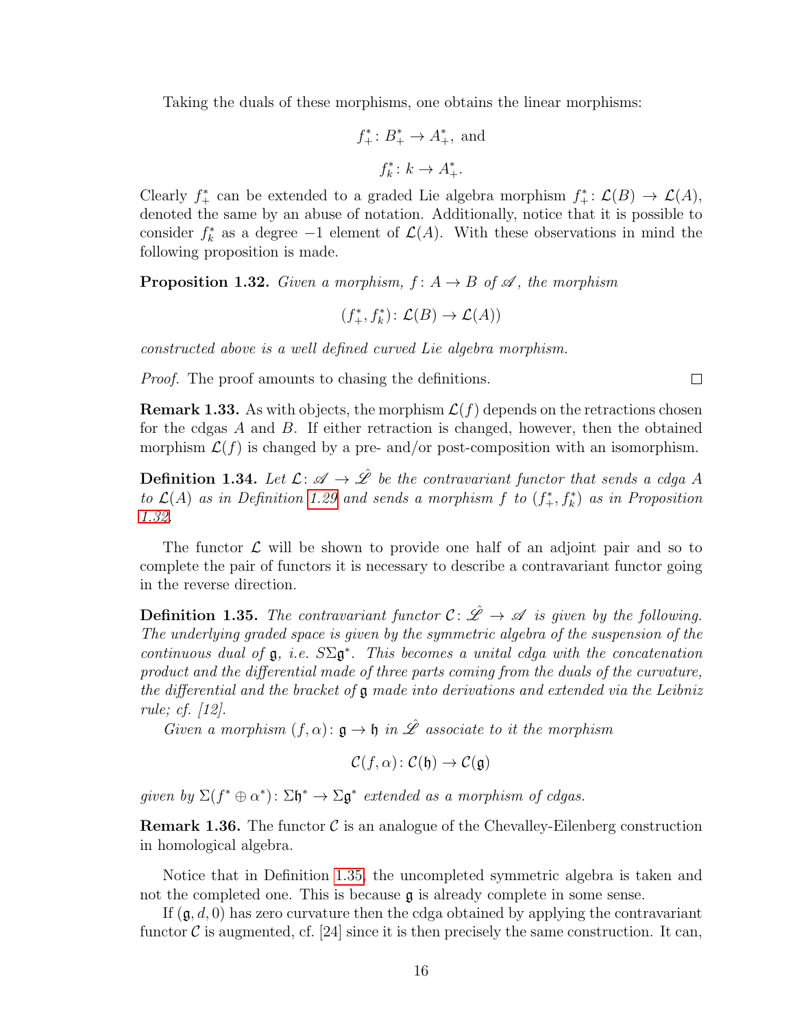Taking the duals of these morphisms, one obtains the linear morphisms:

$$f_+^* \colon B_+^* \to A_+^*, \text{ and}$$

$$f_k^* \colon k \to A_+^*.$$

Clearly $f_+^*$ can be extended to a graded Lie algebra morphism $f_+^* \colon \mathcal{L}(B) \to \mathcal{L}(A)$, denoted the same by an abuse of notation. Additionally, notice that it is possible to consider $f_k^*$ as a degree $-1$ element of $\mathcal{L}(A)$. With these observations in mind the following proposition is made.

**Proposition 1.32.** *Given a morphism, $f \colon A \to B$ of $\mathscr{A}$, the morphism*

$$(f_+^*, f_k^*) \colon \mathcal{L}(B) \to \mathcal{L}(A))$$

*constructed above is a well defined curved Lie algebra morphism.*

*Proof.* The proof amounts to chasing the definitions. □

**Remark 1.33.** As with objects, the morphism $\mathcal{L}(f)$ depends on the retractions chosen for the cdgas $A$ and $B$. If either retraction is changed, however, then the obtained morphism $\mathcal{L}(f)$ is changed by a pre- and/or post-composition with an isomorphism.

**Definition 1.34.** *Let $\mathcal{L} \colon \mathscr{A} \to \hat{\mathscr{L}}$ be the contravariant functor that sends a cdga $A$ to $\mathcal{L}(A)$ as in Definition 1.29 and sends a morphism $f$ to $(f_+^*, f_k^*)$ as in Proposition 1.32.*

The functor $\mathcal{L}$ will be shown to provide one half of an adjoint pair and so to complete the pair of functors it is necessary to describe a contravariant functor going in the reverse direction.

**Definition 1.35.** *The contravariant functor $\mathcal{C} \colon \hat{\mathscr{L}} \to \mathscr{A}$ is given by the following. The underlying graded space is given by the symmetric algebra of the suspension of the continuous dual of $\mathfrak{g}$, i.e. $S\Sigma\mathfrak{g}^*$. This becomes a unital cdga with the concatenation product and the differential made of three parts coming from the duals of the curvature, the differential and the bracket of $\mathfrak{g}$ made into derivations and extended via the Leibniz rule; cf. [12].*

*Given a morphism $(f, \alpha) \colon \mathfrak{g} \to \mathfrak{h}$ in $\hat{\mathscr{L}}$ associate to it the morphism*

$$\mathcal{C}(f, \alpha) \colon \mathcal{C}(\mathfrak{h}) \to \mathcal{C}(\mathfrak{g})$$

*given by $\Sigma(f^* \oplus \alpha^*) \colon \Sigma\mathfrak{h}^* \to \Sigma\mathfrak{g}^*$ extended as a morphism of cdgas.*

**Remark 1.36.** The functor $\mathcal{C}$ is an analogue of the Chevalley-Eilenberg construction in homological algebra.

Notice that in Definition 1.35, the uncompleted symmetric algebra is taken and not the completed one. This is because $\mathfrak{g}$ is already complete in some sense.

If $(\mathfrak{g}, d, 0)$ has zero curvature then the cdga obtained by applying the contravariant functor $\mathcal{C}$ is augmented, cf. [24] since it is then precisely the same construction. It can,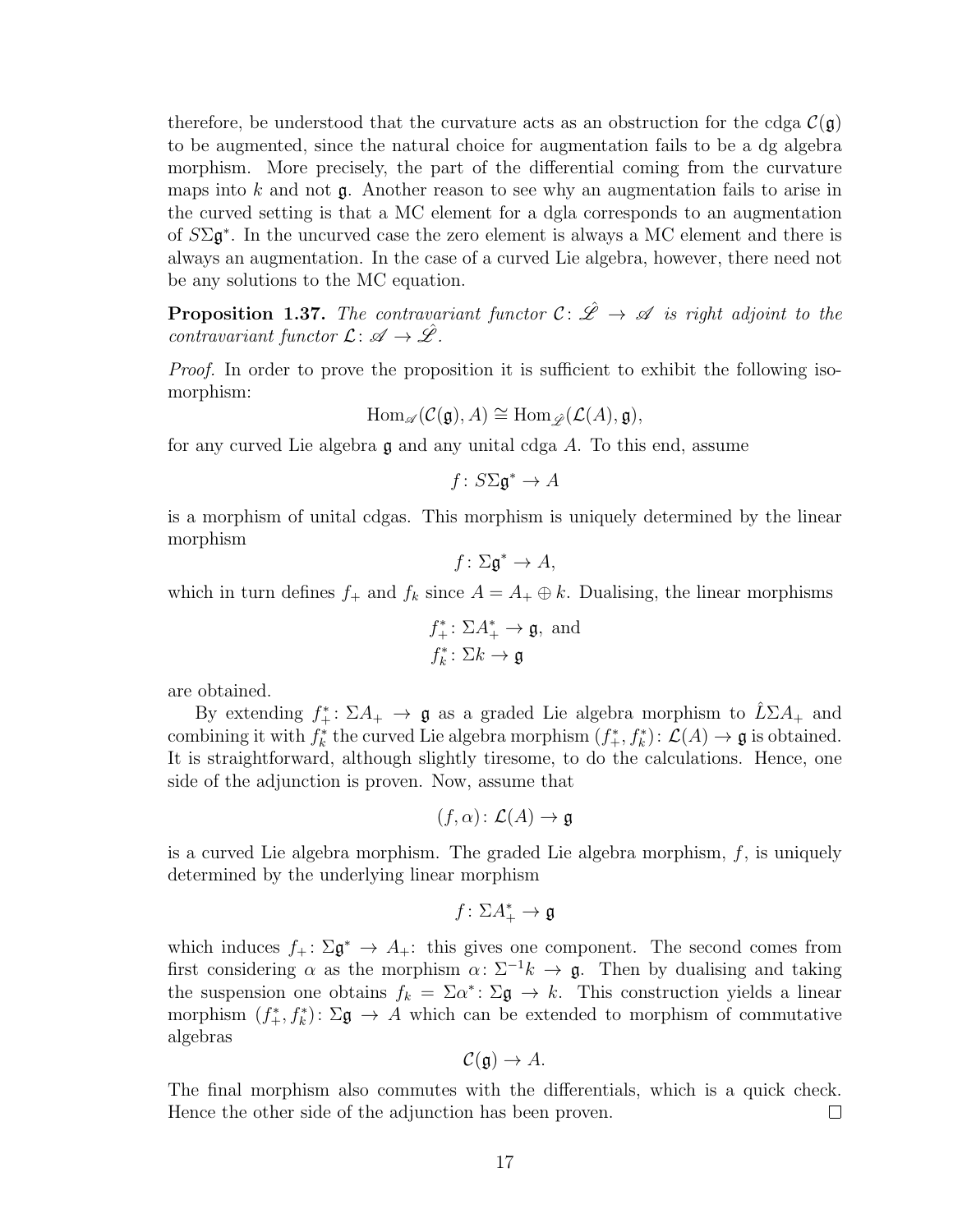therefore, be understood that the curvature acts as an obstruction for the cdga $\mathcal{C}(\mathfrak{g})$ to be augmented, since the natural choice for augmentation fails to be a dg algebra morphism. More precisely, the part of the differential coming from the curvature maps into $k$ and not $\mathfrak{g}$. Another reason to see why an augmentation fails to arise in the curved setting is that a MC element for a dgla corresponds to an augmentation of $S\Sigma\mathfrak{g}^*$. In the uncurved case the zero element is always a MC element and there is always an augmentation. In the case of a curved Lie algebra, however, there need not be any solutions to the MC equation.

**Proposition 1.37.** *The contravariant functor $\mathcal{C}\colon \hat{\mathscr{L}} \to \mathscr{A}$ is right adjoint to the contravariant functor $\mathcal{L}\colon \mathscr{A} \to \hat{\mathscr{L}}$.*

*Proof.* In order to prove the proposition it is sufficient to exhibit the following isomorphism:

$$\mathrm{Hom}_{\mathscr{A}}(\mathcal{C}(\mathfrak{g}), A) \cong \mathrm{Hom}_{\hat{\mathscr{L}}}(\mathcal{L}(A), \mathfrak{g}),$$

for any curved Lie algebra $\mathfrak{g}$ and any unital cdga $A$. To this end, assume

$$f\colon S\Sigma\mathfrak{g}^* \to A$$

is a morphism of unital cdgas. This morphism is uniquely determined by the linear morphism

$$f\colon \Sigma\mathfrak{g}^* \to A,$$

which in turn defines $f_+$ and $f_k$ since $A = A_+ \oplus k$. Dualising, the linear morphisms

$$f_+^*\colon \Sigma A_+^* \to \mathfrak{g}, \text{ and}$$
$$f_k^*\colon \Sigma k \to \mathfrak{g}$$

are obtained.

By extending $f_+^*\colon \Sigma A_+ \to \mathfrak{g}$ as a graded Lie algebra morphism to $\hat{L}\Sigma A_+$ and combining it with $f_k^*$ the curved Lie algebra morphism $(f_+^*, f_k^*)\colon \mathcal{L}(A) \to \mathfrak{g}$ is obtained. It is straightforward, although slightly tiresome, to do the calculations. Hence, one side of the adjunction is proven. Now, assume that

$$(f, \alpha)\colon \mathcal{L}(A) \to \mathfrak{g}$$

is a curved Lie algebra morphism. The graded Lie algebra morphism, $f$, is uniquely determined by the underlying linear morphism

$$f\colon \Sigma A_+^* \to \mathfrak{g}$$

which induces $f_+\colon \Sigma\mathfrak{g}^* \to A_+$: this gives one component. The second comes from first considering $\alpha$ as the morphism $\alpha\colon \Sigma^{-1}k \to \mathfrak{g}$. Then by dualising and taking the suspension one obtains $f_k = \Sigma\alpha^*\colon \Sigma\mathfrak{g} \to k$. This construction yields a linear morphism $(f_+^*, f_k^*)\colon \Sigma\mathfrak{g} \to A$ which can be extended to morphism of commutative algebras

$$\mathcal{C}(\mathfrak{g}) \to A.$$

The final morphism also commutes with the differentials, which is a quick check. Hence the other side of the adjunction has been proven. $\square$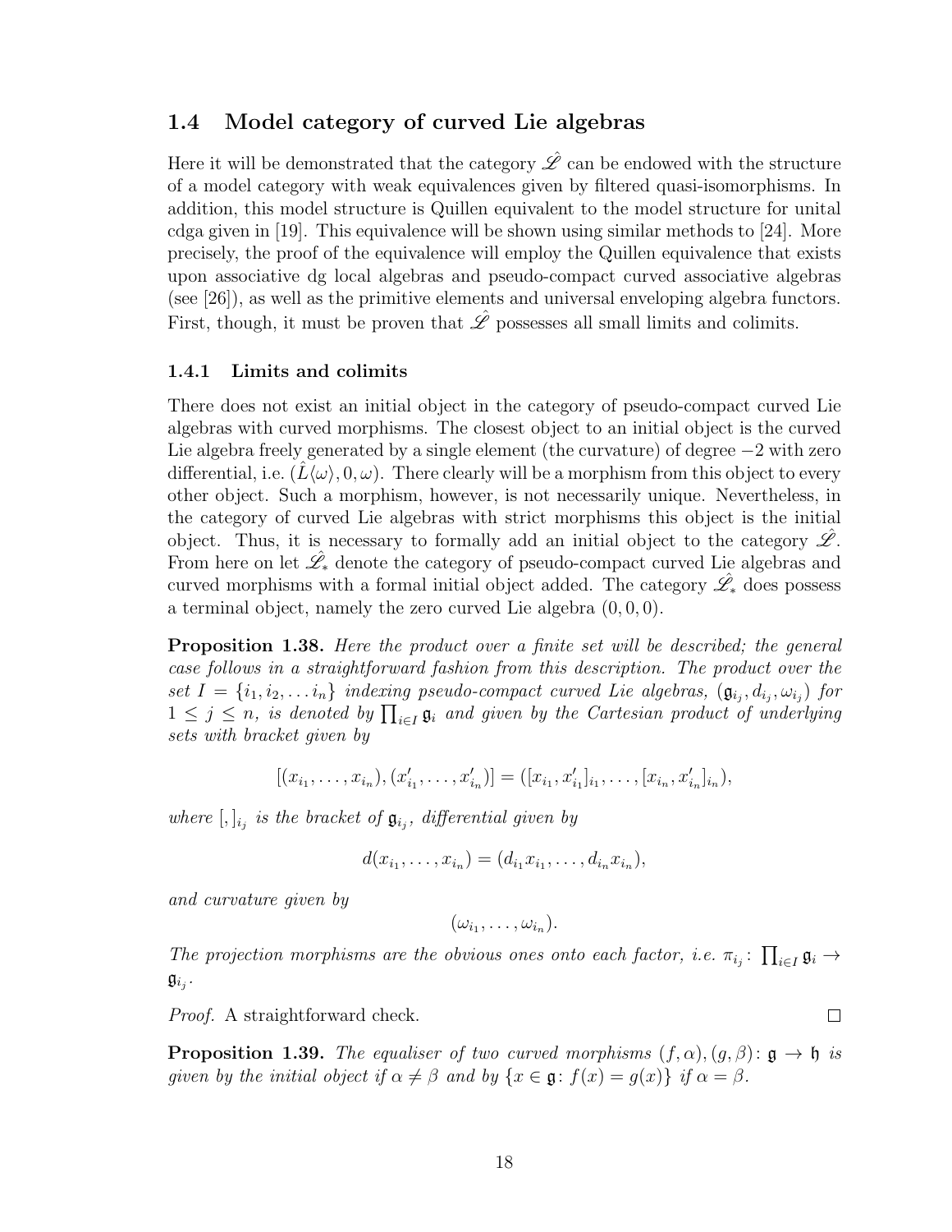### 1.4 Model category of curved Lie algebras

Here it will be demonstrated that the category $\hat{\mathscr{L}}$ can be endowed with the structure of a model category with weak equivalences given by filtered quasi-isomorphisms. In addition, this model structure is Quillen equivalent to the model structure for unital cdga given in [19]. This equivalence will be shown using similar methods to [24]. More precisely, the proof of the equivalence will employ the Quillen equivalence that exists upon associative dg local algebras and pseudo-compact curved associative algebras (see [26]), as well as the primitive elements and universal enveloping algebra functors. First, though, it must be proven that $\hat{\mathscr{L}}$ possesses all small limits and colimits.

#### 1.4.1 Limits and colimits

There does not exist an initial object in the category of pseudo-compact curved Lie algebras with curved morphisms. The closest object to an initial object is the curved Lie algebra freely generated by a single element (the curvature) of degree $-2$ with zero differential, i.e. $(\hat{L}\langle\omega\rangle, 0, \omega)$. There clearly will be a morphism from this object to every other object. Such a morphism, however, is not necessarily unique. Nevertheless, in the category of curved Lie algebras with strict morphisms this object is the initial object. Thus, it is necessary to formally add an initial object to the category $\hat{\mathscr{L}}$. From here on let $\hat{\mathscr{L}}_*$ denote the category of pseudo-compact curved Lie algebras and curved morphisms with a formal initial object added. The category $\hat{\mathscr{L}}_*$ does possess a terminal object, namely the zero curved Lie algebra $(0, 0, 0)$.

**Proposition 1.38.** *Here the product over a finite set will be described; the general case follows in a straightforward fashion from this description. The product over the set $I = \{i_1, i_2, \ldots i_n\}$ indexing pseudo-compact curved Lie algebras, $(\mathfrak{g}_{i_j}, d_{i_j}, \omega_{i_j})$ for $1 \leq j \leq n$, is denoted by $\prod_{i \in I} \mathfrak{g}_i$ and given by the Cartesian product of underlying sets with bracket given by*

$$[(x_{i_1}, \ldots, x_{i_n}), (x'_{i_1}, \ldots, x'_{i_n})] = ([x_{i_1}, x'_{i_1}]_{i_1}, \ldots, [x_{i_n}, x'_{i_n}]_{i_n}),$$

*where $[,]_{i_j}$ is the bracket of $\mathfrak{g}_{i_j}$, differential given by*

$$d(x_{i_1}, \ldots, x_{i_n}) = (d_{i_1}x_{i_1}, \ldots, d_{i_n}x_{i_n}),$$

*and curvature given by*

$$(\omega_{i_1}, \ldots, \omega_{i_n}).$$

*The projection morphisms are the obvious ones onto each factor, i.e. $\pi_{i_j} \colon \prod_{i \in I} \mathfrak{g}_i \to \mathfrak{g}_{i_j}$.*

*Proof.* A straightforward check. $\square$

**Proposition 1.39.** *The equaliser of two curved morphisms $(f, \alpha), (g, \beta) \colon \mathfrak{g} \to \mathfrak{h}$ is given by the initial object if $\alpha \neq \beta$ and by $\{x \in \mathfrak{g} \colon f(x) = g(x)\}$ if $\alpha = \beta$.*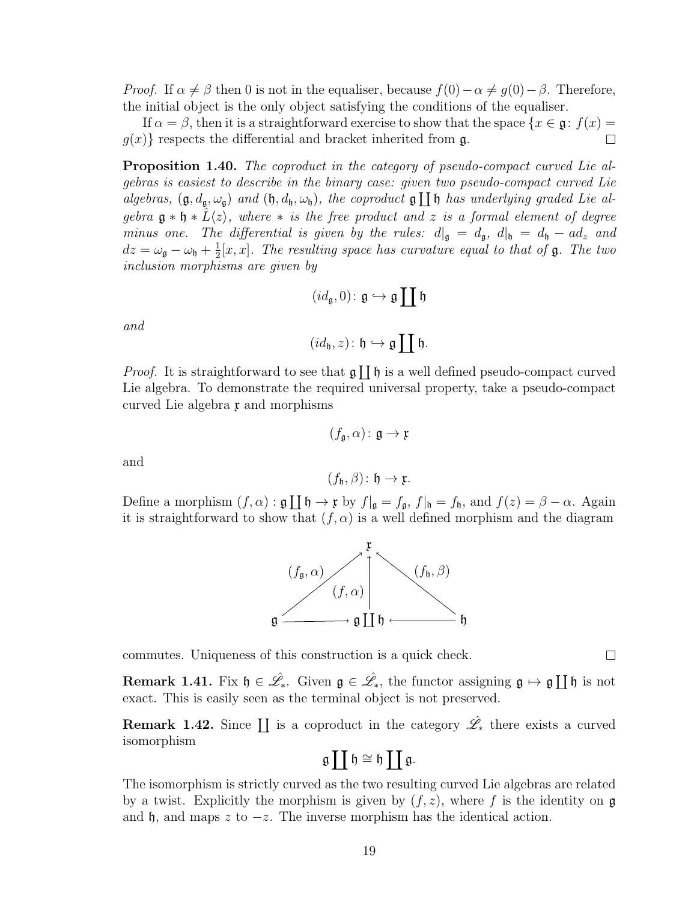*Proof.* If $\alpha \neq \beta$ then 0 is not in the equaliser, because $f(0) - \alpha \neq g(0) - \beta$. Therefore, the initial object is the only object satisfying the conditions of the equaliser.

If $\alpha = \beta$, then it is a straightforward exercise to show that the space $\{x \in \mathfrak{g} \colon f(x) = g(x)\}$ respects the differential and bracket inherited from $\mathfrak{g}$. □

**Proposition 1.40.** *The coproduct in the category of pseudo-compact curved Lie algebras is easiest to describe in the binary case: given two pseudo-compact curved Lie algebras, $(\mathfrak{g}, d_{\mathfrak{g}}, \omega_{\mathfrak{g}})$ and $(\mathfrak{h}, d_{\mathfrak{h}}, \omega_{\mathfrak{h}})$, the coproduct $\mathfrak{g} \coprod \mathfrak{h}$ has underlying graded Lie algebra $\mathfrak{g} * \mathfrak{h} * \hat{L}\langle z \rangle$, where $*$ is the free product and $z$ is a formal element of degree minus one. The differential is given by the rules: $d|_{\mathfrak{g}} = d_{\mathfrak{g}}$, $d|_{\mathfrak{h}} = d_{\mathfrak{h}} - ad_z$ and $dz = \omega_{\mathfrak{g}} - \omega_{\mathfrak{h}} + \frac{1}{2}[x, x]$. The resulting space has curvature equal to that of $\mathfrak{g}$. The two inclusion morphisms are given by*

$$(id_{\mathfrak{g}}, 0) \colon \mathfrak{g} \hookrightarrow \mathfrak{g} \coprod \mathfrak{h}$$

*and*

$$(id_{\mathfrak{h}}, z) \colon \mathfrak{h} \hookrightarrow \mathfrak{g} \coprod \mathfrak{h}.$$

*Proof.* It is straightforward to see that $\mathfrak{g} \coprod \mathfrak{h}$ is a well defined pseudo-compact curved Lie algebra. To demonstrate the required universal property, take a pseudo-compact curved Lie algebra $\mathfrak{x}$ and morphisms

$$(f_{\mathfrak{g}}, \alpha) \colon \mathfrak{g} \to \mathfrak{x}$$

and

$$(f_{\mathfrak{h}}, \beta) \colon \mathfrak{h} \to \mathfrak{x}.$$

Define a morphism $(f, \alpha) : \mathfrak{g} \coprod \mathfrak{h} \to \mathfrak{x}$ by $f|_{\mathfrak{g}} = f_{\mathfrak{g}}$, $f|_{\mathfrak{h}} = f_{\mathfrak{h}}$, and $f(z) = \beta - \alpha$. Again it is straightforward to show that $(f, \alpha)$ is a well defined morphism and the diagram

$$\begin{array}{ccccc} & & \mathfrak{x} & & \\ & \overset{(f_{\mathfrak{g}}, \alpha)}{\nearrow} & \uparrow {\scriptstyle (f, \alpha)} & \overset{(f_{\mathfrak{h}}, \beta)}{\nwarrow} & \\ \mathfrak{g} & \longrightarrow & \mathfrak{g} \coprod \mathfrak{h} & \longleftarrow & \mathfrak{h} \end{array}$$

commutes. Uniqueness of this construction is a quick check. □

**Remark 1.41.** Fix $\mathfrak{h} \in \hat{\mathscr{L}}_*$. Given $\mathfrak{g} \in \hat{\mathscr{L}}_*$, the functor assigning $\mathfrak{g} \mapsto \mathfrak{g} \coprod \mathfrak{h}$ is not exact. This is easily seen as the terminal object is not preserved.

**Remark 1.42.** Since $\coprod$ is a coproduct in the category $\hat{\mathscr{L}}_*$ there exists a curved isomorphism

$$\mathfrak{g} \coprod \mathfrak{h} \cong \mathfrak{h} \coprod \mathfrak{g}.$$

The isomorphism is strictly curved as the two resulting curved Lie algebras are related by a twist. Explicitly the morphism is given by $(f, z)$, where $f$ is the identity on $\mathfrak{g}$ and $\mathfrak{h}$, and maps $z$ to $-z$. The inverse morphism has the identical action.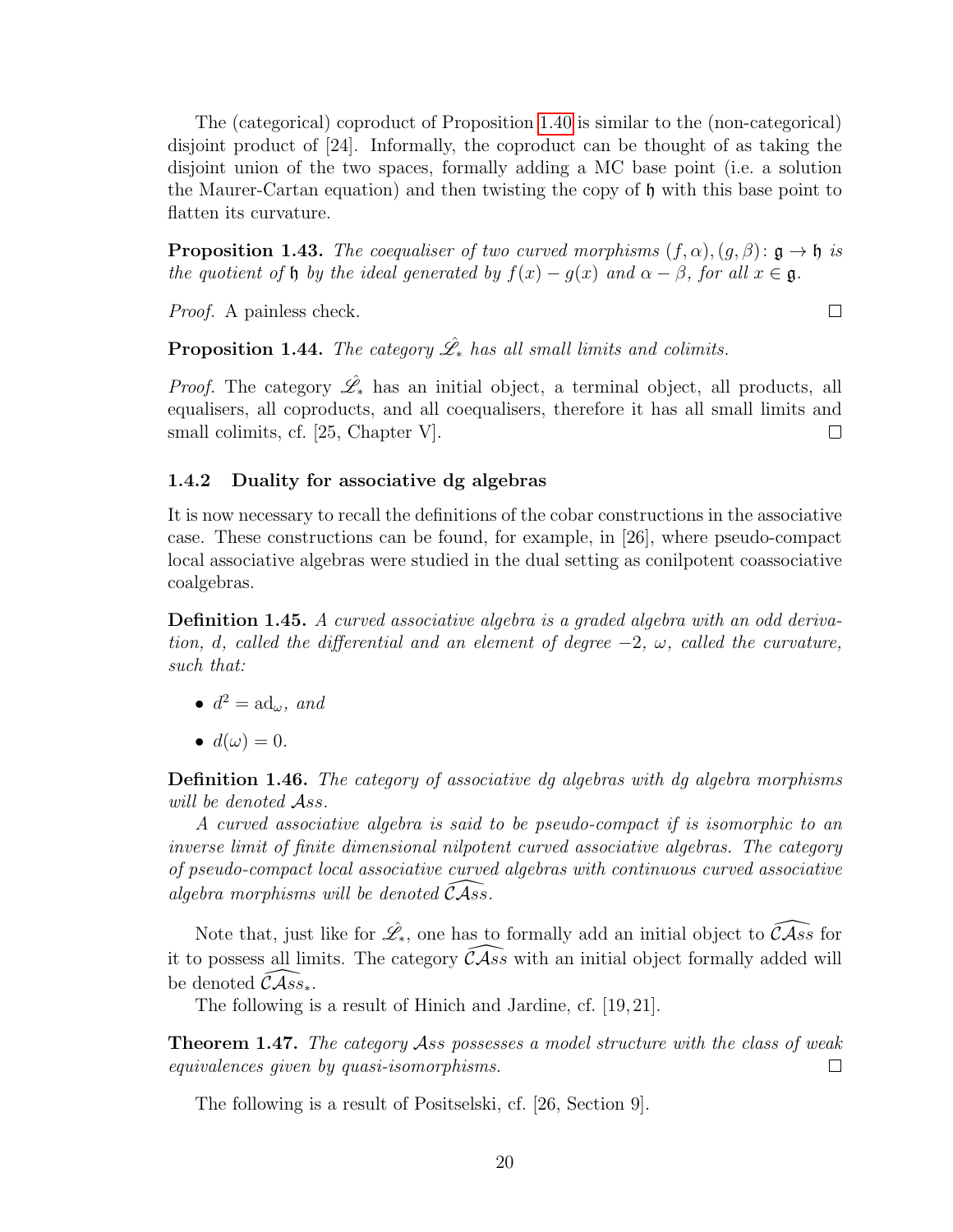The (categorical) coproduct of Proposition 1.40 is similar to the (non-categorical) disjoint product of [24]. Informally, the coproduct can be thought of as taking the disjoint union of the two spaces, formally adding a MC base point (i.e. a solution the Maurer-Cartan equation) and then twisting the copy of $\mathfrak{h}$ with this base point to flatten its curvature.

**Proposition 1.43.** *The coequaliser of two curved morphisms $(f, \alpha), (g, \beta) \colon \mathfrak{g} \to \mathfrak{h}$ is the quotient of $\mathfrak{h}$ by the ideal generated by $f(x) - g(x)$ and $\alpha - \beta$, for all $x \in \mathfrak{g}$.*

*Proof.* A painless check. □

**Proposition 1.44.** *The category $\hat{\mathscr{L}}_*$ has all small limits and colimits.*

*Proof.* The category $\hat{\mathscr{L}}_*$ has an initial object, a terminal object, all products, all equalisers, all coproducts, and all coequalisers, therefore it has all small limits and small colimits, cf. [25, Chapter V]. □

### 1.4.2 Duality for associative dg algebras

It is now necessary to recall the definitions of the cobar constructions in the associative case. These constructions can be found, for example, in [26], where pseudo-compact local associative algebras were studied in the dual setting as conilpotent coassociative coalgebras.

**Definition 1.45.** *A curved associative algebra is a graded algebra with an odd derivation, $d$, called the differential and an element of degree $-2$, $\omega$, called the curvature, such that:*

- $d^2 = \mathrm{ad}_\omega$, *and*
- $d(\omega) = 0$.

**Definition 1.46.** *The category of associative dg algebras with dg algebra morphisms will be denoted $\mathcal{A}ss$.*

*A curved associative algebra is said to be pseudo-compact if is isomorphic to an inverse limit of finite dimensional nilpotent curved associative algebras. The category of pseudo-compact local associative curved algebras with continuous curved associative algebra morphisms will be denoted $\widehat{\mathcal{CA}ss}$.*

Note that, just like for $\hat{\mathscr{L}}_*$, one has to formally add an initial object to $\widehat{\mathcal{CA}ss}$ for it to possess all limits. The category $\widehat{\mathcal{CA}ss}$ with an initial object formally added will be denoted $\widehat{\mathcal{CA}ss}_*$.

The following is a result of Hinich and Jardine, cf. [19, 21].

**Theorem 1.47.** *The category $\mathcal{A}ss$ possesses a model structure with the class of weak equivalences given by quasi-isomorphisms.* □

The following is a result of Positselski, cf. [26, Section 9].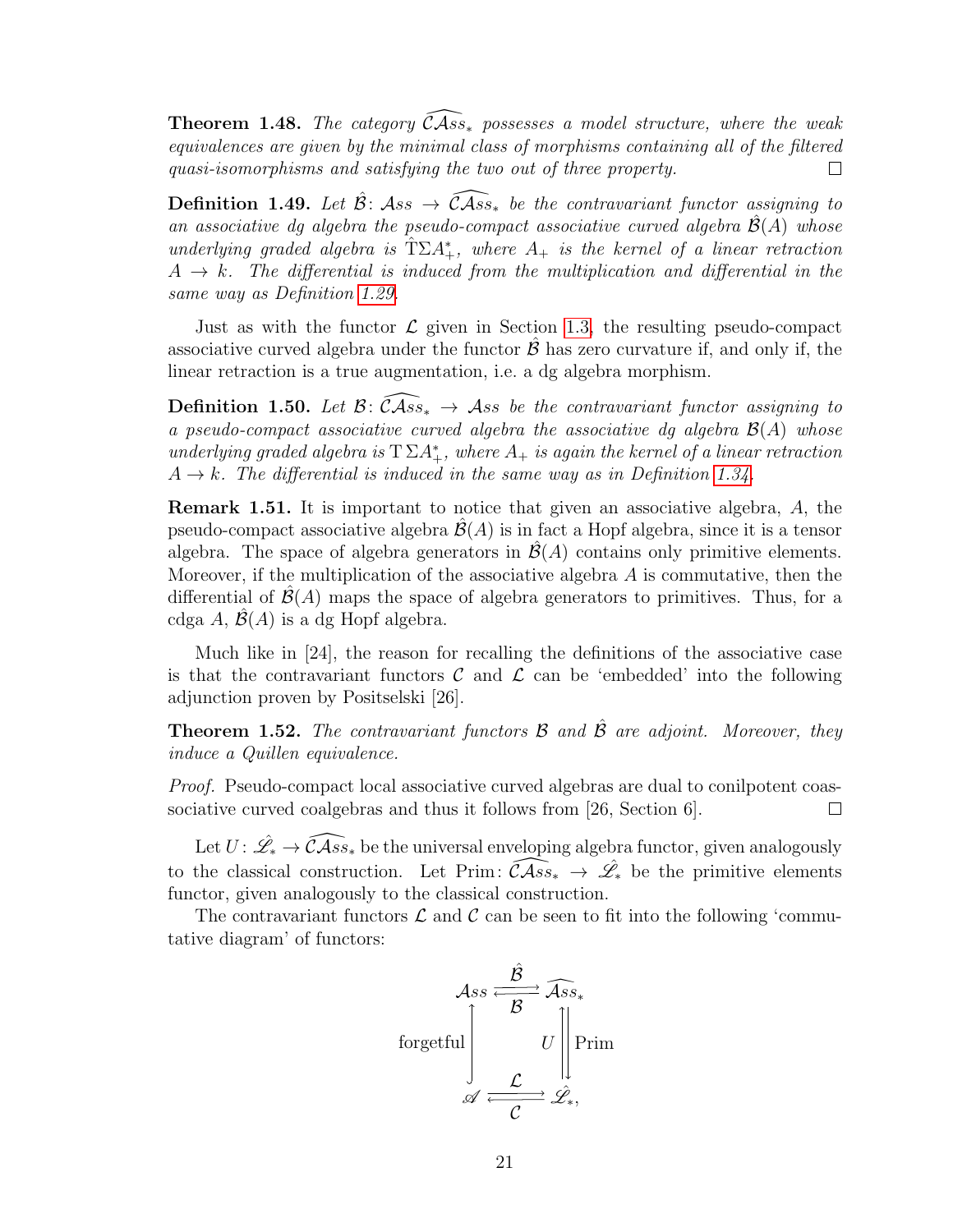**Theorem 1.48.** *The category $\widehat{\mathcal{CA}ss}_*$ possesses a model structure, where the weak equivalences are given by the minimal class of morphisms containing all of the filtered quasi-isomorphisms and satisfying the two out of three property.* $\square$

**Definition 1.49.** *Let $\hat{\mathcal{B}}\colon \mathcal{A}ss \to \widehat{\mathcal{CA}ss}_*$ be the contravariant functor assigning to an associative dg algebra the pseudo-compact associative curved algebra $\hat{\mathcal{B}}(A)$ whose underlying graded algebra is $\hat{\mathrm{T}}\Sigma A_+^*$, where $A_+$ is the kernel of a linear retraction $A \to k$. The differential is induced from the multiplication and differential in the same way as Definition 1.29.*

Just as with the functor $\mathcal{L}$ given in Section 1.3, the resulting pseudo-compact associative curved algebra under the functor $\hat{\mathcal{B}}$ has zero curvature if, and only if, the linear retraction is a true augmentation, i.e. a dg algebra morphism.

**Definition 1.50.** *Let $\mathcal{B}\colon \widehat{\mathcal{CA}ss}_* \to \mathcal{A}ss$ be the contravariant functor assigning to a pseudo-compact associative curved algebra the associative dg algebra $\mathcal{B}(A)$ whose underlying graded algebra is $\mathrm{T}\,\Sigma A_+^*$, where $A_+$ is again the kernel of a linear retraction $A \to k$. The differential is induced in the same way as in Definition 1.34.*

**Remark 1.51.** It is important to notice that given an associative algebra, $A$, the pseudo-compact associative algebra $\hat{\mathcal{B}}(A)$ is in fact a Hopf algebra, since it is a tensor algebra. The space of algebra generators in $\hat{\mathcal{B}}(A)$ contains only primitive elements. Moreover, if the multiplication of the associative algebra $A$ is commutative, then the differential of $\hat{\mathcal{B}}(A)$ maps the space of algebra generators to primitives. Thus, for a cdga $A$, $\hat{\mathcal{B}}(A)$ is a dg Hopf algebra.

Much like in [24], the reason for recalling the definitions of the associative case is that the contravariant functors $\mathcal{C}$ and $\mathcal{L}$ can be 'embedded' into the following adjunction proven by Positselski [26].

**Theorem 1.52.** *The contravariant functors $\mathcal{B}$ and $\hat{\mathcal{B}}$ are adjoint. Moreover, they induce a Quillen equivalence.*

*Proof.* Pseudo-compact local associative curved algebras are dual to conilpotent coassociative curved coalgebras and thus it follows from [26, Section 6]. $\square$

Let $U\colon \hat{\mathscr{L}}_* \to \widehat{\mathcal{CA}ss}_*$ be the universal enveloping algebra functor, given analogously to the classical construction. Let $\mathrm{Prim}\colon \widehat{\mathcal{CA}ss}_* \to \hat{\mathscr{L}}_*$ be the primitive elements functor, given analogously to the classical construction.

The contravariant functors $\mathcal{L}$ and $\mathcal{C}$ can be seen to fit into the following 'commutative diagram' of functors:

$$\begin{array}{ccc}
\mathcal{A}ss & \overset{\hat{\mathcal{B}}}{\underset{\mathcal{B}}{\rightleftarrows}} & \widehat{\mathcal{A}ss}_* \\
\text{forgetful}\big\uparrow & & U\big\uparrow\big\downarrow\mathrm{Prim} \\
\mathscr{A} & \overset{\mathcal{L}}{\underset{\mathcal{C}}{\rightleftarrows}} & \hat{\mathscr{L}}_*,
\end{array}$$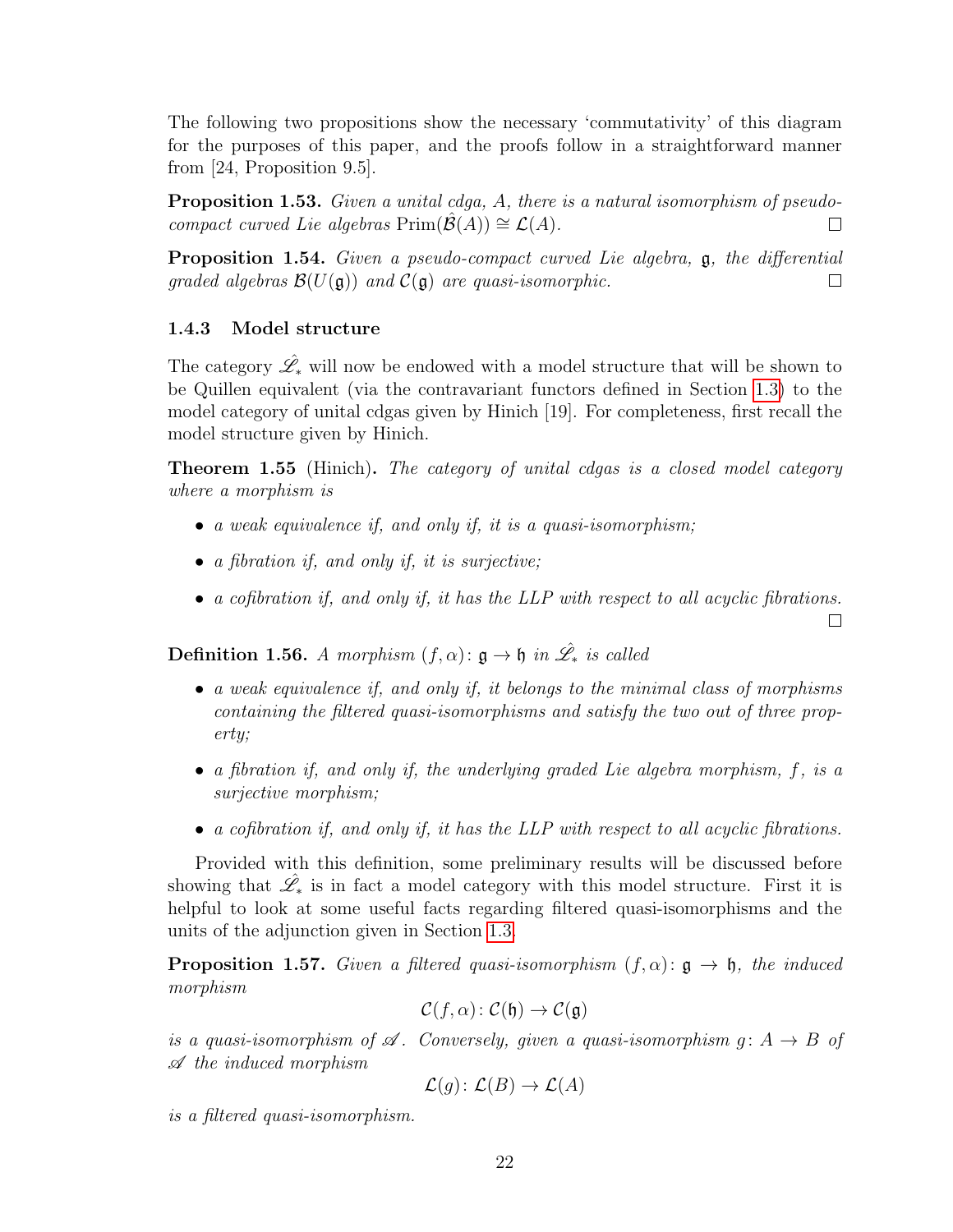The following two propositions show the necessary 'commutativity' of this diagram for the purposes of this paper, and the proofs follow in a straightforward manner from [24, Proposition 9.5].

**Proposition 1.53.** *Given a unital cdga, $A$, there is a natural isomorphism of pseudo-compact curved Lie algebras $\operatorname{Prim}(\hat{\mathcal{B}}(A)) \cong \mathcal{L}(A)$.* □

**Proposition 1.54.** *Given a pseudo-compact curved Lie algebra, $\mathfrak{g}$, the differential graded algebras $\mathcal{B}(U(\mathfrak{g}))$ and $\mathcal{C}(\mathfrak{g})$ are quasi-isomorphic.* □

### 1.4.3 Model structure

The category $\hat{\mathscr{L}}_*$ will now be endowed with a model structure that will be shown to be Quillen equivalent (via the contravariant functors defined in Section 1.3) to the model category of unital cdgas given by Hinich [19]. For completeness, first recall the model structure given by Hinich.

**Theorem 1.55** (Hinich)**.** *The category of unital cdgas is a closed model category where a morphism is*

- *a weak equivalence if, and only if, it is a quasi-isomorphism;*
- *a fibration if, and only if, it is surjective;*
- *a cofibration if, and only if, it has the LLP with respect to all acyclic fibrations.* □

**Definition 1.56.** *A morphism $(f, \alpha)\colon \mathfrak{g} \to \mathfrak{h}$ in $\hat{\mathscr{L}}_*$ is called*

- *a weak equivalence if, and only if, it belongs to the minimal class of morphisms containing the filtered quasi-isomorphisms and satisfy the two out of three property;*
- *a fibration if, and only if, the underlying graded Lie algebra morphism, $f$, is a surjective morphism;*
- *a cofibration if, and only if, it has the LLP with respect to all acyclic fibrations.*

Provided with this definition, some preliminary results will be discussed before showing that $\hat{\mathscr{L}}_*$ is in fact a model category with this model structure. First it is helpful to look at some useful facts regarding filtered quasi-isomorphisms and the units of the adjunction given in Section 1.3.

**Proposition 1.57.** *Given a filtered quasi-isomorphism $(f, \alpha)\colon \mathfrak{g} \to \mathfrak{h}$, the induced morphism*

$$\mathcal{C}(f, \alpha)\colon \mathcal{C}(\mathfrak{h}) \to \mathcal{C}(\mathfrak{g})$$

*is a quasi-isomorphism of $\mathscr{A}$. Conversely, given a quasi-isomorphism $g\colon A \to B$ of $\mathscr{A}$ the induced morphism*

$$\mathcal{L}(g)\colon \mathcal{L}(B) \to \mathcal{L}(A)$$

*is a filtered quasi-isomorphism.*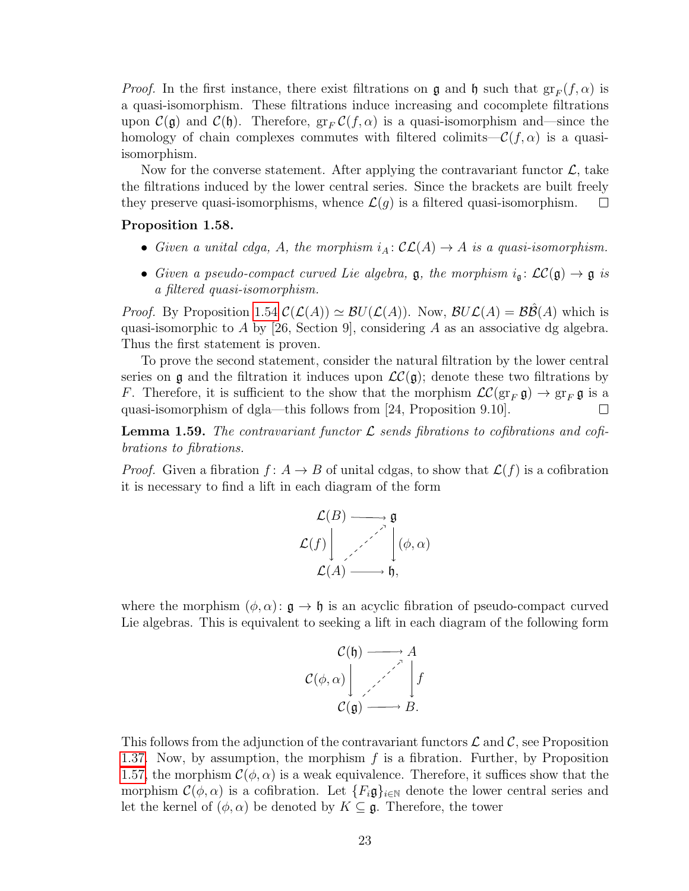*Proof.* In the first instance, there exist filtrations on $\mathfrak{g}$ and $\mathfrak{h}$ such that $\mathrm{gr}_F(f, \alpha)$ is a quasi-isomorphism. These filtrations induce increasing and cocomplete filtrations upon $\mathcal{C}(\mathfrak{g})$ and $\mathcal{C}(\mathfrak{h})$. Therefore, $\mathrm{gr}_F \mathcal{C}(f, \alpha)$ is a quasi-isomorphism and—since the homology of chain complexes commutes with filtered colimits—$\mathcal{C}(f, \alpha)$ is a quasi-isomorphism.

Now for the converse statement. After applying the contravariant functor $\mathcal{L}$, take the filtrations induced by the lower central series. Since the brackets are built freely they preserve quasi-isomorphisms, whence $\mathcal{L}(g)$ is a filtered quasi-isomorphism. □

**Proposition 1.58.**

- *Given a unital cdga, $A$, the morphism $i_A \colon \mathcal{C}\mathcal{L}(A) \to A$ is a quasi-isomorphism.*
- *Given a pseudo-compact curved Lie algebra, $\mathfrak{g}$, the morphism $i_{\mathfrak{g}} \colon \mathcal{L}\mathcal{C}(\mathfrak{g}) \to \mathfrak{g}$ is a filtered quasi-isomorphism.*

*Proof.* By Proposition 1.54 $\mathcal{C}(\mathcal{L}(A)) \simeq \mathcal{B}U(\mathcal{L}(A))$. Now, $\mathcal{B}U\mathcal{L}(A) = \mathcal{B}\hat{\mathcal{B}}(A)$ which is quasi-isomorphic to $A$ by [26, Section 9], considering $A$ as an associative dg algebra. Thus the first statement is proven.

To prove the second statement, consider the natural filtration by the lower central series on $\mathfrak{g}$ and the filtration it induces upon $\mathcal{L}\mathcal{C}(\mathfrak{g})$; denote these two filtrations by $F$. Therefore, it is sufficient to the show that the morphism $\mathcal{L}\mathcal{C}(\mathrm{gr}_F \mathfrak{g}) \to \mathrm{gr}_F \mathfrak{g}$ is a quasi-isomorphism of dgla—this follows from [24, Proposition 9.10]. □

**Lemma 1.59.** *The contravariant functor $\mathcal{L}$ sends fibrations to cofibrations and cofibrations to fibrations.*

*Proof.* Given a fibration $f \colon A \to B$ of unital cdgas, to show that $\mathcal{L}(f)$ is a cofibration it is necessary to find a lift in each diagram of the form

$$
\begin{array}{ccc}
\mathcal{L}(B) & \longrightarrow & \mathfrak{g} \\
{\scriptstyle \mathcal{L}(f)} \downarrow & \nearrow & \downarrow {\scriptstyle (\phi, \alpha)} \\
\mathcal{L}(A) & \longrightarrow & \mathfrak{h},
\end{array}
$$

where the morphism $(\phi, \alpha) \colon \mathfrak{g} \to \mathfrak{h}$ is an acyclic fibration of pseudo-compact curved Lie algebras. This is equivalent to seeking a lift in each diagram of the following form

$$
\begin{array}{ccc}
\mathcal{C}(\mathfrak{h}) & \longrightarrow & A \\
{\scriptstyle \mathcal{C}(\phi, \alpha)} \downarrow & \nearrow & \downarrow {\scriptstyle f} \\
\mathcal{C}(\mathfrak{g}) & \longrightarrow & B.
\end{array}
$$

This follows from the adjunction of the contravariant functors $\mathcal{L}$ and $\mathcal{C}$, see Proposition 1.37. Now, by assumption, the morphism $f$ is a fibration. Further, by Proposition 1.57, the morphism $\mathcal{C}(\phi, \alpha)$ is a weak equivalence. Therefore, it suffices show that the morphism $\mathcal{C}(\phi, \alpha)$ is a cofibration. Let $\{F_i \mathfrak{g}\}_{i \in \mathbb{N}}$ denote the lower central series and let the kernel of $(\phi, \alpha)$ be denoted by $K \subseteq \mathfrak{g}$. Therefore, the tower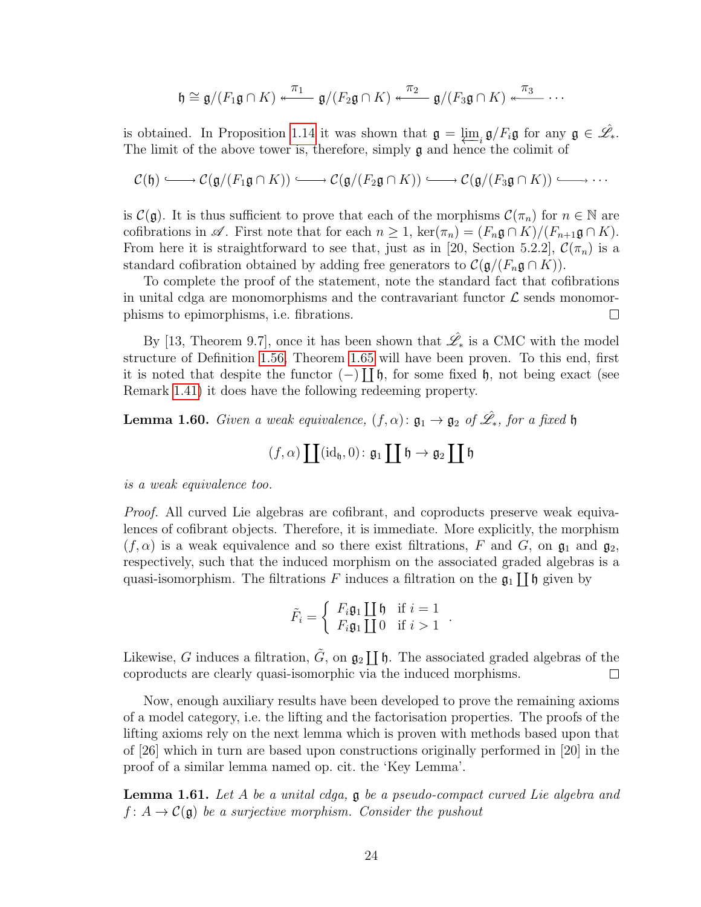$$\mathfrak{h} \cong \mathfrak{g}/(F_1\mathfrak{g} \cap K) \xleftarrow{\pi_1} \mathfrak{g}/(F_2\mathfrak{g} \cap K) \xleftarrow{\pi_2} \mathfrak{g}/(F_3\mathfrak{g} \cap K) \xleftarrow{\pi_3} \cdots$$

is obtained. In Proposition 1.14 it was shown that $\mathfrak{g} = \varprojlim_i \mathfrak{g}/F_i\mathfrak{g}$ for any $\mathfrak{g} \in \hat{\mathscr{L}}_*$. The limit of the above tower is, therefore, simply $\mathfrak{g}$ and hence the colimit of

$$\mathcal{C}(\mathfrak{h}) \hookrightarrow \mathcal{C}(\mathfrak{g}/(F_1\mathfrak{g} \cap K)) \hookrightarrow \mathcal{C}(\mathfrak{g}/(F_2\mathfrak{g} \cap K)) \hookrightarrow \mathcal{C}(\mathfrak{g}/(F_3\mathfrak{g} \cap K)) \hookrightarrow \cdots$$

is $\mathcal{C}(\mathfrak{g})$. It is thus sufficient to prove that each of the morphisms $\mathcal{C}(\pi_n)$ for $n \in \mathbb{N}$ are cofibrations in $\mathscr{A}$. First note that for each $n \geq 1$, $\ker(\pi_n) = (F_n\mathfrak{g} \cap K)/(F_{n+1}\mathfrak{g} \cap K)$. From here it is straightforward to see that, just as in [20, Section 5.2.2], $\mathcal{C}(\pi_n)$ is a standard cofibration obtained by adding free generators to $\mathcal{C}(\mathfrak{g}/(F_n\mathfrak{g} \cap K))$.

To complete the proof of the statement, note the standard fact that cofibrations in unital cdga are monomorphisms and the contravariant functor $\mathcal{L}$ sends monomorphisms to epimorphisms, i.e. fibrations. ☐

By [13, Theorem 9.7], once it has been shown that $\hat{\mathscr{L}}_*$ is a CMC with the model structure of Definition 1.56, Theorem 1.65 will have been proven. To this end, first it is noted that despite the functor $(-)\coprod\mathfrak{h}$, for some fixed $\mathfrak{h}$, not being exact (see Remark 1.41) it does have the following redeeming property.

**Lemma 1.60.** *Given a weak equivalence, $(f,\alpha)\colon \mathfrak{g}_1 \to \mathfrak{g}_2$ of $\hat{\mathscr{L}}_*$, for a fixed $\mathfrak{h}$*

$$(f,\alpha)\coprod(\mathrm{id}_{\mathfrak{h}},0)\colon \mathfrak{g}_1\coprod\mathfrak{h} \to \mathfrak{g}_2\coprod\mathfrak{h}$$

*is a weak equivalence too.*

*Proof.* All curved Lie algebras are cofibrant, and coproducts preserve weak equivalences of cofibrant objects. Therefore, it is immediate. More explicitly, the morphism $(f,\alpha)$ is a weak equivalence and so there exist filtrations, $F$ and $G$, on $\mathfrak{g}_1$ and $\mathfrak{g}_2$, respectively, such that the induced morphism on the associated graded algebras is a quasi-isomorphism. The filtrations $F$ induces a filtration on the $\mathfrak{g}_1\coprod\mathfrak{h}$ given by

$$\tilde{F}_i = \begin{cases} F_i\mathfrak{g}_1\coprod\mathfrak{h} & \text{if } i=1 \\ F_i\mathfrak{g}_1\coprod 0 & \text{if } i>1 \end{cases}.$$

Likewise, $G$ induces a filtration, $\tilde{G}$, on $\mathfrak{g}_2\coprod\mathfrak{h}$. The associated graded algebras of the coproducts are clearly quasi-isomorphic via the induced morphisms. ☐

Now, enough auxiliary results have been developed to prove the remaining axioms of a model category, i.e. the lifting and the factorisation properties. The proofs of the lifting axioms rely on the next lemma which is proven with methods based upon that of [26] which in turn are based upon constructions originally performed in [20] in the proof of a similar lemma named op. cit. the 'Key Lemma'.

**Lemma 1.61.** *Let $A$ be a unital cdga, $\mathfrak{g}$ be a pseudo-compact curved Lie algebra and $f\colon A \to \mathcal{C}(\mathfrak{g})$ be a surjective morphism. Consider the pushout*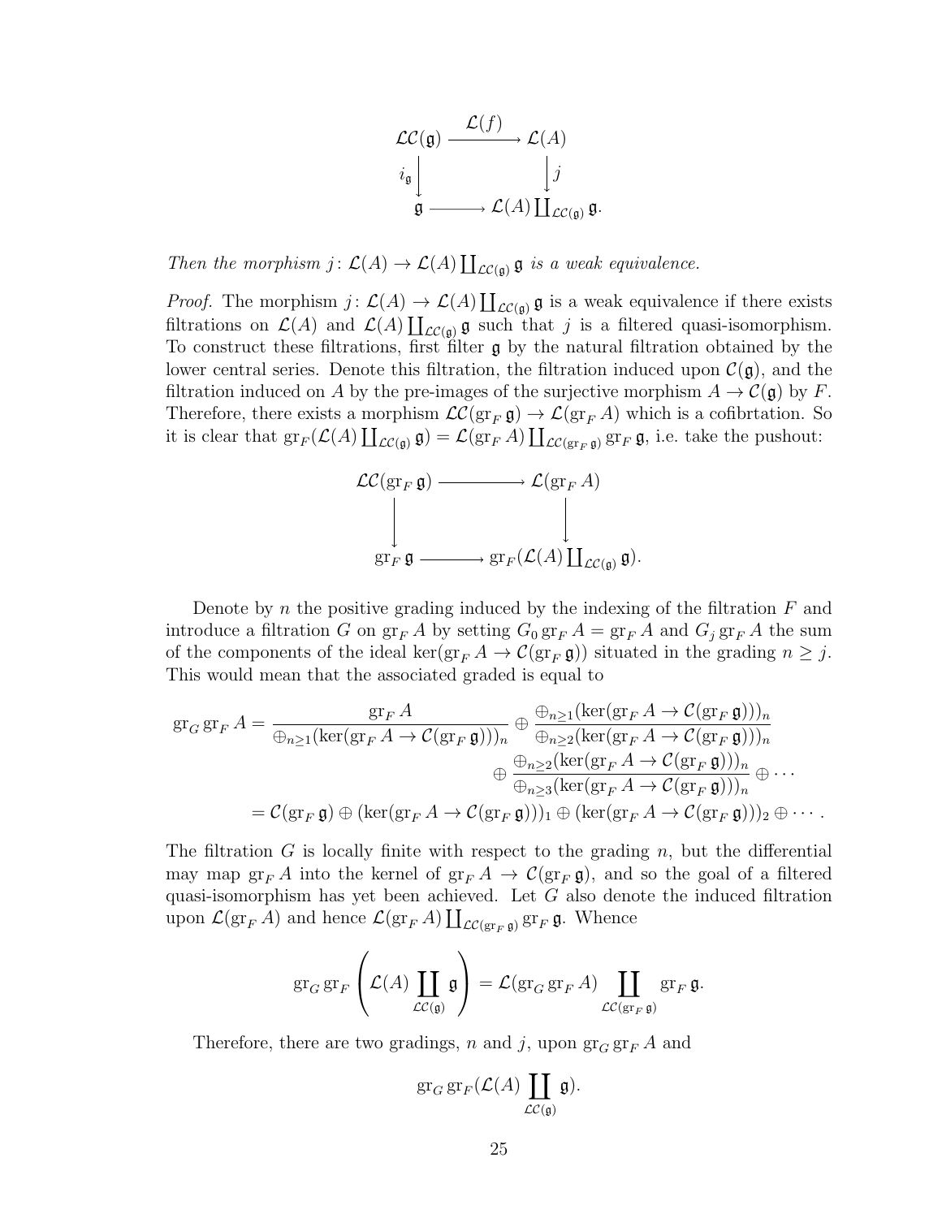$$\begin{array}{ccc}
\mathcal{LC}(\mathfrak{g}) & \xrightarrow{\mathcal{L}(f)} & \mathcal{L}(A) \\
{\scriptstyle i_{\mathfrak{g}}}\downarrow & & \downarrow{\scriptstyle j} \\
\mathfrak{g} & \longrightarrow & \mathcal{L}(A) \coprod_{\mathcal{LC}(\mathfrak{g})} \mathfrak{g}.
\end{array}$$

*Then the morphism $j\colon \mathcal{L}(A) \to \mathcal{L}(A) \coprod_{\mathcal{LC}(\mathfrak{g})} \mathfrak{g}$ is a weak equivalence.*

*Proof.* The morphism $j\colon \mathcal{L}(A) \to \mathcal{L}(A) \coprod_{\mathcal{LC}(\mathfrak{g})} \mathfrak{g}$ is a weak equivalence if there exists filtrations on $\mathcal{L}(A)$ and $\mathcal{L}(A) \coprod_{\mathcal{LC}(\mathfrak{g})} \mathfrak{g}$ such that $j$ is a filtered quasi-isomorphism. To construct these filtrations, first filter $\mathfrak{g}$ by the natural filtration obtained by the lower central series. Denote this filtration, the filtration induced upon $\mathcal{C}(\mathfrak{g})$, and the filtration induced on $A$ by the pre-images of the surjective morphism $A \to \mathcal{C}(\mathfrak{g})$ by $F$. Therefore, there exists a morphism $\mathcal{LC}(\operatorname{gr}_F \mathfrak{g}) \to \mathcal{L}(\operatorname{gr}_F A)$ which is a cofibrtation. So it is clear that $\operatorname{gr}_F(\mathcal{L}(A) \coprod_{\mathcal{LC}(\mathfrak{g})} \mathfrak{g}) = \mathcal{L}(\operatorname{gr}_F A) \coprod_{\mathcal{LC}(\operatorname{gr}_F \mathfrak{g})} \operatorname{gr}_F \mathfrak{g}$, i.e. take the pushout:

$$\begin{array}{ccc}
\mathcal{LC}(\operatorname{gr}_F \mathfrak{g}) & \longrightarrow & \mathcal{L}(\operatorname{gr}_F A) \\
\downarrow & & \downarrow \\
\operatorname{gr}_F \mathfrak{g} & \longrightarrow & \operatorname{gr}_F(\mathcal{L}(A) \coprod_{\mathcal{LC}(\mathfrak{g})} \mathfrak{g}).
\end{array}$$

Denote by $n$ the positive grading induced by the indexing of the filtration $F$ and introduce a filtration $G$ on $\operatorname{gr}_F A$ by setting $G_0 \operatorname{gr}_F A = \operatorname{gr}_F A$ and $G_j \operatorname{gr}_F A$ the sum of the components of the ideal $\ker(\operatorname{gr}_F A \to \mathcal{C}(\operatorname{gr}_F \mathfrak{g}))$ situated in the grading $n \geq j$. This would mean that the associated graded is equal to

$$\begin{aligned}
\operatorname{gr}_G \operatorname{gr}_F A = {} & \frac{\operatorname{gr}_F A}{\oplus_{n\geq 1}(\ker(\operatorname{gr}_F A \to \mathcal{C}(\operatorname{gr}_F \mathfrak{g})))_n} \oplus \frac{\oplus_{n\geq 1}(\ker(\operatorname{gr}_F A \to \mathcal{C}(\operatorname{gr}_F \mathfrak{g})))_n}{\oplus_{n\geq 2}(\ker(\operatorname{gr}_F A \to \mathcal{C}(\operatorname{gr}_F \mathfrak{g})))_n} \\
& \oplus \frac{\oplus_{n\geq 2}(\ker(\operatorname{gr}_F A \to \mathcal{C}(\operatorname{gr}_F \mathfrak{g})))_n}{\oplus_{n\geq 3}(\ker(\operatorname{gr}_F A \to \mathcal{C}(\operatorname{gr}_F \mathfrak{g})))_n} \oplus \cdots \\
= {} & \mathcal{C}(\operatorname{gr}_F \mathfrak{g}) \oplus (\ker(\operatorname{gr}_F A \to \mathcal{C}(\operatorname{gr}_F \mathfrak{g})))_1 \oplus (\ker(\operatorname{gr}_F A \to \mathcal{C}(\operatorname{gr}_F \mathfrak{g})))_2 \oplus \cdots .
\end{aligned}$$

The filtration $G$ is locally finite with respect to the grading $n$, but the differential may map $\operatorname{gr}_F A$ into the kernel of $\operatorname{gr}_F A \to \mathcal{C}(\operatorname{gr}_F \mathfrak{g})$, and so the goal of a filtered quasi-isomorphism has yet been achieved. Let $G$ also denote the induced filtration upon $\mathcal{L}(\operatorname{gr}_F A)$ and hence $\mathcal{L}(\operatorname{gr}_F A) \coprod_{\mathcal{LC}(\operatorname{gr}_F \mathfrak{g})} \operatorname{gr}_F \mathfrak{g}$. Whence

$$\operatorname{gr}_G \operatorname{gr}_F \left( \mathcal{L}(A) \coprod_{\mathcal{LC}(\mathfrak{g})} \mathfrak{g} \right) = \mathcal{L}(\operatorname{gr}_G \operatorname{gr}_F A) \coprod_{\mathcal{LC}(\operatorname{gr}_F \mathfrak{g})} \operatorname{gr}_F \mathfrak{g}.$$

Therefore, there are two gradings, $n$ and $j$, upon $\operatorname{gr}_G \operatorname{gr}_F A$ and

$$\operatorname{gr}_G \operatorname{gr}_F(\mathcal{L}(A) \coprod_{\mathcal{LC}(\mathfrak{g})} \mathfrak{g}).$$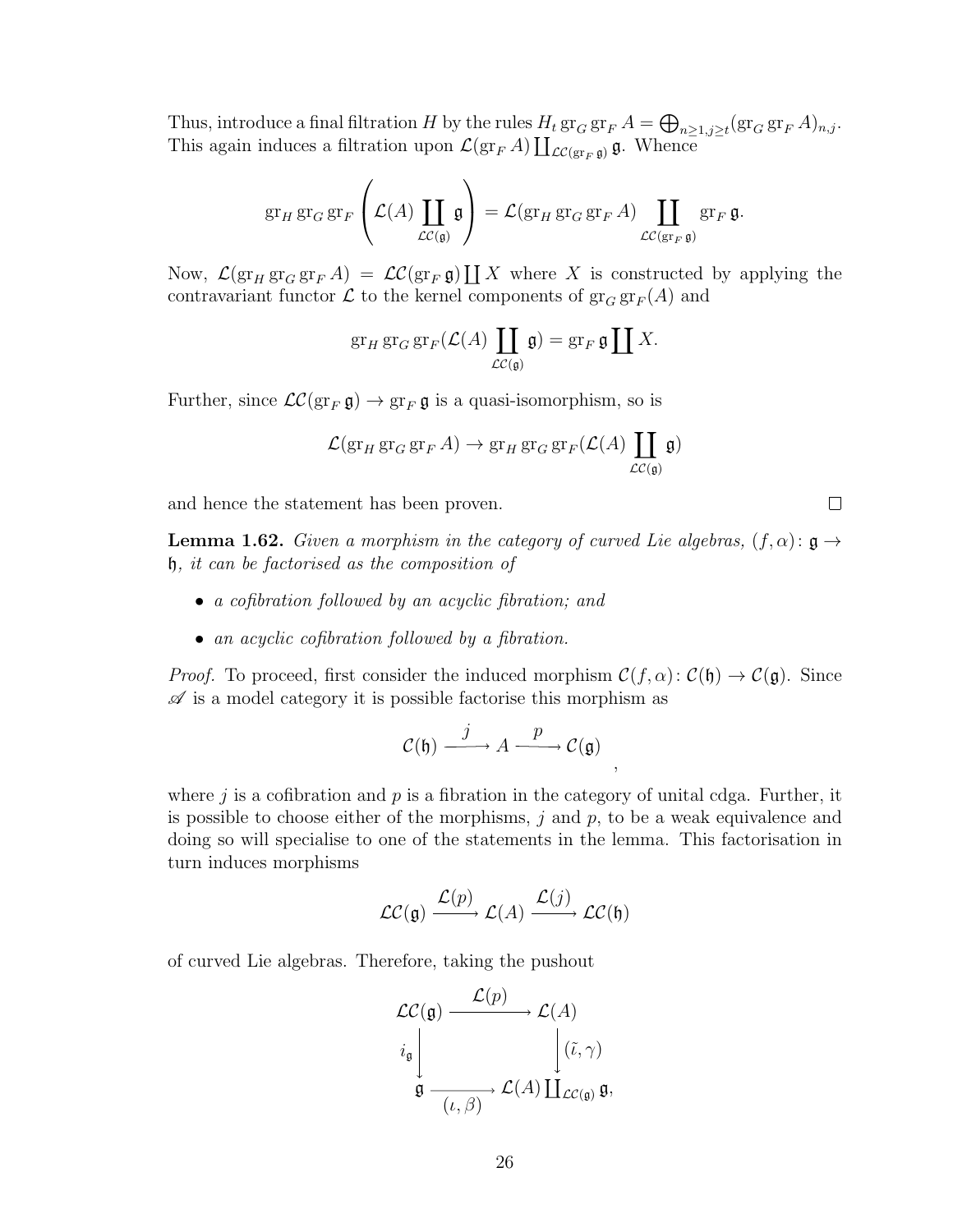Thus, introduce a final filtration $H$ by the rules $H_t \operatorname{gr}_G \operatorname{gr}_F A = \bigoplus_{n\geq 1, j\geq t} (\operatorname{gr}_G \operatorname{gr}_F A)_{n,j}$. This again induces a filtration upon $\mathcal{L}(\operatorname{gr}_F A) \coprod_{\mathcal{LC}(\operatorname{gr}_F \mathfrak{g})} \mathfrak{g}$. Whence

$$\operatorname{gr}_H \operatorname{gr}_G \operatorname{gr}_F \left( \mathcal{L}(A) \coprod_{\mathcal{LC}(\mathfrak{g})} \mathfrak{g} \right) = \mathcal{L}(\operatorname{gr}_H \operatorname{gr}_G \operatorname{gr}_F A) \coprod_{\mathcal{LC}(\operatorname{gr}_F \mathfrak{g})} \operatorname{gr}_F \mathfrak{g}.$$

Now, $\mathcal{L}(\operatorname{gr}_H \operatorname{gr}_G \operatorname{gr}_F A) = \mathcal{LC}(\operatorname{gr}_F \mathfrak{g}) \coprod X$ where $X$ is constructed by applying the contravariant functor $\mathcal{L}$ to the kernel components of $\operatorname{gr}_G \operatorname{gr}_F(A)$ and

$$\operatorname{gr}_H \operatorname{gr}_G \operatorname{gr}_F(\mathcal{L}(A) \coprod_{\mathcal{LC}(\mathfrak{g})} \mathfrak{g}) = \operatorname{gr}_F \mathfrak{g} \coprod X.$$

Further, since $\mathcal{LC}(\operatorname{gr}_F \mathfrak{g}) \to \operatorname{gr}_F \mathfrak{g}$ is a quasi-isomorphism, so is

$$\mathcal{L}(\operatorname{gr}_H \operatorname{gr}_G \operatorname{gr}_F A) \to \operatorname{gr}_H \operatorname{gr}_G \operatorname{gr}_F(\mathcal{L}(A) \coprod_{\mathcal{LC}(\mathfrak{g})} \mathfrak{g})$$

and hence the statement has been proven. □

**Lemma 1.62.** *Given a morphism in the category of curved Lie algebras, $(f, \alpha)\colon \mathfrak{g} \to \mathfrak{h}$, it can be factorised as the composition of*

- *a cofibration followed by an acyclic fibration; and*
- *an acyclic cofibration followed by a fibration.*

*Proof.* To proceed, first consider the induced morphism $\mathcal{C}(f, \alpha)\colon \mathcal{C}(\mathfrak{h}) \to \mathcal{C}(\mathfrak{g})$. Since $\mathscr{A}$ is a model category it is possible factorise this morphism as

$$\mathcal{C}(\mathfrak{h}) \xrightarrow{\ j\ } A \xrightarrow{\ p\ } \mathcal{C}(\mathfrak{g})\ ,$$

where $j$ is a cofibration and $p$ is a fibration in the category of unital cdga. Further, it is possible to choose either of the morphisms, $j$ and $p$, to be a weak equivalence and doing so will specialise to one of the statements in the lemma. This factorisation in turn induces morphisms

$$\mathcal{LC}(\mathfrak{g}) \xrightarrow{\mathcal{L}(p)} \mathcal{L}(A) \xrightarrow{\mathcal{L}(j)} \mathcal{LC}(\mathfrak{h})$$

of curved Lie algebras. Therefore, taking the pushout

$$\begin{array}{ccc}
\mathcal{LC}(\mathfrak{g}) & \xrightarrow{\mathcal{L}(p)} & \mathcal{L}(A) \\
{\scriptstyle i_{\mathfrak{g}}} \downarrow & & \downarrow {\scriptstyle (\tilde{\iota}, \gamma)} \\
\mathfrak{g} & \xrightarrow[(\iota, \beta)]{} & \mathcal{L}(A) \coprod_{\mathcal{LC}(\mathfrak{g})} \mathfrak{g},
\end{array}$$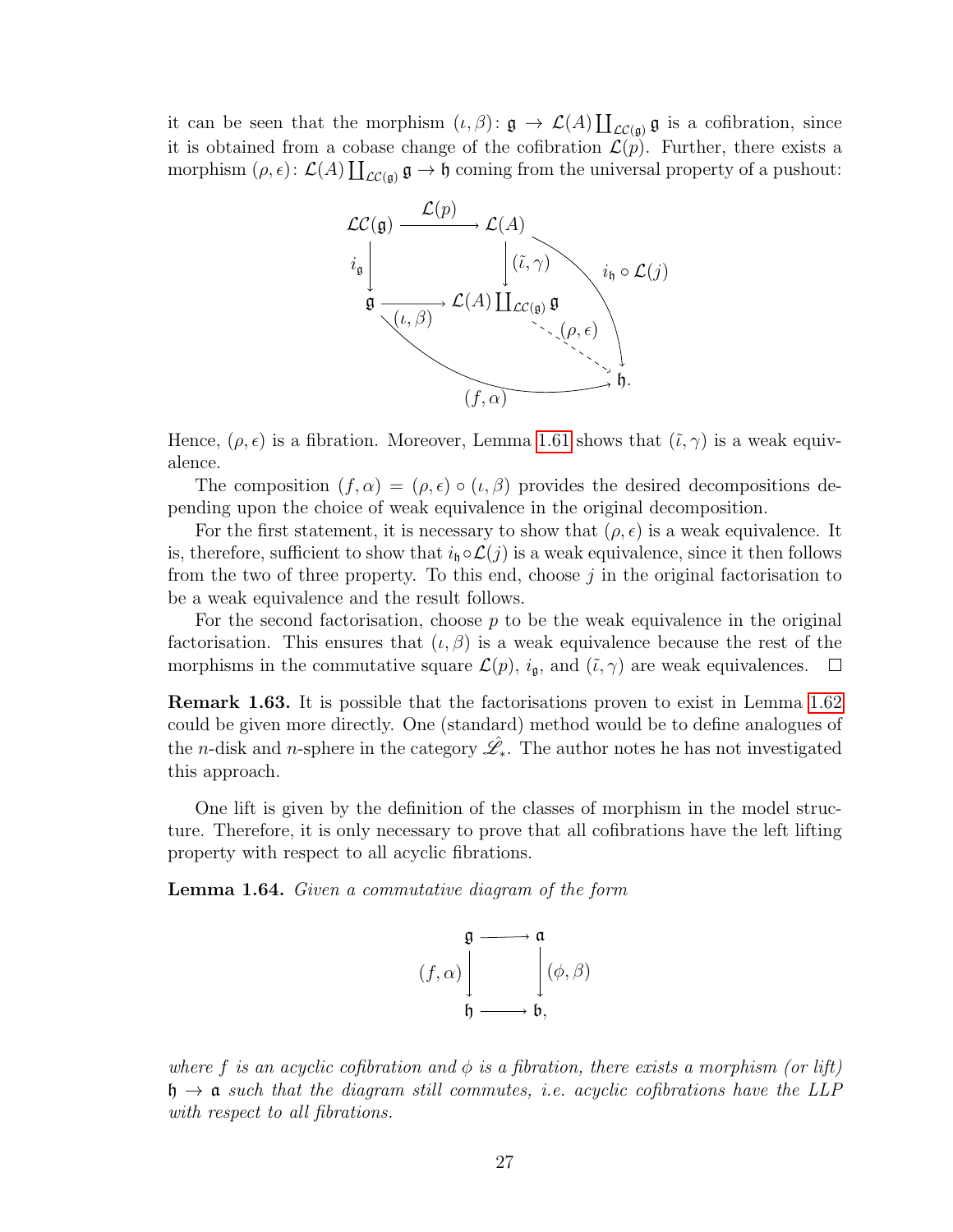it can be seen that the morphism $(\iota, \beta)\colon \mathfrak{g} \to \mathcal{L}(A)\coprod_{\mathcal{LC}(\mathfrak{g})} \mathfrak{g}$ is a cofibration, since it is obtained from a cobase change of the cofibration $\mathcal{L}(p)$. Further, there exists a morphism $(\rho, \epsilon)\colon \mathcal{L}(A)\coprod_{\mathcal{LC}(\mathfrak{g})} \mathfrak{g} \to \mathfrak{h}$ coming from the universal property of a pushout:

$$
\begin{array}{ccc}
\mathcal{LC}(\mathfrak{g}) & \xrightarrow{\mathcal{L}(p)} & \mathcal{L}(A) \\
\downarrow i_{\mathfrak{g}} & & \downarrow (\tilde{\iota}, \gamma) \\
\mathfrak{g} & \xrightarrow{(\iota, \beta)} & \mathcal{L}(A)\coprod_{\mathcal{LC}(\mathfrak{g})} \mathfrak{g} \\
& & \quad \searrow (\rho, \epsilon) \\
& & \qquad \mathfrak{h}.
\end{array}
$$

(with $i_{\mathfrak{h}} \circ \mathcal{L}(j)\colon \mathcal{L}(A) \to \mathfrak{h}$ and $(f, \alpha)\colon \mathfrak{g} \to \mathfrak{h}$)

Hence, $(\rho, \epsilon)$ is a fibration. Moreover, Lemma 1.61 shows that $(\tilde{\iota}, \gamma)$ is a weak equivalence.

The composition $(f, \alpha) = (\rho, \epsilon) \circ (\iota, \beta)$ provides the desired decompositions depending upon the choice of weak equivalence in the original decomposition.

For the first statement, it is necessary to show that $(\rho, \epsilon)$ is a weak equivalence. It is, therefore, sufficient to show that $i_{\mathfrak{h}} \circ \mathcal{L}(j)$ is a weak equivalence, since it then follows from the two of three property. To this end, choose $j$ in the original factorisation to be a weak equivalence and the result follows.

For the second factorisation, choose $p$ to be the weak equivalence in the original factorisation. This ensures that $(\iota, \beta)$ is a weak equivalence because the rest of the morphisms in the commutative square $\mathcal{L}(p)$, $i_{\mathfrak{g}}$, and $(\tilde{\iota}, \gamma)$ are weak equivalences. □

**Remark 1.63.** It is possible that the factorisations proven to exist in Lemma 1.62 could be given more directly. One (standard) method would be to define analogues of the $n$-disk and $n$-sphere in the category $\hat{\mathscr{L}}_*$. The author notes he has not investigated this approach.

One lift is given by the definition of the classes of morphism in the model structure. Therefore, it is only necessary to prove that all cofibrations have the left lifting property with respect to all acyclic fibrations.

**Lemma 1.64.** *Given a commutative diagram of the form*

$$
\begin{array}{ccc}
\mathfrak{g} & \longrightarrow & \mathfrak{a} \\
(f, \alpha) \downarrow & & \downarrow (\phi, \beta) \\
\mathfrak{h} & \longrightarrow & \mathfrak{b},
\end{array}
$$

*where $f$ is an acyclic cofibration and $\phi$ is a fibration, there exists a morphism (or lift) $\mathfrak{h} \to \mathfrak{a}$ such that the diagram still commutes, i.e. acyclic cofibrations have the LLP with respect to all fibrations.*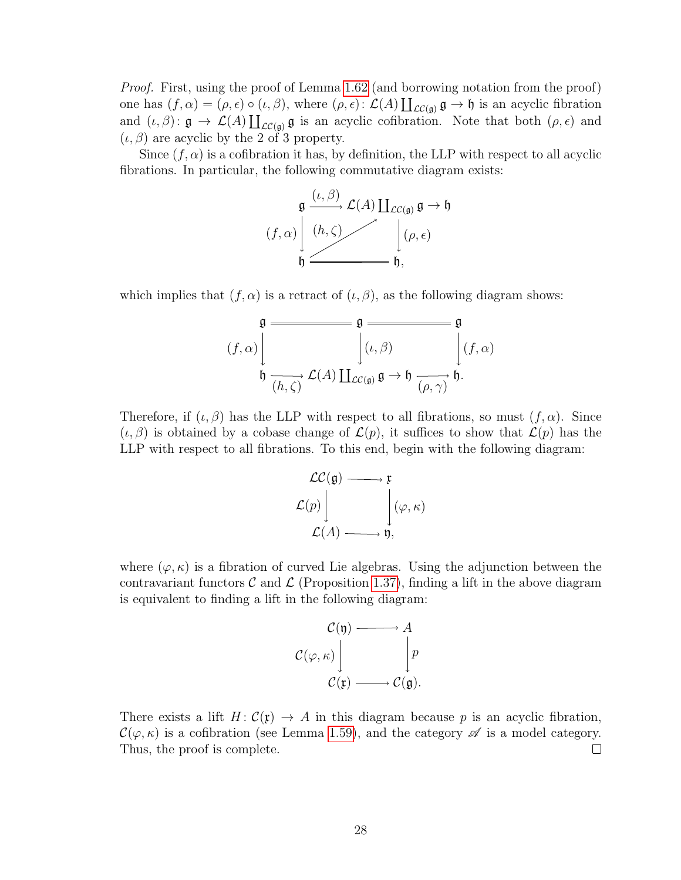*Proof.* First, using the proof of Lemma 1.62 (and borrowing notation from the proof) one has $(f, \alpha) = (\rho, \epsilon) \circ (\iota, \beta)$, where $(\rho, \epsilon) \colon \mathcal{L}(A) \coprod_{\mathcal{LC}(\mathfrak{g})} \mathfrak{g} \to \mathfrak{h}$ is an acyclic fibration and $(\iota, \beta) \colon \mathfrak{g} \to \mathcal{L}(A) \coprod_{\mathcal{LC}(\mathfrak{g})} \mathfrak{g}$ is an acyclic cofibration. Note that both $(\rho, \epsilon)$ and $(\iota, \beta)$ are acyclic by the 2 of 3 property.

Since $(f, \alpha)$ is a cofibration it has, by definition, the LLP with respect to all acyclic fibrations. In particular, the following commutative diagram exists:

$$\begin{array}{ccc}
\mathfrak{g} & \xrightarrow{(\iota, \beta)} & \mathcal{L}(A) \coprod_{\mathcal{LC}(\mathfrak{g})} \mathfrak{g} \to \mathfrak{h} \\
{\scriptstyle (f,\alpha)} \downarrow & \nearrow {\scriptstyle (h, \zeta)} & \downarrow {\scriptstyle (\rho, \epsilon)} \\
\mathfrak{h} & = & \mathfrak{h},
\end{array}$$

which implies that $(f, \alpha)$ is a retract of $(\iota, \beta)$, as the following diagram shows:

$$\begin{array}{ccccc}
\mathfrak{g} & = & \mathfrak{g} & = & \mathfrak{g} \\
{\scriptstyle (f,\alpha)} \downarrow & & \downarrow {\scriptstyle (\iota, \beta)} & & \downarrow {\scriptstyle (f,\alpha)} \\
\mathfrak{h} & \xrightarrow[(h,\zeta)]{} & \mathcal{L}(A) \coprod_{\mathcal{LC}(\mathfrak{g})} \mathfrak{g} \to \mathfrak{h} & \xrightarrow[(\rho,\gamma)]{} & \mathfrak{h}.
\end{array}$$

Therefore, if $(\iota, \beta)$ has the LLP with respect to all fibrations, so must $(f, \alpha)$. Since $(\iota, \beta)$ is obtained by a cobase change of $\mathcal{L}(p)$, it suffices to show that $\mathcal{L}(p)$ has the LLP with respect to all fibrations. To this end, begin with the following diagram:

$$\begin{array}{ccc}
\mathcal{LC}(\mathfrak{g}) & \longrightarrow & \mathfrak{x} \\
{\scriptstyle \mathcal{L}(p)} \downarrow & & \downarrow {\scriptstyle (\varphi, \kappa)} \\
\mathcal{L}(A) & \longrightarrow & \mathfrak{y},
\end{array}$$

where $(\varphi, \kappa)$ is a fibration of curved Lie algebras. Using the adjunction between the contravariant functors $\mathcal{C}$ and $\mathcal{L}$ (Proposition 1.37), finding a lift in the above diagram is equivalent to finding a lift in the following diagram:

$$\begin{array}{ccc}
\mathcal{C}(\mathfrak{y}) & \longrightarrow & A \\
{\scriptstyle \mathcal{C}(\varphi, \kappa)} \downarrow & & \downarrow {\scriptstyle p} \\
\mathcal{C}(\mathfrak{x}) & \longrightarrow & \mathcal{C}(\mathfrak{g}).
\end{array}$$

There exists a lift $H \colon \mathcal{C}(\mathfrak{x}) \to A$ in this diagram because $p$ is an acyclic fibration, $\mathcal{C}(\varphi, \kappa)$ is a cofibration (see Lemma 1.59), and the category $\mathscr{A}$ is a model category. Thus, the proof is complete. $\square$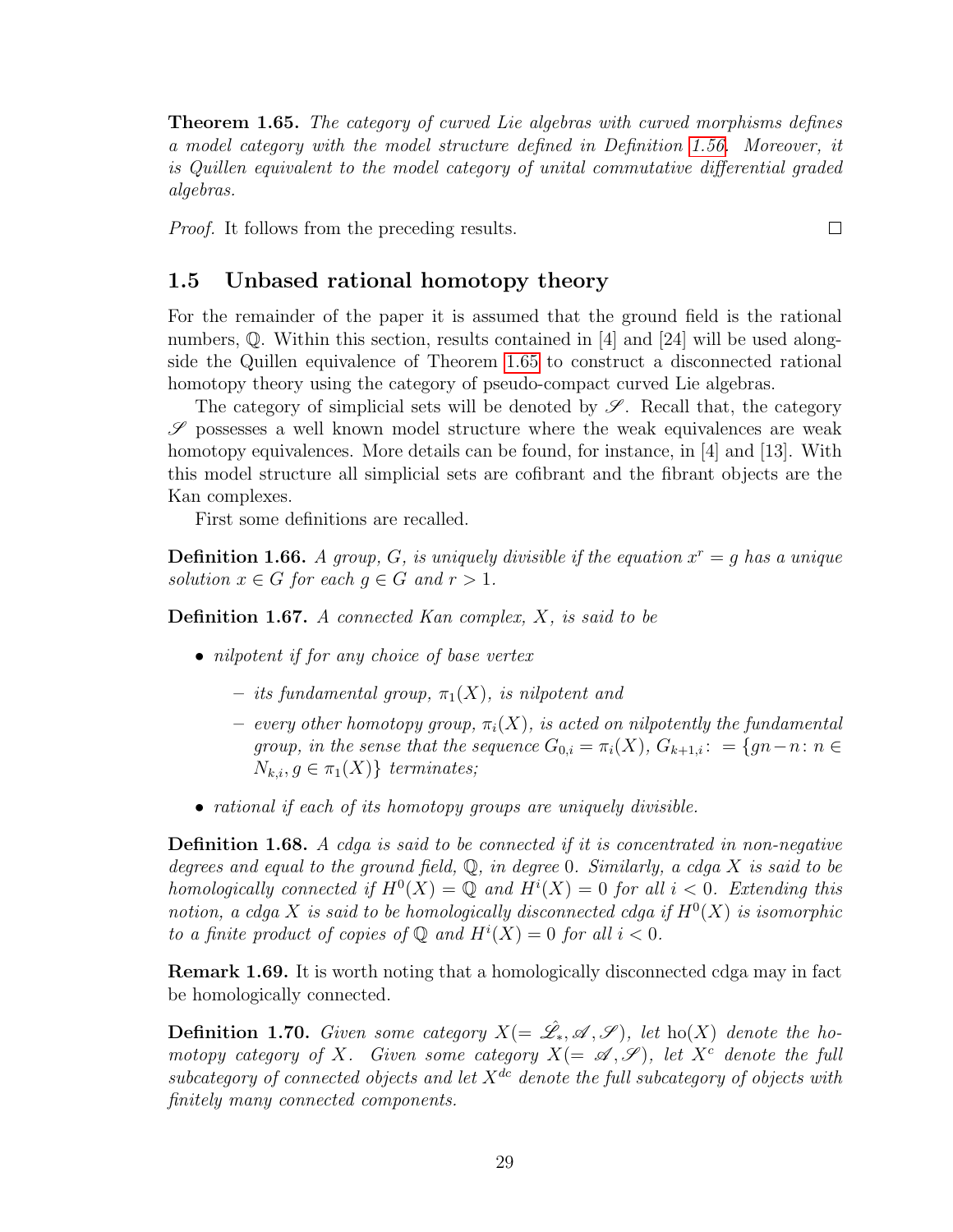**Theorem 1.65.** *The category of curved Lie algebras with curved morphisms defines a model category with the model structure defined in Definition 1.56. Moreover, it is Quillen equivalent to the model category of unital commutative differential graded algebras.*

*Proof.* It follows from the preceding results. □

## 1.5 Unbased rational homotopy theory

For the remainder of the paper it is assumed that the ground field is the rational numbers, $\mathbb{Q}$. Within this section, results contained in [4] and [24] will be used alongside the Quillen equivalence of Theorem 1.65 to construct a disconnected rational homotopy theory using the category of pseudo-compact curved Lie algebras.

The category of simplicial sets will be denoted by $\mathscr{S}$. Recall that, the category $\mathscr{S}$ possesses a well known model structure where the weak equivalences are weak homotopy equivalences. More details can be found, for instance, in [4] and [13]. With this model structure all simplicial sets are cofibrant and the fibrant objects are the Kan complexes.

First some definitions are recalled.

**Definition 1.66.** *A group, $G$, is uniquely divisible if the equation $x^r = g$ has a unique solution $x \in G$ for each $g \in G$ and $r > 1$.*

**Definition 1.67.** *A connected Kan complex, $X$, is said to be*

- *nilpotent if for any choice of base vertex*
  - *its fundamental group, $\pi_1(X)$, is nilpotent and*
  - *every other homotopy group, $\pi_i(X)$, is acted on nilpotently the fundamental group, in the sense that the sequence $G_{0,i} = \pi_i(X)$, $G_{k+1,i} \colon = \{gn - n \colon n \in N_{k,i}, g \in \pi_1(X)\}$ terminates;*
- *rational if each of its homotopy groups are uniquely divisible.*

**Definition 1.68.** *A cdga is said to be connected if it is concentrated in non-negative degrees and equal to the ground field, $\mathbb{Q}$, in degree $0$. Similarly, a cdga $X$ is said to be homologically connected if $H^0(X) = \mathbb{Q}$ and $H^i(X) = 0$ for all $i < 0$. Extending this notion, a cdga $X$ is said to be homologically disconnected cdga if $H^0(X)$ is isomorphic to a finite product of copies of $\mathbb{Q}$ and $H^i(X) = 0$ for all $i < 0$.*

**Remark 1.69.** It is worth noting that a homologically disconnected cdga may in fact be homologically connected.

**Definition 1.70.** *Given some category $X(= \hat{\mathscr{L}}_*, \mathscr{A}, \mathscr{S})$, let $\mathrm{ho}(X)$ denote the homotopy category of $X$. Given some category $X(= \mathscr{A}, \mathscr{S})$, let $X^c$ denote the full subcategory of connected objects and let $X^{dc}$ denote the full subcategory of objects with finitely many connected components.*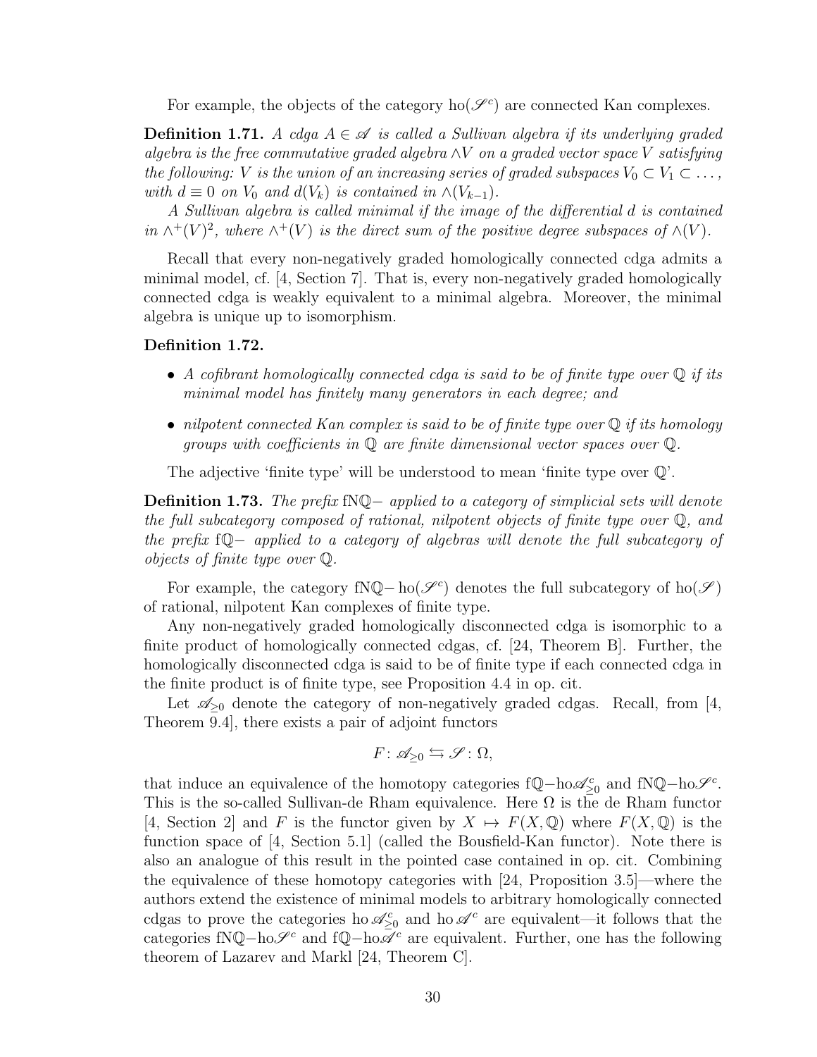For example, the objects of the category $\mathrm{ho}(\mathscr{S}^c)$ are connected Kan complexes.

**Definition 1.71.** *A cdga $A \in \mathscr{A}$ is called a Sullivan algebra if its underlying graded algebra is the free commutative graded algebra $\wedge V$ on a graded vector space $V$ satisfying the following: $V$ is the union of an increasing series of graded subspaces $V_0 \subset V_1 \subset \dots$, with $d \equiv 0$ on $V_0$ and $d(V_k)$ is contained in $\wedge(V_{k-1})$.*

*A Sullivan algebra is called minimal if the image of the differential $d$ is contained in $\wedge^+(V)^2$, where $\wedge^+(V)$ is the direct sum of the positive degree subspaces of $\wedge(V)$.*

Recall that every non-negatively graded homologically connected cdga admits a minimal model, cf. [4, Section 7]. That is, every non-negatively graded homologically connected cdga is weakly equivalent to a minimal algebra. Moreover, the minimal algebra is unique up to isomorphism.

**Definition 1.72.**

- *A cofibrant homologically connected cdga is said to be of finite type over $\mathbb{Q}$ if its minimal model has finitely many generators in each degree; and*
- *nilpotent connected Kan complex is said to be of finite type over $\mathbb{Q}$ if its homology groups with coefficients in $\mathbb{Q}$ are finite dimensional vector spaces over $\mathbb{Q}$.*

The adjective 'finite type' will be understood to mean 'finite type over $\mathbb{Q}$'.

**Definition 1.73.** *The prefix $\mathrm{fN}\mathbb{Q}-$ applied to a category of simplicial sets will denote the full subcategory composed of rational, nilpotent objects of finite type over $\mathbb{Q}$, and the prefix $\mathrm{f}\mathbb{Q}-$ applied to a category of algebras will denote the full subcategory of objects of finite type over $\mathbb{Q}$.*

For example, the category $\mathrm{fN}\mathbb{Q}\mathrm{-\,ho}(\mathscr{S}^c)$ denotes the full subcategory of $\mathrm{ho}(\mathscr{S})$ of rational, nilpotent Kan complexes of finite type.

Any non-negatively graded homologically disconnected cdga is isomorphic to a finite product of homologically connected cdgas, cf. [24, Theorem B]. Further, the homologically disconnected cdga is said to be of finite type if each connected cdga in the finite product is of finite type, see Proposition 4.4 in op. cit.

Let $\mathscr{A}_{\geq 0}$ denote the category of non-negatively graded cdgas. Recall, from [4, Theorem 9.4], there exists a pair of adjoint functors

$$F \colon \mathscr{A}_{\geq 0} \leftrightarrows \mathscr{S} \colon \Omega,$$

that induce an equivalence of the homotopy categories $\mathrm{f}\mathbb{Q}\mathrm{-ho}\mathscr{A}^c_{\geq 0}$ and $\mathrm{fN}\mathbb{Q}\mathrm{-ho}\mathscr{S}^c$. This is the so-called Sullivan-de Rham equivalence. Here $\Omega$ is the de Rham functor [4, Section 2] and $F$ is the functor given by $X \mapsto F(X, \mathbb{Q})$ where $F(X, \mathbb{Q})$ is the function space of [4, Section 5.1] (called the Bousfield-Kan functor). Note there is also an analogue of this result in the pointed case contained in op. cit. Combining the equivalence of these homotopy categories with [24, Proposition 3.5]—where the authors extend the existence of minimal models to arbitrary homologically connected cdgas to prove the categories $\mathrm{ho}\,\mathscr{A}^c_{\geq 0}$ and $\mathrm{ho}\,\mathscr{A}^c$ are equivalent—it follows that the categories $\mathrm{fN}\mathbb{Q}\mathrm{-ho}\mathscr{S}^c$ and $\mathrm{f}\mathbb{Q}\mathrm{-ho}\mathscr{A}^c$ are equivalent. Further, one has the following theorem of Lazarev and Markl [24, Theorem C].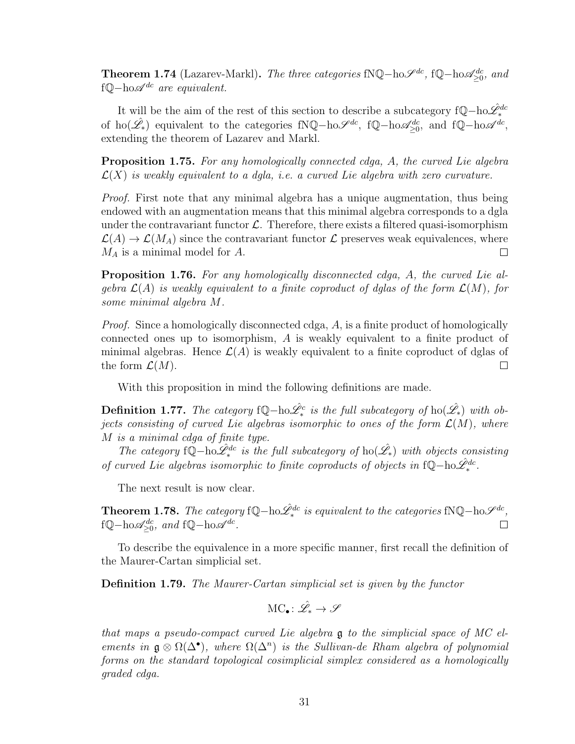**Theorem 1.74** (Lazarev-Markl)**.** *The three categories* $\mathrm{fN}\mathbb{Q}\mathrm{-ho}\mathscr{S}^{dc}$*,* $\mathrm{f}\mathbb{Q}\mathrm{-ho}\mathscr{A}^{dc}_{\geq 0}$*, and* $\mathrm{f}\mathbb{Q}\mathrm{-ho}\mathscr{A}^{dc}$ *are equivalent.*

It will be the aim of the rest of this section to describe a subcategory $\mathrm{f}\mathbb{Q}\mathrm{-ho}\hat{\mathscr{L}}^{dc}_*$ of $\mathrm{ho}(\hat{\mathscr{L}}_*)$ equivalent to the categories $\mathrm{fN}\mathbb{Q}\mathrm{-ho}\mathscr{S}^{dc}$, $\mathrm{f}\mathbb{Q}\mathrm{-ho}\mathscr{A}^{dc}_{\geq 0}$, and $\mathrm{f}\mathbb{Q}\mathrm{-ho}\mathscr{A}^{dc}$, extending the theorem of Lazarev and Markl.

**Proposition 1.75.** *For any homologically connected cdga, A, the curved Lie algebra* $\mathcal{L}(X)$ *is weakly equivalent to a dgla, i.e. a curved Lie algebra with zero curvature.*

*Proof.* First note that any minimal algebra has a unique augmentation, thus being endowed with an augmentation means that this minimal algebra corresponds to a dgla under the contravariant functor $\mathcal{L}$. Therefore, there exists a filtered quasi-isomorphism $\mathcal{L}(A) \to \mathcal{L}(M_A)$ since the contravariant functor $\mathcal{L}$ preserves weak equivalences, where $M_A$ is a minimal model for $A$. □

**Proposition 1.76.** *For any homologically disconnected cdga, A, the curved Lie algebra* $\mathcal{L}(A)$ *is weakly equivalent to a finite coproduct of dglas of the form* $\mathcal{L}(M)$*, for some minimal algebra* $M$*.*

*Proof.* Since a homologically disconnected cdga, $A$, is a finite product of homologically connected ones up to isomorphism, $A$ is weakly equivalent to a finite product of minimal algebras. Hence $\mathcal{L}(A)$ is weakly equivalent to a finite coproduct of dglas of the form $\mathcal{L}(M)$. □

With this proposition in mind the following definitions are made.

**Definition 1.77.** *The category* $\mathrm{f}\mathbb{Q}\mathrm{-ho}\hat{\mathscr{L}}^{c}_*$ *is the full subcategory of* $\mathrm{ho}(\hat{\mathscr{L}}_*)$ *with objects consisting of curved Lie algebras isomorphic to ones of the form* $\mathcal{L}(M)$*, where* $M$ *is a minimal cdga of finite type.*

*The category* $\mathrm{f}\mathbb{Q}\mathrm{-ho}\hat{\mathscr{L}}^{dc}_*$ *is the full subcategory of* $\mathrm{ho}(\hat{\mathscr{L}}_*)$ *with objects consisting of curved Lie algebras isomorphic to finite coproducts of objects in* $\mathrm{f}\mathbb{Q}\mathrm{-ho}\hat{\mathscr{L}}^{dc}_*$*.*

The next result is now clear.

**Theorem 1.78.** *The category* $\mathrm{f}\mathbb{Q}\mathrm{-ho}\hat{\mathscr{L}}^{dc}_*$ *is equivalent to the categories* $\mathrm{fN}\mathbb{Q}\mathrm{-ho}\mathscr{S}^{dc}$*,* $\mathrm{f}\mathbb{Q}\mathrm{-ho}\mathscr{A}^{dc}_{\geq 0}$*, and* $\mathrm{f}\mathbb{Q}\mathrm{-ho}\mathscr{A}^{dc}$*.* □

To describe the equivalence in a more specific manner, first recall the definition of the Maurer-Cartan simplicial set.

**Definition 1.79.** *The Maurer-Cartan simplicial set is given by the functor*

$$\mathrm{MC}_\bullet \colon \hat{\mathscr{L}}_* \to \mathscr{S}$$

*that maps a pseudo-compact curved Lie algebra* $\mathfrak{g}$ *to the simplicial space of MC elements in* $\mathfrak{g} \otimes \Omega(\Delta^\bullet)$*, where* $\Omega(\Delta^n)$ *is the Sullivan-de Rham algebra of polynomial forms on the standard topological cosimplicial simplex considered as a homologically graded cdga.*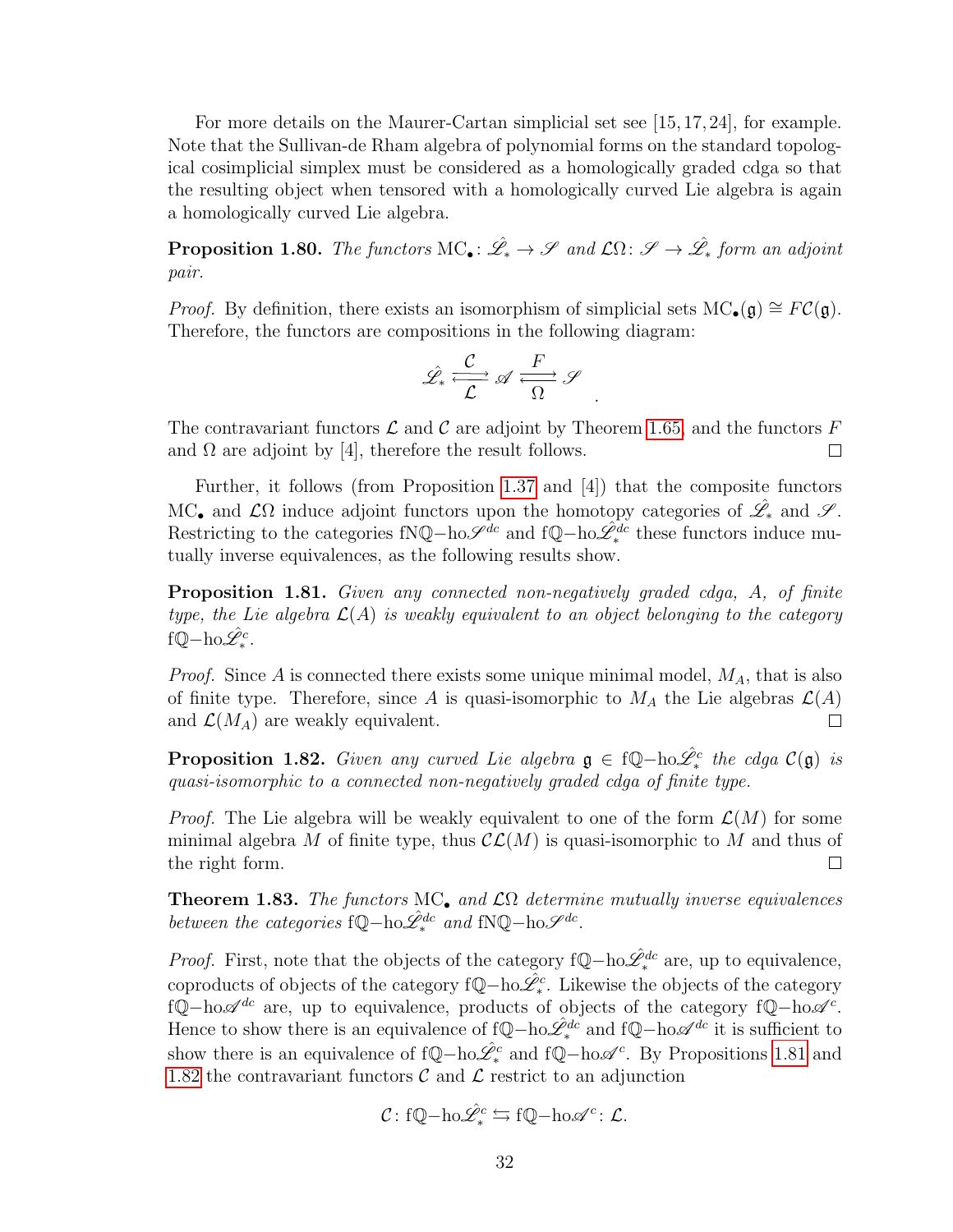For more details on the Maurer-Cartan simplicial set see [15, 17, 24], for example. Note that the Sullivan-de Rham algebra of polynomial forms on the standard topological cosimplicial simplex must be considered as a homologically graded cdga so that the resulting object when tensored with a homologically curved Lie algebra is again a homologically curved Lie algebra.

**Proposition 1.80.** *The functors* $\mathrm{MC}_\bullet \colon \hat{\mathscr{L}}_* \to \mathscr{S}$ *and* $\mathcal{L}\Omega \colon \mathscr{S} \to \hat{\mathscr{L}}_*$ *form an adjoint pair.*

*Proof.* By definition, there exists an isomorphism of simplicial sets $\mathrm{MC}_\bullet(\mathfrak{g}) \cong F\mathcal{C}(\mathfrak{g})$. Therefore, the functors are compositions in the following diagram:

$$\hat{\mathscr{L}}_* \underset{\mathcal{L}}{\overset{\mathcal{C}}{\rightleftarrows}} \mathscr{A} \underset{\Omega}{\overset{F}{\rightleftarrows}} \mathscr{S} \quad .$$

The contravariant functors $\mathcal{L}$ and $\mathcal{C}$ are adjoint by Theorem 1.65, and the functors $F$ and $\Omega$ are adjoint by [4], therefore the result follows. $\square$

Further, it follows (from Proposition 1.37 and [4]) that the composite functors $\mathrm{MC}_\bullet$ and $\mathcal{L}\Omega$ induce adjoint functors upon the homotopy categories of $\hat{\mathscr{L}}_*$ and $\mathscr{S}$. Restricting to the categories $\mathrm{fN}\mathbb{Q}{-}\mathrm{ho}\mathscr{S}^{dc}$ and $\mathrm{f}\mathbb{Q}{-}\mathrm{ho}\hat{\mathscr{L}}_*^{dc}$ these functors induce mutually inverse equivalences, as the following results show.

**Proposition 1.81.** *Given any connected non-negatively graded cdga, $A$, of finite type, the Lie algebra $\mathcal{L}(A)$ is weakly equivalent to an object belonging to the category* $\mathrm{f}\mathbb{Q}{-}\mathrm{ho}\hat{\mathscr{L}}_*^c$.

*Proof.* Since $A$ is connected there exists some unique minimal model, $M_A$, that is also of finite type. Therefore, since $A$ is quasi-isomorphic to $M_A$ the Lie algebras $\mathcal{L}(A)$ and $\mathcal{L}(M_A)$ are weakly equivalent. $\square$

**Proposition 1.82.** *Given any curved Lie algebra* $\mathfrak{g} \in \mathrm{f}\mathbb{Q}{-}\mathrm{ho}\hat{\mathscr{L}}_*^c$ *the cdga* $\mathcal{C}(\mathfrak{g})$ *is quasi-isomorphic to a connected non-negatively graded cdga of finite type.*

*Proof.* The Lie algebra will be weakly equivalent to one of the form $\mathcal{L}(M)$ for some minimal algebra $M$ of finite type, thus $\mathcal{C}\mathcal{L}(M)$ is quasi-isomorphic to $M$ and thus of the right form. $\square$

**Theorem 1.83.** *The functors* $\mathrm{MC}_\bullet$ *and* $\mathcal{L}\Omega$ *determine mutually inverse equivalences between the categories* $\mathrm{f}\mathbb{Q}{-}\mathrm{ho}\hat{\mathscr{L}}_*^{dc}$ *and* $\mathrm{fN}\mathbb{Q}{-}\mathrm{ho}\mathscr{S}^{dc}$.

*Proof.* First, note that the objects of the category $\mathrm{f}\mathbb{Q}{-}\mathrm{ho}\hat{\mathscr{L}}_*^{dc}$ are, up to equivalence, coproducts of objects of the category $\mathrm{f}\mathbb{Q}{-}\mathrm{ho}\hat{\mathscr{L}}_*^c$. Likewise the objects of the category $\mathrm{f}\mathbb{Q}{-}\mathrm{ho}\mathscr{A}^{dc}$ are, up to equivalence, products of objects of the category $\mathrm{f}\mathbb{Q}{-}\mathrm{ho}\mathscr{A}^c$. Hence to show there is an equivalence of $\mathrm{f}\mathbb{Q}{-}\mathrm{ho}\hat{\mathscr{L}}_*^{dc}$ and $\mathrm{f}\mathbb{Q}{-}\mathrm{ho}\mathscr{A}^{dc}$ it is sufficient to show there is an equivalence of $\mathrm{f}\mathbb{Q}{-}\mathrm{ho}\hat{\mathscr{L}}_*^c$ and $\mathrm{f}\mathbb{Q}{-}\mathrm{ho}\mathscr{A}^c$. By Propositions 1.81 and 1.82 the contravariant functors $\mathcal{C}$ and $\mathcal{L}$ restrict to an adjunction

$$\mathcal{C} \colon \mathrm{f}\mathbb{Q}{-}\mathrm{ho}\hat{\mathscr{L}}_*^c \leftrightarrows \mathrm{f}\mathbb{Q}{-}\mathrm{ho}\mathscr{A}^c \colon \mathcal{L}.$$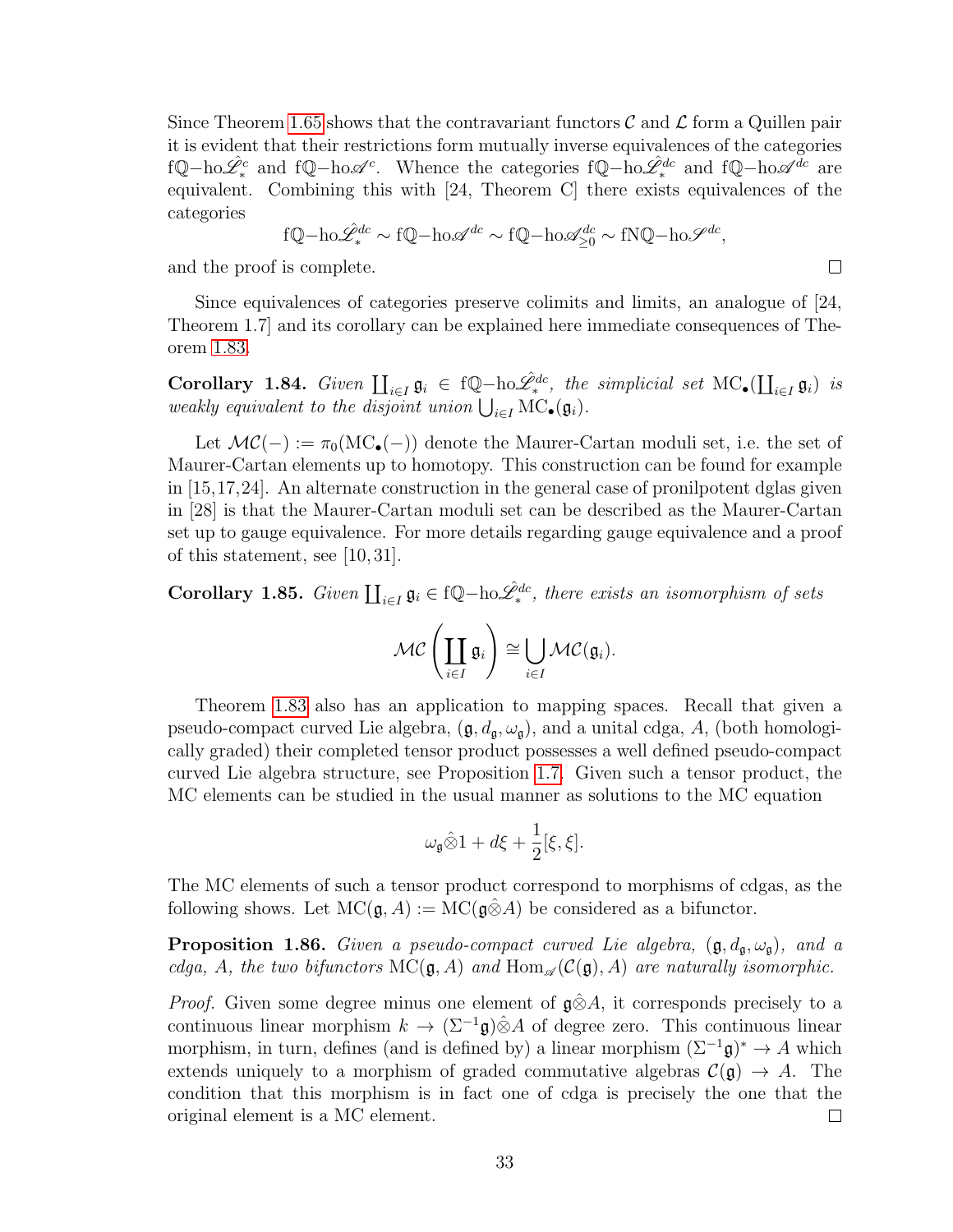Since Theorem 1.65 shows that the contravariant functors $\mathcal{C}$ and $\mathcal{L}$ form a Quillen pair it is evident that their restrictions form mutually inverse equivalences of the categories $\mathrm{f}\mathbb{Q}\text{−ho}\hat{\mathscr{L}}_*^c$ and $\mathrm{f}\mathbb{Q}\text{−ho}\mathscr{A}^c$. Whence the categories $\mathrm{f}\mathbb{Q}\text{−ho}\hat{\mathscr{L}}_*^{dc}$ and $\mathrm{f}\mathbb{Q}\text{−ho}\mathscr{A}^{dc}$ are equivalent. Combining this with [24, Theorem C] there exists equivalences of the categories

$$\mathrm{f}\mathbb{Q}\text{−ho}\hat{\mathscr{L}}_*^{dc} \sim \mathrm{f}\mathbb{Q}\text{−ho}\mathscr{A}^{dc} \sim \mathrm{f}\mathbb{Q}\text{−ho}\mathscr{A}_{\geq 0}^{dc} \sim \mathrm{fN}\mathbb{Q}\text{−ho}\mathscr{S}^{dc},$$

and the proof is complete. □

Since equivalences of categories preserve colimits and limits, an analogue of [24, Theorem 1.7] and its corollary can be explained here immediate consequences of Theorem 1.83.

**Corollary 1.84.** *Given $\coprod_{i\in I}\mathfrak{g}_i \in \mathrm{f}\mathbb{Q}\text{−ho}\hat{\mathscr{L}}_*^{dc}$, the simplicial set $\mathrm{MC}_\bullet(\coprod_{i\in I}\mathfrak{g}_i)$ is weakly equivalent to the disjoint union $\bigcup_{i\in I}\mathrm{MC}_\bullet(\mathfrak{g}_i)$.*

Let $\mathcal{MC}(-) := \pi_0(\mathrm{MC}_\bullet(-))$ denote the Maurer-Cartan moduli set, i.e. the set of Maurer-Cartan elements up to homotopy. This construction can be found for example in [15,17,24]. An alternate construction in the general case of pronilpotent dglas given in [28] is that the Maurer-Cartan moduli set can be described as the Maurer-Cartan set up to gauge equivalence. For more details regarding gauge equivalence and a proof of this statement, see [10, 31].

**Corollary 1.85.** *Given $\coprod_{i\in I}\mathfrak{g}_i \in \mathrm{f}\mathbb{Q}\text{−ho}\hat{\mathscr{L}}_*^{dc}$, there exists an isomorphism of sets*

$$\mathcal{MC}\left(\coprod_{i\in I}\mathfrak{g}_i\right) \cong \bigcup_{i\in I}\mathcal{MC}(\mathfrak{g}_i).$$

Theorem 1.83 also has an application to mapping spaces. Recall that given a pseudo-compact curved Lie algebra, $(\mathfrak{g}, d_\mathfrak{g}, \omega_\mathfrak{g})$, and a unital cdga, $A$, (both homologically graded) their completed tensor product possesses a well defined pseudo-compact curved Lie algebra structure, see Proposition 1.7. Given such a tensor product, the MC elements can be studied in the usual manner as solutions to the MC equation

$$\omega_\mathfrak{g}\hat{\otimes}1 + d\xi + \frac{1}{2}[\xi, \xi].$$

The MC elements of such a tensor product correspond to morphisms of cdgas, as the following shows. Let $\mathrm{MC}(\mathfrak{g}, A) := \mathrm{MC}(\mathfrak{g}\hat{\otimes}A)$ be considered as a bifunctor.

**Proposition 1.86.** *Given a pseudo-compact curved Lie algebra, $(\mathfrak{g}, d_\mathfrak{g}, \omega_\mathfrak{g})$, and a cdga, $A$, the two bifunctors $\mathrm{MC}(\mathfrak{g}, A)$ and $\mathrm{Hom}_{\mathscr{A}}(\mathcal{C}(\mathfrak{g}), A)$ are naturally isomorphic.*

*Proof.* Given some degree minus one element of $\mathfrak{g}\hat{\otimes}A$, it corresponds precisely to a continuous linear morphism $k \to (\Sigma^{-1}\mathfrak{g})\hat{\otimes}A$ of degree zero. This continuous linear morphism, in turn, defines (and is defined by) a linear morphism $(\Sigma^{-1}\mathfrak{g})^* \to A$ which extends uniquely to a morphism of graded commutative algebras $\mathcal{C}(\mathfrak{g}) \to A$. The condition that this morphism is in fact one of cdga is precisely the one that the original element is a MC element. □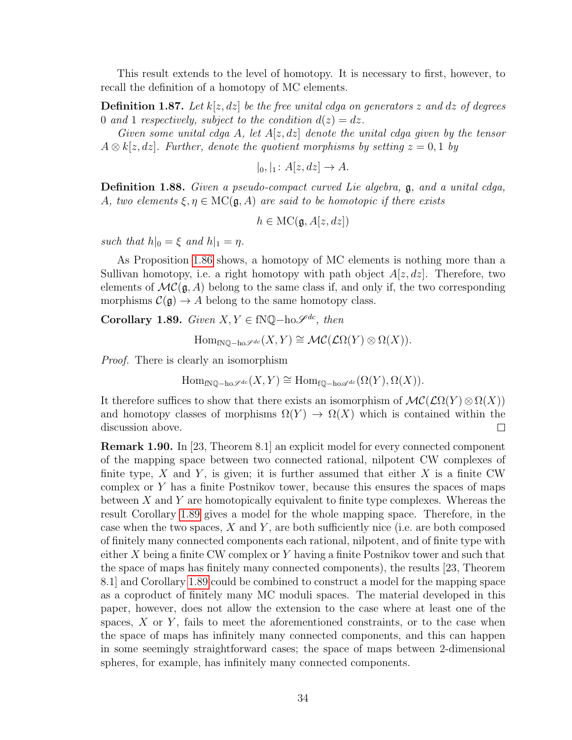This result extends to the level of homotopy. It is necessary to first, however, to recall the definition of a homotopy of MC elements.

**Definition 1.87.** *Let $k[z, dz]$ be the free unital cdga on generators $z$ and $dz$ of degrees 0 and 1 respectively, subject to the condition $d(z) = dz$.*

*Given some unital cdga $A$, let $A[z, dz]$ denote the unital cdga given by the tensor $A \otimes k[z, dz]$. Further, denote the quotient morphisms by setting $z = 0, 1$ by*

$$|_0, |_1 \colon A[z, dz] \to A.$$

**Definition 1.88.** *Given a pseudo-compact curved Lie algebra, $\mathfrak{g}$, and a unital cdga, $A$, two elements $\xi, \eta \in \mathrm{MC}(\mathfrak{g}, A)$ are said to be homotopic if there exists*

$$h \in \mathrm{MC}(\mathfrak{g}, A[z, dz])$$

*such that $h|_0 = \xi$ and $h|_1 = \eta$.*

As Proposition 1.86 shows, a homotopy of MC elements is nothing more than a Sullivan homotopy, i.e. a right homotopy with path object $A[z, dz]$. Therefore, two elements of $\mathcal{MC}(\mathfrak{g}, A)$ belong to the same class if, and only if, the two corresponding morphisms $\mathcal{C}(\mathfrak{g}) \to A$ belong to the same homotopy class.

**Corollary 1.89.** *Given $X, Y \in \mathrm{fN}\mathbb{Q}{-}\mathrm{ho}\mathscr{S}^{dc}$, then*

$$\mathrm{Hom}_{\mathrm{fN}\mathbb{Q}-\mathrm{ho}\mathscr{S}^{dc}}(X, Y) \cong \mathcal{MC}(\mathcal{L}\Omega(Y) \otimes \Omega(X)).$$

*Proof.* There is clearly an isomorphism

$$\mathrm{Hom}_{\mathrm{fN}\mathbb{Q}-\mathrm{ho}\mathscr{S}^{dc}}(X, Y) \cong \mathrm{Hom}_{\mathrm{f}\mathbb{Q}-\mathrm{ho}\mathscr{A}^{dc}}(\Omega(Y), \Omega(X)).$$

It therefore suffices to show that there exists an isomorphism of $\mathcal{MC}(\mathcal{L}\Omega(Y) \otimes \Omega(X))$ and homotopy classes of morphisms $\Omega(Y) \to \Omega(X)$ which is contained within the discussion above. $\square$

**Remark 1.90.** In [23, Theorem 8.1] an explicit model for every connected component of the mapping space between two connected rational, nilpotent CW complexes of finite type, $X$ and $Y$, is given; it is further assumed that either $X$ is a finite CW complex or $Y$ has a finite Postnikov tower, because this ensures the spaces of maps between $X$ and $Y$ are homotopically equivalent to finite type complexes. Whereas the result Corollary 1.89 gives a model for the whole mapping space. Therefore, in the case when the two spaces, $X$ and $Y$, are both sufficiently nice (i.e. are both composed of finitely many connected components each rational, nilpotent, and of finite type with either $X$ being a finite CW complex or $Y$ having a finite Postnikov tower and such that the space of maps has finitely many connected components), the results [23, Theorem 8.1] and Corollary 1.89 could be combined to construct a model for the mapping space as a coproduct of finitely many MC moduli spaces. The material developed in this paper, however, does not allow the extension to the case where at least one of the spaces, $X$ or $Y$, fails to meet the aforementioned constraints, or to the case when the space of maps has infinitely many connected components, and this can happen in some seemingly straightforward cases; the space of maps between 2-dimensional spheres, for example, has infinitely many connected components.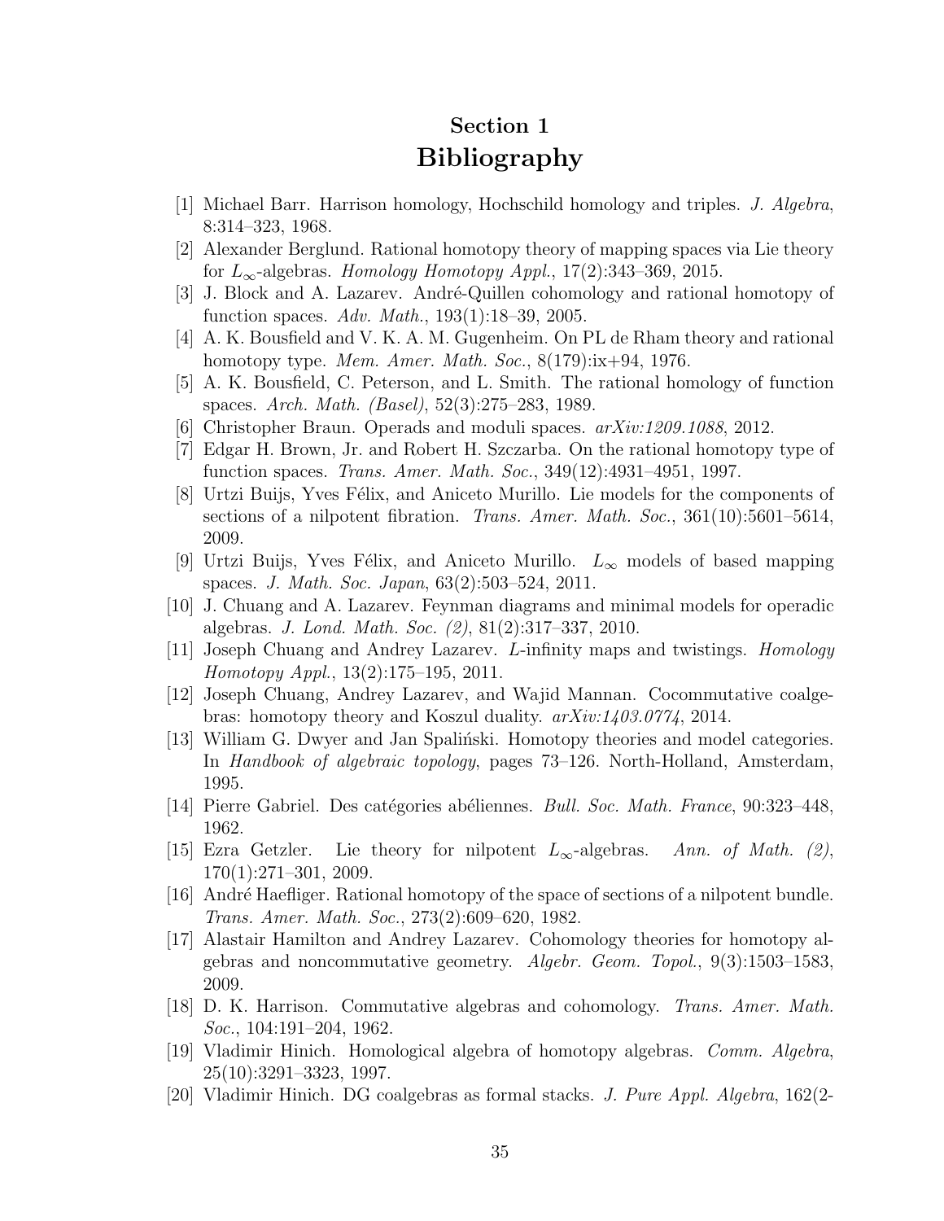## Section 1
# Bibliography

[1] Michael Barr. Harrison homology, Hochschild homology and triples. *J. Algebra*, 8:314–323, 1968.

[2] Alexander Berglund. Rational homotopy theory of mapping spaces via Lie theory for $L_\infty$-algebras. *Homology Homotopy Appl.*, 17(2):343–369, 2015.

[3] J. Block and A. Lazarev. André-Quillen cohomology and rational homotopy of function spaces. *Adv. Math.*, 193(1):18–39, 2005.

[4] A. K. Bousfield and V. K. A. M. Gugenheim. On PL de Rham theory and rational homotopy type. *Mem. Amer. Math. Soc.*, 8(179):ix+94, 1976.

[5] A. K. Bousfield, C. Peterson, and L. Smith. The rational homology of function spaces. *Arch. Math. (Basel)*, 52(3):275–283, 1989.

[6] Christopher Braun. Operads and moduli spaces. *arXiv:1209.1088*, 2012.

[7] Edgar H. Brown, Jr. and Robert H. Szczarba. On the rational homotopy type of function spaces. *Trans. Amer. Math. Soc.*, 349(12):4931–4951, 1997.

[8] Urtzi Buijs, Yves Félix, and Aniceto Murillo. Lie models for the components of sections of a nilpotent fibration. *Trans. Amer. Math. Soc.*, 361(10):5601–5614, 2009.

[9] Urtzi Buijs, Yves Félix, and Aniceto Murillo. $L_\infty$ models of based mapping spaces. *J. Math. Soc. Japan*, 63(2):503–524, 2011.

[10] J. Chuang and A. Lazarev. Feynman diagrams and minimal models for operadic algebras. *J. Lond. Math. Soc. (2)*, 81(2):317–337, 2010.

[11] Joseph Chuang and Andrey Lazarev. L-infinity maps and twistings. *Homology Homotopy Appl.*, 13(2):175–195, 2011.

[12] Joseph Chuang, Andrey Lazarev, and Wajid Mannan. Cocommutative coalgebras: homotopy theory and Koszul duality. *arXiv:1403.0774*, 2014.

[13] William G. Dwyer and Jan Spaliński. Homotopy theories and model categories. In *Handbook of algebraic topology*, pages 73–126. North-Holland, Amsterdam, 1995.

[14] Pierre Gabriel. Des catégories abéliennes. *Bull. Soc. Math. France*, 90:323–448, 1962.

[15] Ezra Getzler. Lie theory for nilpotent $L_\infty$-algebras. *Ann. of Math. (2)*, 170(1):271–301, 2009.

[16] André Haefliger. Rational homotopy of the space of sections of a nilpotent bundle. *Trans. Amer. Math. Soc.*, 273(2):609–620, 1982.

[17] Alastair Hamilton and Andrey Lazarev. Cohomology theories for homotopy algebras and noncommutative geometry. *Algebr. Geom. Topol.*, 9(3):1503–1583, 2009.

[18] D. K. Harrison. Commutative algebras and cohomology. *Trans. Amer. Math. Soc.*, 104:191–204, 1962.

[19] Vladimir Hinich. Homological algebra of homotopy algebras. *Comm. Algebra*, 25(10):3291–3323, 1997.

[20] Vladimir Hinich. DG coalgebras as formal stacks. *J. Pure Appl. Algebra*, 162(2-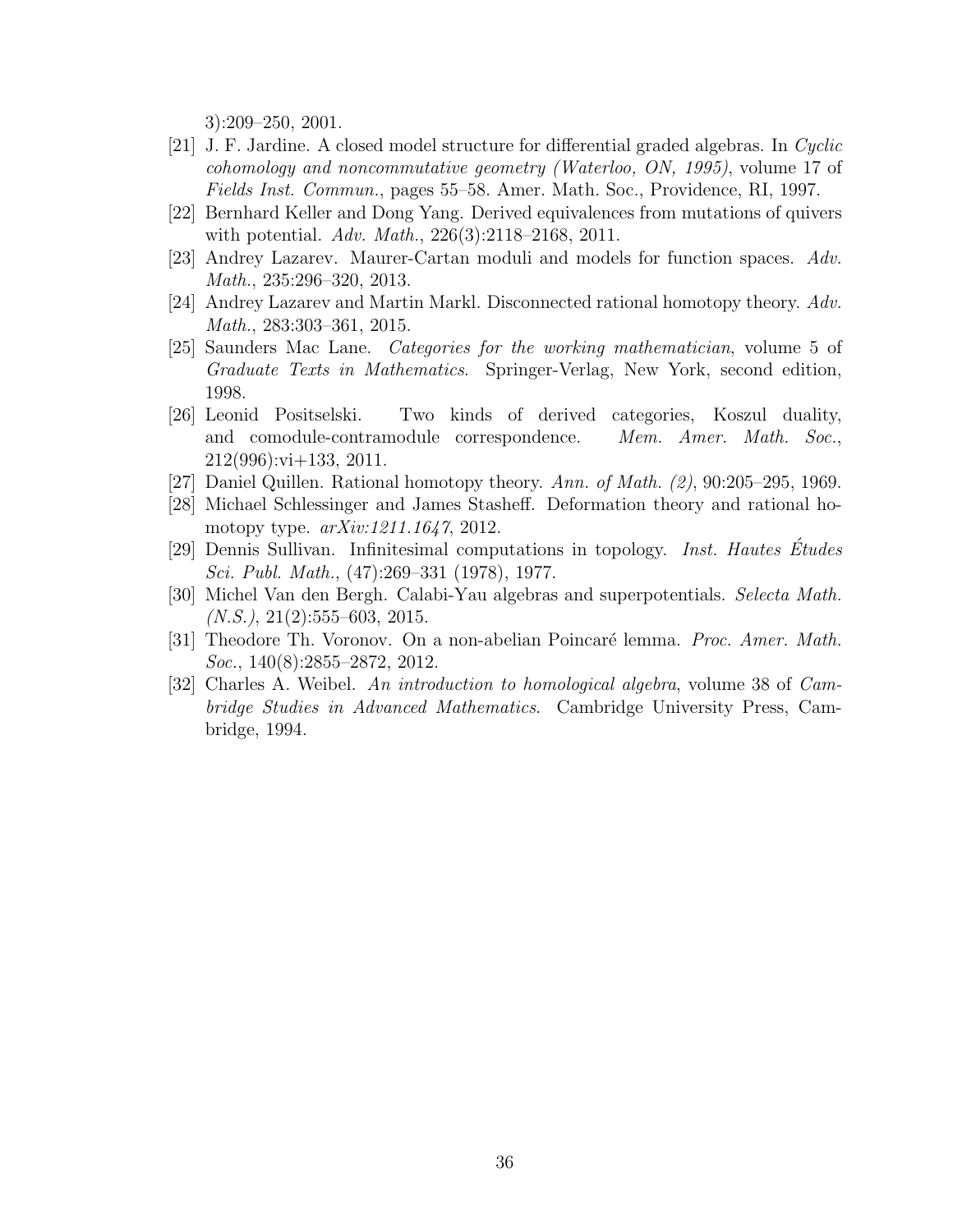3):209–250, 2001.

[21] J. F. Jardine. A closed model structure for differential graded algebras. In *Cyclic cohomology and noncommutative geometry (Waterloo, ON, 1995)*, volume 17 of *Fields Inst. Commun.*, pages 55–58. Amer. Math. Soc., Providence, RI, 1997.

[22] Bernhard Keller and Dong Yang. Derived equivalences from mutations of quivers with potential. *Adv. Math.*, 226(3):2118–2168, 2011.

[23] Andrey Lazarev. Maurer-Cartan moduli and models for function spaces. *Adv. Math.*, 235:296–320, 2013.

[24] Andrey Lazarev and Martin Markl. Disconnected rational homotopy theory. *Adv. Math.*, 283:303–361, 2015.

[25] Saunders Mac Lane. *Categories for the working mathematician*, volume 5 of *Graduate Texts in Mathematics*. Springer-Verlag, New York, second edition, 1998.

[26] Leonid Positselski. Two kinds of derived categories, Koszul duality, and comodule-contramodule correspondence. *Mem. Amer. Math. Soc.*, 212(996):vi+133, 2011.

[27] Daniel Quillen. Rational homotopy theory. *Ann. of Math. (2)*, 90:205–295, 1969.

[28] Michael Schlessinger and James Stasheff. Deformation theory and rational homotopy type. *arXiv:1211.1647*, 2012.

[29] Dennis Sullivan. Infinitesimal computations in topology. *Inst. Hautes Études Sci. Publ. Math.*, (47):269–331 (1978), 1977.

[30] Michel Van den Bergh. Calabi-Yau algebras and superpotentials. *Selecta Math. (N.S.)*, 21(2):555–603, 2015.

[31] Theodore Th. Voronov. On a non-abelian Poincaré lemma. *Proc. Amer. Math. Soc.*, 140(8):2855–2872, 2012.

[32] Charles A. Weibel. *An introduction to homological algebra*, volume 38 of *Cambridge Studies in Advanced Mathematics*. Cambridge University Press, Cambridge, 1994.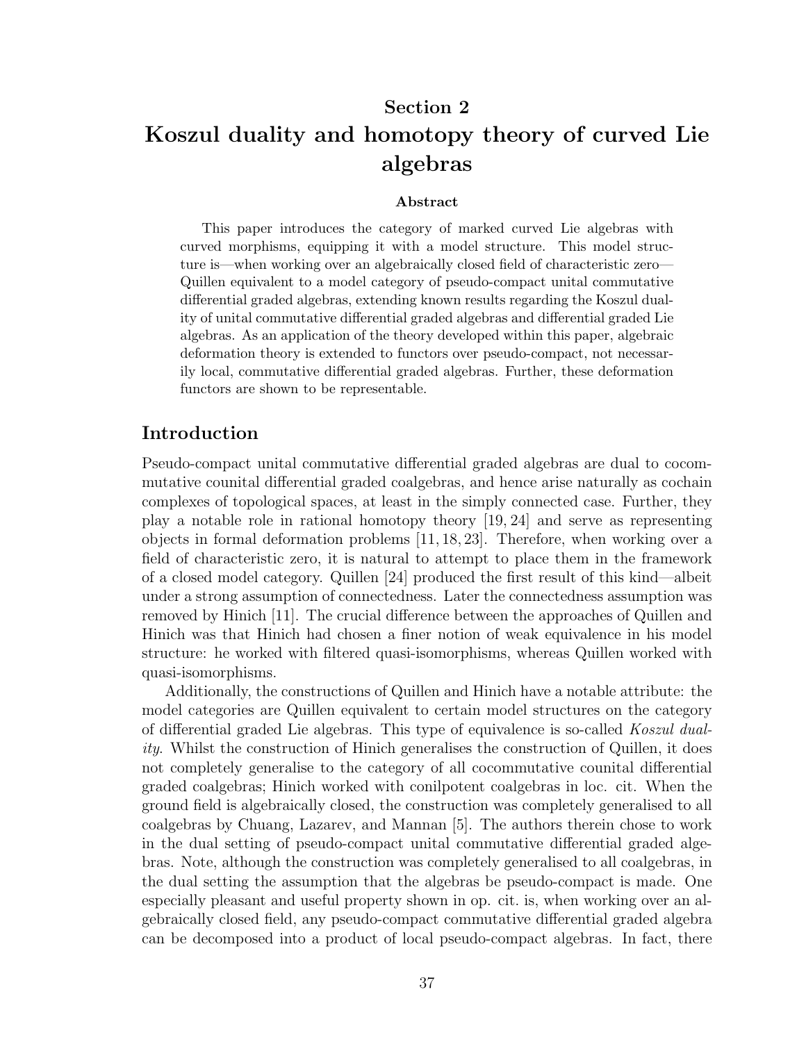# Section 2

# Koszul duality and homotopy theory of curved Lie algebras

### Abstract

This paper introduces the category of marked curved Lie algebras with curved morphisms, equipping it with a model structure. This model structure is—when working over an algebraically closed field of characteristic zero—Quillen equivalent to a model category of pseudo-compact unital commutative differential graded algebras, extending known results regarding the Koszul duality of unital commutative differential graded algebras and differential graded Lie algebras. As an application of the theory developed within this paper, algebraic deformation theory is extended to functors over pseudo-compact, not necessarily local, commutative differential graded algebras. Further, these deformation functors are shown to be representable.

## Introduction

Pseudo-compact unital commutative differential graded algebras are dual to cocommutative counital differential graded coalgebras, and hence arise naturally as cochain complexes of topological spaces, at least in the simply connected case. Further, they play a notable role in rational homotopy theory [19, 24] and serve as representing objects in formal deformation problems [11, 18, 23]. Therefore, when working over a field of characteristic zero, it is natural to attempt to place them in the framework of a closed model category. Quillen [24] produced the first result of this kind—albeit under a strong assumption of connectedness. Later the connectedness assumption was removed by Hinich [11]. The crucial difference between the approaches of Quillen and Hinich was that Hinich had chosen a finer notion of weak equivalence in his model structure: he worked with filtered quasi-isomorphisms, whereas Quillen worked with quasi-isomorphisms.

Additionally, the constructions of Quillen and Hinich have a notable attribute: the model categories are Quillen equivalent to certain model structures on the category of differential graded Lie algebras. This type of equivalence is so-called *Koszul duality*. Whilst the construction of Hinich generalises the construction of Quillen, it does not completely generalise to the category of all cocommutative counital differential graded coalgebras; Hinich worked with conilpotent coalgebras in loc. cit. When the ground field is algebraically closed, the construction was completely generalised to all coalgebras by Chuang, Lazarev, and Mannan [5]. The authors therein chose to work in the dual setting of pseudo-compact unital commutative differential graded algebras. Note, although the construction was completely generalised to all coalgebras, in the dual setting the assumption that the algebras be pseudo-compact is made. One especially pleasant and useful property shown in op. cit. is, when working over an algebraically closed field, any pseudo-compact commutative differential graded algebra can be decomposed into a product of local pseudo-compact algebras. In fact, there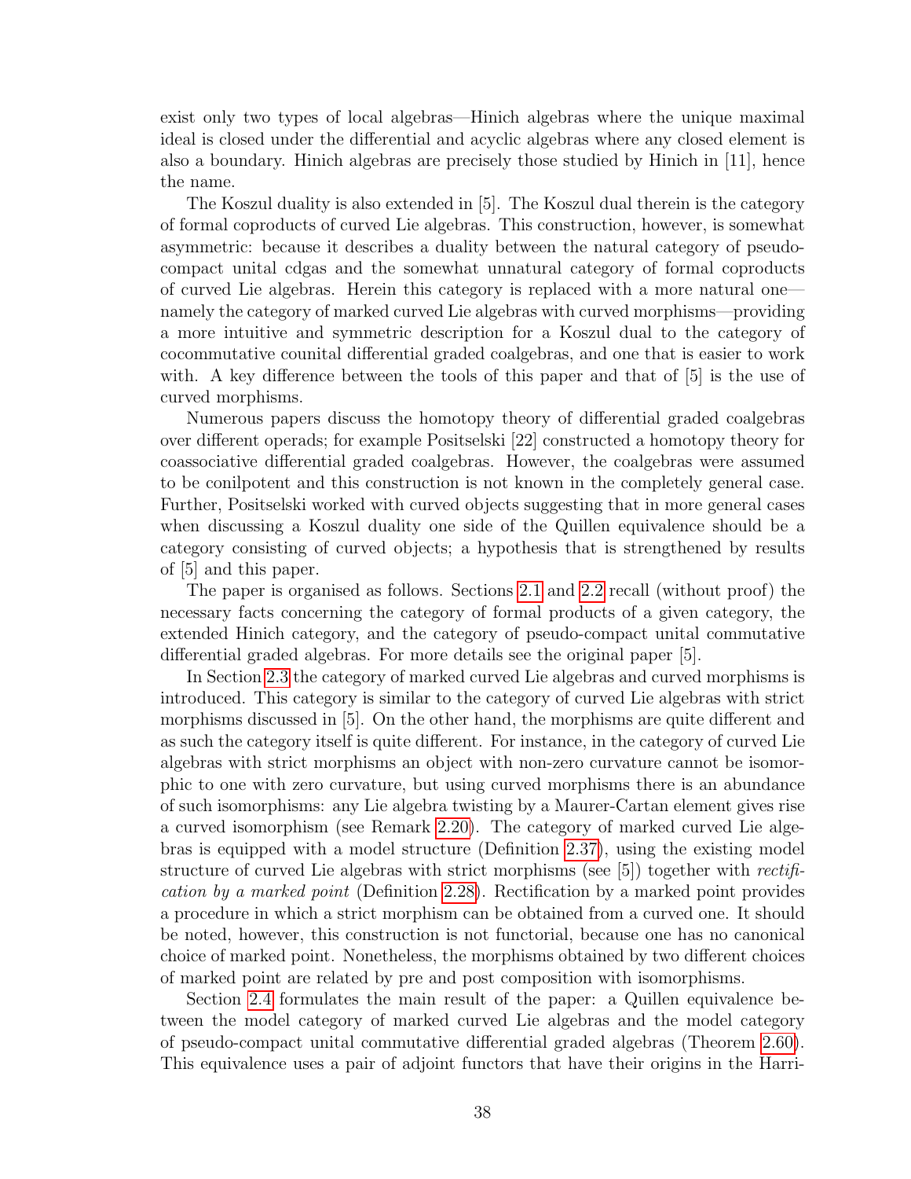exist only two types of local algebras—Hinich algebras where the unique maximal ideal is closed under the differential and acyclic algebras where any closed element is also a boundary. Hinich algebras are precisely those studied by Hinich in [11], hence the name.

The Koszul duality is also extended in [5]. The Koszul dual therein is the category of formal coproducts of curved Lie algebras. This construction, however, is somewhat asymmetric: because it describes a duality between the natural category of pseudo-compact unital cdgas and the somewhat unnatural category of formal coproducts of curved Lie algebras. Herein this category is replaced with a more natural one—namely the category of marked curved Lie algebras with curved morphisms—providing a more intuitive and symmetric description for a Koszul dual to the category of cocommutative counital differential graded coalgebras, and one that is easier to work with. A key difference between the tools of this paper and that of [5] is the use of curved morphisms.

Numerous papers discuss the homotopy theory of differential graded coalgebras over different operads; for example Positselski [22] constructed a homotopy theory for coassociative differential graded coalgebras. However, the coalgebras were assumed to be conilpotent and this construction is not known in the completely general case. Further, Positselski worked with curved objects suggesting that in more general cases when discussing a Koszul duality one side of the Quillen equivalence should be a category consisting of curved objects; a hypothesis that is strengthened by results of [5] and this paper.

The paper is organised as follows. Sections 2.1 and 2.2 recall (without proof) the necessary facts concerning the category of formal products of a given category, the extended Hinich category, and the category of pseudo-compact unital commutative differential graded algebras. For more details see the original paper [5].

In Section 2.3 the category of marked curved Lie algebras and curved morphisms is introduced. This category is similar to the category of curved Lie algebras with strict morphisms discussed in [5]. On the other hand, the morphisms are quite different and as such the category itself is quite different. For instance, in the category of curved Lie algebras with strict morphisms an object with non-zero curvature cannot be isomorphic to one with zero curvature, but using curved morphisms there is an abundance of such isomorphisms: any Lie algebra twisting by a Maurer-Cartan element gives rise a curved isomorphism (see Remark 2.20). The category of marked curved Lie algebras is equipped with a model structure (Definition 2.37), using the existing model structure of curved Lie algebras with strict morphisms (see [5]) together with *rectification by a marked point* (Definition 2.28). Rectification by a marked point provides a procedure in which a strict morphism can be obtained from a curved one. It should be noted, however, this construction is not functorial, because one has no canonical choice of marked point. Nonetheless, the morphisms obtained by two different choices of marked point are related by pre and post composition with isomorphisms.

Section 2.4 formulates the main result of the paper: a Quillen equivalence between the model category of marked curved Lie algebras and the model category of pseudo-compact unital commutative differential graded algebras (Theorem 2.60). This equivalence uses a pair of adjoint functors that have their origins in the Harri-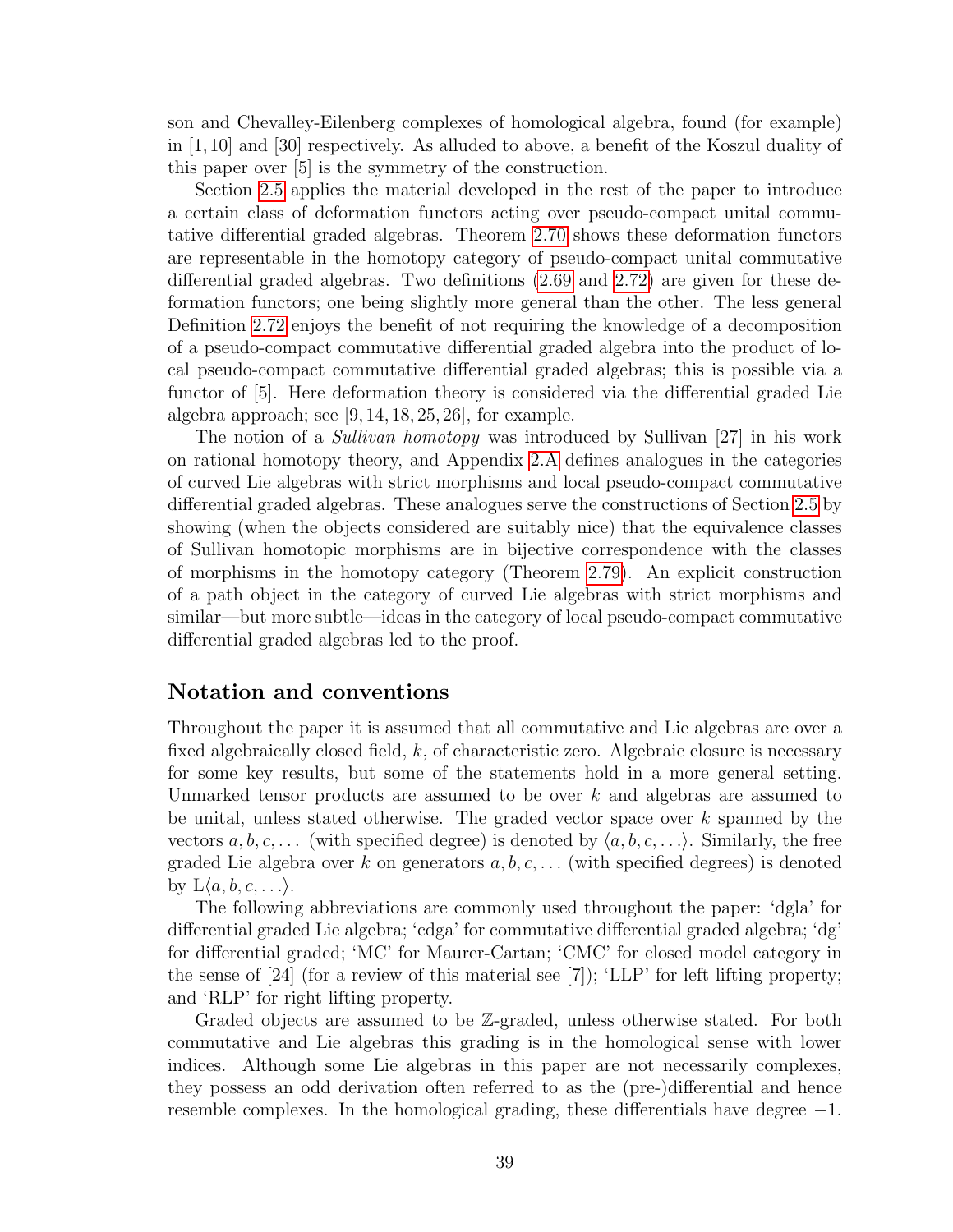son and Chevalley-Eilenberg complexes of homological algebra, found (for example) in [1, 10] and [30] respectively. As alluded to above, a benefit of the Koszul duality of this paper over [5] is the symmetry of the construction.

Section 2.5 applies the material developed in the rest of the paper to introduce a certain class of deformation functors acting over pseudo-compact unital commutative differential graded algebras. Theorem 2.70 shows these deformation functors are representable in the homotopy category of pseudo-compact unital commutative differential graded algebras. Two definitions (2.69 and 2.72) are given for these deformation functors; one being slightly more general than the other. The less general Definition 2.72 enjoys the benefit of not requiring the knowledge of a decomposition of a pseudo-compact commutative differential graded algebra into the product of local pseudo-compact commutative differential graded algebras; this is possible via a functor of [5]. Here deformation theory is considered via the differential graded Lie algebra approach; see [9, 14, 18, 25, 26], for example.

The notion of a *Sullivan homotopy* was introduced by Sullivan [27] in his work on rational homotopy theory, and Appendix 2.A defines analogues in the categories of curved Lie algebras with strict morphisms and local pseudo-compact commutative differential graded algebras. These analogues serve the constructions of Section 2.5 by showing (when the objects considered are suitably nice) that the equivalence classes of Sullivan homotopic morphisms are in bijective correspondence with the classes of morphisms in the homotopy category (Theorem 2.79). An explicit construction of a path object in the category of curved Lie algebras with strict morphisms and similar—but more subtle—ideas in the category of local pseudo-compact commutative differential graded algebras led to the proof.

## Notation and conventions

Throughout the paper it is assumed that all commutative and Lie algebras are over a fixed algebraically closed field, $k$, of characteristic zero. Algebraic closure is necessary for some key results, but some of the statements hold in a more general setting. Unmarked tensor products are assumed to be over $k$ and algebras are assumed to be unital, unless stated otherwise. The graded vector space over $k$ spanned by the vectors $a, b, c, \ldots$ (with specified degree) is denoted by $\langle a, b, c, \ldots\rangle$. Similarly, the free graded Lie algebra over $k$ on generators $a, b, c, \ldots$ (with specified degrees) is denoted by $\mathrm{L}\langle a, b, c, \ldots\rangle$.

The following abbreviations are commonly used throughout the paper: 'dgla' for differential graded Lie algebra; 'cdga' for commutative differential graded algebra; 'dg' for differential graded; 'MC' for Maurer-Cartan; 'CMC' for closed model category in the sense of [24] (for a review of this material see [7]); 'LLP' for left lifting property; and 'RLP' for right lifting property.

Graded objects are assumed to be $\mathbb{Z}$-graded, unless otherwise stated. For both commutative and Lie algebras this grading is in the homological sense with lower indices. Although some Lie algebras in this paper are not necessarily complexes, they possess an odd derivation often referred to as the (pre-)differential and hence resemble complexes. In the homological grading, these differentials have degree $-1$.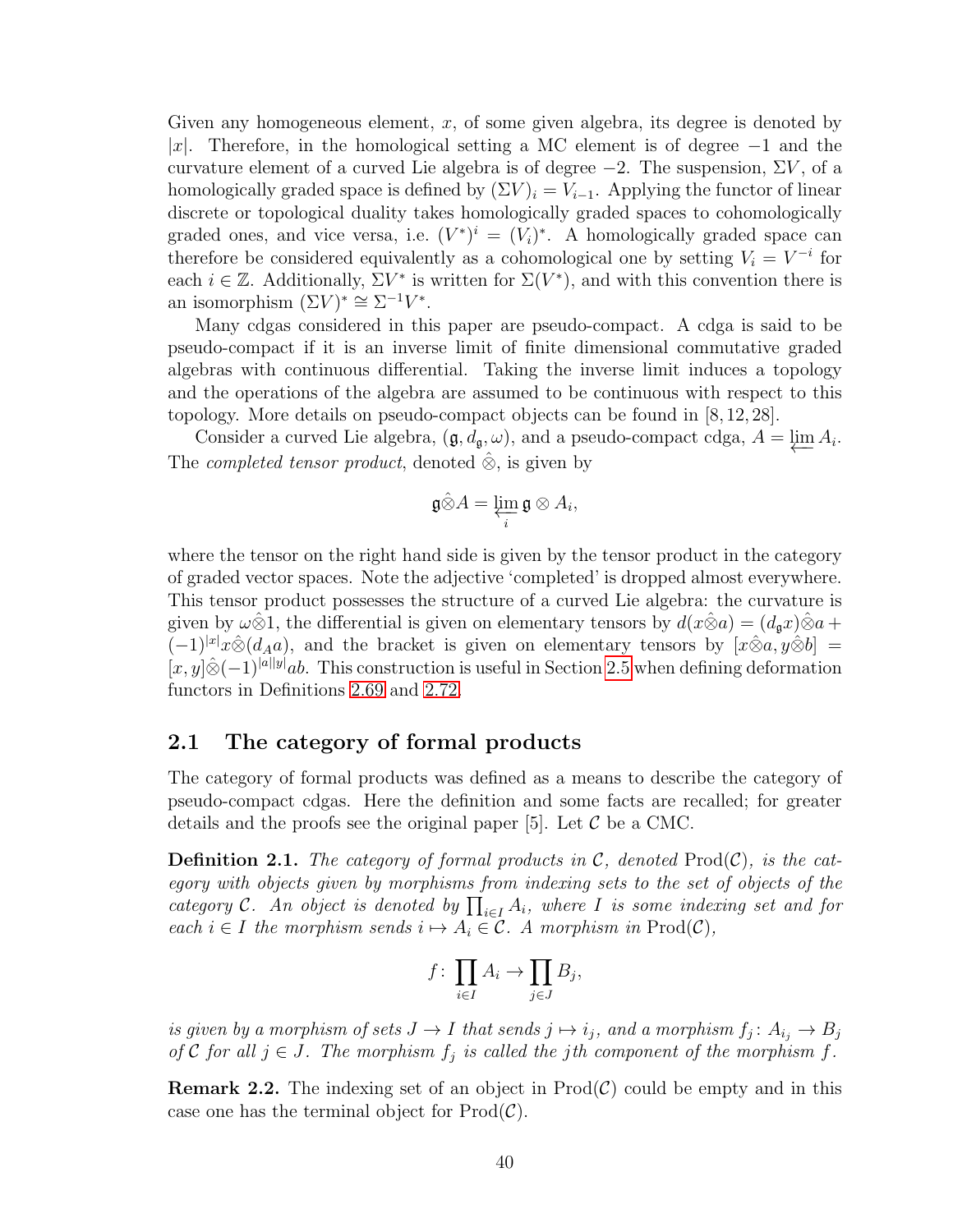Given any homogeneous element, $x$, of some given algebra, its degree is denoted by $|x|$. Therefore, in the homological setting a MC element is of degree $-1$ and the curvature element of a curved Lie algebra is of degree $-2$. The suspension, $\Sigma V$, of a homologically graded space is defined by $(\Sigma V)_i = V_{i-1}$. Applying the functor of linear discrete or topological duality takes homologically graded spaces to cohomologically graded ones, and vice versa, i.e. $(V^*)^i = (V_i)^*$. A homologically graded space can therefore be considered equivalently as a cohomological one by setting $V_i = V^{-i}$ for each $i \in \mathbb{Z}$. Additionally, $\Sigma V^*$ is written for $\Sigma(V^*)$, and with this convention there is an isomorphism $(\Sigma V)^* \cong \Sigma^{-1} V^*$.

Many cdgas considered in this paper are pseudo-compact. A cdga is said to be pseudo-compact if it is an inverse limit of finite dimensional commutative graded algebras with continuous differential. Taking the inverse limit induces a topology and the operations of the algebra are assumed to be continuous with respect to this topology. More details on pseudo-compact objects can be found in [8, 12, 28].

Consider a curved Lie algebra, $(\mathfrak{g}, d_{\mathfrak{g}}, \omega)$, and a pseudo-compact cdga, $A = \varprojlim A_i$. The *completed tensor product*, denoted $\hat{\otimes}$, is given by

$$\mathfrak{g} \hat{\otimes} A = \varprojlim_i \mathfrak{g} \otimes A_i,$$

where the tensor on the right hand side is given by the tensor product in the category of graded vector spaces. Note the adjective 'completed' is dropped almost everywhere. This tensor product possesses the structure of a curved Lie algebra: the curvature is given by $\omega \hat{\otimes} 1$, the differential is given on elementary tensors by $d(x \hat{\otimes} a) = (d_{\mathfrak{g}} x) \hat{\otimes} a + (-1)^{|x|} x \hat{\otimes} (d_A a)$, and the bracket is given on elementary tensors by $[x \hat{\otimes} a, y \hat{\otimes} b] = [x, y] \hat{\otimes} (-1)^{|a||y|} ab$. This construction is useful in Section 2.5 when defining deformation functors in Definitions 2.69 and 2.72.

## 2.1 The category of formal products

The category of formal products was defined as a means to describe the category of pseudo-compact cdgas. Here the definition and some facts are recalled; for greater details and the proofs see the original paper [5]. Let $\mathcal{C}$ be a CMC.

**Definition 2.1.** *The category of formal products in $\mathcal{C}$, denoted $\mathrm{Prod}(\mathcal{C})$, is the category with objects given by morphisms from indexing sets to the set of objects of the category $\mathcal{C}$. An object is denoted by $\prod_{i \in I} A_i$, where $I$ is some indexing set and for each $i \in I$ the morphism sends $i \mapsto A_i \in \mathcal{C}$. A morphism in $\mathrm{Prod}(\mathcal{C})$,*

$$f \colon \prod_{i \in I} A_i \to \prod_{j \in J} B_j,$$

*is given by a morphism of sets $J \to I$ that sends $j \mapsto i_j$, and a morphism $f_j \colon A_{i_j} \to B_j$ of $\mathcal{C}$ for all $j \in J$. The morphism $f_j$ is called the $j$th component of the morphism $f$.*

**Remark 2.2.** The indexing set of an object in $\mathrm{Prod}(\mathcal{C})$ could be empty and in this case one has the terminal object for $\mathrm{Prod}(\mathcal{C})$.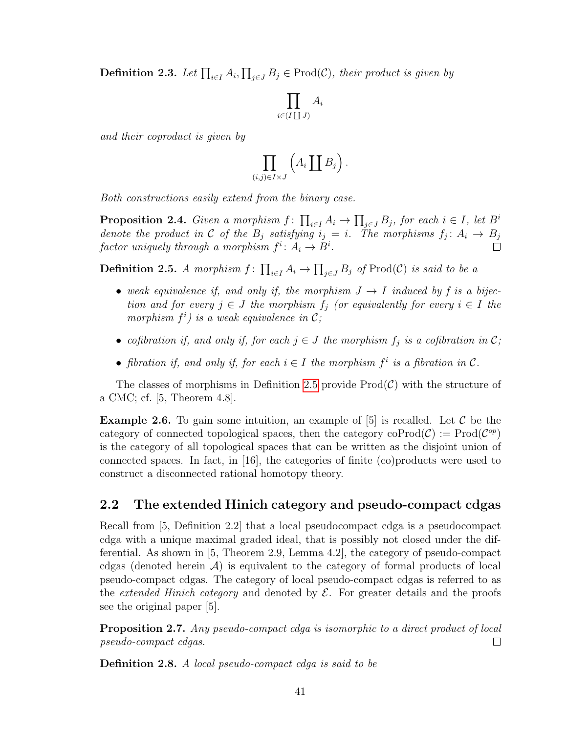**Definition 2.3.** *Let $\prod_{i\in I} A_i, \prod_{j\in J} B_j \in \mathrm{Prod}(\mathcal{C})$, their product is given by*

$$\prod_{i\in(I\coprod J)} A_i$$

*and their coproduct is given by*

$$\prod_{(i,j)\in I\times J} \left(A_i \coprod B_j\right).$$

*Both constructions easily extend from the binary case.*

**Proposition 2.4.** *Given a morphism $f\colon \prod_{i\in I} A_i \to \prod_{j\in J} B_j$, for each $i \in I$, let $B^i$ denote the product in $\mathcal{C}$ of the $B_j$ satisfying $i_j = i$. The morphisms $f_j\colon A_i \to B_j$ factor uniquely through a morphism $f^i\colon A_i \to B^i$.* □

**Definition 2.5.** *A morphism $f\colon \prod_{i\in I} A_i \to \prod_{j\in J} B_j$ of $\mathrm{Prod}(\mathcal{C})$ is said to be a*

- *weak equivalence if, and only if, the morphism $J \to I$ induced by $f$ is a bijection and for every $j \in J$ the morphism $f_j$ (or equivalently for every $i \in I$ the morphism $f^i$) is a weak equivalence in $\mathcal{C}$;*
- *cofibration if, and only if, for each $j \in J$ the morphism $f_j$ is a cofibration in $\mathcal{C}$;*
- *fibration if, and only if, for each $i \in I$ the morphism $f^i$ is a fibration in $\mathcal{C}$.*

The classes of morphisms in Definition 2.5 provide $\mathrm{Prod}(\mathcal{C})$ with the structure of a CMC; cf. [5, Theorem 4.8].

**Example 2.6.** To gain some intuition, an example of [5] is recalled. Let $\mathcal{C}$ be the category of connected topological spaces, then the category $\mathrm{coProd}(\mathcal{C}) := \mathrm{Prod}(\mathcal{C}^{op})$ is the category of all topological spaces that can be written as the disjoint union of connected spaces. In fact, in [16], the categories of finite (co)products were used to construct a disconnected rational homotopy theory.

## 2.2 The extended Hinich category and pseudo-compact cdgas

Recall from [5, Definition 2.2] that a local pseudocompact cdga is a pseudocompact cdga with a unique maximal graded ideal, that is possibly not closed under the differential. As shown in [5, Theorem 2.9, Lemma 4.2], the category of pseudo-compact cdgas (denoted herein $\mathcal{A}$) is equivalent to the category of formal products of local pseudo-compact cdgas. The category of local pseudo-compact cdgas is referred to as the *extended Hinich category* and denoted by $\mathcal{E}$. For greater details and the proofs see the original paper [5].

**Proposition 2.7.** *Any pseudo-compact cdga is isomorphic to a direct product of local pseudo-compact cdgas.* □

**Definition 2.8.** *A local pseudo-compact cdga is said to be*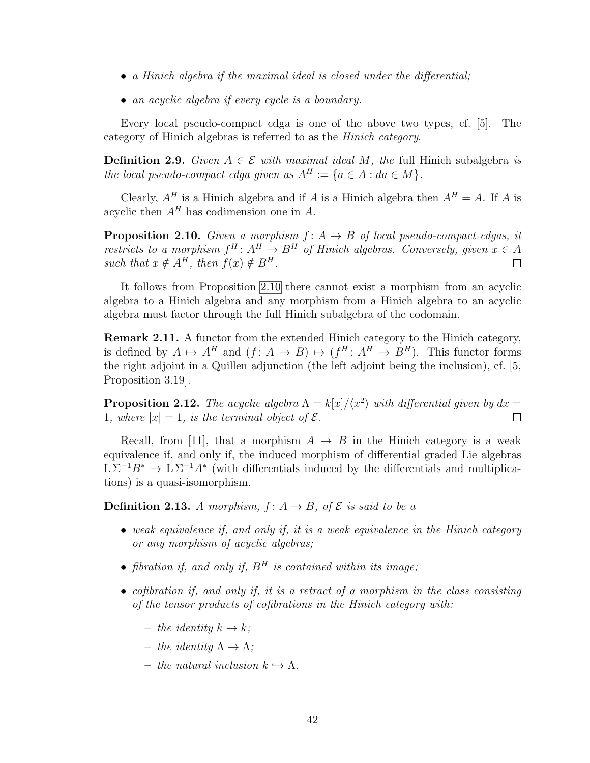- *a Hinich algebra if the maximal ideal is closed under the differential;*
- *an acyclic algebra if every cycle is a boundary.*

Every local pseudo-compact cdga is one of the above two types, cf. [5]. The category of Hinich algebras is referred to as the *Hinich category*.

**Definition 2.9.** *Given $A \in \mathcal{E}$ with maximal ideal $M$, the* full Hinich subalgebra *is the local pseudo-compact cdga given as $A^H := \{a \in A : da \in M\}$.*

Clearly, $A^H$ is a Hinich algebra and if $A$ is a Hinich algebra then $A^H = A$. If $A$ is acyclic then $A^H$ has codimension one in $A$.

**Proposition 2.10.** *Given a morphism $f \colon A \to B$ of local pseudo-compact cdgas, it restricts to a morphism $f^H \colon A^H \to B^H$ of Hinich algebras. Conversely, given $x \in A$ such that $x \notin A^H$, then $f(x) \notin B^H$.* □

It follows from Proposition 2.10 there cannot exist a morphism from an acyclic algebra to a Hinich algebra and any morphism from a Hinich algebra to an acyclic algebra must factor through the full Hinich subalgebra of the codomain.

**Remark 2.11.** A functor from the extended Hinich category to the Hinich category, is defined by $A \mapsto A^H$ and $(f \colon A \to B) \mapsto (f^H \colon A^H \to B^H)$. This functor forms the right adjoint in a Quillen adjunction (the left adjoint being the inclusion), cf. [5, Proposition 3.19].

**Proposition 2.12.** *The acyclic algebra $\Lambda = k[x]/\langle x^2 \rangle$ with differential given by $dx = 1$, where $|x| = 1$, is the terminal object of $\mathcal{E}$.* □

Recall, from [11], that a morphism $A \to B$ in the Hinich category is a weak equivalence if, and only if, the induced morphism of differential graded Lie algebras $\mathrm{L}\,\Sigma^{-1}B^* \to \mathrm{L}\,\Sigma^{-1}A^*$ (with differentials induced by the differentials and multiplications) is a quasi-isomorphism.

**Definition 2.13.** *A morphism, $f \colon A \to B$, of $\mathcal{E}$ is said to be a*

- *weak equivalence if, and only if, it is a weak equivalence in the Hinich category or any morphism of acyclic algebras;*
- *fibration if, and only if, $B^H$ is contained within its image;*
- *cofibration if, and only if, it is a retract of a morphism in the class consisting of the tensor products of cofibrations in the Hinich category with:*
  - *the identity $k \to k$;*
  - *the identity $\Lambda \to \Lambda$;*
  - *the natural inclusion $k \hookrightarrow \Lambda$.*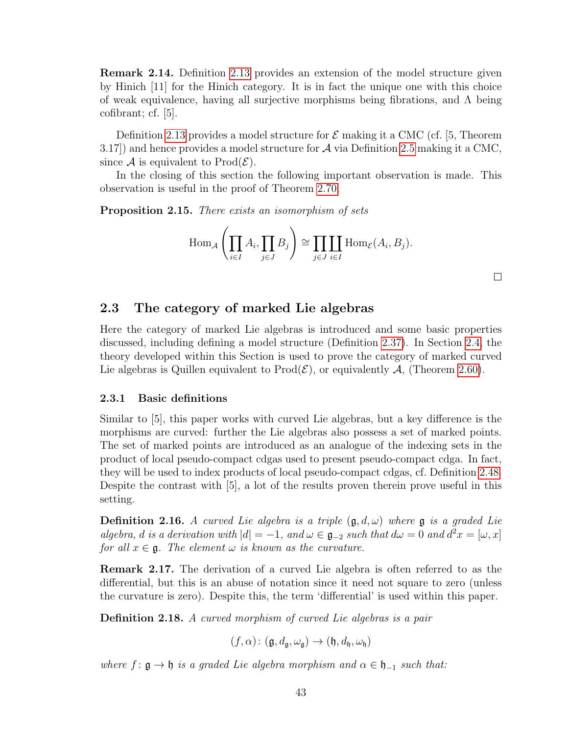**Remark 2.14.** Definition 2.13 provides an extension of the model structure given by Hinich [11] for the Hinich category. It is in fact the unique one with this choice of weak equivalence, having all surjective morphisms being fibrations, and $\Lambda$ being cofibrant; cf. [5].

Definition 2.13 provides a model structure for $\mathcal{E}$ making it a CMC (cf. [5, Theorem 3.17]) and hence provides a model structure for $\mathcal{A}$ via Definition 2.5 making it a CMC, since $\mathcal{A}$ is equivalent to $\mathrm{Prod}(\mathcal{E})$.

In the closing of this section the following important observation is made. This observation is useful in the proof of Theorem 2.70.

**Proposition 2.15.** *There exists an isomorphism of sets*

$$\mathrm{Hom}_{\mathcal{A}}\left(\prod_{i\in I} A_i, \prod_{j\in J} B_j\right) \cong \prod_{j\in J}\prod_{i\in I} \mathrm{Hom}_{\mathcal{E}}(A_i, B_j).$$

□

## 2.3 The category of marked Lie algebras

Here the category of marked Lie algebras is introduced and some basic properties discussed, including defining a model structure (Definition 2.37). In Section 2.4, the theory developed within this Section is used to prove the category of marked curved Lie algebras is Quillen equivalent to $\mathrm{Prod}(\mathcal{E})$, or equivalently $\mathcal{A}$, (Theorem 2.60).

### 2.3.1 Basic definitions

Similar to [5], this paper works with curved Lie algebras, but a key difference is the morphisms are curved: further the Lie algebras also possess a set of marked points. The set of marked points are introduced as an analogue of the indexing sets in the product of local pseudo-compact cdgas used to present pseudo-compact cdga. In fact, they will be used to index products of local pseudo-compact cdgas, cf. Definition 2.48. Despite the contrast with [5], a lot of the results proven therein prove useful in this setting.

**Definition 2.16.** *A curved Lie algebra is a triple $(\mathfrak{g}, d, \omega)$ where $\mathfrak{g}$ is a graded Lie algebra, $d$ is a derivation with $|d| = -1$, and $\omega \in \mathfrak{g}_{-2}$ such that $d\omega = 0$ and $d^2x = [\omega, x]$ for all $x \in \mathfrak{g}$. The element $\omega$ is known as the curvature.*

**Remark 2.17.** The derivation of a curved Lie algebra is often referred to as the differential, but this is an abuse of notation since it need not square to zero (unless the curvature is zero). Despite this, the term 'differential' is used within this paper.

**Definition 2.18.** *A curved morphism of curved Lie algebras is a pair*

$$(f, \alpha)\colon (\mathfrak{g}, d_{\mathfrak{g}}, \omega_{\mathfrak{g}}) \to (\mathfrak{h}, d_{\mathfrak{h}}, \omega_{\mathfrak{h}})$$

*where $f\colon \mathfrak{g} \to \mathfrak{h}$ is a graded Lie algebra morphism and $\alpha \in \mathfrak{h}_{-1}$ such that:*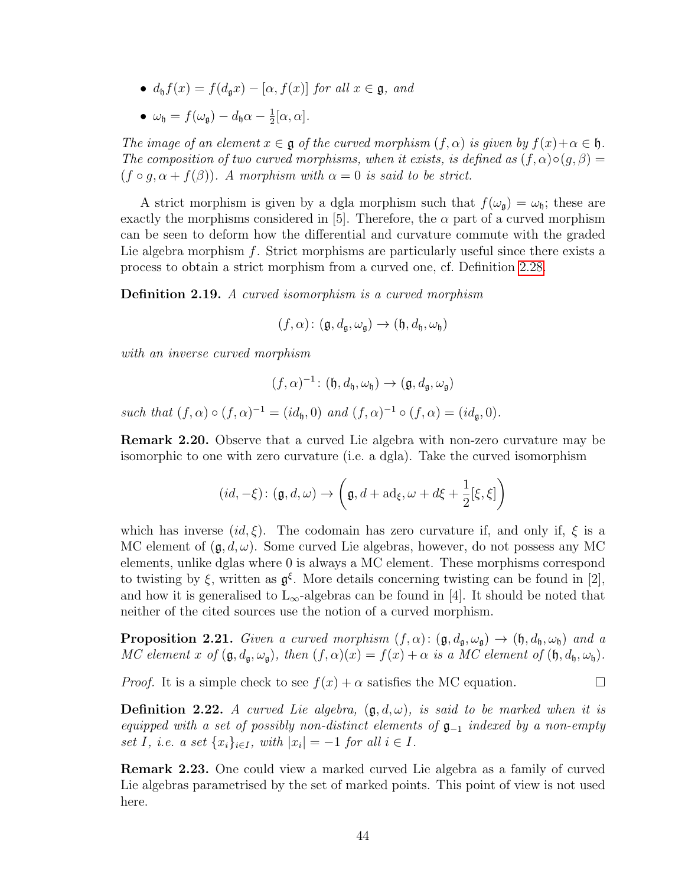- $d_{\mathfrak{h}} f(x) = f(d_{\mathfrak{g}} x) - [\alpha, f(x)]$ *for all* $x \in \mathfrak{g}$, *and*
- $\omega_{\mathfrak{h}} = f(\omega_{\mathfrak{g}}) - d_{\mathfrak{h}}\alpha - \frac{1}{2}[\alpha, \alpha]$.

*The image of an element* $x \in \mathfrak{g}$ *of the curved morphism* $(f, \alpha)$ *is given by* $f(x) + \alpha \in \mathfrak{h}$. *The composition of two curved morphisms, when it exists, is defined as* $(f, \alpha) \circ (g, \beta) = (f \circ g, \alpha + f(\beta))$. *A morphism with* $\alpha = 0$ *is said to be strict.*

A strict morphism is given by a dgla morphism such that $f(\omega_{\mathfrak{g}}) = \omega_{\mathfrak{h}}$; these are exactly the morphisms considered in [5]. Therefore, the $\alpha$ part of a curved morphism can be seen to deform how the differential and curvature commute with the graded Lie algebra morphism $f$. Strict morphisms are particularly useful since there exists a process to obtain a strict morphism from a curved one, cf. Definition 2.28.

**Definition 2.19.** *A curved isomorphism is a curved morphism*

$$(f, \alpha) \colon (\mathfrak{g}, d_{\mathfrak{g}}, \omega_{\mathfrak{g}}) \to (\mathfrak{h}, d_{\mathfrak{h}}, \omega_{\mathfrak{h}})$$

*with an inverse curved morphism*

$$(f, \alpha)^{-1} \colon (\mathfrak{h}, d_{\mathfrak{h}}, \omega_{\mathfrak{h}}) \to (\mathfrak{g}, d_{\mathfrak{g}}, \omega_{\mathfrak{g}})$$

*such that* $(f, \alpha) \circ (f, \alpha)^{-1} = (id_{\mathfrak{h}}, 0)$ *and* $(f, \alpha)^{-1} \circ (f, \alpha) = (id_{\mathfrak{g}}, 0)$.

**Remark 2.20.** Observe that a curved Lie algebra with non-zero curvature may be isomorphic to one with zero curvature (i.e. a dgla). Take the curved isomorphism

$$(id, -\xi) \colon (\mathfrak{g}, d, \omega) \to \left(\mathfrak{g}, d + \mathrm{ad}_{\xi}, \omega + d\xi + \frac{1}{2}[\xi, \xi]\right)$$

which has inverse $(id, \xi)$. The codomain has zero curvature if, and only if, $\xi$ is a MC element of $(\mathfrak{g}, d, \omega)$. Some curved Lie algebras, however, do not possess any MC elements, unlike dglas where 0 is always a MC element. These morphisms correspond to twisting by $\xi$, written as $\mathfrak{g}^{\xi}$. More details concerning twisting can be found in [2], and how it is generalised to $\mathrm{L}_{\infty}$-algebras can be found in [4]. It should be noted that neither of the cited sources use the notion of a curved morphism.

**Proposition 2.21.** *Given a curved morphism* $(f, \alpha) \colon (\mathfrak{g}, d_{\mathfrak{g}}, \omega_{\mathfrak{g}}) \to (\mathfrak{h}, d_{\mathfrak{h}}, \omega_{\mathfrak{h}})$ *and a MC element* $x$ *of* $(\mathfrak{g}, d_{\mathfrak{g}}, \omega_{\mathfrak{g}})$, *then* $(f, \alpha)(x) = f(x) + \alpha$ *is a MC element of* $(\mathfrak{h}, d_{\mathfrak{h}}, \omega_{\mathfrak{h}})$.

*Proof.* It is a simple check to see $f(x) + \alpha$ satisfies the MC equation. □

**Definition 2.22.** *A curved Lie algebra,* $(\mathfrak{g}, d, \omega)$, *is said to be marked when it is equipped with a set of possibly non-distinct elements of* $\mathfrak{g}_{-1}$ *indexed by a non-empty set* $I$, *i.e. a set* $\{x_i\}_{i \in I}$, *with* $|x_i| = -1$ *for all* $i \in I$.

**Remark 2.23.** One could view a marked curved Lie algebra as a family of curved Lie algebras parametrised by the set of marked points. This point of view is not used here.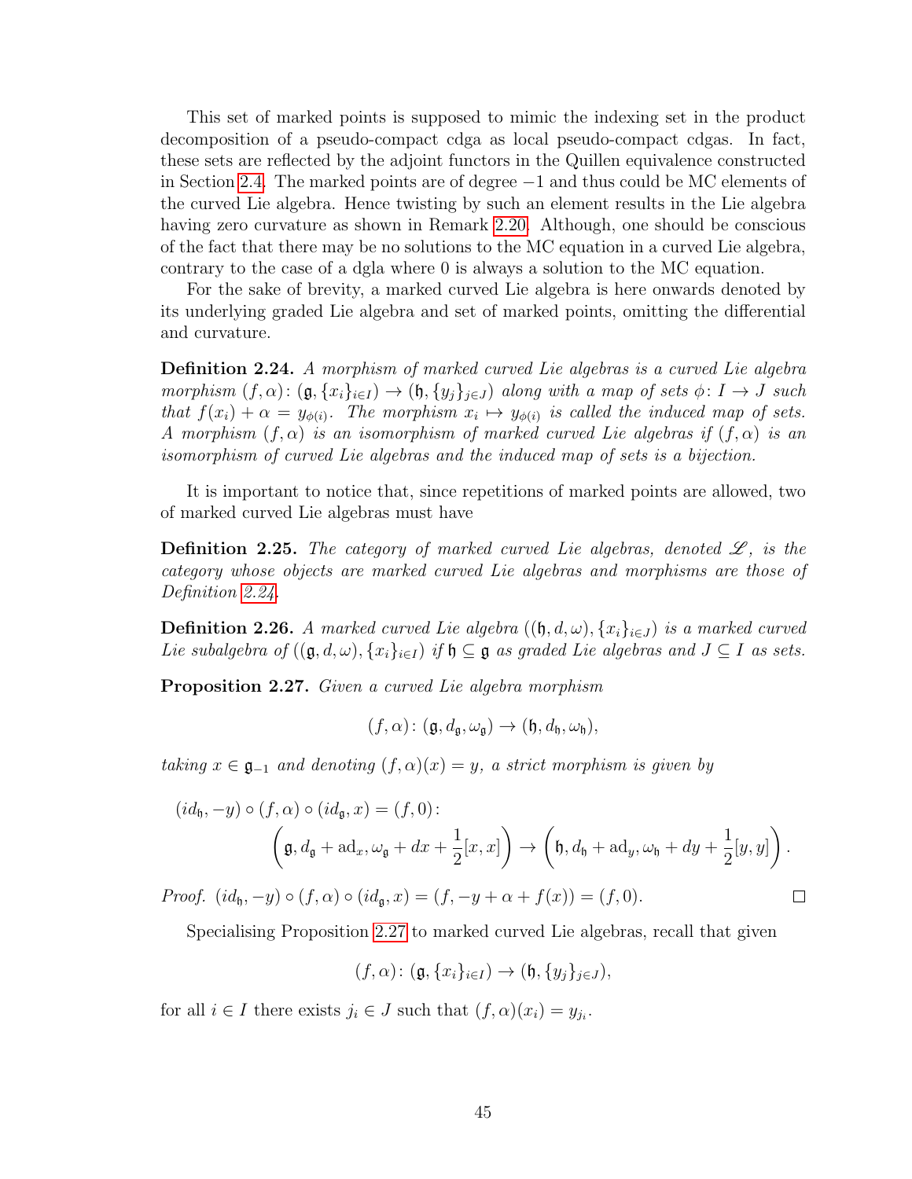This set of marked points is supposed to mimic the indexing set in the product decomposition of a pseudo-compact cdga as local pseudo-compact cdgas. In fact, these sets are reflected by the adjoint functors in the Quillen equivalence constructed in Section 2.4. The marked points are of degree $-1$ and thus could be MC elements of the curved Lie algebra. Hence twisting by such an element results in the Lie algebra having zero curvature as shown in Remark 2.20. Although, one should be conscious of the fact that there may be no solutions to the MC equation in a curved Lie algebra, contrary to the case of a dgla where 0 is always a solution to the MC equation.

For the sake of brevity, a marked curved Lie algebra is here onwards denoted by its underlying graded Lie algebra and set of marked points, omitting the differential and curvature.

**Definition 2.24.** *A morphism of marked curved Lie algebras is a curved Lie algebra morphism $(f, \alpha)\colon (\mathfrak{g}, \{x_i\}_{i\in I}) \to (\mathfrak{h}, \{y_j\}_{j\in J})$ along with a map of sets $\phi\colon I \to J$ such that $f(x_i) + \alpha = y_{\phi(i)}$. The morphism $x_i \mapsto y_{\phi(i)}$ is called the induced map of sets. A morphism $(f, \alpha)$ is an isomorphism of marked curved Lie algebras if $(f, \alpha)$ is an isomorphism of curved Lie algebras and the induced map of sets is a bijection.*

It is important to notice that, since repetitions of marked points are allowed, two of marked curved Lie algebras must have

**Definition 2.25.** *The category of marked curved Lie algebras, denoted $\mathscr{L}$, is the category whose objects are marked curved Lie algebras and morphisms are those of Definition 2.24.*

**Definition 2.26.** *A marked curved Lie algebra $((\mathfrak{h}, d, \omega), \{x_i\}_{i\in J})$ is a marked curved Lie subalgebra of $((\mathfrak{g}, d, \omega), \{x_i\}_{i\in I})$ if $\mathfrak{h} \subseteq \mathfrak{g}$ as graded Lie algebras and $J \subseteq I$ as sets.*

**Proposition 2.27.** *Given a curved Lie algebra morphism*

$$(f, \alpha)\colon (\mathfrak{g}, d_{\mathfrak{g}}, \omega_{\mathfrak{g}}) \to (\mathfrak{h}, d_{\mathfrak{h}}, \omega_{\mathfrak{h}}),$$

*taking $x \in \mathfrak{g}_{-1}$ and denoting $(f, \alpha)(x) = y$, a strict morphism is given by*

$$(id_{\mathfrak{h}}, -y) \circ (f, \alpha) \circ (id_{\mathfrak{g}}, x) = (f, 0)\colon$$
$$\left(\mathfrak{g}, d_{\mathfrak{g}} + \mathrm{ad}_x, \omega_{\mathfrak{g}} + dx + \frac{1}{2}[x, x]\right) \to \left(\mathfrak{h}, d_{\mathfrak{h}} + \mathrm{ad}_y, \omega_{\mathfrak{h}} + dy + \frac{1}{2}[y, y]\right).$$

*Proof.* $(id_{\mathfrak{h}}, -y) \circ (f, \alpha) \circ (id_{\mathfrak{g}}, x) = (f, -y + \alpha + f(x)) = (f, 0)$. ∎

Specialising Proposition 2.27 to marked curved Lie algebras, recall that given

$$(f, \alpha)\colon (\mathfrak{g}, \{x_i\}_{i\in I}) \to (\mathfrak{h}, \{y_j\}_{j\in J}),$$

for all $i \in I$ there exists $j_i \in J$ such that $(f, \alpha)(x_i) = y_{j_i}$.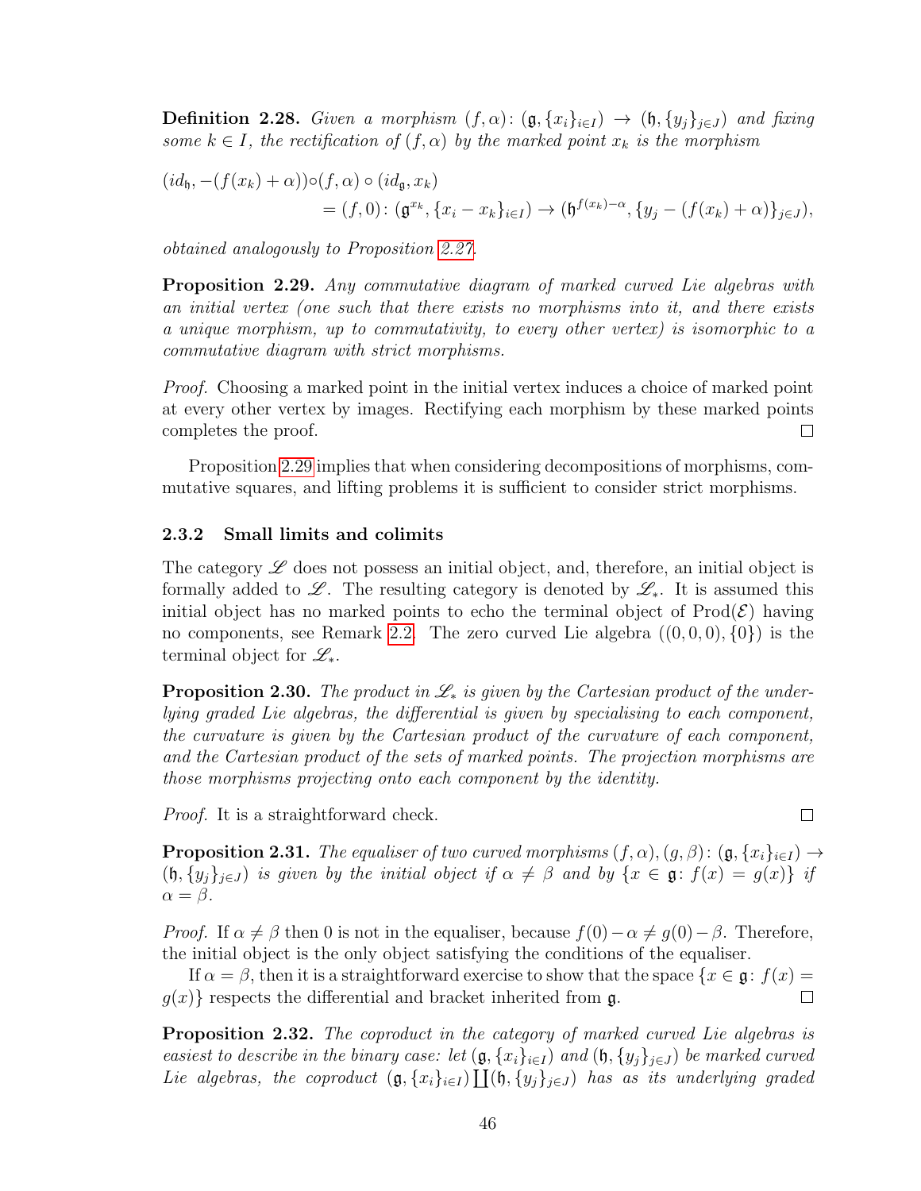**Definition 2.28.** *Given a morphism $(f, \alpha)\colon (\mathfrak{g}, \{x_i\}_{i\in I}) \to (\mathfrak{h}, \{y_j\}_{j\in J})$ and fixing some $k \in I$, the rectification of $(f,\alpha)$ by the marked point $x_k$ is the morphism*

$$\begin{aligned}(id_{\mathfrak{h}}, -(f(x_k)+\alpha))\circ&(f,\alpha)\circ(id_{\mathfrak{g}}, x_k)\\ &= (f,0)\colon (\mathfrak{g}^{x_k}, \{x_i - x_k\}_{i\in I}) \to (\mathfrak{h}^{f(x_k)-\alpha}, \{y_j - (f(x_k)+\alpha)\}_{j\in J}),\end{aligned}$$

*obtained analogously to Proposition 2.27.*

**Proposition 2.29.** *Any commutative diagram of marked curved Lie algebras with an initial vertex (one such that there exists no morphisms into it, and there exists a unique morphism, up to commutativity, to every other vertex) is isomorphic to a commutative diagram with strict morphisms.*

*Proof.* Choosing a marked point in the initial vertex induces a choice of marked point at every other vertex by images. Rectifying each morphism by these marked points completes the proof. □

Proposition 2.29 implies that when considering decompositions of morphisms, commutative squares, and lifting problems it is sufficient to consider strict morphisms.

### 2.3.2 Small limits and colimits

The category $\mathscr{L}$ does not possess an initial object, and, therefore, an initial object is formally added to $\mathscr{L}$. The resulting category is denoted by $\mathscr{L}_*$. It is assumed this initial object has no marked points to echo the terminal object of $\mathrm{Prod}(\mathcal{E})$ having no components, see Remark 2.2. The zero curved Lie algebra $((0,0,0),\{0\})$ is the terminal object for $\mathscr{L}_*$.

**Proposition 2.30.** *The product in $\mathscr{L}_*$ is given by the Cartesian product of the underlying graded Lie algebras, the differential is given by specialising to each component, the curvature is given by the Cartesian product of the curvature of each component, and the Cartesian product of the sets of marked points. The projection morphisms are those morphisms projecting onto each component by the identity.*

*Proof.* It is a straightforward check. □

**Proposition 2.31.** *The equaliser of two curved morphisms $(f,\alpha),(g,\beta)\colon (\mathfrak{g},\{x_i\}_{i\in I}) \to (\mathfrak{h},\{y_j\}_{j\in J})$ is given by the initial object if $\alpha \neq \beta$ and by $\{x \in \mathfrak{g}\colon f(x) = g(x)\}$ if $\alpha = \beta$.*

*Proof.* If $\alpha \neq \beta$ then 0 is not in the equaliser, because $f(0)-\alpha \neq g(0)-\beta$. Therefore, the initial object is the only object satisfying the conditions of the equaliser.

If $\alpha = \beta$, then it is a straightforward exercise to show that the space $\{x \in \mathfrak{g}\colon f(x) = g(x)\}$ respects the differential and bracket inherited from $\mathfrak{g}$. □

**Proposition 2.32.** *The coproduct in the category of marked curved Lie algebras is easiest to describe in the binary case: let $(\mathfrak{g},\{x_i\}_{i\in I})$ and $(\mathfrak{h},\{y_j\}_{j\in J})$ be marked curved Lie algebras, the coproduct $(\mathfrak{g},\{x_i\}_{i\in I})\coprod(\mathfrak{h},\{y_j\}_{j\in J})$ has as its underlying graded*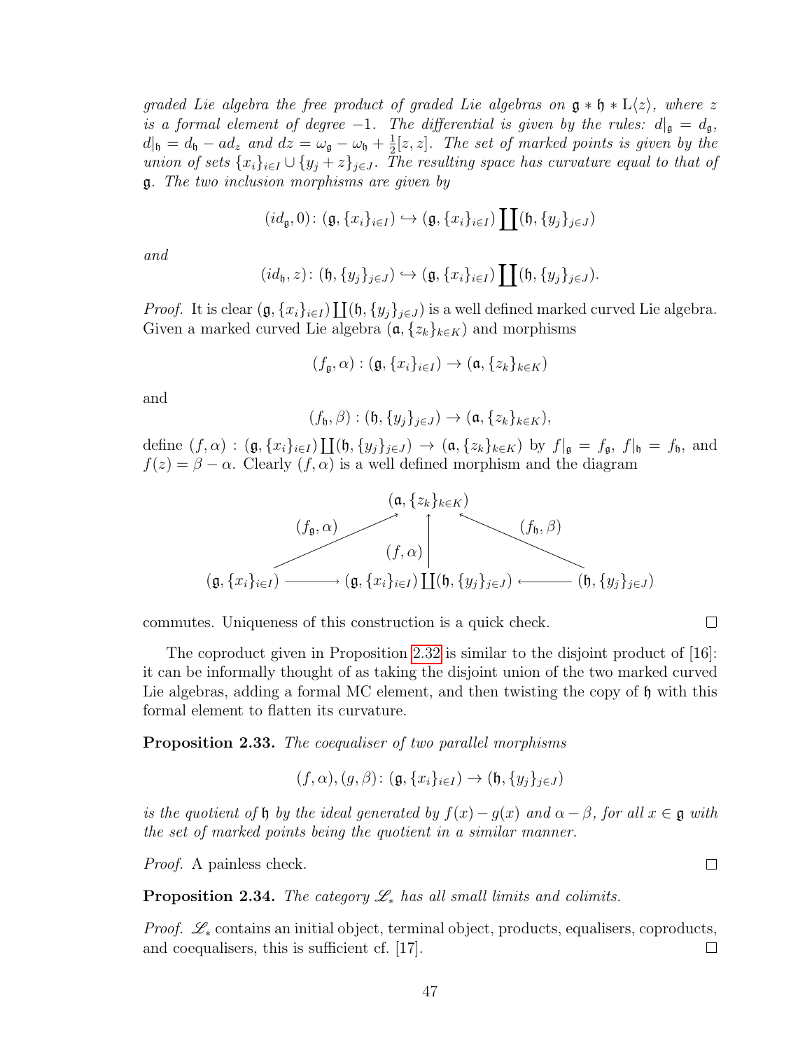*graded Lie algebra the free product of graded Lie algebras on $\mathfrak{g} * \mathfrak{h} * \mathrm{L}\langle z\rangle$, where $z$ is a formal element of degree $-1$. The differential is given by the rules: $d|_{\mathfrak{g}} = d_{\mathfrak{g}}$, $d|_{\mathfrak{h}} = d_{\mathfrak{h}} - ad_z$ and $dz = \omega_{\mathfrak{g}} - \omega_{\mathfrak{h}} + \frac{1}{2}[z,z]$. The set of marked points is given by the union of sets $\{x_i\}_{i\in I} \cup \{y_j + z\}_{j\in J}$. The resulting space has curvature equal to that of $\mathfrak{g}$. The two inclusion morphisms are given by*

$$(id_{\mathfrak{g}}, 0)\colon (\mathfrak{g}, \{x_i\}_{i\in I}) \hookrightarrow (\mathfrak{g}, \{x_i\}_{i\in I}) \coprod (\mathfrak{h}, \{y_j\}_{j\in J})$$

*and*

$$(id_{\mathfrak{h}}, z)\colon (\mathfrak{h}, \{y_j\}_{j\in J}) \hookrightarrow (\mathfrak{g}, \{x_i\}_{i\in I}) \coprod (\mathfrak{h}, \{y_j\}_{j\in J}).$$

*Proof.* It is clear $(\mathfrak{g}, \{x_i\}_{i\in I}) \coprod (\mathfrak{h}, \{y_j\}_{j\in J})$ is a well defined marked curved Lie algebra. Given a marked curved Lie algebra $(\mathfrak{a}, \{z_k\}_{k\in K})$ and morphisms

$$(f_{\mathfrak{g}}, \alpha) : (\mathfrak{g}, \{x_i\}_{i\in I}) \to (\mathfrak{a}, \{z_k\}_{k\in K})$$

and

$$(f_{\mathfrak{h}}, \beta) : (\mathfrak{h}, \{y_j\}_{j\in J}) \to (\mathfrak{a}, \{z_k\}_{k\in K}),$$

define $(f, \alpha) : (\mathfrak{g}, \{x_i\}_{i\in I}) \coprod (\mathfrak{h}, \{y_j\}_{j\in J}) \to (\mathfrak{a}, \{z_k\}_{k\in K})$ by $f|_{\mathfrak{g}} = f_{\mathfrak{g}}$, $f|_{\mathfrak{h}} = f_{\mathfrak{h}}$, and $f(z) = \beta - \alpha$. Clearly $(f, \alpha)$ is a well defined morphism and the diagram

$$\begin{array}{ccccc} & & (\mathfrak{a}, \{z_k\}_{k\in K}) & & \\ & \nearrow^{(f_{\mathfrak{g}}, \alpha)} & \uparrow{\scriptstyle (f,\alpha)} & \nwarrow^{(f_{\mathfrak{h}}, \beta)} & \\ (\mathfrak{g}, \{x_i\}_{i\in I}) & \longrightarrow & (\mathfrak{g}, \{x_i\}_{i\in I}) \coprod (\mathfrak{h}, \{y_j\}_{j\in J}) & \longleftarrow & (\mathfrak{h}, \{y_j\}_{j\in J}) \end{array}$$

commutes. Uniqueness of this construction is a quick check. □

The coproduct given in Proposition 2.32 is similar to the disjoint product of [16]: it can be informally thought of as taking the disjoint union of the two marked curved Lie algebras, adding a formal MC element, and then twisting the copy of $\mathfrak{h}$ with this formal element to flatten its curvature.

**Proposition 2.33.** *The coequaliser of two parallel morphisms*

$$(f, \alpha), (g, \beta)\colon (\mathfrak{g}, \{x_i\}_{i\in I}) \to (\mathfrak{h}, \{y_j\}_{j\in J})$$

*is the quotient of $\mathfrak{h}$ by the ideal generated by $f(x) - g(x)$ and $\alpha - \beta$, for all $x \in \mathfrak{g}$ with the set of marked points being the quotient in a similar manner.*

*Proof.* A painless check. □

**Proposition 2.34.** *The category $\mathscr{L}_*$ has all small limits and colimits.*

*Proof.* $\mathscr{L}_*$ contains an initial object, terminal object, products, equalisers, coproducts, and coequalisers, this is sufficient cf. [17]. □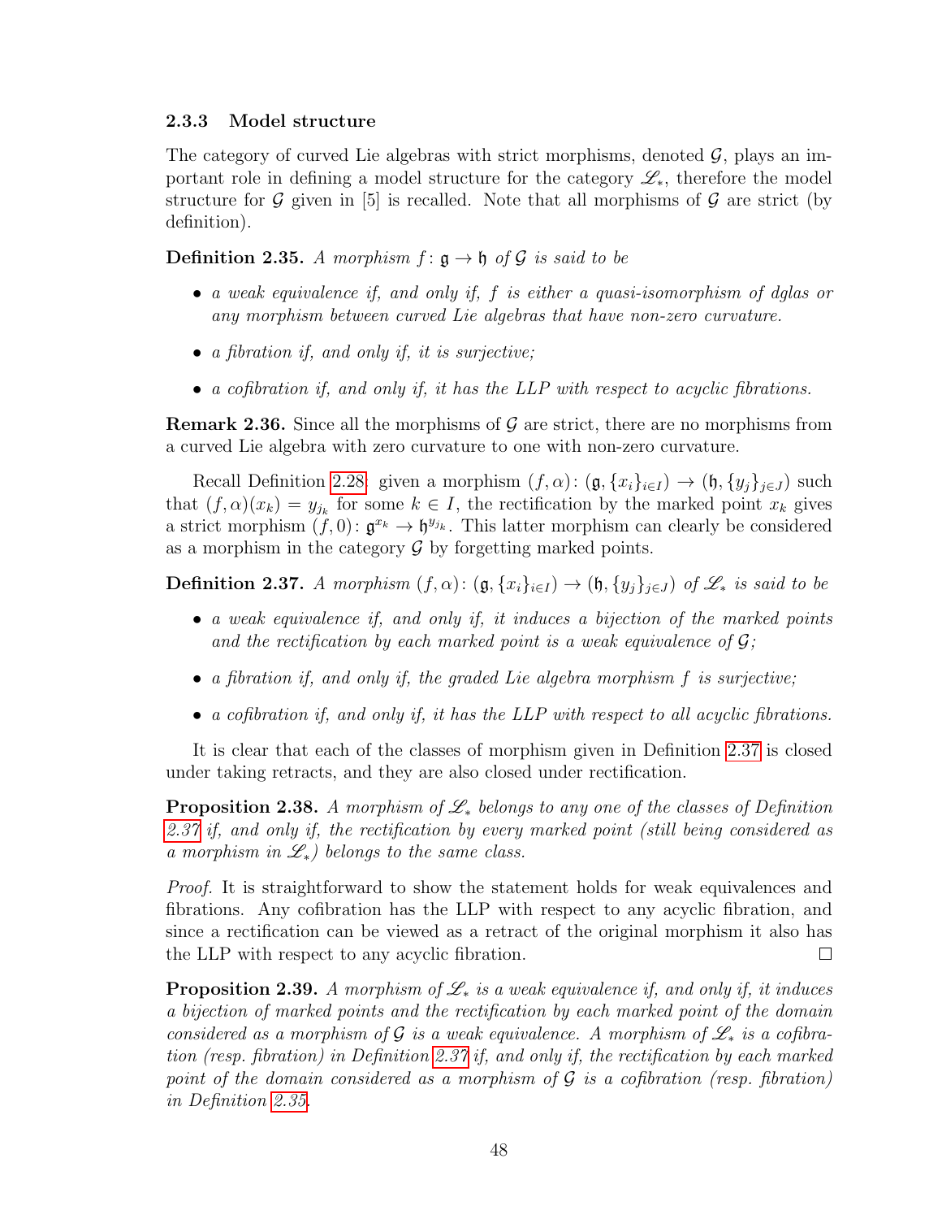### 2.3.3 Model structure

The category of curved Lie algebras with strict morphisms, denoted $\mathcal{G}$, plays an important role in defining a model structure for the category $\mathscr{L}_*$, therefore the model structure for $\mathcal{G}$ given in [5] is recalled. Note that all morphisms of $\mathcal{G}$ are strict (by definition).

**Definition 2.35.** *A morphism $f\colon \mathfrak{g} \to \mathfrak{h}$ of $\mathcal{G}$ is said to be*

- *a weak equivalence if, and only if, $f$ is either a quasi-isomorphism of dglas or any morphism between curved Lie algebras that have non-zero curvature.*
- *a fibration if, and only if, it is surjective;*
- *a cofibration if, and only if, it has the LLP with respect to acyclic fibrations.*

**Remark 2.36.** Since all the morphisms of $\mathcal{G}$ are strict, there are no morphisms from a curved Lie algebra with zero curvature to one with non-zero curvature.

Recall Definition 2.28: given a morphism $(f, \alpha)\colon (\mathfrak{g}, \{x_i\}_{i\in I}) \to (\mathfrak{h}, \{y_j\}_{j\in J})$ such that $(f, \alpha)(x_k) = y_{j_k}$ for some $k \in I$, the rectification by the marked point $x_k$ gives a strict morphism $(f, 0)\colon \mathfrak{g}^{x_k} \to \mathfrak{h}^{y_{j_k}}$. This latter morphism can clearly be considered as a morphism in the category $\mathcal{G}$ by forgetting marked points.

**Definition 2.37.** *A morphism $(f, \alpha)\colon (\mathfrak{g}, \{x_i\}_{i\in I}) \to (\mathfrak{h}, \{y_j\}_{j\in J})$ of $\mathscr{L}_*$ is said to be*

- *a weak equivalence if, and only if, it induces a bijection of the marked points and the rectification by each marked point is a weak equivalence of $\mathcal{G}$;*
- *a fibration if, and only if, the graded Lie algebra morphism $f$ is surjective;*
- *a cofibration if, and only if, it has the LLP with respect to all acyclic fibrations.*

It is clear that each of the classes of morphism given in Definition 2.37 is closed under taking retracts, and they are also closed under rectification.

**Proposition 2.38.** *A morphism of $\mathscr{L}_*$ belongs to any one of the classes of Definition 2.37 if, and only if, the rectification by every marked point (still being considered as a morphism in $\mathscr{L}_*$) belongs to the same class.*

*Proof.* It is straightforward to show the statement holds for weak equivalences and fibrations. Any cofibration has the LLP with respect to any acyclic fibration, and since a rectification can be viewed as a retract of the original morphism it also has the LLP with respect to any acyclic fibration. □

**Proposition 2.39.** *A morphism of $\mathscr{L}_*$ is a weak equivalence if, and only if, it induces a bijection of marked points and the rectification by each marked point of the domain considered as a morphism of $\mathcal{G}$ is a weak equivalence. A morphism of $\mathscr{L}_*$ is a cofibration (resp. fibration) in Definition 2.37 if, and only if, the rectification by each marked point of the domain considered as a morphism of $\mathcal{G}$ is a cofibration (resp. fibration) in Definition 2.35.*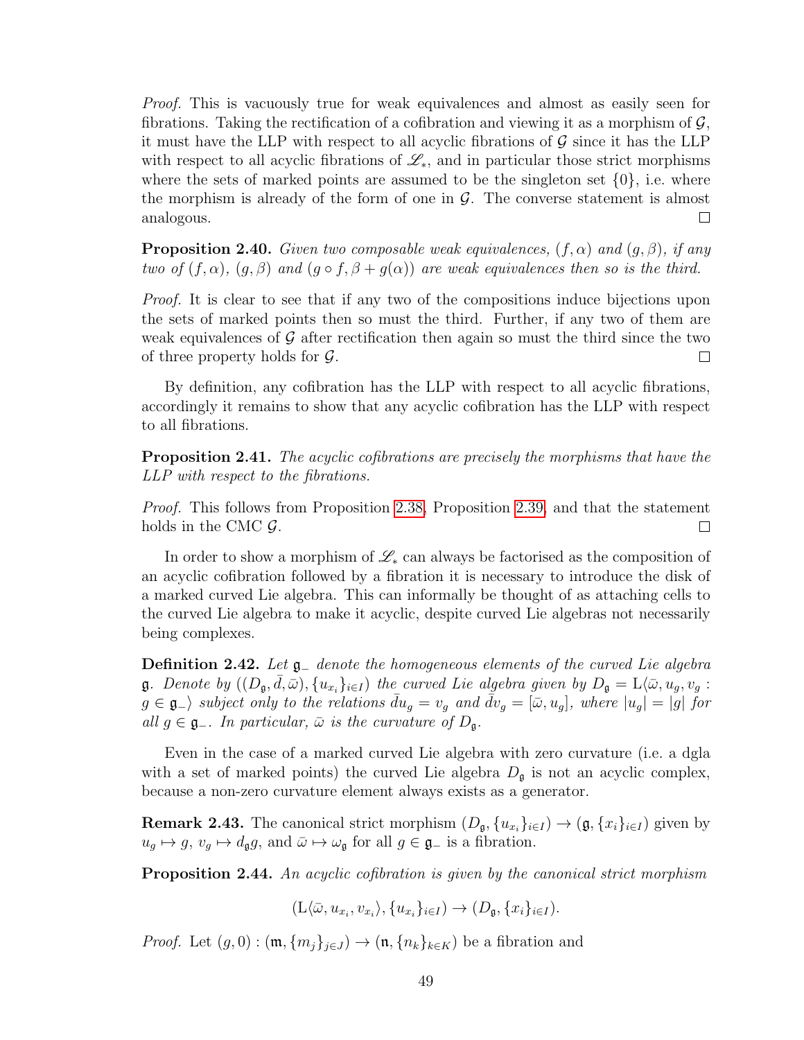*Proof.* This is vacuously true for weak equivalences and almost as easily seen for fibrations. Taking the rectification of a cofibration and viewing it as a morphism of $\mathcal{G}$, it must have the LLP with respect to all acyclic fibrations of $\mathcal{G}$ since it has the LLP with respect to all acyclic fibrations of $\mathscr{L}_*$, and in particular those strict morphisms where the sets of marked points are assumed to be the singleton set $\{0\}$, i.e. where the morphism is already of the form of one in $\mathcal{G}$. The converse statement is almost analogous. □

**Proposition 2.40.** *Given two composable weak equivalences, $(f, \alpha)$ and $(g, \beta)$, if any two of $(f, \alpha)$, $(g, \beta)$ and $(g \circ f, \beta + g(\alpha))$ are weak equivalences then so is the third.*

*Proof.* It is clear to see that if any two of the compositions induce bijections upon the sets of marked points then so must the third. Further, if any two of them are weak equivalences of $\mathcal{G}$ after rectification then again so must the third since the two of three property holds for $\mathcal{G}$. □

By definition, any cofibration has the LLP with respect to all acyclic fibrations, accordingly it remains to show that any acyclic cofibration has the LLP with respect to all fibrations.

**Proposition 2.41.** *The acyclic cofibrations are precisely the morphisms that have the LLP with respect to the fibrations.*

*Proof.* This follows from Proposition 2.38, Proposition 2.39, and that the statement holds in the CMC $\mathcal{G}$. □

In order to show a morphism of $\mathscr{L}_*$ can always be factorised as the composition of an acyclic cofibration followed by a fibration it is necessary to introduce the disk of a marked curved Lie algebra. This can informally be thought of as attaching cells to the curved Lie algebra to make it acyclic, despite curved Lie algebras not necessarily being complexes.

**Definition 2.42.** *Let $\mathfrak{g}_-$ denote the homogeneous elements of the curved Lie algebra $\mathfrak{g}$. Denote by $((D_\mathfrak{g}, \bar{d}, \bar{\omega}), \{u_{x_i}\}_{i \in I})$ the curved Lie algebra given by $D_\mathfrak{g} = \mathrm{L}\langle \bar{\omega}, u_g, v_g : g \in \mathfrak{g}_- \rangle$ subject only to the relations $\bar{d}u_g = v_g$ and $\bar{d}v_g = [\bar{\omega}, u_g]$, where $|u_g| = |g|$ for all $g \in \mathfrak{g}_-$. In particular, $\bar{\omega}$ is the curvature of $D_\mathfrak{g}$.*

Even in the case of a marked curved Lie algebra with zero curvature (i.e. a dgla with a set of marked points) the curved Lie algebra $D_\mathfrak{g}$ is not an acyclic complex, because a non-zero curvature element always exists as a generator.

**Remark 2.43.** The canonical strict morphism $(D_\mathfrak{g}, \{u_{x_i}\}_{i \in I}) \to (\mathfrak{g}, \{x_i\}_{i \in I})$ given by $u_g \mapsto g$, $v_g \mapsto d_\mathfrak{g} g$, and $\bar{\omega} \mapsto \omega_\mathfrak{g}$ for all $g \in \mathfrak{g}_-$ is a fibration.

**Proposition 2.44.** *An acyclic cofibration is given by the canonical strict morphism*

$$(\mathrm{L}\langle \bar{\omega}, u_{x_i}, v_{x_i} \rangle, \{u_{x_i}\}_{i \in I}) \to (D_\mathfrak{g}, \{x_i\}_{i \in I}).$$

*Proof.* Let $(g, 0) : (\mathfrak{m}, \{m_j\}_{j \in J}) \to (\mathfrak{n}, \{n_k\}_{k \in K})$ be a fibration and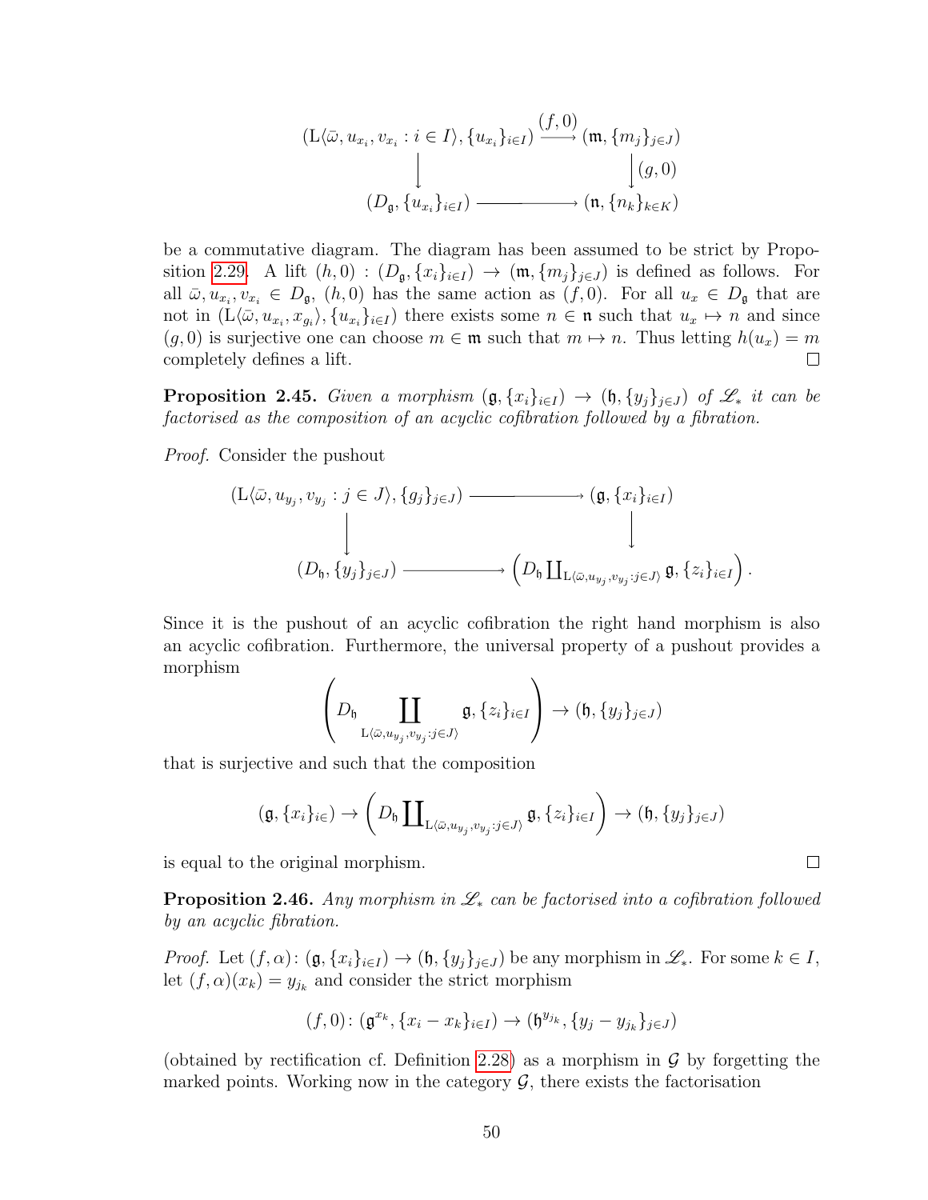$$\begin{array}{ccc}
(\mathrm{L}\langle\bar{\omega}, u_{x_i}, v_{x_i} : i \in I\rangle, \{u_{x_i}\}_{i\in I}) & \xrightarrow{(f,0)} & (\mathfrak{m}, \{m_j\}_{j\in J}) \\
\downarrow & & \downarrow (g,0) \\
(D_{\mathfrak{g}}, \{u_{x_i}\}_{i\in I}) & \longrightarrow & (\mathfrak{n}, \{n_k\}_{k\in K})
\end{array}$$

be a commutative diagram. The diagram has been assumed to be strict by Proposition 2.29. A lift $(h, 0) : (D_{\mathfrak{g}}, \{x_i\}_{i\in I}) \to (\mathfrak{m}, \{m_j\}_{j\in J})$ is defined as follows. For all $\bar{\omega}, u_{x_i}, v_{x_i} \in D_{\mathfrak{g}}$, $(h, 0)$ has the same action as $(f, 0)$. For all $u_x \in D_{\mathfrak{g}}$ that are not in $(\mathrm{L}\langle\bar{\omega}, u_{x_i}, x_{g_i}\rangle, \{u_{x_i}\}_{i\in I})$ there exists some $n \in \mathfrak{n}$ such that $u_x \mapsto n$ and since $(g, 0)$ is surjective one can choose $m \in \mathfrak{m}$ such that $m \mapsto n$. Thus letting $h(u_x) = m$ completely defines a lift. □

**Proposition 2.45.** *Given a morphism $(\mathfrak{g}, \{x_i\}_{i\in I}) \to (\mathfrak{h}, \{y_j\}_{j\in J})$ of $\mathscr{L}_*$ it can be factorised as the composition of an acyclic cofibration followed by a fibration.*

*Proof.* Consider the pushout

$$\begin{array}{ccc}
(\mathrm{L}\langle\bar{\omega}, u_{y_j}, v_{y_j} : j \in J\rangle, \{g_j\}_{j\in J}) & \longrightarrow & (\mathfrak{g}, \{x_i\}_{i\in I}) \\
\downarrow & & \downarrow \\
(D_{\mathfrak{h}}, \{y_j\}_{j\in J}) & \longrightarrow & \left(D_{\mathfrak{h}} \coprod_{\mathrm{L}\langle\bar{\omega}, u_{y_j}, v_{y_j} : j\in J\rangle} \mathfrak{g}, \{z_i\}_{i\in I}\right).
\end{array}$$

Since it is the pushout of an acyclic cofibration the right hand morphism is also an acyclic cofibration. Furthermore, the universal property of a pushout provides a morphism

$$\left(D_{\mathfrak{h}} \coprod_{\mathrm{L}\langle\bar{\omega}, u_{y_j}, v_{y_j} : j\in J\rangle} \mathfrak{g}, \{z_i\}_{i\in I}\right) \to (\mathfrak{h}, \{y_j\}_{j\in J})$$

that is surjective and such that the composition

$$(\mathfrak{g}, \{x_i\}_{i\in}) \to \left(D_{\mathfrak{h}} \coprod_{\mathrm{L}\langle\bar{\omega}, u_{y_j}, v_{y_j} : j\in J\rangle} \mathfrak{g}, \{z_i\}_{i\in I}\right) \to (\mathfrak{h}, \{y_j\}_{j\in J})$$

is equal to the original morphism. □

**Proposition 2.46.** *Any morphism in $\mathscr{L}_*$ can be factorised into a cofibration followed by an acyclic fibration.*

*Proof.* Let $(f, \alpha) \colon (\mathfrak{g}, \{x_i\}_{i\in I}) \to (\mathfrak{h}, \{y_j\}_{j\in J})$ be any morphism in $\mathscr{L}_*$. For some $k \in I$, let $(f, \alpha)(x_k) = y_{j_k}$ and consider the strict morphism

$$(f, 0) \colon (\mathfrak{g}^{x_k}, \{x_i - x_k\}_{i\in I}) \to (\mathfrak{h}^{y_{j_k}}, \{y_j - y_{j_k}\}_{j\in J})$$

(obtained by rectification cf. Definition 2.28) as a morphism in $\mathcal{G}$ by forgetting the marked points. Working now in the category $\mathcal{G}$, there exists the factorisation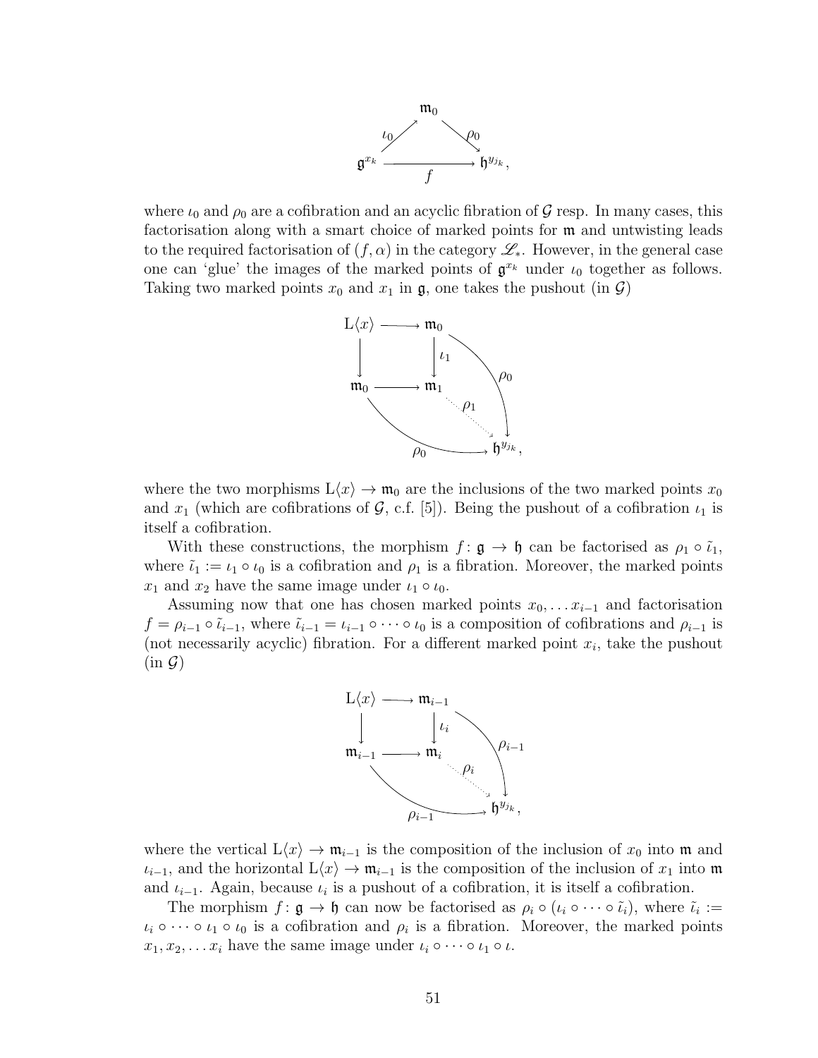$$
\begin{array}{ccc}
 & \mathfrak{m}_0 & \\
{}^{\iota_0}\nearrow & & \searrow^{\rho_0} \\
\mathfrak{g}^{x_k} & \xrightarrow[f]{} & \mathfrak{h}^{y_{j_k}},
\end{array}
$$

where $\iota_0$ and $\rho_0$ are a cofibration and an acyclic fibration of $\mathcal{G}$ resp. In many cases, this factorisation along with a smart choice of marked points for $\mathfrak{m}$ and untwisting leads to the required factorisation of $(f, \alpha)$ in the category $\mathscr{L}_*$. However, in the general case one can 'glue' the images of the marked points of $\mathfrak{g}^{x_k}$ under $\iota_0$ together as follows. Taking two marked points $x_0$ and $x_1$ in $\mathfrak{g}$, one takes the pushout (in $\mathcal{G}$)

$$
\begin{array}{ccc}
\mathrm{L}\langle x\rangle & \longrightarrow & \mathfrak{m}_0 \\
\downarrow & & \downarrow \iota_1 \\
\mathfrak{m}_0 & \longrightarrow & \mathfrak{m}_1 \\
 & & \quad \searrow^{\rho_1} \\
 & & \qquad \mathfrak{h}^{y_{j_k}},
\end{array}
$$

(with both maps $\mathfrak{m}_0 \to \mathfrak{h}^{y_{j_k}}$ given by $\rho_0$), where the two morphisms $\mathrm{L}\langle x\rangle \to \mathfrak{m}_0$ are the inclusions of the two marked points $x_0$ and $x_1$ (which are cofibrations of $\mathcal{G}$, c.f. [5]). Being the pushout of a cofibration $\iota_1$ is itself a cofibration.

With these constructions, the morphism $f\colon \mathfrak{g} \to \mathfrak{h}$ can be factorised as $\rho_1 \circ \tilde{\iota}_1$, where $\tilde{\iota}_1 := \iota_1 \circ \iota_0$ is a cofibration and $\rho_1$ is a fibration. Moreover, the marked points $x_1$ and $x_2$ have the same image under $\iota_1 \circ \iota_0$.

Assuming now that one has chosen marked points $x_0, \ldots x_{i-1}$ and factorisation $f = \rho_{i-1} \circ \tilde{\iota}_{i-1}$, where $\tilde{\iota}_{i-1} = \iota_{i-1} \circ \cdots \circ \iota_0$ is a composition of cofibrations and $\rho_{i-1}$ is (not necessarily acyclic) fibration. For a different marked point $x_i$, take the pushout (in $\mathcal{G}$)

$$
\begin{array}{ccc}
\mathrm{L}\langle x\rangle & \longrightarrow & \mathfrak{m}_{i-1} \\
\downarrow & & \downarrow \iota_i \\
\mathfrak{m}_{i-1} & \longrightarrow & \mathfrak{m}_i \\
 & & \quad \searrow^{\rho_i} \\
 & & \qquad \mathfrak{h}^{y_{j_k}},
\end{array}
$$

(with both maps $\mathfrak{m}_{i-1} \to \mathfrak{h}^{y_{j_k}}$ given by $\rho_{i-1}$), where the vertical $\mathrm{L}\langle x\rangle \to \mathfrak{m}_{i-1}$ is the composition of the inclusion of $x_0$ into $\mathfrak{m}$ and $\iota_{i-1}$, and the horizontal $\mathrm{L}\langle x\rangle \to \mathfrak{m}_{i-1}$ is the composition of the inclusion of $x_1$ into $\mathfrak{m}$ and $\iota_{i-1}$. Again, because $\iota_i$ is a pushout of a cofibration, it is itself a cofibration.

The morphism $f\colon \mathfrak{g} \to \mathfrak{h}$ can now be factorised as $\rho_i \circ (\iota_i \circ \cdots \circ \tilde{\iota}_i)$, where $\tilde{\iota}_i := \iota_i \circ \cdots \circ \iota_1 \circ \iota_0$ is a cofibration and $\rho_i$ is a fibration. Moreover, the marked points $x_1, x_2, \ldots x_i$ have the same image under $\iota_i \circ \cdots \circ \iota_1 \circ \iota$.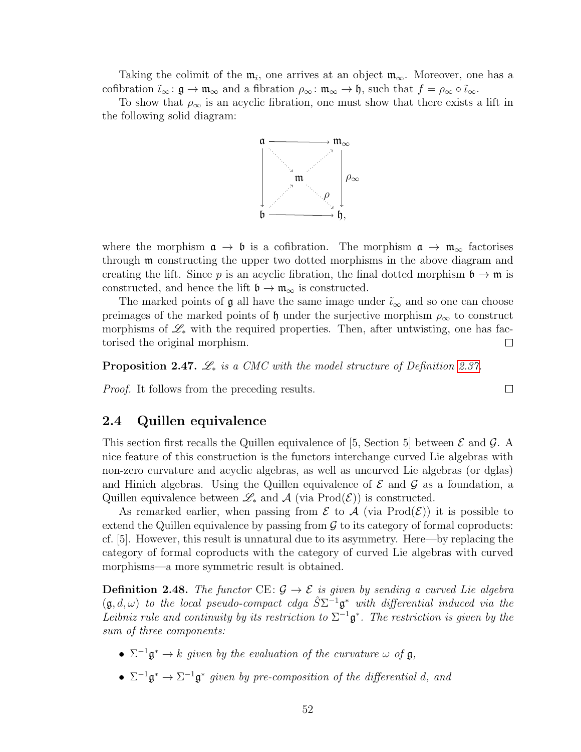Taking the colimit of the $\mathfrak{m}_i$, one arrives at an object $\mathfrak{m}_\infty$. Moreover, one has a cofibration $\tilde{\iota}_\infty\colon \mathfrak{g} \to \mathfrak{m}_\infty$ and a fibration $\rho_\infty\colon \mathfrak{m}_\infty \to \mathfrak{h}$, such that $f = \rho_\infty \circ \tilde{\iota}_\infty$.

To show that $\rho_\infty$ is an acyclic fibration, one must show that there exists a lift in the following solid diagram:

$$
\begin{array}{ccc}
\mathfrak{a} & \longrightarrow & \mathfrak{m}_\infty \\
\downarrow & \searrow \quad \nearrow & \downarrow \rho_\infty \\
 & \mathfrak{m} & \\
 & \nearrow \quad \searrow \rho & \\
\mathfrak{b} & \longrightarrow & \mathfrak{h},
\end{array}
$$

where the morphism $\mathfrak{a} \to \mathfrak{b}$ is a cofibration. The morphism $\mathfrak{a} \to \mathfrak{m}_\infty$ factorises through $\mathfrak{m}$ constructing the upper two dotted morphisms in the above diagram and creating the lift. Since $p$ is an acyclic fibration, the final dotted morphism $\mathfrak{b} \to \mathfrak{m}$ is constructed, and hence the lift $\mathfrak{b} \to \mathfrak{m}_\infty$ is constructed.

The marked points of $\mathfrak{g}$ all have the same image under $\tilde{\iota}_\infty$ and so one can choose preimages of the marked points of $\mathfrak{h}$ under the surjective morphism $\rho_\infty$ to construct morphisms of $\mathscr{L}_*$ with the required properties. Then, after untwisting, one has factorised the original morphism. ∎

**Proposition 2.47.** *$\mathscr{L}_*$ is a CMC with the model structure of Definition 2.37.*

*Proof.* It follows from the preceding results. ∎

## 2.4 Quillen equivalence

This section first recalls the Quillen equivalence of [5, Section 5] between $\mathcal{E}$ and $\mathcal{G}$. A nice feature of this construction is the functors interchange curved Lie algebras with non-zero curvature and acyclic algebras, as well as uncurved Lie algebras (or dglas) and Hinich algebras. Using the Quillen equivalence of $\mathcal{E}$ and $\mathcal{G}$ as a foundation, a Quillen equivalence between $\mathscr{L}_*$ and $\mathcal{A}$ (via $\mathrm{Prod}(\mathcal{E})$) is constructed.

As remarked earlier, when passing from $\mathcal{E}$ to $\mathcal{A}$ (via $\mathrm{Prod}(\mathcal{E})$) it is possible to extend the Quillen equivalence by passing from $\mathcal{G}$ to its category of formal coproducts: cf. [5]. However, this result is unnatural due to its asymmetry. Here—by replacing the category of formal coproducts with the category of curved Lie algebras with curved morphisms—a more symmetric result is obtained.

**Definition 2.48.** *The functor $\mathrm{CE}\colon \mathcal{G} \to \mathcal{E}$ is given by sending a curved Lie algebra $(\mathfrak{g}, d, \omega)$ to the local pseudo-compact cdga $\hat{S}\Sigma^{-1}\mathfrak{g}^*$ with differential induced via the Leibniz rule and continuity by its restriction to $\Sigma^{-1}\mathfrak{g}^*$. The restriction is given by the sum of three components:*

- *$\Sigma^{-1}\mathfrak{g}^* \to k$ given by the evaluation of the curvature $\omega$ of $\mathfrak{g}$,*
- *$\Sigma^{-1}\mathfrak{g}^* \to \Sigma^{-1}\mathfrak{g}^*$ given by pre-composition of the differential $d$, and*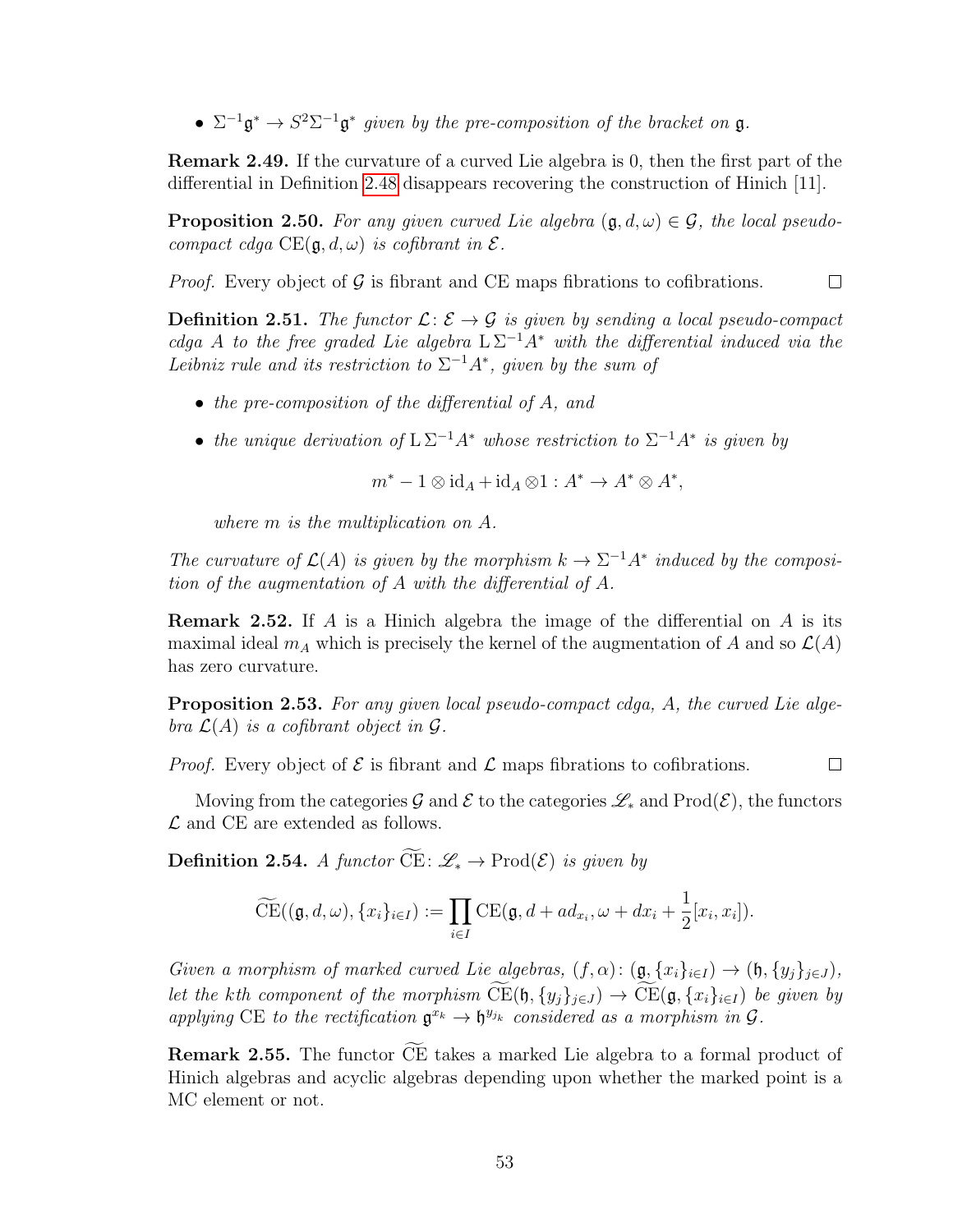- $\Sigma^{-1}\mathfrak{g}^* \to S^2\Sigma^{-1}\mathfrak{g}^*$ *given by the pre-composition of the bracket on* $\mathfrak{g}$.

**Remark 2.49.** If the curvature of a curved Lie algebra is 0, then the first part of the differential in Definition 2.48 disappears recovering the construction of Hinich [11].

**Proposition 2.50.** *For any given curved Lie algebra* $(\mathfrak{g}, d, \omega) \in \mathcal{G}$, *the local pseudo-compact cdga* $\mathrm{CE}(\mathfrak{g}, d, \omega)$ *is cofibrant in* $\mathcal{E}$.

*Proof.* Every object of $\mathcal{G}$ is fibrant and CE maps fibrations to cofibrations. □

**Definition 2.51.** *The functor* $\mathcal{L}\colon \mathcal{E} \to \mathcal{G}$ *is given by sending a local pseudo-compact cdga* $A$ *to the free graded Lie algebra* $\mathrm{L}\,\Sigma^{-1}A^*$ *with the differential induced via the Leibniz rule and its restriction to* $\Sigma^{-1}A^*$, *given by the sum of*

- *the pre-composition of the differential of* $A$, *and*
- *the unique derivation of* $\mathrm{L}\,\Sigma^{-1}A^*$ *whose restriction to* $\Sigma^{-1}A^*$ *is given by*

$$m^* - 1 \otimes \mathrm{id}_A + \mathrm{id}_A \otimes 1 : A^* \to A^* \otimes A^*,$$

*where* $m$ *is the multiplication on* $A$.

*The curvature of* $\mathcal{L}(A)$ *is given by the morphism* $k \to \Sigma^{-1}A^*$ *induced by the composition of the augmentation of* $A$ *with the differential of* $A$.

**Remark 2.52.** If $A$ is a Hinich algebra the image of the differential on $A$ is its maximal ideal $m_A$ which is precisely the kernel of the augmentation of $A$ and so $\mathcal{L}(A)$ has zero curvature.

**Proposition 2.53.** *For any given local pseudo-compact cdga,* $A$, *the curved Lie algebra* $\mathcal{L}(A)$ *is a cofibrant object in* $\mathcal{G}$.

*Proof.* Every object of $\mathcal{E}$ is fibrant and $\mathcal{L}$ maps fibrations to cofibrations. □

Moving from the categories $\mathcal{G}$ and $\mathcal{E}$ to the categories $\mathscr{L}_*$ and $\mathrm{Prod}(\mathcal{E})$, the functors $\mathcal{L}$ and CE are extended as follows.

**Definition 2.54.** *A functor* $\widetilde{\mathrm{CE}}\colon \mathscr{L}_* \to \mathrm{Prod}(\mathcal{E})$ *is given by*

$$\widetilde{\mathrm{CE}}((\mathfrak{g}, d, \omega), \{x_i\}_{i\in I}) := \prod_{i\in I} \mathrm{CE}(\mathfrak{g}, d + ad_{x_i}, \omega + dx_i + \frac{1}{2}[x_i, x_i]).$$

*Given a morphism of marked curved Lie algebras,* $(f, \alpha)\colon (\mathfrak{g}, \{x_i\}_{i\in I}) \to (\mathfrak{h}, \{y_j\}_{j\in J})$, *let the kth component of the morphism* $\widetilde{\mathrm{CE}}(\mathfrak{h}, \{y_j\}_{j\in J}) \to \widetilde{\mathrm{CE}}(\mathfrak{g}, \{x_i\}_{i\in I})$ *be given by applying* CE *to the rectification* $\mathfrak{g}^{x_k} \to \mathfrak{h}^{y_{j_k}}$ *considered as a morphism in* $\mathcal{G}$.

**Remark 2.55.** The functor $\widetilde{\mathrm{CE}}$ takes a marked Lie algebra to a formal product of Hinich algebras and acyclic algebras depending upon whether the marked point is a MC element or not.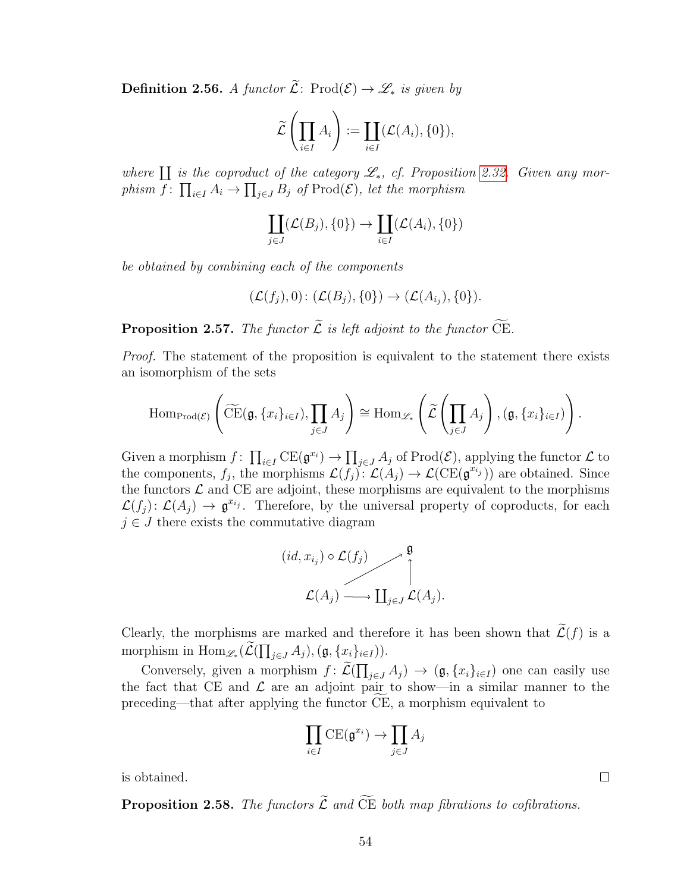**Definition 2.56.** *A functor $\widetilde{\mathcal{L}}\colon \operatorname{Prod}(\mathcal{E}) \to \mathscr{L}_*$ is given by*

$$\widetilde{\mathcal{L}}\left(\prod_{i\in I} A_i\right) := \coprod_{i\in I} (\mathcal{L}(A_i), \{0\}),$$

*where $\coprod$ is the coproduct of the category $\mathscr{L}_*$, cf. Proposition 2.32. Given any morphism $f\colon \prod_{i\in I} A_i \to \prod_{j\in J} B_j$ of $\operatorname{Prod}(\mathcal{E})$, let the morphism*

$$\coprod_{j\in J} (\mathcal{L}(B_j), \{0\}) \to \coprod_{i\in I} (\mathcal{L}(A_i), \{0\})$$

*be obtained by combining each of the components*

$$(\mathcal{L}(f_j), 0)\colon (\mathcal{L}(B_j), \{0\}) \to (\mathcal{L}(A_{i_j}), \{0\}).$$

**Proposition 2.57.** *The functor $\widetilde{\mathcal{L}}$ is left adjoint to the functor $\widetilde{\operatorname{CE}}$.*

*Proof.* The statement of the proposition is equivalent to the statement there exists an isomorphism of the sets

$$\operatorname{Hom}_{\operatorname{Prod}(\mathcal{E})}\left(\widetilde{\operatorname{CE}}(\mathfrak{g}, \{x_i\}_{i\in I}), \prod_{j\in J} A_j\right) \cong \operatorname{Hom}_{\mathscr{L}_*}\left(\widetilde{\mathcal{L}}\left(\prod_{j\in J} A_j\right), (\mathfrak{g}, \{x_i\}_{i\in I})\right).$$

Given a morphism $f\colon \prod_{i\in I} \operatorname{CE}(\mathfrak{g}^{x_i}) \to \prod_{j\in J} A_j$ of $\operatorname{Prod}(\mathcal{E})$, applying the functor $\mathcal{L}$ to the components, $f_j$, the morphisms $\mathcal{L}(f_j)\colon \mathcal{L}(A_j) \to \mathcal{L}(\operatorname{CE}(\mathfrak{g}^{x_{i_j}}))$ are obtained. Since the functors $\mathcal{L}$ and CE are adjoint, these morphisms are equivalent to the morphisms $\mathcal{L}(f_j)\colon \mathcal{L}(A_j) \to \mathfrak{g}^{x_{i_j}}$. Therefore, by the universal property of coproducts, for each $j \in J$ there exists the commutative diagram

$$\begin{array}{ccc} & & \mathfrak{g} \\ & \overset{(id, x_{i_j}) \circ \mathcal{L}(f_j)}{\nearrow} & \uparrow \\ \mathcal{L}(A_j) & \longrightarrow & \coprod_{j\in J} \mathcal{L}(A_j). \end{array}$$

Clearly, the morphisms are marked and therefore it has been shown that $\widetilde{\mathcal{L}}(f)$ is a morphism in $\operatorname{Hom}_{\mathscr{L}_*}(\widetilde{\mathcal{L}}(\prod_{j\in J} A_j), (\mathfrak{g}, \{x_i\}_{i\in I}))$.

Conversely, given a morphism $f\colon \widetilde{\mathcal{L}}(\prod_{j\in J} A_j) \to (\mathfrak{g}, \{x_i\}_{i\in I})$ one can easily use the fact that CE and $\mathcal{L}$ are an adjoint pair to show—in a similar manner to the preceding—that after applying the functor $\widetilde{\operatorname{CE}}$, a morphism equivalent to

$$\prod_{i\in I} \operatorname{CE}(\mathfrak{g}^{x_i}) \to \prod_{j\in J} A_j$$

is obtained. $\square$

**Proposition 2.58.** *The functors $\widetilde{\mathcal{L}}$ and $\widetilde{\operatorname{CE}}$ both map fibrations to cofibrations.*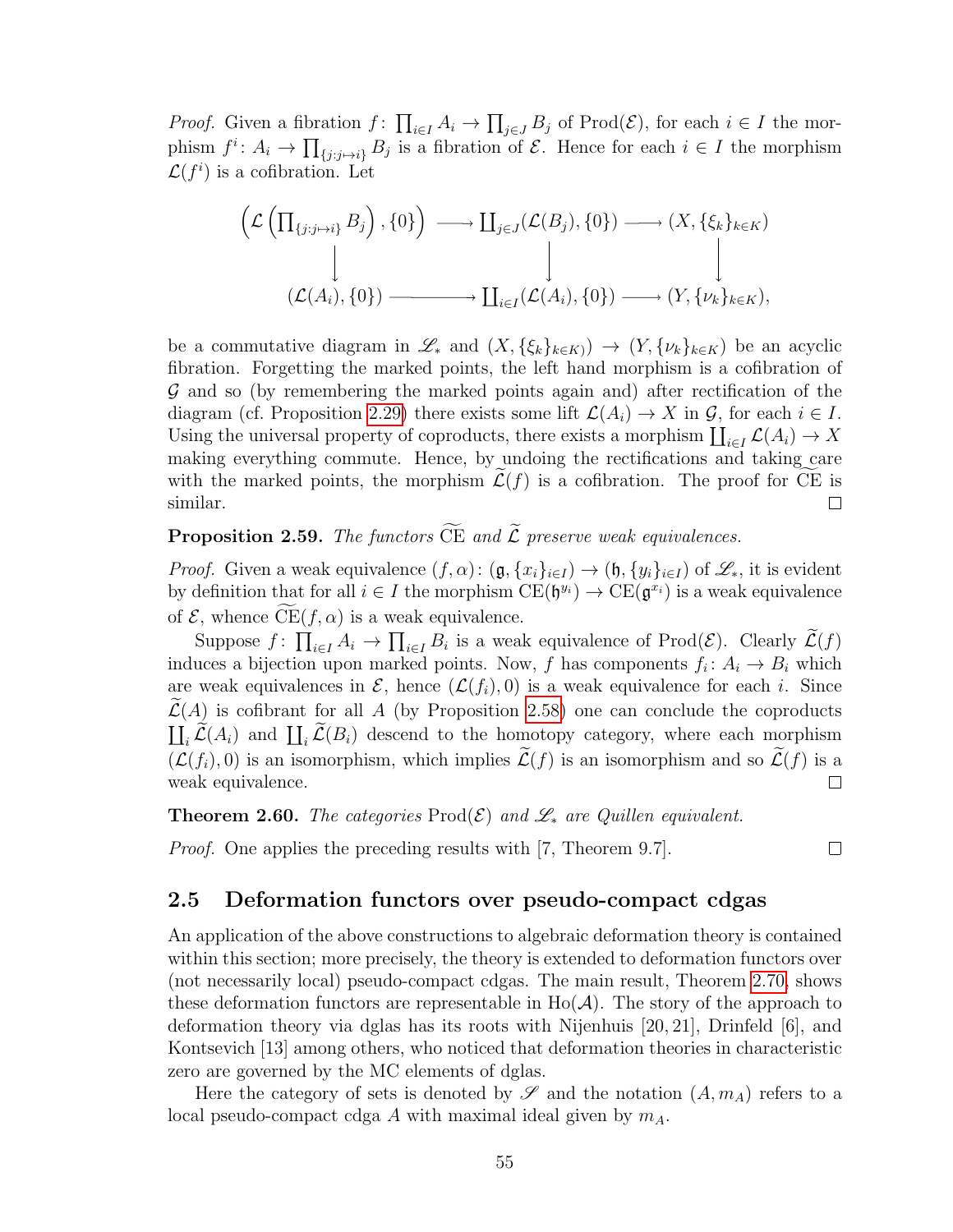*Proof.* Given a fibration $f\colon \prod_{i\in I} A_i \to \prod_{j\in J} B_j$ of $\mathrm{Prod}(\mathcal{E})$, for each $i \in I$ the morphism $f^i\colon A_i \to \prod_{\{j:j\mapsto i\}} B_j$ is a fibration of $\mathcal{E}$. Hence for each $i \in I$ the morphism $\mathcal{L}(f^i)$ is a cofibration. Let

$$\begin{array}{ccccc}
\left(\mathcal{L}\left(\prod_{\{j:j\mapsto i\}} B_j\right), \{0\}\right) & \longrightarrow & \coprod_{j\in J}(\mathcal{L}(B_j),\{0\}) & \longrightarrow & (X, \{\xi_k\}_{k\in K}) \\
\downarrow & & \downarrow & & \downarrow \\
(\mathcal{L}(A_i), \{0\}) & \longrightarrow & \coprod_{i\in I}(\mathcal{L}(A_i),\{0\}) & \longrightarrow & (Y, \{\nu_k\}_{k\in K}),
\end{array}$$

be a commutative diagram in $\mathscr{L}_*$ and $(X, \{\xi_k\}_{k\in K})) \to (Y, \{\nu_k\}_{k\in K})$ be an acyclic fibration. Forgetting the marked points, the left hand morphism is a cofibration of $\mathcal{G}$ and so (by remembering the marked points again and) after rectification of the diagram (cf. Proposition 2.29) there exists some lift $\mathcal{L}(A_i) \to X$ in $\mathcal{G}$, for each $i \in I$. Using the universal property of coproducts, there exists a morphism $\coprod_{i\in I} \mathcal{L}(A_i) \to X$ making everything commute. Hence, by undoing the rectifications and taking care with the marked points, the morphism $\widetilde{\mathcal{L}}(f)$ is a cofibration. The proof for $\widetilde{\mathrm{CE}}$ is similar. □

**Proposition 2.59.** *The functors* $\widetilde{\mathrm{CE}}$ *and* $\widetilde{\mathcal{L}}$ *preserve weak equivalences.*

*Proof.* Given a weak equivalence $(f,\alpha)\colon (\mathfrak{g}, \{x_i\}_{i\in I}) \to (\mathfrak{h}, \{y_i\}_{i\in I})$ of $\mathscr{L}_*$, it is evident by definition that for all $i \in I$ the morphism $\mathrm{CE}(\mathfrak{h}^{y_i}) \to \mathrm{CE}(\mathfrak{g}^{x_i})$ is a weak equivalence of $\mathcal{E}$, whence $\widetilde{\mathrm{CE}}(f,\alpha)$ is a weak equivalence.

Suppose $f\colon \prod_{i\in I} A_i \to \prod_{i\in I} B_i$ is a weak equivalence of $\mathrm{Prod}(\mathcal{E})$. Clearly $\widetilde{\mathcal{L}}(f)$ induces a bijection upon marked points. Now, $f$ has components $f_i\colon A_i \to B_i$ which are weak equivalences in $\mathcal{E}$, hence $(\mathcal{L}(f_i), 0)$ is a weak equivalence for each $i$. Since $\widetilde{\mathcal{L}}(A)$ is cofibrant for all $A$ (by Proposition 2.58) one can conclude the coproducts $\coprod_i \widetilde{\mathcal{L}}(A_i)$ and $\coprod_i \widetilde{\mathcal{L}}(B_i)$ descend to the homotopy category, where each morphism $(\mathcal{L}(f_i), 0)$ is an isomorphism, which implies $\widetilde{\mathcal{L}}(f)$ is an isomorphism and so $\widetilde{\mathcal{L}}(f)$ is a weak equivalence. □

**Theorem 2.60.** *The categories* $\mathrm{Prod}(\mathcal{E})$ *and* $\mathscr{L}_*$ *are Quillen equivalent.*

*Proof.* One applies the preceding results with [7, Theorem 9.7]. □

## 2.5 Deformation functors over pseudo-compact cdgas

An application of the above constructions to algebraic deformation theory is contained within this section; more precisely, the theory is extended to deformation functors over (not necessarily local) pseudo-compact cdgas. The main result, Theorem 2.70, shows these deformation functors are representable in $\mathrm{Ho}(\mathcal{A})$. The story of the approach to deformation theory via dglas has its roots with Nijenhuis [20, 21], Drinfeld [6], and Kontsevich [13] among others, who noticed that deformation theories in characteristic zero are governed by the MC elements of dglas.

Here the category of sets is denoted by $\mathscr{S}$ and the notation $(A, m_A)$ refers to a local pseudo-compact cdga $A$ with maximal ideal given by $m_A$.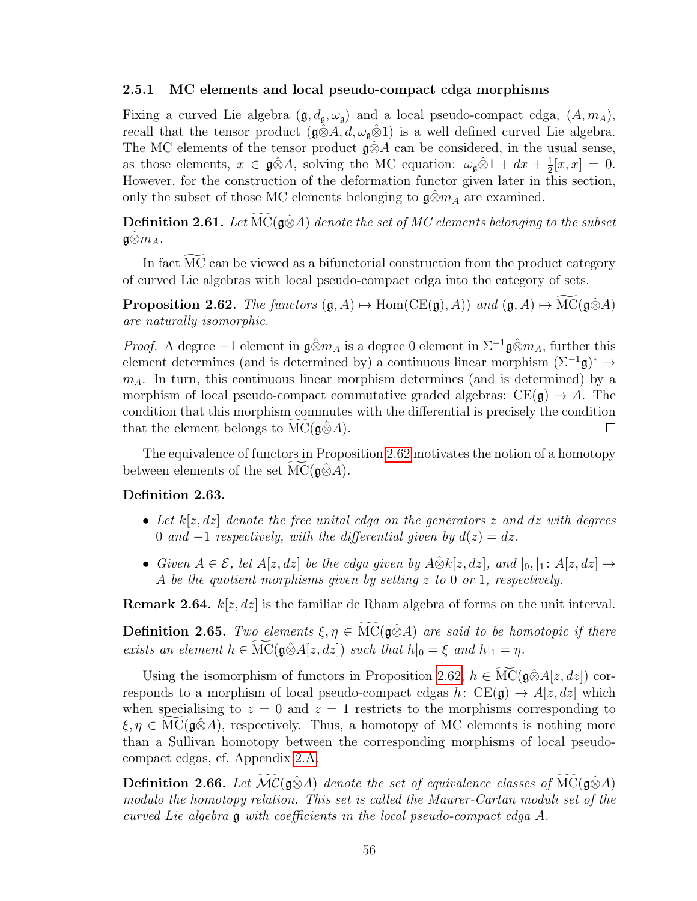### 2.5.1 MC elements and local pseudo-compact cdga morphisms

Fixing a curved Lie algebra $(\mathfrak{g}, d_{\mathfrak{g}}, \omega_{\mathfrak{g}})$ and a local pseudo-compact cdga, $(A, m_A)$, recall that the tensor product $(\mathfrak{g}\hat{\otimes}A, d, \omega_{\mathfrak{g}}\hat{\otimes}1)$ is a well defined curved Lie algebra. The MC elements of the tensor product $\mathfrak{g}\hat{\otimes}A$ can be considered, in the usual sense, as those elements, $x \in \mathfrak{g}\hat{\otimes}A$, solving the MC equation: $\omega_{\mathfrak{g}}\hat{\otimes}1 + dx + \frac{1}{2}[x,x] = 0$. However, for the construction of the deformation functor given later in this section, only the subset of those MC elements belonging to $\mathfrak{g}\hat{\otimes}m_A$ are examined.

**Definition 2.61.** *Let $\widetilde{\mathrm{MC}}(\mathfrak{g}\hat{\otimes}A)$ denote the set of MC elements belonging to the subset $\mathfrak{g}\hat{\otimes}m_A$.*

In fact $\widetilde{\mathrm{MC}}$ can be viewed as a bifunctorial construction from the product category of curved Lie algebras with local pseudo-compact cdga into the category of sets.

**Proposition 2.62.** *The functors $(\mathfrak{g}, A) \mapsto \mathrm{Hom}(\mathrm{CE}(\mathfrak{g}), A))$ and $(\mathfrak{g}, A) \mapsto \widetilde{\mathrm{MC}}(\mathfrak{g}\hat{\otimes}A)$ are naturally isomorphic.*

*Proof.* A degree $-1$ element in $\mathfrak{g}\hat{\otimes}m_A$ is a degree 0 element in $\Sigma^{-1}\mathfrak{g}\hat{\otimes}m_A$, further this element determines (and is determined by) a continuous linear morphism $(\Sigma^{-1}\mathfrak{g})^* \to m_A$. In turn, this continuous linear morphism determines (and is determined) by a morphism of local pseudo-compact commutative graded algebras: $\mathrm{CE}(\mathfrak{g}) \to A$. The condition that this morphism commutes with the differential is precisely the condition that the element belongs to $\widetilde{\mathrm{MC}}(\mathfrak{g}\hat{\otimes}A)$. □

The equivalence of functors in Proposition 2.62 motivates the notion of a homotopy between elements of the set $\widetilde{\mathrm{MC}}(\mathfrak{g}\hat{\otimes}A)$.

**Definition 2.63.**

- *Let $k[z, dz]$ denote the free unital cdga on the generators $z$ and $dz$ with degrees 0 and $-1$ respectively, with the differential given by $d(z) = dz$.*
- *Given $A \in \mathcal{E}$, let $A[z, dz]$ be the cdga given by $A\hat{\otimes}k[z, dz]$, and $|_0, |_1 \colon A[z, dz] \to A$ be the quotient morphisms given by setting $z$ to 0 or 1, respectively.*

**Remark 2.64.** $k[z, dz]$ is the familiar de Rham algebra of forms on the unit interval.

**Definition 2.65.** *Two elements $\xi, \eta \in \widetilde{\mathrm{MC}}(\mathfrak{g}\hat{\otimes}A)$ are said to be homotopic if there exists an element $h \in \widetilde{\mathrm{MC}}(\mathfrak{g}\hat{\otimes}A[z, dz])$ such that $h|_0 = \xi$ and $h|_1 = \eta$.*

Using the isomorphism of functors in Proposition 2.62, $h \in \widetilde{\mathrm{MC}}(\mathfrak{g}\hat{\otimes}A[z, dz])$ corresponds to a morphism of local pseudo-compact cdgas $h \colon \mathrm{CE}(\mathfrak{g}) \to A[z, dz]$ which when specialising to $z = 0$ and $z = 1$ restricts to the morphisms corresponding to $\xi, \eta \in \widetilde{\mathrm{MC}}(\mathfrak{g}\hat{\otimes}A)$, respectively. Thus, a homotopy of MC elements is nothing more than a Sullivan homotopy between the corresponding morphisms of local pseudo-compact cdgas, cf. Appendix 2.A.

**Definition 2.66.** *Let $\widetilde{\mathcal{MC}}(\mathfrak{g}\hat{\otimes}A)$ denote the set of equivalence classes of $\widetilde{\mathrm{MC}}(\mathfrak{g}\hat{\otimes}A)$ modulo the homotopy relation. This set is called the Maurer-Cartan moduli set of the curved Lie algebra $\mathfrak{g}$ with coefficients in the local pseudo-compact cdga $A$.*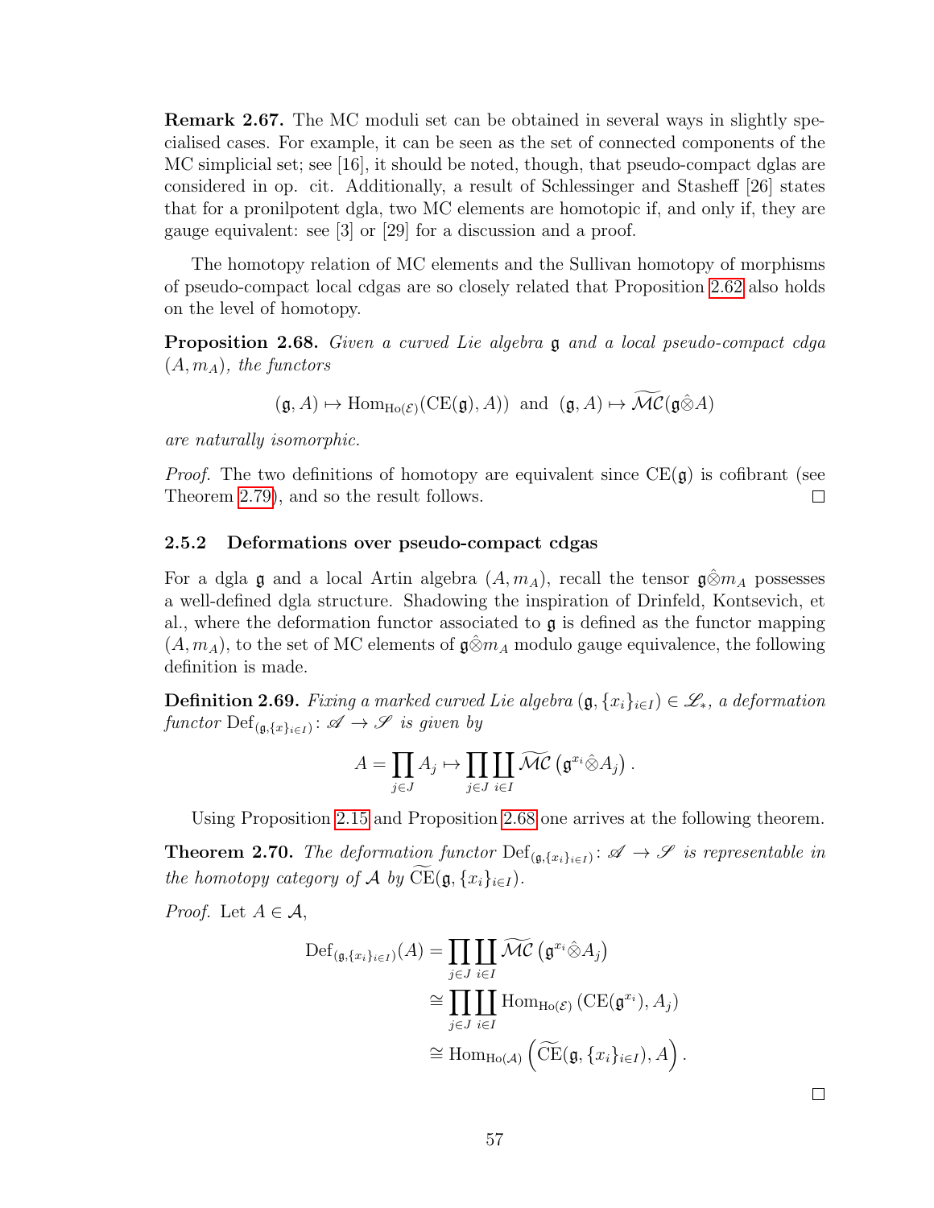**Remark 2.67.** The MC moduli set can be obtained in several ways in slightly specialised cases. For example, it can be seen as the set of connected components of the MC simplicial set; see [16], it should be noted, though, that pseudo-compact dglas are considered in op. cit. Additionally, a result of Schlessinger and Stasheff [26] states that for a pronilpotent dgla, two MC elements are homotopic if, and only if, they are gauge equivalent: see [3] or [29] for a discussion and a proof.

The homotopy relation of MC elements and the Sullivan homotopy of morphisms of pseudo-compact local cdgas are so closely related that Proposition 2.62 also holds on the level of homotopy.

**Proposition 2.68.** *Given a curved Lie algebra $\mathfrak{g}$ and a local pseudo-compact cdga $(A, m_A)$, the functors*

$$(\mathfrak{g}, A) \mapsto \mathrm{Hom}_{\mathrm{Ho}(\mathcal{E})}(\mathrm{CE}(\mathfrak{g}), A)) \text{ and } (\mathfrak{g}, A) \mapsto \widetilde{\mathcal{MC}}(\mathfrak{g}\hat{\otimes}A)$$

*are naturally isomorphic.*

*Proof.* The two definitions of homotopy are equivalent since $\mathrm{CE}(\mathfrak{g})$ is cofibrant (see Theorem 2.79), and so the result follows. $\square$

### 2.5.2 Deformations over pseudo-compact cdgas

For a dgla $\mathfrak{g}$ and a local Artin algebra $(A, m_A)$, recall the tensor $\mathfrak{g}\hat{\otimes}m_A$ possesses a well-defined dgla structure. Shadowing the inspiration of Drinfeld, Kontsevich, et al., where the deformation functor associated to $\mathfrak{g}$ is defined as the functor mapping $(A, m_A)$, to the set of MC elements of $\mathfrak{g}\hat{\otimes}m_A$ modulo gauge equivalence, the following definition is made.

**Definition 2.69.** *Fixing a marked curved Lie algebra $(\mathfrak{g}, \{x_i\}_{i\in I}) \in \mathscr{L}_*$, a deformation functor $\mathrm{Def}_{(\mathfrak{g},\{x\}_{i\in I})} \colon \mathscr{A} \to \mathscr{S}$ is given by*

$$A = \prod_{j\in J} A_j \mapsto \prod_{j\in J}\coprod_{i\in I} \widetilde{\mathcal{MC}}\left(\mathfrak{g}^{x_i}\hat{\otimes}A_j\right).$$

Using Proposition 2.15 and Proposition 2.68 one arrives at the following theorem.

**Theorem 2.70.** *The deformation functor $\mathrm{Def}_{(\mathfrak{g},\{x_i\}_{i\in I})} \colon \mathscr{A} \to \mathscr{S}$ is representable in the homotopy category of $\mathcal{A}$ by $\widetilde{\mathrm{CE}}(\mathfrak{g}, \{x_i\}_{i\in I})$.*

*Proof.* Let $A \in \mathcal{A}$,

$$\begin{aligned}
\mathrm{Def}_{(\mathfrak{g},\{x_i\}_{i\in I})}(A) &= \prod_{j\in J}\coprod_{i\in I} \widetilde{\mathcal{MC}}\left(\mathfrak{g}^{x_i}\hat{\otimes}A_j\right) \\
&\cong \prod_{j\in J}\coprod_{i\in I} \mathrm{Hom}_{\mathrm{Ho}(\mathcal{E})}\left(\mathrm{CE}(\mathfrak{g}^{x_i}), A_j\right) \\
&\cong \mathrm{Hom}_{\mathrm{Ho}(\mathcal{A})}\left(\widetilde{\mathrm{CE}}(\mathfrak{g}, \{x_i\}_{i\in I}), A\right).
\end{aligned}$$

$\square$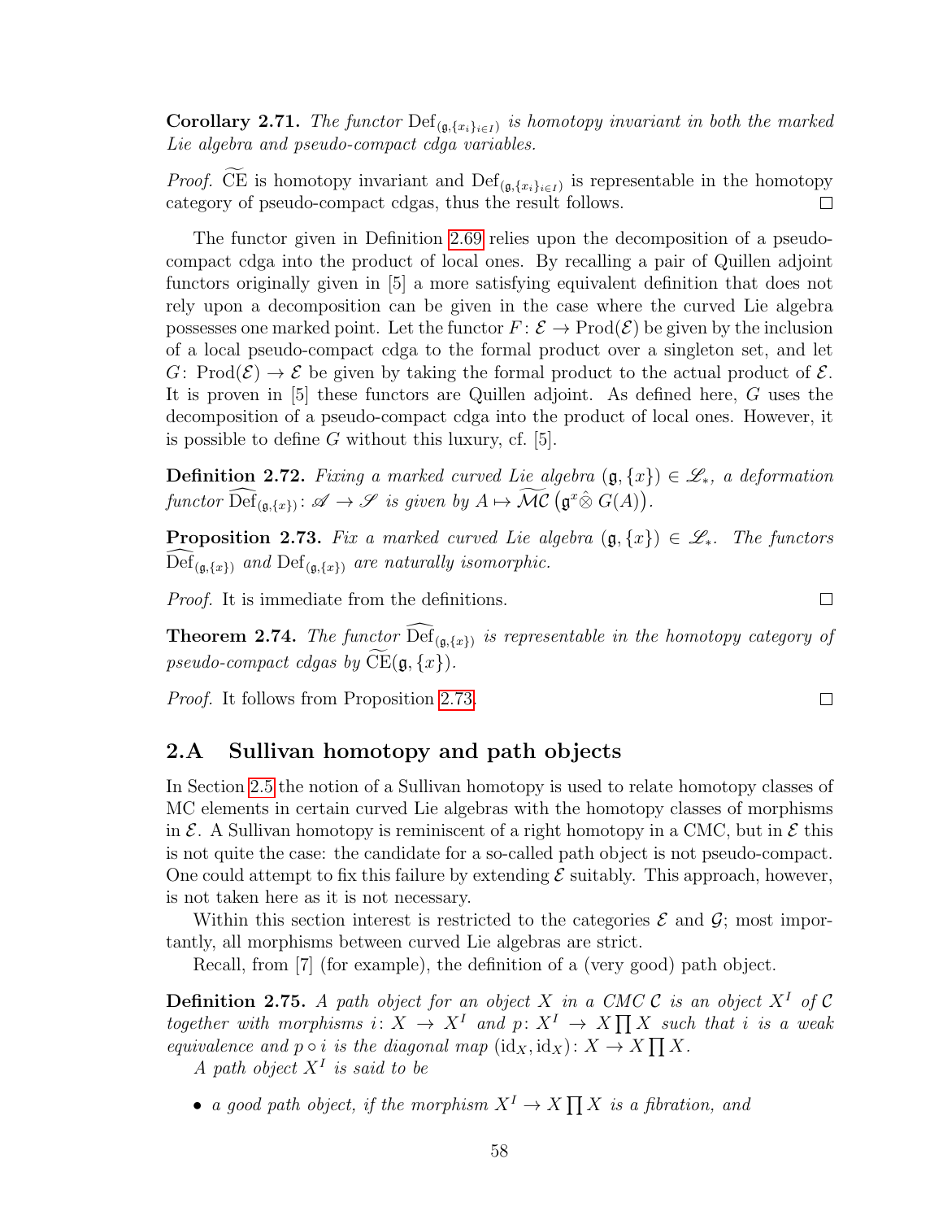**Corollary 2.71.** *The functor* $\mathrm{Def}_{(\mathfrak{g},\{x_i\}_{i\in I})}$ *is homotopy invariant in both the marked Lie algebra and pseudo-compact cdga variables.*

*Proof.* $\widetilde{\mathrm{CE}}$ is homotopy invariant and $\mathrm{Def}_{(\mathfrak{g},\{x_i\}_{i\in I})}$ is representable in the homotopy category of pseudo-compact cdgas, thus the result follows. □

The functor given in Definition 2.69 relies upon the decomposition of a pseudo-compact cdga into the product of local ones. By recalling a pair of Quillen adjoint functors originally given in [5] a more satisfying equivalent definition that does not rely upon a decomposition can be given in the case where the curved Lie algebra possesses one marked point. Let the functor $F\colon \mathcal{E} \to \mathrm{Prod}(\mathcal{E})$ be given by the inclusion of a local pseudo-compact cdga to the formal product over a singleton set, and let $G\colon \mathrm{Prod}(\mathcal{E}) \to \mathcal{E}$ be given by taking the formal product to the actual product of $\mathcal{E}$. It is proven in [5] these functors are Quillen adjoint. As defined here, $G$ uses the decomposition of a pseudo-compact cdga into the product of local ones. However, it is possible to define $G$ without this luxury, cf. [5].

**Definition 2.72.** *Fixing a marked curved Lie algebra* $(\mathfrak{g},\{x\}) \in \mathscr{L}_*$*, a deformation functor* $\widehat{\mathrm{Def}}_{(\mathfrak{g},\{x\})}\colon \mathscr{A} \to \mathscr{S}$ *is given by* $A \mapsto \widetilde{\mathcal{MC}}\left(\mathfrak{g}^x \hat{\otimes} G(A)\right)$.

**Proposition 2.73.** *Fix a marked curved Lie algebra* $(\mathfrak{g},\{x\}) \in \mathscr{L}_*$*. The functors* $\widehat{\mathrm{Def}}_{(\mathfrak{g},\{x\})}$ *and* $\mathrm{Def}_{(\mathfrak{g},\{x\})}$ *are naturally isomorphic.*

*Proof.* It is immediate from the definitions. □

**Theorem 2.74.** *The functor* $\widehat{\mathrm{Def}}_{(\mathfrak{g},\{x\})}$ *is representable in the homotopy category of pseudo-compact cdgas by* $\widetilde{\mathrm{CE}}(\mathfrak{g},\{x\})$.

*Proof.* It follows from Proposition 2.73. □

## 2.A Sullivan homotopy and path objects

In Section 2.5 the notion of a Sullivan homotopy is used to relate homotopy classes of MC elements in certain curved Lie algebras with the homotopy classes of morphisms in $\mathcal{E}$. A Sullivan homotopy is reminiscent of a right homotopy in a CMC, but in $\mathcal{E}$ this is not quite the case: the candidate for a so-called path object is not pseudo-compact. One could attempt to fix this failure by extending $\mathcal{E}$ suitably. This approach, however, is not taken here as it is not necessary.

Within this section interest is restricted to the categories $\mathcal{E}$ and $\mathcal{G}$; most importantly, all morphisms between curved Lie algebras are strict.

Recall, from [7] (for example), the definition of a (very good) path object.

**Definition 2.75.** *A path object for an object* $X$ *in a CMC* $\mathcal{C}$ *is an object* $X^I$ *of* $\mathcal{C}$ *together with morphisms* $i\colon X \to X^I$ *and* $p\colon X^I \to X \prod X$ *such that* $i$ *is a weak equivalence and* $p \circ i$ *is the diagonal map* $(\mathrm{id}_X, \mathrm{id}_X)\colon X \to X \prod X$.

*A path object* $X^I$ *is said to be*

- *a good path object, if the morphism* $X^I \to X \prod X$ *is a fibration, and*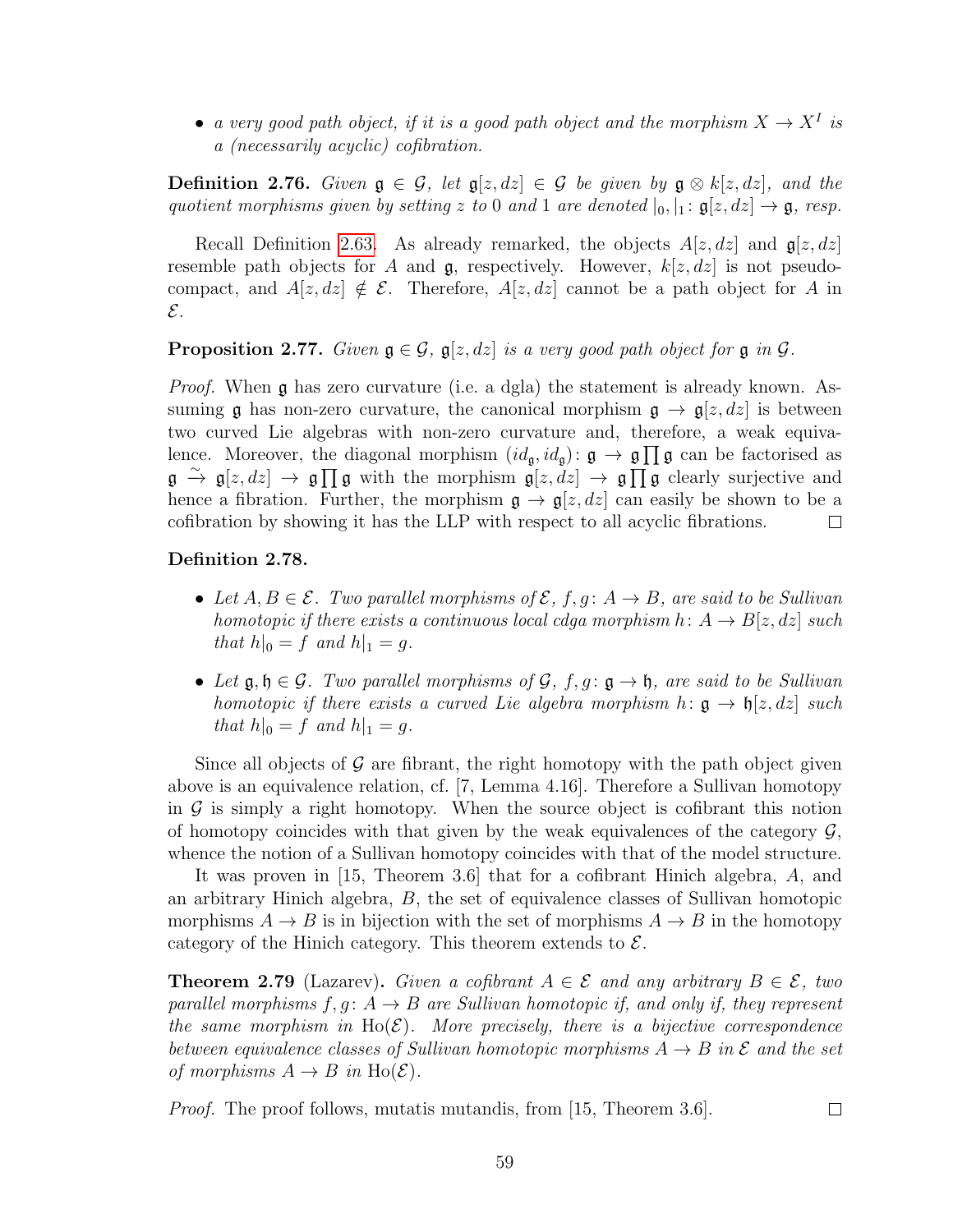- *a very good path object, if it is a good path object and the morphism $X \to X^I$ is a (necessarily acyclic) cofibration.*

**Definition 2.76.** *Given $\mathfrak{g} \in \mathcal{G}$, let $\mathfrak{g}[z, dz] \in \mathcal{G}$ be given by $\mathfrak{g} \otimes k[z, dz]$, and the quotient morphisms given by setting $z$ to $0$ and $1$ are denoted $|_0, |_1 \colon \mathfrak{g}[z, dz] \to \mathfrak{g}$, resp.*

Recall Definition 2.63. As already remarked, the objects $A[z, dz]$ and $\mathfrak{g}[z, dz]$ resemble path objects for $A$ and $\mathfrak{g}$, respectively. However, $k[z, dz]$ is not pseudo-compact, and $A[z, dz] \notin \mathcal{E}$. Therefore, $A[z, dz]$ cannot be a path object for $A$ in $\mathcal{E}$.

**Proposition 2.77.** *Given $\mathfrak{g} \in \mathcal{G}$, $\mathfrak{g}[z, dz]$ is a very good path object for $\mathfrak{g}$ in $\mathcal{G}$.*

*Proof.* When $\mathfrak{g}$ has zero curvature (i.e. a dgla) the statement is already known. Assuming $\mathfrak{g}$ has non-zero curvature, the canonical morphism $\mathfrak{g} \to \mathfrak{g}[z, dz]$ is between two curved Lie algebras with non-zero curvature and, therefore, a weak equivalence. Moreover, the diagonal morphism $(id_{\mathfrak{g}}, id_{\mathfrak{g}}) \colon \mathfrak{g} \to \mathfrak{g} \prod \mathfrak{g}$ can be factorised as $\mathfrak{g} \xrightarrow{\sim} \mathfrak{g}[z, dz] \to \mathfrak{g} \prod \mathfrak{g}$ with the morphism $\mathfrak{g}[z, dz] \to \mathfrak{g} \prod \mathfrak{g}$ clearly surjective and hence a fibration. Further, the morphism $\mathfrak{g} \to \mathfrak{g}[z, dz]$ can easily be shown to be a cofibration by showing it has the LLP with respect to all acyclic fibrations. □

**Definition 2.78.**

- *Let $A, B \in \mathcal{E}$. Two parallel morphisms of $\mathcal{E}$, $f, g \colon A \to B$, are said to be Sullivan homotopic if there exists a continuous local cdga morphism $h \colon A \to B[z, dz]$ such that $h|_0 = f$ and $h|_1 = g$.*
- *Let $\mathfrak{g}, \mathfrak{h} \in \mathcal{G}$. Two parallel morphisms of $\mathcal{G}$, $f, g \colon \mathfrak{g} \to \mathfrak{h}$, are said to be Sullivan homotopic if there exists a curved Lie algebra morphism $h \colon \mathfrak{g} \to \mathfrak{h}[z, dz]$ such that $h|_0 = f$ and $h|_1 = g$.*

Since all objects of $\mathcal{G}$ are fibrant, the right homotopy with the path object given above is an equivalence relation, cf. [7, Lemma 4.16]. Therefore a Sullivan homotopy in $\mathcal{G}$ is simply a right homotopy. When the source object is cofibrant this notion of homotopy coincides with that given by the weak equivalences of the category $\mathcal{G}$, whence the notion of a Sullivan homotopy coincides with that of the model structure.

It was proven in [15, Theorem 3.6] that for a cofibrant Hinich algebra, $A$, and an arbitrary Hinich algebra, $B$, the set of equivalence classes of Sullivan homotopic morphisms $A \to B$ is in bijection with the set of morphisms $A \to B$ in the homotopy category of the Hinich category. This theorem extends to $\mathcal{E}$.

**Theorem 2.79** (Lazarev)**.** *Given a cofibrant $A \in \mathcal{E}$ and any arbitrary $B \in \mathcal{E}$, two parallel morphisms $f, g \colon A \to B$ are Sullivan homotopic if, and only if, they represent the same morphism in $\mathrm{Ho}(\mathcal{E})$. More precisely, there is a bijective correspondence between equivalence classes of Sullivan homotopic morphisms $A \to B$ in $\mathcal{E}$ and the set of morphisms $A \to B$ in $\mathrm{Ho}(\mathcal{E})$.*

*Proof.* The proof follows, mutatis mutandis, from [15, Theorem 3.6]. □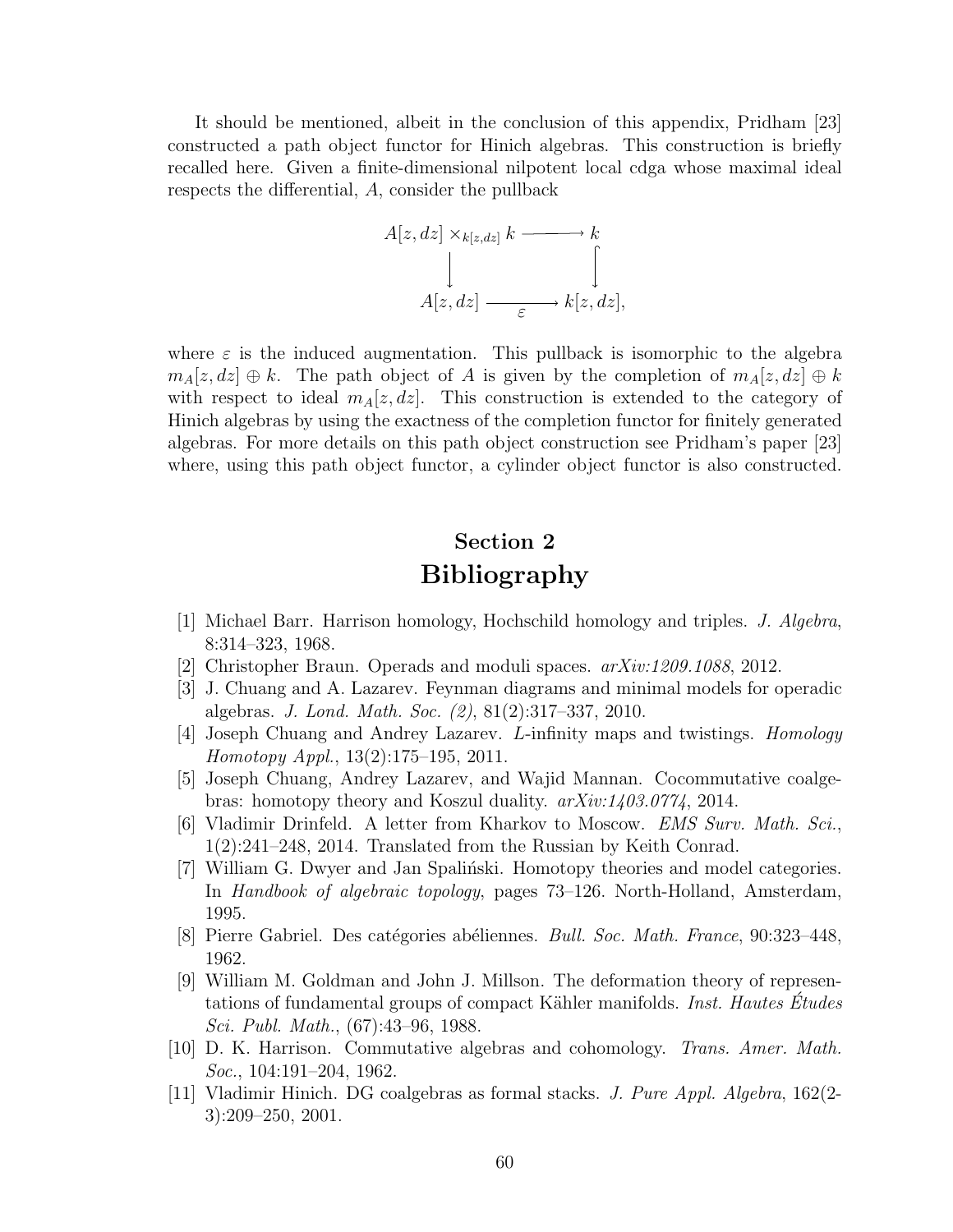It should be mentioned, albeit in the conclusion of this appendix, Pridham [23] constructed a path object functor for Hinich algebras. This construction is briefly recalled here. Given a finite-dimensional nilpotent local cdga whose maximal ideal respects the differential, $A$, consider the pullback

$$
\begin{array}{ccc}
A[z,dz] \times_{k[z,dz]} k & \longrightarrow & k \\
\downarrow & & \downarrow \\
A[z,dz] & \xrightarrow[\varepsilon]{} & k[z,dz],
\end{array}
$$

where $\varepsilon$ is the induced augmentation. This pullback is isomorphic to the algebra $m_A[z,dz] \oplus k$. The path object of $A$ is given by the completion of $m_A[z,dz] \oplus k$ with respect to ideal $m_A[z,dz]$. This construction is extended to the category of Hinich algebras by using the exactness of the completion functor for finitely generated algebras. For more details on this path object construction see Pridham's paper [23] where, using this path object functor, a cylinder object functor is also constructed.

# Section 2
# Bibliography

[1] Michael Barr. Harrison homology, Hochschild homology and triples. *J. Algebra*, 8:314–323, 1968.

[2] Christopher Braun. Operads and moduli spaces. *arXiv:1209.1088*, 2012.

[3] J. Chuang and A. Lazarev. Feynman diagrams and minimal models for operadic algebras. *J. Lond. Math. Soc. (2)*, 81(2):317–337, 2010.

[4] Joseph Chuang and Andrey Lazarev. *L*-infinity maps and twistings. *Homology Homotopy Appl.*, 13(2):175–195, 2011.

[5] Joseph Chuang, Andrey Lazarev, and Wajid Mannan. Cocommutative coalgebras: homotopy theory and Koszul duality. *arXiv:1403.0774*, 2014.

[6] Vladimir Drinfeld. A letter from Kharkov to Moscow. *EMS Surv. Math. Sci.*, 1(2):241–248, 2014. Translated from the Russian by Keith Conrad.

[7] William G. Dwyer and Jan Spaliński. Homotopy theories and model categories. In *Handbook of algebraic topology*, pages 73–126. North-Holland, Amsterdam, 1995.

[8] Pierre Gabriel. Des catégories abéliennes. *Bull. Soc. Math. France*, 90:323–448, 1962.

[9] William M. Goldman and John J. Millson. The deformation theory of representations of fundamental groups of compact Kähler manifolds. *Inst. Hautes Études Sci. Publ. Math.*, (67):43–96, 1988.

[10] D. K. Harrison. Commutative algebras and cohomology. *Trans. Amer. Math. Soc.*, 104:191–204, 1962.

[11] Vladimir Hinich. DG coalgebras as formal stacks. *J. Pure Appl. Algebra*, 162(2-3):209–250, 2001.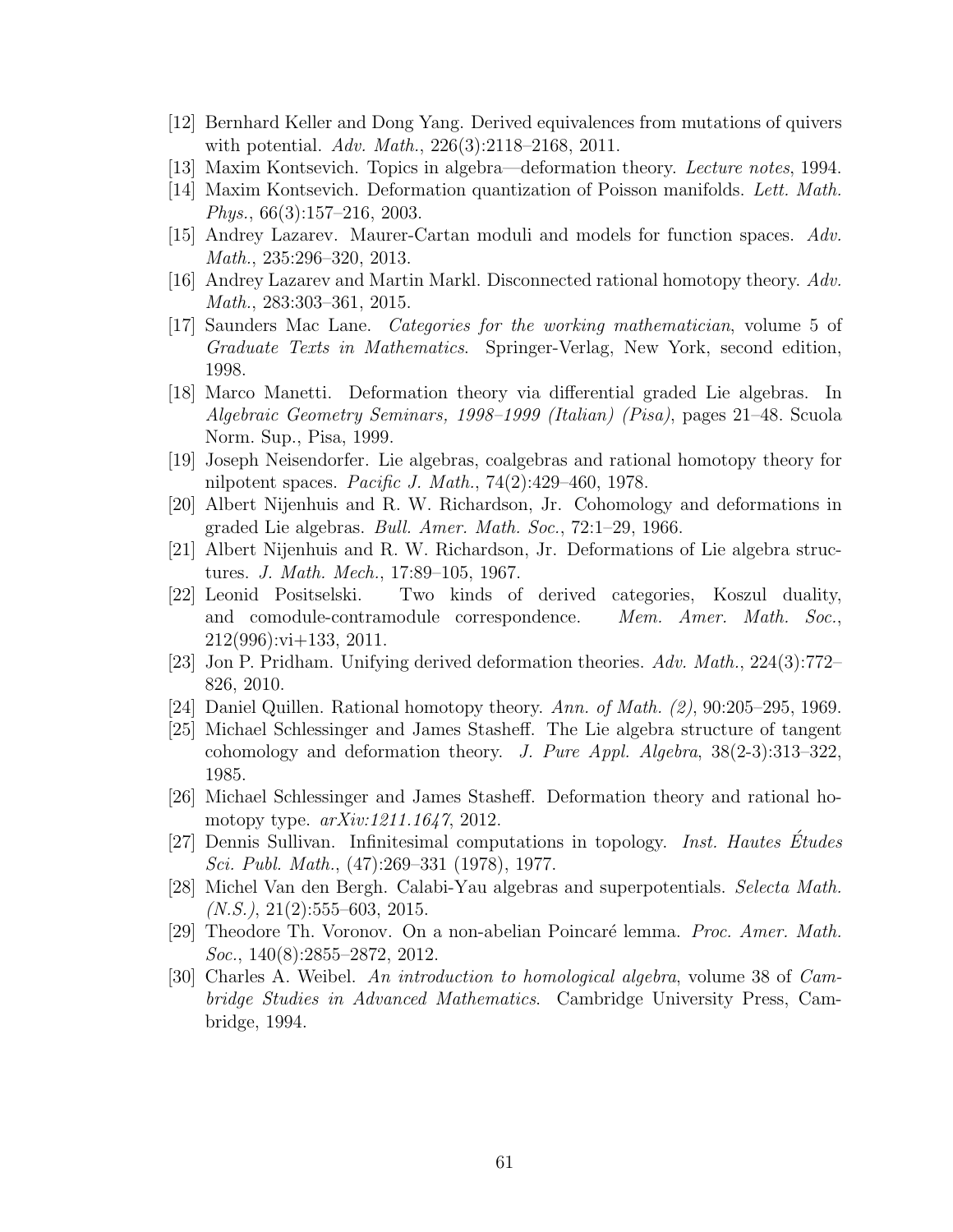[12] Bernhard Keller and Dong Yang. Derived equivalences from mutations of quivers with potential. *Adv. Math.*, 226(3):2118–2168, 2011.

[13] Maxim Kontsevich. Topics in algebra—deformation theory. *Lecture notes*, 1994.

[14] Maxim Kontsevich. Deformation quantization of Poisson manifolds. *Lett. Math. Phys.*, 66(3):157–216, 2003.

[15] Andrey Lazarev. Maurer-Cartan moduli and models for function spaces. *Adv. Math.*, 235:296–320, 2013.

[16] Andrey Lazarev and Martin Markl. Disconnected rational homotopy theory. *Adv. Math.*, 283:303–361, 2015.

[17] Saunders Mac Lane. *Categories for the working mathematician*, volume 5 of *Graduate Texts in Mathematics*. Springer-Verlag, New York, second edition, 1998.

[18] Marco Manetti. Deformation theory via differential graded Lie algebras. In *Algebraic Geometry Seminars, 1998–1999 (Italian) (Pisa)*, pages 21–48. Scuola Norm. Sup., Pisa, 1999.

[19] Joseph Neisendorfer. Lie algebras, coalgebras and rational homotopy theory for nilpotent spaces. *Pacific J. Math.*, 74(2):429–460, 1978.

[20] Albert Nijenhuis and R. W. Richardson, Jr. Cohomology and deformations in graded Lie algebras. *Bull. Amer. Math. Soc.*, 72:1–29, 1966.

[21] Albert Nijenhuis and R. W. Richardson, Jr. Deformations of Lie algebra structures. *J. Math. Mech.*, 17:89–105, 1967.

[22] Leonid Positselski. Two kinds of derived categories, Koszul duality, and comodule-contramodule correspondence. *Mem. Amer. Math. Soc.*, 212(996):vi+133, 2011.

[23] Jon P. Pridham. Unifying derived deformation theories. *Adv. Math.*, 224(3):772–826, 2010.

[24] Daniel Quillen. Rational homotopy theory. *Ann. of Math. (2)*, 90:205–295, 1969.

[25] Michael Schlessinger and James Stasheff. The Lie algebra structure of tangent cohomology and deformation theory. *J. Pure Appl. Algebra*, 38(2-3):313–322, 1985.

[26] Michael Schlessinger and James Stasheff. Deformation theory and rational homotopy type. *arXiv:1211.1647*, 2012.

[27] Dennis Sullivan. Infinitesimal computations in topology. *Inst. Hautes Études Sci. Publ. Math.*, (47):269–331 (1978), 1977.

[28] Michel Van den Bergh. Calabi-Yau algebras and superpotentials. *Selecta Math. (N.S.)*, 21(2):555–603, 2015.

[29] Theodore Th. Voronov. On a non-abelian Poincaré lemma. *Proc. Amer. Math. Soc.*, 140(8):2855–2872, 2012.

[30] Charles A. Weibel. *An introduction to homological algebra*, volume 38 of *Cambridge Studies in Advanced Mathematics*. Cambridge University Press, Cambridge, 1994.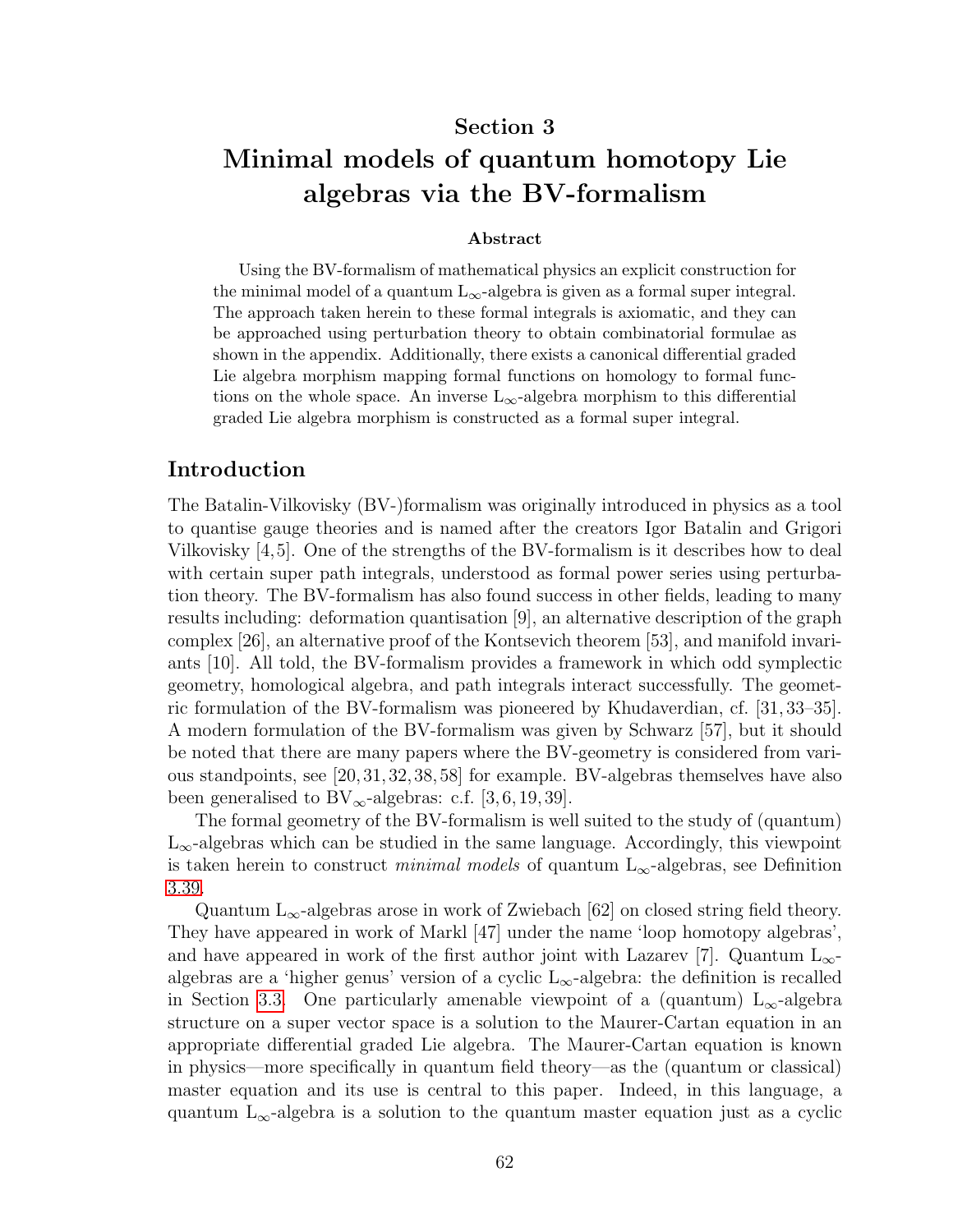# Section 3

# Minimal models of quantum homotopy Lie algebras via the BV-formalism

### Abstract

Using the BV-formalism of mathematical physics an explicit construction for the minimal model of a quantum $L_\infty$-algebra is given as a formal super integral. The approach taken herein to these formal integrals is axiomatic, and they can be approached using perturbation theory to obtain combinatorial formulae as shown in the appendix. Additionally, there exists a canonical differential graded Lie algebra morphism mapping formal functions on homology to formal functions on the whole space. An inverse $L_\infty$-algebra morphism to this differential graded Lie algebra morphism is constructed as a formal super integral.

## Introduction

The Batalin-Vilkovisky (BV-)formalism was originally introduced in physics as a tool to quantise gauge theories and is named after the creators Igor Batalin and Grigori Vilkovisky [4,5]. One of the strengths of the BV-formalism is it describes how to deal with certain super path integrals, understood as formal power series using perturbation theory. The BV-formalism has also found success in other fields, leading to many results including: deformation quantisation [9], an alternative description of the graph complex [26], an alternative proof of the Kontsevich theorem [53], and manifold invariants [10]. All told, the BV-formalism provides a framework in which odd symplectic geometry, homological algebra, and path integrals interact successfully. The geometric formulation of the BV-formalism was pioneered by Khudaverdian, cf. [31,33–35]. A modern formulation of the BV-formalism was given by Schwarz [57], but it should be noted that there are many papers where the BV-geometry is considered from various standpoints, see [20,31,32,38,58] for example. BV-algebras themselves have also been generalised to $BV_\infty$-algebras: c.f. [3,6,19,39].

The formal geometry of the BV-formalism is well suited to the study of (quantum) $L_\infty$-algebras which can be studied in the same language. Accordingly, this viewpoint is taken herein to construct *minimal models* of quantum $L_\infty$-algebras, see Definition 3.39.

Quantum $L_\infty$-algebras arose in work of Zwiebach [62] on closed string field theory. They have appeared in work of Markl [47] under the name 'loop homotopy algebras', and have appeared in work of the first author joint with Lazarev [7]. Quantum $L_\infty$-algebras are a 'higher genus' version of a cyclic $L_\infty$-algebra: the definition is recalled in Section 3.3. One particularly amenable viewpoint of a (quantum) $L_\infty$-algebra structure on a super vector space is a solution to the Maurer-Cartan equation in an appropriate differential graded Lie algebra. The Maurer-Cartan equation is known in physics—more specifically in quantum field theory—as the (quantum or classical) master equation and its use is central to this paper. Indeed, in this language, a quantum $L_\infty$-algebra is a solution to the quantum master equation just as a cyclic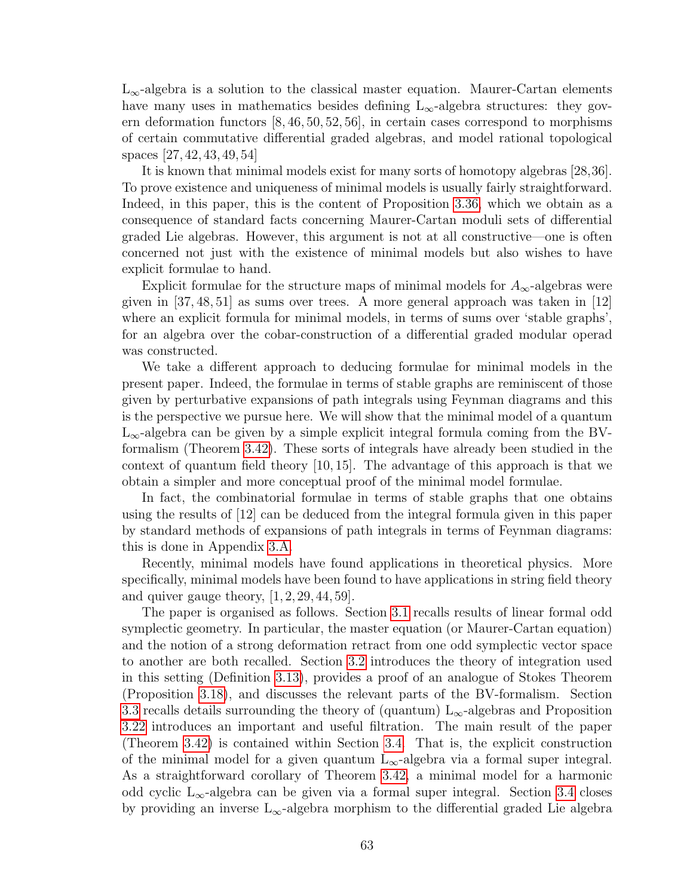$L_\infty$-algebra is a solution to the classical master equation. Maurer-Cartan elements have many uses in mathematics besides defining $L_\infty$-algebra structures: they govern deformation functors [8, 46, 50, 52, 56], in certain cases correspond to morphisms of certain commutative differential graded algebras, and model rational topological spaces [27, 42, 43, 49, 54]

It is known that minimal models exist for many sorts of homotopy algebras [28, 36]. To prove existence and uniqueness of minimal models is usually fairly straightforward. Indeed, in this paper, this is the content of Proposition 3.36, which we obtain as a consequence of standard facts concerning Maurer-Cartan moduli sets of differential graded Lie algebras. However, this argument is not at all constructive—one is often concerned not just with the existence of minimal models but also wishes to have explicit formulae to hand.

Explicit formulae for the structure maps of minimal models for $A_\infty$-algebras were given in [37, 48, 51] as sums over trees. A more general approach was taken in [12] where an explicit formula for minimal models, in terms of sums over 'stable graphs', for an algebra over the cobar-construction of a differential graded modular operad was constructed.

We take a different approach to deducing formulae for minimal models in the present paper. Indeed, the formulae in terms of stable graphs are reminiscent of those given by perturbative expansions of path integrals using Feynman diagrams and this is the perspective we pursue here. We will show that the minimal model of a quantum $L_\infty$-algebra can be given by a simple explicit integral formula coming from the BV-formalism (Theorem 3.42). These sorts of integrals have already been studied in the context of quantum field theory [10, 15]. The advantage of this approach is that we obtain a simpler and more conceptual proof of the minimal model formulae.

In fact, the combinatorial formulae in terms of stable graphs that one obtains using the results of [12] can be deduced from the integral formula given in this paper by standard methods of expansions of path integrals in terms of Feynman diagrams: this is done in Appendix 3.A.

Recently, minimal models have found applications in theoretical physics. More specifically, minimal models have been found to have applications in string field theory and quiver gauge theory, [1, 2, 29, 44, 59].

The paper is organised as follows. Section 3.1 recalls results of linear formal odd symplectic geometry. In particular, the master equation (or Maurer-Cartan equation) and the notion of a strong deformation retract from one odd symplectic vector space to another are both recalled. Section 3.2 introduces the theory of integration used in this setting (Definition 3.13), provides a proof of an analogue of Stokes Theorem (Proposition 3.18), and discusses the relevant parts of the BV-formalism. Section 3.3 recalls details surrounding the theory of (quantum) $L_\infty$-algebras and Proposition 3.22 introduces an important and useful filtration. The main result of the paper (Theorem 3.42) is contained within Section 3.4. That is, the explicit construction of the minimal model for a given quantum $L_\infty$-algebra via a formal super integral. As a straightforward corollary of Theorem 3.42, a minimal model for a harmonic odd cyclic $L_\infty$-algebra can be given via a formal super integral. Section 3.4 closes by providing an inverse $L_\infty$-algebra morphism to the differential graded Lie algebra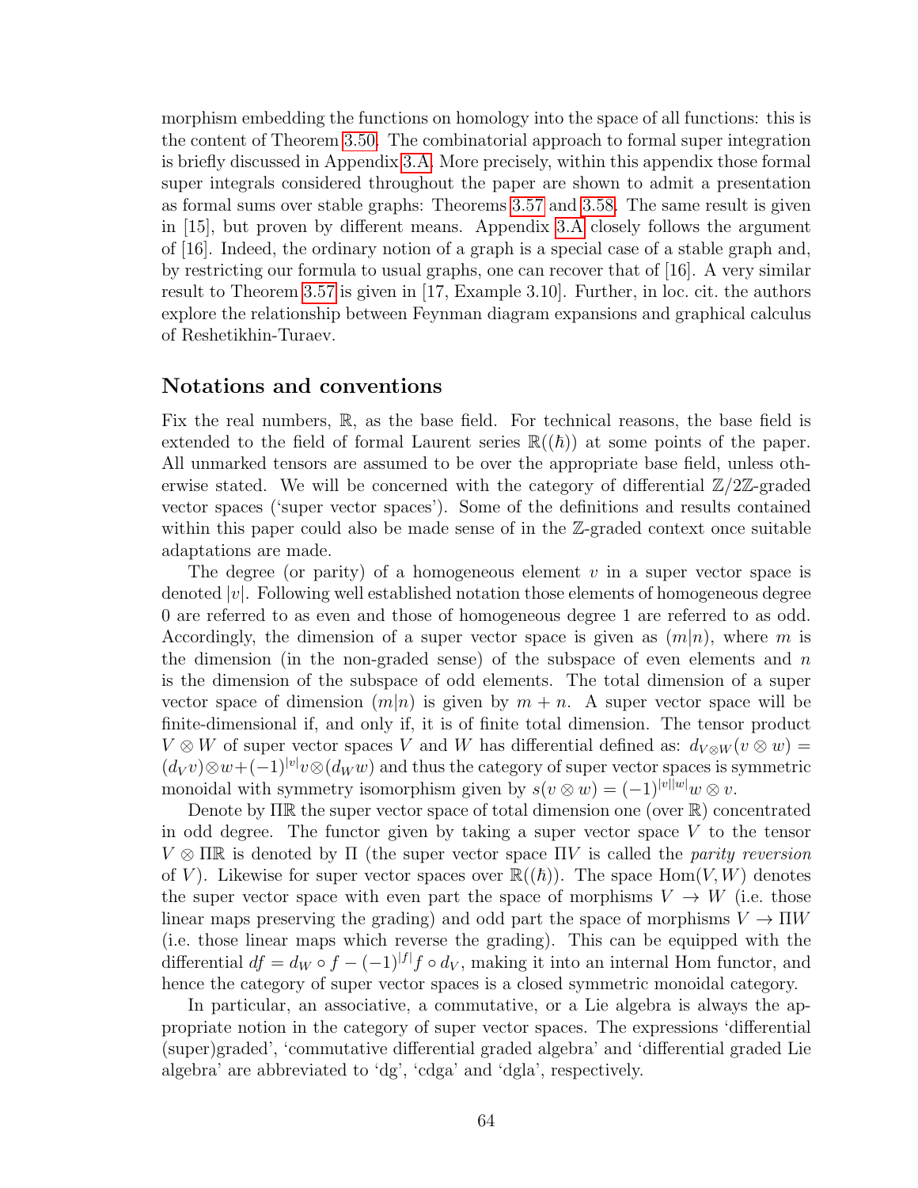morphism embedding the functions on homology into the space of all functions: this is the content of Theorem 3.50. The combinatorial approach to formal super integration is briefly discussed in Appendix 3.A. More precisely, within this appendix those formal super integrals considered throughout the paper are shown to admit a presentation as formal sums over stable graphs: Theorems 3.57 and 3.58. The same result is given in [15], but proven by different means. Appendix 3.A closely follows the argument of [16]. Indeed, the ordinary notion of a graph is a special case of a stable graph and, by restricting our formula to usual graphs, one can recover that of [16]. A very similar result to Theorem 3.57 is given in [17, Example 3.10]. Further, in loc. cit. the authors explore the relationship between Feynman diagram expansions and graphical calculus of Reshetikhin-Turaev.

## Notations and conventions

Fix the real numbers, $\mathbb{R}$, as the base field. For technical reasons, the base field is extended to the field of formal Laurent series $\mathbb{R}((\hbar))$ at some points of the paper. All unmarked tensors are assumed to be over the appropriate base field, unless otherwise stated. We will be concerned with the category of differential $\mathbb{Z}/2\mathbb{Z}$-graded vector spaces ('super vector spaces'). Some of the definitions and results contained within this paper could also be made sense of in the $\mathbb{Z}$-graded context once suitable adaptations are made.

The degree (or parity) of a homogeneous element $v$ in a super vector space is denoted $|v|$. Following well established notation those elements of homogeneous degree 0 are referred to as even and those of homogeneous degree 1 are referred to as odd. Accordingly, the dimension of a super vector space is given as $(m|n)$, where $m$ is the dimension (in the non-graded sense) of the subspace of even elements and $n$ is the dimension of the subspace of odd elements. The total dimension of a super vector space of dimension $(m|n)$ is given by $m + n$. A super vector space will be finite-dimensional if, and only if, it is of finite total dimension. The tensor product $V \otimes W$ of super vector spaces $V$ and $W$ has differential defined as: $d_{V\otimes W}(v \otimes w) = (d_V v)\otimes w+(-1)^{|v|}v\otimes(d_W w)$ and thus the category of super vector spaces is symmetric monoidal with symmetry isomorphism given by $s(v \otimes w) = (-1)^{|v||w|}w \otimes v$.

Denote by $\Pi\mathbb{R}$ the super vector space of total dimension one (over $\mathbb{R}$) concentrated in odd degree. The functor given by taking a super vector space $V$ to the tensor $V \otimes \Pi\mathbb{R}$ is denoted by $\Pi$ (the super vector space $\Pi V$ is called the *parity reversion* of $V$). Likewise for super vector spaces over $\mathbb{R}((\hbar))$. The space $\operatorname{Hom}(V, W)$ denotes the super vector space with even part the space of morphisms $V \to W$ (i.e. those linear maps preserving the grading) and odd part the space of morphisms $V \to \Pi W$ (i.e. those linear maps which reverse the grading). This can be equipped with the differential $df = d_W \circ f - (-1)^{|f|} f \circ d_V$, making it into an internal Hom functor, and hence the category of super vector spaces is a closed symmetric monoidal category.

In particular, an associative, a commutative, or a Lie algebra is always the appropriate notion in the category of super vector spaces. The expressions 'differential (super)graded', 'commutative differential graded algebra' and 'differential graded Lie algebra' are abbreviated to 'dg', 'cdga' and 'dgla', respectively.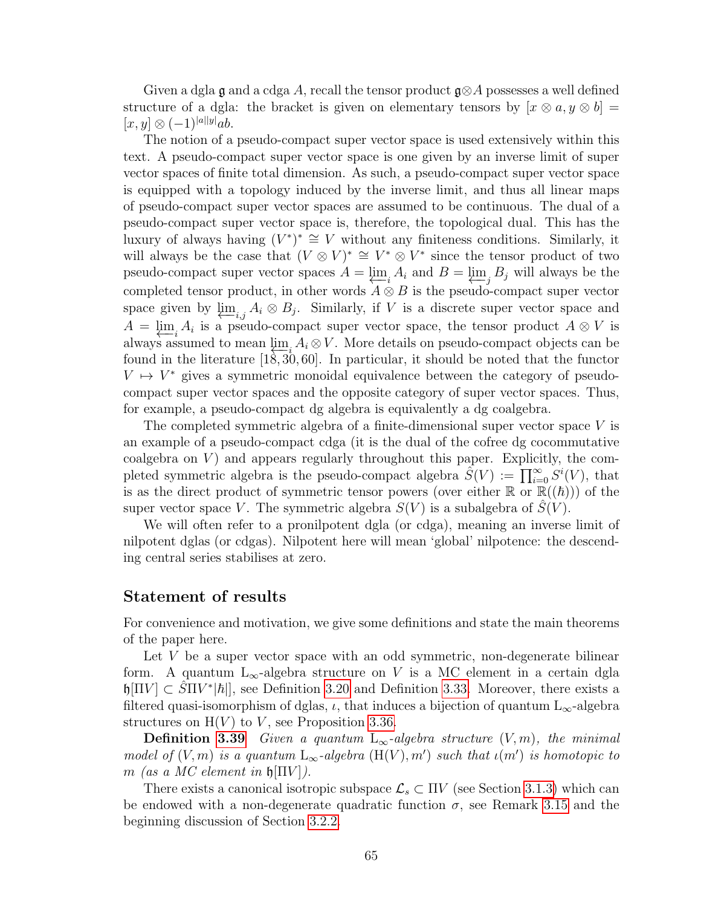Given a dgla $\mathfrak{g}$ and a cdga $A$, recall the tensor product $\mathfrak{g}\otimes A$ possesses a well defined structure of a dgla: the bracket is given on elementary tensors by $[x\otimes a, y\otimes b] = [x,y]\otimes(-1)^{|a||y|}ab$.

The notion of a pseudo-compact super vector space is used extensively within this text. A pseudo-compact super vector space is one given by an inverse limit of super vector spaces of finite total dimension. As such, a pseudo-compact super vector space is equipped with a topology induced by the inverse limit, and thus all linear maps of pseudo-compact super vector spaces are assumed to be continuous. The dual of a pseudo-compact super vector space is, therefore, the topological dual. This has the luxury of always having $(V^*)^*\cong V$ without any finiteness conditions. Similarly, it will always be the case that $(V\otimes V)^*\cong V^*\otimes V^*$ since the tensor product of two pseudo-compact super vector spaces $A=\varprojlim_i A_i$ and $B=\varprojlim_j B_j$ will always be the completed tensor product, in other words $A\otimes B$ is the pseudo-compact super vector space given by $\varprojlim_{i,j} A_i\otimes B_j$. Similarly, if $V$ is a discrete super vector space and $A=\varprojlim_i A_i$ is a pseudo-compact super vector space, the tensor product $A\otimes V$ is always assumed to mean $\varprojlim_i A_i\otimes V$. More details on pseudo-compact objects can be found in the literature [18, 30, 60]. In particular, it should be noted that the functor $V\mapsto V^*$ gives a symmetric monoidal equivalence between the category of pseudo-compact super vector spaces and the opposite category of super vector spaces. Thus, for example, a pseudo-compact dg algebra is equivalently a dg coalgebra.

The completed symmetric algebra of a finite-dimensional super vector space $V$ is an example of a pseudo-compact cdga (it is the dual of the cofree dg cocommutative coalgebra on $V$) and appears regularly throughout this paper. Explicitly, the completed symmetric algebra is the pseudo-compact algebra $\hat{S}(V) := \prod_{i=0}^{\infty} S^i(V)$, that is as the direct product of symmetric tensor powers (over either $\mathbb{R}$ or $\mathbb{R}((\hbar))$) of the super vector space $V$. The symmetric algebra $S(V)$ is a subalgebra of $\hat{S}(V)$.

We will often refer to a pronilpotent dgla (or cdga), meaning an inverse limit of nilpotent dglas (or cdgas). Nilpotent here will mean 'global' nilpotence: the descending central series stabilises at zero.

## Statement of results

For convenience and motivation, we give some definitions and state the main theorems of the paper here.

Let $V$ be a super vector space with an odd symmetric, non-degenerate bilinear form. A quantum $\mathrm{L}_\infty$-algebra structure on $V$ is a MC element in a certain dgla $\mathfrak{h}[\Pi V]\subset \hat{S}\Pi V^*|\hbar|]$, see Definition 3.20 and Definition 3.33. Moreover, there exists a filtered quasi-isomorphism of dglas, $\iota$, that induces a bijection of quantum $\mathrm{L}_\infty$-algebra structures on $\mathrm{H}(V)$ to $V$, see Proposition 3.36.

**Definition 3.39** *Given a quantum $\mathrm{L}_\infty$-algebra structure $(V,m)$, the minimal model of $(V,m)$ is a quantum $\mathrm{L}_\infty$-algebra $(\mathrm{H}(V),m')$ such that $\iota(m')$ is homotopic to $m$ (as a MC element in $\mathfrak{h}[\Pi V]$).*

There exists a canonical isotropic subspace $\mathcal{L}_s\subset\Pi V$ (see Section 3.1.3) which can be endowed with a non-degenerate quadratic function $\sigma$, see Remark 3.15 and the beginning discussion of Section 3.2.2.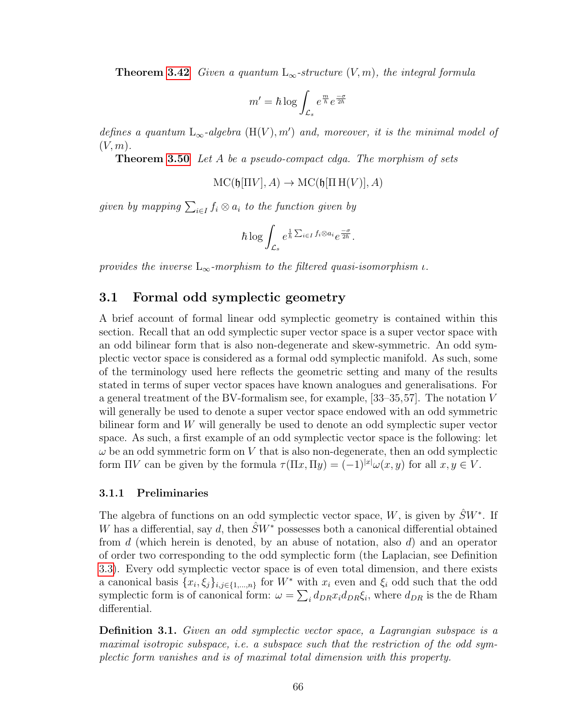**Theorem 3.42** *Given a quantum* $\mathrm{L}_\infty$*-structure* $(V, m)$*, the integral formula*

$$m' = \hbar \log \int_{\mathcal{L}_s} e^{\frac{m}{\hbar}} e^{\frac{-\sigma}{2\hbar}}$$

*defines a quantum* $\mathrm{L}_\infty$*-algebra* $(\mathrm{H}(V), m')$ *and, moreover, it is the minimal model of* $(V, m)$*.*

**Theorem 3.50** *Let* $A$ *be a pseudo-compact cdga. The morphism of sets*

$$\mathrm{MC}(\mathfrak{h}[\Pi V], A) \to \mathrm{MC}(\mathfrak{h}[\Pi\,\mathrm{H}(V)], A)$$

*given by mapping* $\sum_{i \in I} f_i \otimes a_i$ *to the function given by*

$$\hbar \log \int_{\mathcal{L}_s} e^{\frac{1}{\hbar}\sum_{i\in I} f_i \otimes a_i} e^{\frac{-\sigma}{2\hbar}}.$$

*provides the inverse* $\mathrm{L}_\infty$*-morphism to the filtered quasi-isomorphism* $\iota$*.*

## 3.1 Formal odd symplectic geometry

A brief account of formal linear odd symplectic geometry is contained within this section. Recall that an odd symplectic super vector space is a super vector space with an odd bilinear form that is also non-degenerate and skew-symmetric. An odd symplectic vector space is considered as a formal odd symplectic manifold. As such, some of the terminology used here reflects the geometric setting and many of the results stated in terms of super vector spaces have known analogues and generalisations. For a general treatment of the BV-formalism see, for example, [33–35,57]. The notation $V$ will generally be used to denote a super vector space endowed with an odd symmetric bilinear form and $W$ will generally be used to denote an odd symplectic super vector space. As such, a first example of an odd symplectic vector space is the following: let $\omega$ be an odd symmetric form on $V$ that is also non-degenerate, then an odd symplectic form $\Pi V$ can be given by the formula $\tau(\Pi x, \Pi y) = (-1)^{|x|}\omega(x, y)$ for all $x, y \in V$.

### 3.1.1 Preliminaries

The algebra of functions on an odd symplectic vector space, $W$, is given by $\hat{S}W^*$. If $W$ has a differential, say $d$, then $\hat{S}W^*$ possesses both a canonical differential obtained from $d$ (which herein is denoted, by an abuse of notation, also $d$) and an operator of order two corresponding to the odd symplectic form (the Laplacian, see Definition 3.3). Every odd symplectic vector space is of even total dimension, and there exists a canonical basis $\{x_i, \xi_j\}_{i,j \in \{1,\dots,n\}}$ for $W^*$ with $x_i$ even and $\xi_i$ odd such that the odd symplectic form is of canonical form: $\omega = \sum_i d_{DR}x_i d_{DR}\xi_i$, where $d_{DR}$ is the de Rham differential.

**Definition 3.1.** *Given an odd symplectic vector space, a Lagrangian subspace is a maximal isotropic subspace, i.e. a subspace such that the restriction of the odd symplectic form vanishes and is of maximal total dimension with this property.*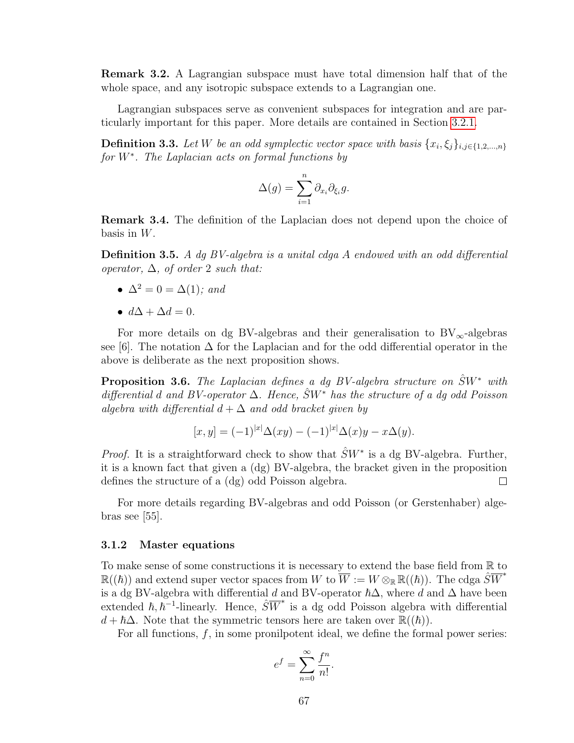**Remark 3.2.** A Lagrangian subspace must have total dimension half that of the whole space, and any isotropic subspace extends to a Lagrangian one.

Lagrangian subspaces serve as convenient subspaces for integration and are particularly important for this paper. More details are contained in Section 3.2.1.

**Definition 3.3.** *Let $W$ be an odd symplectic vector space with basis $\{x_i, \xi_j\}_{i,j\in\{1,2,...,n\}}$ for $W^*$. The Laplacian acts on formal functions by*

$$\Delta(g) = \sum_{i=1}^{n} \partial_{x_i}\partial_{\xi_i} g.$$

**Remark 3.4.** The definition of the Laplacian does not depend upon the choice of basis in $W$.

**Definition 3.5.** *A dg BV-algebra is a unital cdga $A$ endowed with an odd differential operator, $\Delta$, of order 2 such that:*

- $\Delta^2 = 0 = \Delta(1)$*; and*
- $d\Delta + \Delta d = 0$.

For more details on dg BV-algebras and their generalisation to $\mathrm{BV}_\infty$-algebras see [6]. The notation $\Delta$ for the Laplacian and for the odd differential operator in the above is deliberate as the next proposition shows.

**Proposition 3.6.** *The Laplacian defines a dg BV-algebra structure on $\hat{S}W^*$ with differential $d$ and BV-operator $\Delta$. Hence, $\hat{S}W^*$ has the structure of a dg odd Poisson algebra with differential $d + \Delta$ and odd bracket given by*

$$[x, y] = (-1)^{|x|}\Delta(xy) - (-1)^{|x|}\Delta(x)y - x\Delta(y).$$

*Proof.* It is a straightforward check to show that $\hat{S}W^*$ is a dg BV-algebra. Further, it is a known fact that given a (dg) BV-algebra, the bracket given in the proposition defines the structure of a (dg) odd Poisson algebra. $\square$

For more details regarding BV-algebras and odd Poisson (or Gerstenhaber) algebras see [55].

### 3.1.2 Master equations

To make sense of some constructions it is necessary to extend the base field from $\mathbb{R}$ to $\mathbb{R}((\hbar))$ and extend super vector spaces from $W$ to $\overline{W} := W \otimes_{\mathbb{R}} \mathbb{R}((\hbar))$. The cdga $\hat{S}\overline{W}^*$ is a dg BV-algebra with differential $d$ and BV-operator $\hbar\Delta$, where $d$ and $\Delta$ have been extended $\hbar, \hbar^{-1}$-linearly. Hence, $\hat{S}\overline{W}^*$ is a dg odd Poisson algebra with differential $d + \hbar\Delta$. Note that the symmetric tensors here are taken over $\mathbb{R}((\hbar))$.

For all functions, $f$, in some pronilpotent ideal, we define the formal power series:

$$e^f = \sum_{n=0}^{\infty} \frac{f^n}{n!}.$$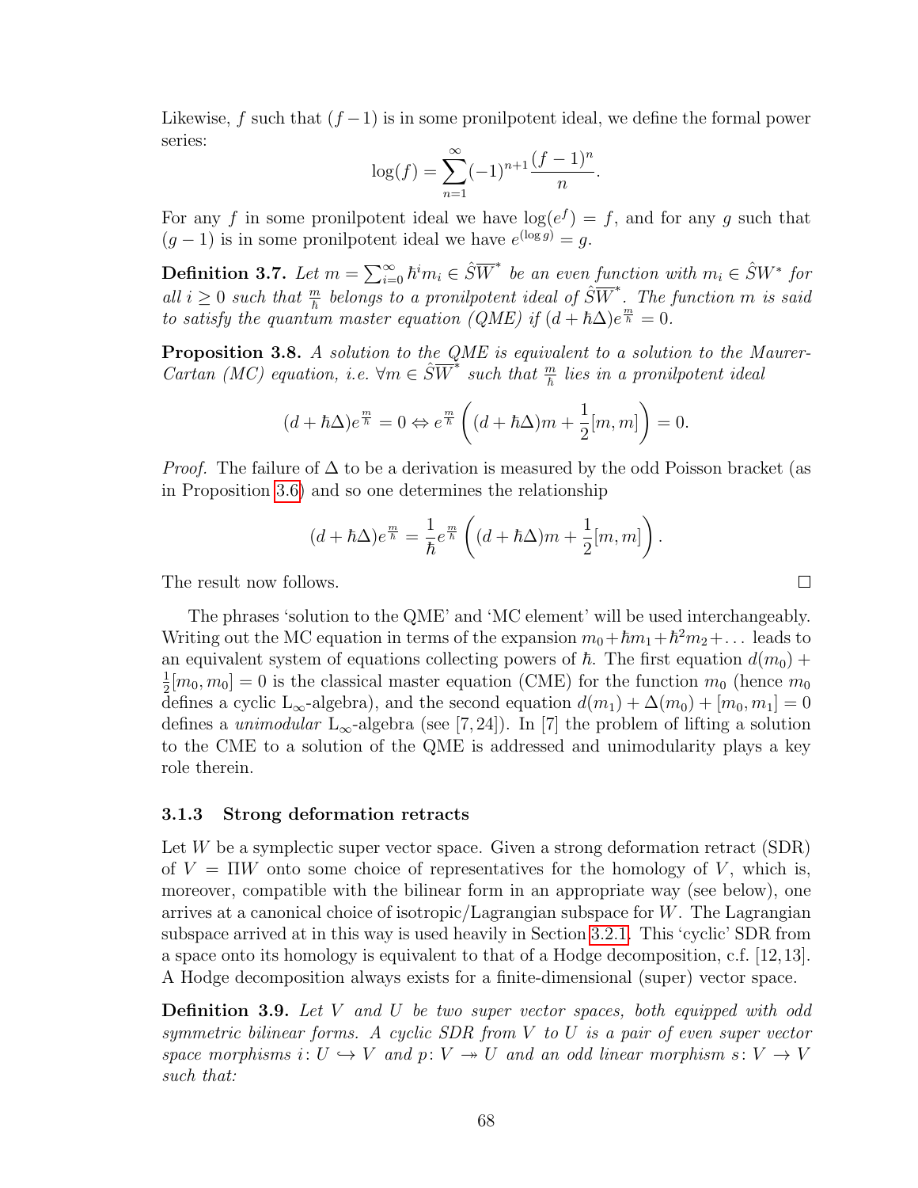Likewise, $f$ such that $(f-1)$ is in some pronilpotent ideal, we define the formal power series:

$$\log(f) = \sum_{n=1}^{\infty}(-1)^{n+1}\frac{(f-1)^n}{n}.$$

For any $f$ in some pronilpotent ideal we have $\log(e^f) = f$, and for any $g$ such that $(g-1)$ is in some pronilpotent ideal we have $e^{(\log g)} = g$.

**Definition 3.7.** *Let $m = \sum_{i=0}^{\infty} \hbar^i m_i \in \hat{S}\overline{W}^*$ be an even function with $m_i \in \hat{S}W^*$ for all $i \geq 0$ such that $\frac{m}{\hbar}$ belongs to a pronilpotent ideal of $\hat{S}\overline{W}^*$. The function $m$ is said to satisfy the quantum master equation (QME) if $(d + \hbar\Delta)e^{\frac{m}{\hbar}} = 0$.*

**Proposition 3.8.** *A solution to the QME is equivalent to a solution to the Maurer-Cartan (MC) equation, i.e. $\forall m \in \hat{S}\overline{W}^*$ such that $\frac{m}{\hbar}$ lies in a pronilpotent ideal*

$$(d + \hbar\Delta)e^{\frac{m}{\hbar}} = 0 \Leftrightarrow e^{\frac{m}{\hbar}}\left((d+\hbar\Delta)m + \frac{1}{2}[m,m]\right) = 0.$$

*Proof.* The failure of $\Delta$ to be a derivation is measured by the odd Poisson bracket (as in Proposition 3.6) and so one determines the relationship

$$(d + \hbar\Delta)e^{\frac{m}{\hbar}} = \frac{1}{\hbar}e^{\frac{m}{\hbar}}\left((d+\hbar\Delta)m + \frac{1}{2}[m,m]\right).$$

The result now follows. □

The phrases 'solution to the QME' and 'MC element' will be used interchangeably. Writing out the MC equation in terms of the expansion $m_0 + \hbar m_1 + \hbar^2 m_2 + \ldots$ leads to an equivalent system of equations collecting powers of $\hbar$. The first equation $d(m_0) + \frac{1}{2}[m_0, m_0] = 0$ is the classical master equation (CME) for the function $m_0$ (hence $m_0$ defines a cyclic $L_\infty$-algebra), and the second equation $d(m_1) + \Delta(m_0) + [m_0, m_1] = 0$ defines a *unimodular* $L_\infty$-algebra (see [7, 24]). In [7] the problem of lifting a solution to the CME to a solution of the QME is addressed and unimodularity plays a key role therein.

### 3.1.3 Strong deformation retracts

Let $W$ be a symplectic super vector space. Given a strong deformation retract (SDR) of $V = \Pi W$ onto some choice of representatives for the homology of $V$, which is, moreover, compatible with the bilinear form in an appropriate way (see below), one arrives at a canonical choice of isotropic/Lagrangian subspace for $W$. The Lagrangian subspace arrived at in this way is used heavily in Section 3.2.1. This 'cyclic' SDR from a space onto its homology is equivalent to that of a Hodge decomposition, c.f. [12, 13]. A Hodge decomposition always exists for a finite-dimensional (super) vector space.

**Definition 3.9.** *Let $V$ and $U$ be two super vector spaces, both equipped with odd symmetric bilinear forms. A cyclic SDR from $V$ to $U$ is a pair of even super vector space morphisms $i \colon U \hookrightarrow V$ and $p \colon V \twoheadrightarrow U$ and an odd linear morphism $s \colon V \to V$ such that:*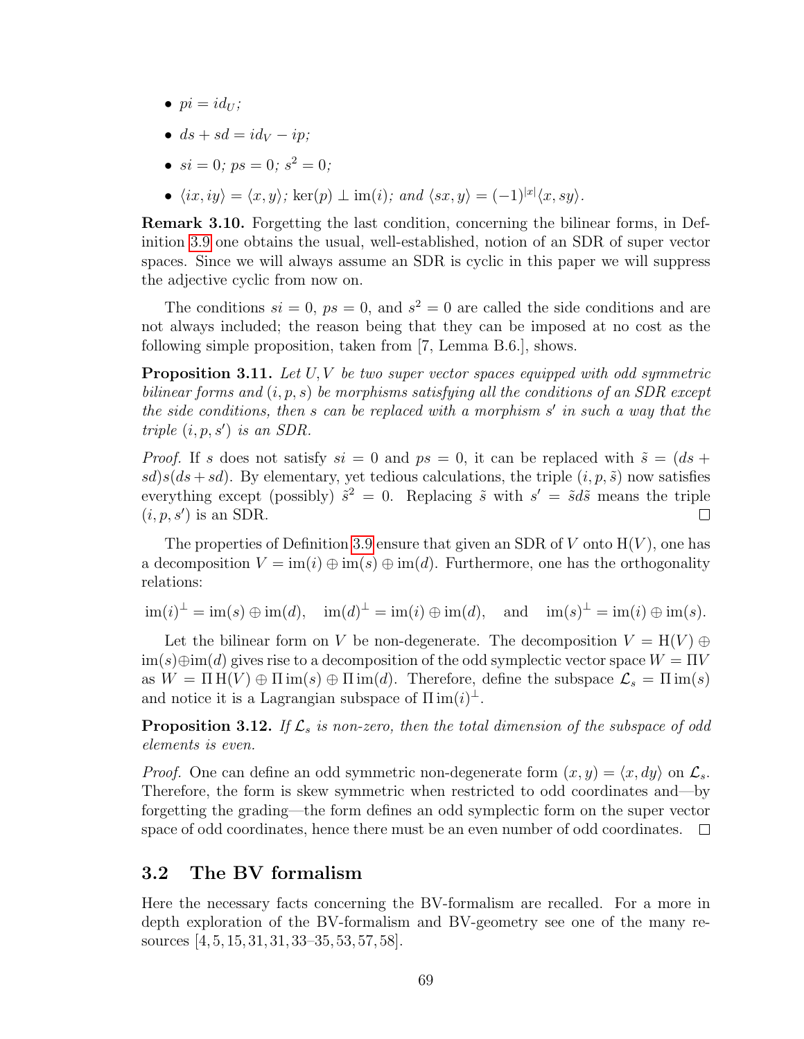- $pi = id_U$;
- $ds + sd = id_V - ip$;
- $si = 0$; $ps = 0$; $s^2 = 0$;
- $\langle ix, iy \rangle = \langle x, y \rangle$; $\ker(p) \perp \operatorname{im}(i)$; and $\langle sx, y \rangle = (-1)^{|x|}\langle x, sy \rangle$.

**Remark 3.10.** Forgetting the last condition, concerning the bilinear forms, in Definition 3.9 one obtains the usual, well-established, notion of an SDR of super vector spaces. Since we will always assume an SDR is cyclic in this paper we will suppress the adjective cyclic from now on.

The conditions $si = 0$, $ps = 0$, and $s^2 = 0$ are called the side conditions and are not always included; the reason being that they can be imposed at no cost as the following simple proposition, taken from [7, Lemma B.6.], shows.

**Proposition 3.11.** *Let $U, V$ be two super vector spaces equipped with odd symmetric bilinear forms and $(i, p, s)$ be morphisms satisfying all the conditions of an SDR except the side conditions, then $s$ can be replaced with a morphism $s'$ in such a way that the triple $(i, p, s')$ is an SDR.*

*Proof.* If $s$ does not satisfy $si = 0$ and $ps = 0$, it can be replaced with $\tilde{s} = (ds + sd)s(ds + sd)$. By elementary, yet tedious calculations, the triple $(i, p, \tilde{s})$ now satisfies everything except (possibly) $\tilde{s}^2 = 0$. Replacing $\tilde{s}$ with $s' = \tilde{s}d\tilde{s}$ means the triple $(i, p, s')$ is an SDR. $\square$

The properties of Definition 3.9 ensure that given an SDR of $V$ onto $\mathrm{H}(V)$, one has a decomposition $V = \operatorname{im}(i) \oplus \operatorname{im}(s) \oplus \operatorname{im}(d)$. Furthermore, one has the orthogonality relations:

$$\operatorname{im}(i)^{\perp} = \operatorname{im}(s) \oplus \operatorname{im}(d), \quad \operatorname{im}(d)^{\perp} = \operatorname{im}(i) \oplus \operatorname{im}(d), \quad \text{and} \quad \operatorname{im}(s)^{\perp} = \operatorname{im}(i) \oplus \operatorname{im}(s).$$

Let the bilinear form on $V$ be non-degenerate. The decomposition $V = \mathrm{H}(V) \oplus \operatorname{im}(s) \oplus \operatorname{im}(d)$ gives rise to a decomposition of the odd symplectic vector space $W = \Pi V$ as $W = \Pi\,\mathrm{H}(V) \oplus \Pi\operatorname{im}(s) \oplus \Pi\operatorname{im}(d)$. Therefore, define the subspace $\mathcal{L}_s = \Pi\operatorname{im}(s)$ and notice it is a Lagrangian subspace of $\Pi\operatorname{im}(i)^{\perp}$.

**Proposition 3.12.** *If $\mathcal{L}_s$ is non-zero, then the total dimension of the subspace of odd elements is even.*

*Proof.* One can define an odd symmetric non-degenerate form $(x, y) = \langle x, dy \rangle$ on $\mathcal{L}_s$. Therefore, the form is skew symmetric when restricted to odd coordinates and—by forgetting the grading—the form defines an odd symplectic form on the super vector space of odd coordinates, hence there must be an even number of odd coordinates. $\square$

## 3.2 The BV formalism

Here the necessary facts concerning the BV-formalism are recalled. For a more in depth exploration of the BV-formalism and BV-geometry see one of the many resources [4, 5, 15, 31, 31, 33–35, 53, 57, 58].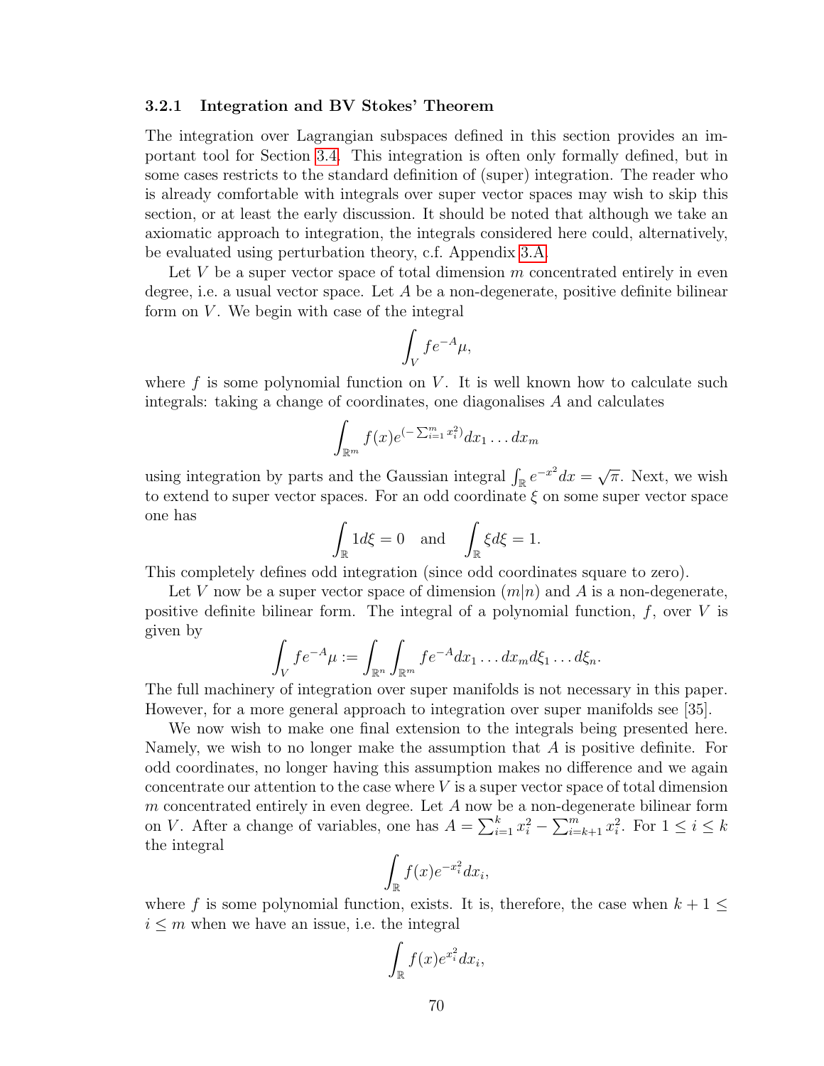### 3.2.1 Integration and BV Stokes' Theorem

The integration over Lagrangian subspaces defined in this section provides an important tool for Section 3.4. This integration is often only formally defined, but in some cases restricts to the standard definition of (super) integration. The reader who is already comfortable with integrals over super vector spaces may wish to skip this section, or at least the early discussion. It should be noted that although we take an axiomatic approach to integration, the integrals considered here could, alternatively, be evaluated using perturbation theory, c.f. Appendix 3.A.

Let $V$ be a super vector space of total dimension $m$ concentrated entirely in even degree, i.e. a usual vector space. Let $A$ be a non-degenerate, positive definite bilinear form on $V$. We begin with case of the integral

$$\int_V fe^{-A}\mu,$$

where $f$ is some polynomial function on $V$. It is well known how to calculate such integrals: taking a change of coordinates, one diagonalises $A$ and calculates

$$\int_{\mathbb{R}^m} f(x)e^{(-\sum_{i=1}^m x_i^2)}dx_1 \dots dx_m$$

using integration by parts and the Gaussian integral $\int_{\mathbb{R}} e^{-x^2}dx = \sqrt{\pi}$. Next, we wish to extend to super vector spaces. For an odd coordinate $\xi$ on some super vector space one has

$$\int_{\mathbb{R}} 1 d\xi = 0 \quad \text{and} \quad \int_{\mathbb{R}} \xi d\xi = 1.$$

This completely defines odd integration (since odd coordinates square to zero).

Let $V$ now be a super vector space of dimension $(m|n)$ and $A$ is a non-degenerate, positive definite bilinear form. The integral of a polynomial function, $f$, over $V$ is given by

$$\int_V fe^{-A}\mu := \int_{\mathbb{R}^n}\int_{\mathbb{R}^m} fe^{-A}dx_1 \dots dx_m d\xi_1 \dots d\xi_n.$$

The full machinery of integration over super manifolds is not necessary in this paper. However, for a more general approach to integration over super manifolds see [35].

We now wish to make one final extension to the integrals being presented here. Namely, we wish to no longer make the assumption that $A$ is positive definite. For odd coordinates, no longer having this assumption makes no difference and we again concentrate our attention to the case where $V$ is a super vector space of total dimension $m$ concentrated entirely in even degree. Let $A$ now be a non-degenerate bilinear form on $V$. After a change of variables, one has $A = \sum_{i=1}^k x_i^2 - \sum_{i=k+1}^m x_i^2$. For $1 \leq i \leq k$ the integral

$$\int_{\mathbb{R}} f(x)e^{-x_i^2}dx_i,$$

where $f$ is some polynomial function, exists. It is, therefore, the case when $k+1 \leq i \leq m$ when we have an issue, i.e. the integral

$$\int_{\mathbb{R}} f(x)e^{x_i^2}dx_i,$$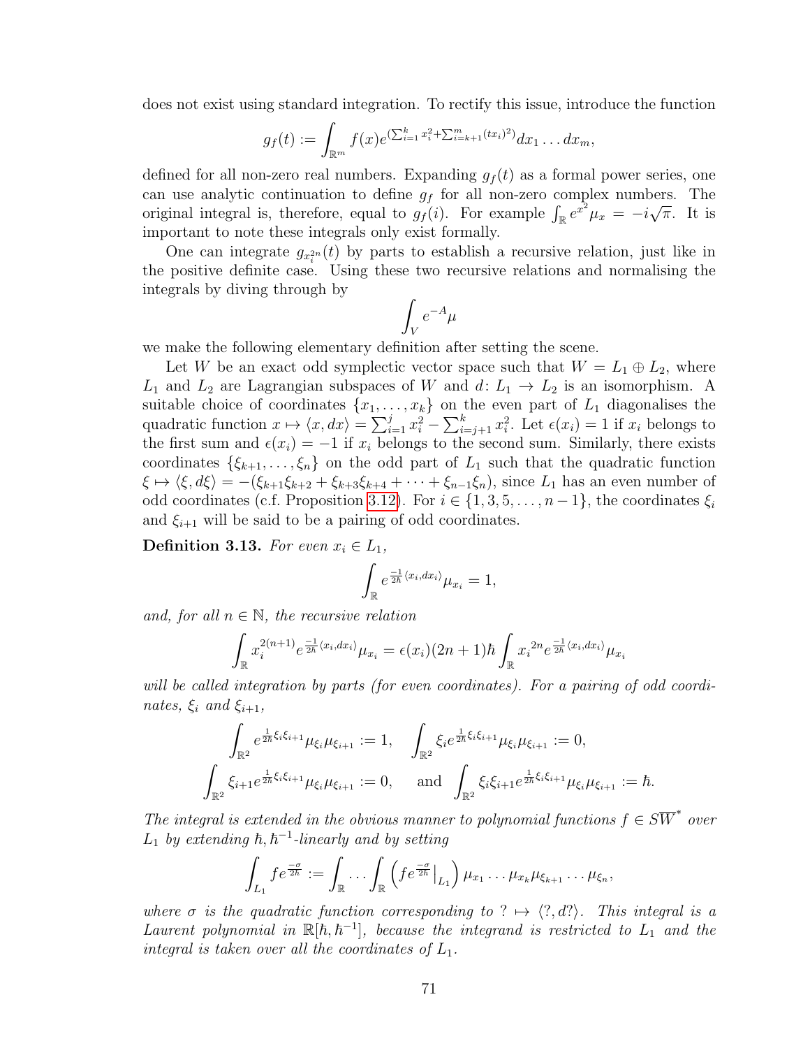does not exist using standard integration. To rectify this issue, introduce the function

$$g_f(t) := \int_{\mathbb{R}^m} f(x) e^{(\sum_{i=1}^k x_i^2 + \sum_{i=k+1}^m (tx_i)^2)} dx_1 \dots dx_m,$$

defined for all non-zero real numbers. Expanding $g_f(t)$ as a formal power series, one can use analytic continuation to define $g_f$ for all non-zero complex numbers. The original integral is, therefore, equal to $g_f(i)$. For example $\int_{\mathbb{R}} e^{x^2} \mu_x = -i\sqrt{\pi}$. It is important to note these integrals only exist formally.

One can integrate $g_{x_i^{2n}}(t)$ by parts to establish a recursive relation, just like in the positive definite case. Using these two recursive relations and normalising the integrals by diving through by

$$\int_V e^{-A} \mu$$

we make the following elementary definition after setting the scene.

Let $W$ be an exact odd symplectic vector space such that $W = L_1 \oplus L_2$, where $L_1$ and $L_2$ are Lagrangian subspaces of $W$ and $d\colon L_1 \to L_2$ is an isomorphism. A suitable choice of coordinates $\{x_1, \dots, x_k\}$ on the even part of $L_1$ diagonalises the quadratic function $x \mapsto \langle x, dx \rangle = \sum_{i=1}^j x_i^2 - \sum_{i=j+1}^k x_i^2$. Let $\epsilon(x_i) = 1$ if $x_i$ belongs to the first sum and $\epsilon(x_i) = -1$ if $x_i$ belongs to the second sum. Similarly, there exists coordinates $\{\xi_{k+1}, \dots, \xi_n\}$ on the odd part of $L_1$ such that the quadratic function $\xi \mapsto \langle \xi, d\xi \rangle = -(\xi_{k+1}\xi_{k+2} + \xi_{k+3}\xi_{k+4} + \dots + \xi_{n-1}\xi_n)$, since $L_1$ has an even number of odd coordinates (c.f. Proposition 3.12). For $i \in \{1, 3, 5, \dots, n-1\}$, the coordinates $\xi_i$ and $\xi_{i+1}$ will be said to be a pairing of odd coordinates.

**Definition 3.13.** *For even $x_i \in L_1$,*

$$\int_{\mathbb{R}} e^{\frac{-1}{2\hbar}\langle x_i, dx_i \rangle} \mu_{x_i} = 1,$$

*and, for all $n \in \mathbb{N}$, the recursive relation*

$$\int_{\mathbb{R}} x_i^{2(n+1)} e^{\frac{-1}{2\hbar}\langle x_i, dx_i \rangle} \mu_{x_i} = \epsilon(x_i)(2n+1)\hbar \int_{\mathbb{R}} x_i{}^{2n} e^{\frac{-1}{2\hbar}\langle x_i, dx_i \rangle} \mu_{x_i}$$

*will be called integration by parts (for even coordinates). For a pairing of odd coordinates, $\xi_i$ and $\xi_{i+1}$,*

$$\int_{\mathbb{R}^2} e^{\frac{1}{2\hbar}\xi_i \xi_{i+1}} \mu_{\xi_i} \mu_{\xi_{i+1}} := 1, \quad \int_{\mathbb{R}^2} \xi_i e^{\frac{1}{2\hbar}\xi_i \xi_{i+1}} \mu_{\xi_i} \mu_{\xi_{i+1}} := 0,$$

$$\int_{\mathbb{R}^2} \xi_{i+1} e^{\frac{1}{2\hbar}\xi_i \xi_{i+1}} \mu_{\xi_i} \mu_{\xi_{i+1}} := 0, \quad \text{and} \quad \int_{\mathbb{R}^2} \xi_i \xi_{i+1} e^{\frac{1}{2\hbar}\xi_i \xi_{i+1}} \mu_{\xi_i} \mu_{\xi_{i+1}} := \hbar.$$

*The integral is extended in the obvious manner to polynomial functions $f \in S\overline{W}^*$ over $L_1$ by extending $\hbar, \hbar^{-1}$-linearly and by setting*

$$\int_{L_1} f e^{\frac{-\sigma}{2\hbar}} := \int_{\mathbb{R}} \dots \int_{\mathbb{R}} \left( f e^{\frac{-\sigma}{2\hbar}} \big|_{L_1} \right) \mu_{x_1} \dots \mu_{x_k} \mu_{\xi_{k+1}} \dots \mu_{\xi_n},$$

*where $\sigma$ is the quadratic function corresponding to $? \mapsto \langle ?, d? \rangle$. This integral is a Laurent polynomial in $\mathbb{R}[\hbar, \hbar^{-1}]$, because the integrand is restricted to $L_1$ and the integral is taken over all the coordinates of $L_1$.*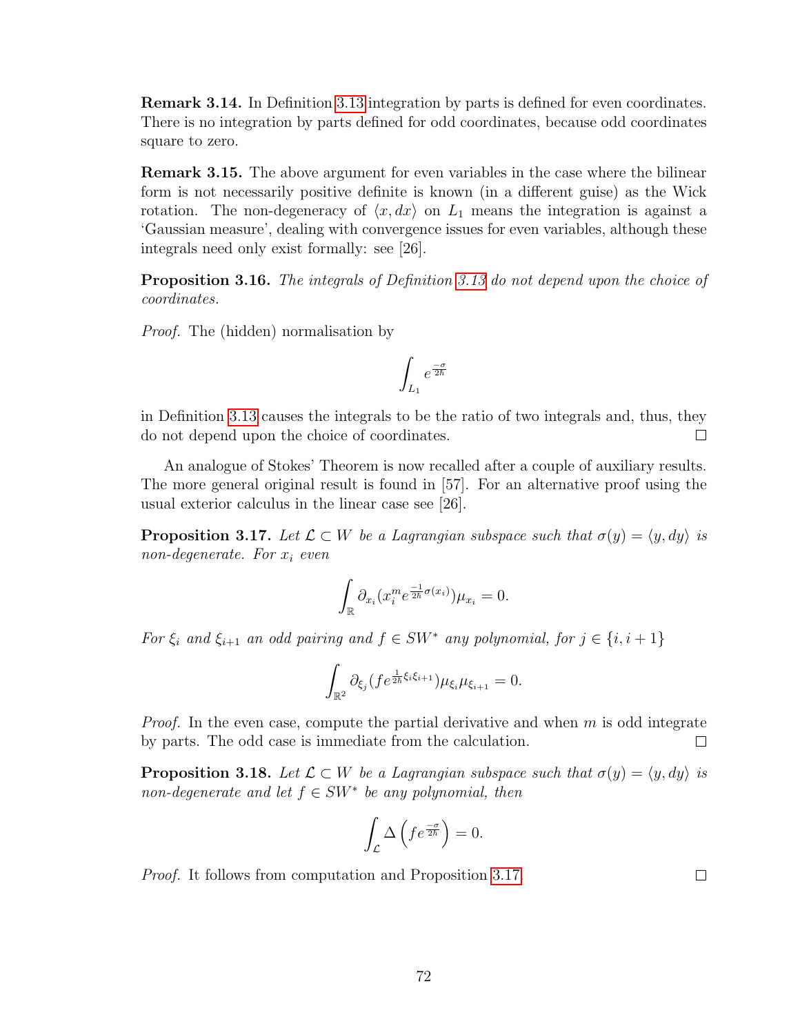**Remark 3.14.** In Definition 3.13 integration by parts is defined for even coordinates. There is no integration by parts defined for odd coordinates, because odd coordinates square to zero.

**Remark 3.15.** The above argument for even variables in the case where the bilinear form is not necessarily positive definite is known (in a different guise) as the Wick rotation. The non-degeneracy of $\langle x, dx\rangle$ on $L_1$ means the integration is against a 'Gaussian measure', dealing with convergence issues for even variables, although these integrals need only exist formally: see [26].

**Proposition 3.16.** *The integrals of Definition 3.13 do not depend upon the choice of coordinates.*

*Proof.* The (hidden) normalisation by

$$\int_{L_1} e^{\frac{-\sigma}{2\hbar}}$$

in Definition 3.13 causes the integrals to be the ratio of two integrals and, thus, they do not depend upon the choice of coordinates. □

An analogue of Stokes' Theorem is now recalled after a couple of auxiliary results. The more general original result is found in [57]. For an alternative proof using the usual exterior calculus in the linear case see [26].

**Proposition 3.17.** *Let $\mathcal{L} \subset W$ be a Lagrangian subspace such that $\sigma(y) = \langle y, dy\rangle$ is non-degenerate. For $x_i$ even*

$$\int_{\mathbb{R}} \partial_{x_i}(x_i^m e^{\frac{-1}{2\hbar}\sigma(x_i)})\mu_{x_i} = 0.$$

*For $\xi_i$ and $\xi_{i+1}$ an odd pairing and $f \in SW^*$ any polynomial, for $j \in \{i, i+1\}$*

$$\int_{\mathbb{R}^2} \partial_{\xi_j}(f e^{\frac{1}{2\hbar}\xi_i\xi_{i+1}})\mu_{\xi_i}\mu_{\xi_{i+1}} = 0.$$

*Proof.* In the even case, compute the partial derivative and when $m$ is odd integrate by parts. The odd case is immediate from the calculation. □

**Proposition 3.18.** *Let $\mathcal{L} \subset W$ be a Lagrangian subspace such that $\sigma(y) = \langle y, dy\rangle$ is non-degenerate and let $f \in SW^*$ be any polynomial, then*

$$\int_{\mathcal{L}} \Delta\left(f e^{\frac{-\sigma}{2\hbar}}\right) = 0.$$

*Proof.* It follows from computation and Proposition 3.17. □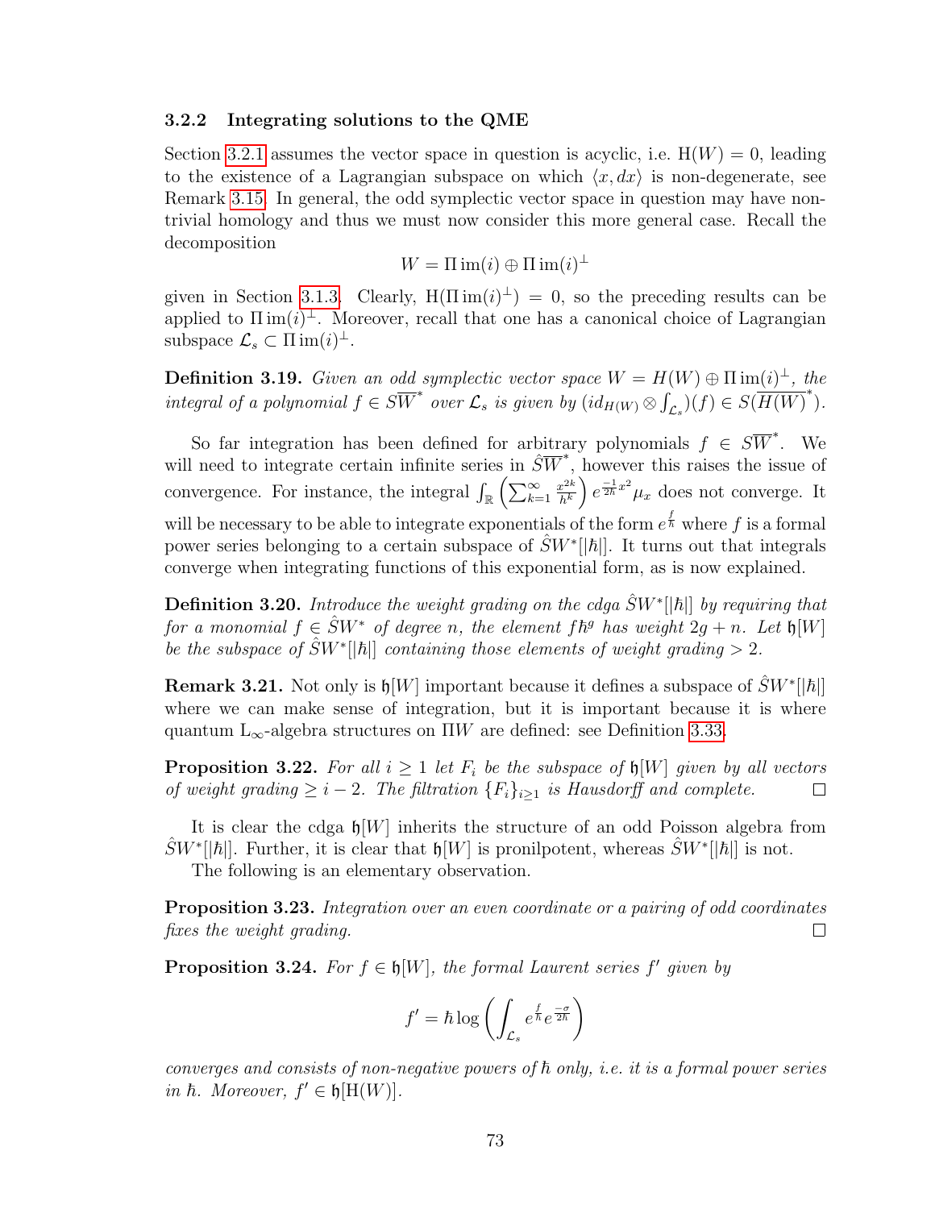### 3.2.2 Integrating solutions to the QME

Section 3.2.1 assumes the vector space in question is acyclic, i.e. $\mathrm{H}(W) = 0$, leading to the existence of a Lagrangian subspace on which $\langle x, dx\rangle$ is non-degenerate, see Remark 3.15. In general, the odd symplectic vector space in question may have non-trivial homology and thus we must now consider this more general case. Recall the decomposition

$$W = \Pi\,\mathrm{im}(i) \oplus \Pi\,\mathrm{im}(i)^{\perp}$$

given in Section 3.1.3. Clearly, $\mathrm{H}(\Pi\,\mathrm{im}(i)^{\perp}) = 0$, so the preceding results can be applied to $\Pi\,\mathrm{im}(i)^{\perp}$. Moreover, recall that one has a canonical choice of Lagrangian subspace $\mathcal{L}_s \subset \Pi\,\mathrm{im}(i)^{\perp}$.

**Definition 3.19.** *Given an odd symplectic vector space $W = H(W) \oplus \Pi\,\mathrm{im}(i)^{\perp}$, the integral of a polynomial $f \in S\overline{W}^*$ over $\mathcal{L}_s$ is given by $(id_{H(W)} \otimes \int_{\mathcal{L}_s})(f) \in S(\overline{H(W)}^*)$.*

So far integration has been defined for arbitrary polynomials $f \in S\overline{W}^*$. We will need to integrate certain infinite series in $\hat{S}\overline{W}^*$, however this raises the issue of convergence. For instance, the integral $\int_{\mathbb{R}} \left(\sum_{k=1}^{\infty} \frac{x^{2k}}{\hbar^k}\right) e^{\frac{-1}{2\hbar}x^2}\mu_x$ does not converge. It will be necessary to be able to integrate exponentials of the form $e^{\frac{f}{\hbar}}$ where $f$ is a formal power series belonging to a certain subspace of $\hat{S}W^*[|\hbar|]$. It turns out that integrals converge when integrating functions of this exponential form, as is now explained.

**Definition 3.20.** *Introduce the weight grading on the cdga $\hat{S}W^*[|\hbar|]$ by requiring that for a monomial $f \in \hat{S}W^*$ of degree $n$, the element $f\hbar^g$ has weight $2g + n$. Let $\mathfrak{h}[W]$ be the subspace of $\hat{S}W^*[|\hbar|]$ containing those elements of weight grading $> 2$.*

**Remark 3.21.** Not only is $\mathfrak{h}[W]$ important because it defines a subspace of $\hat{S}W^*[|\hbar|]$ where we can make sense of integration, but it is important because it is where quantum $\mathrm{L}_\infty$-algebra structures on $\Pi W$ are defined: see Definition 3.33.

**Proposition 3.22.** *For all $i \geq 1$ let $F_i$ be the subspace of $\mathfrak{h}[W]$ given by all vectors of weight grading $\geq i - 2$. The filtration $\{F_i\}_{i\geq 1}$ is Hausdorff and complete.* □

It is clear the cdga $\mathfrak{h}[W]$ inherits the structure of an odd Poisson algebra from $\hat{S}W^*[|\hbar|]$. Further, it is clear that $\mathfrak{h}[W]$ is pronilpotent, whereas $\hat{S}W^*[|\hbar|]$ is not.

The following is an elementary observation.

**Proposition 3.23.** *Integration over an even coordinate or a pairing of odd coordinates fixes the weight grading.* □

**Proposition 3.24.** *For $f \in \mathfrak{h}[W]$, the formal Laurent series $f'$ given by*

$$f' = \hbar \log\left(\int_{\mathcal{L}_s} e^{\frac{f}{\hbar}} e^{\frac{-\sigma}{2\hbar}}\right)$$

*converges and consists of non-negative powers of $\hbar$ only, i.e. it is a formal power series in $\hbar$. Moreover, $f' \in \mathfrak{h}[\mathrm{H}(W)]$.*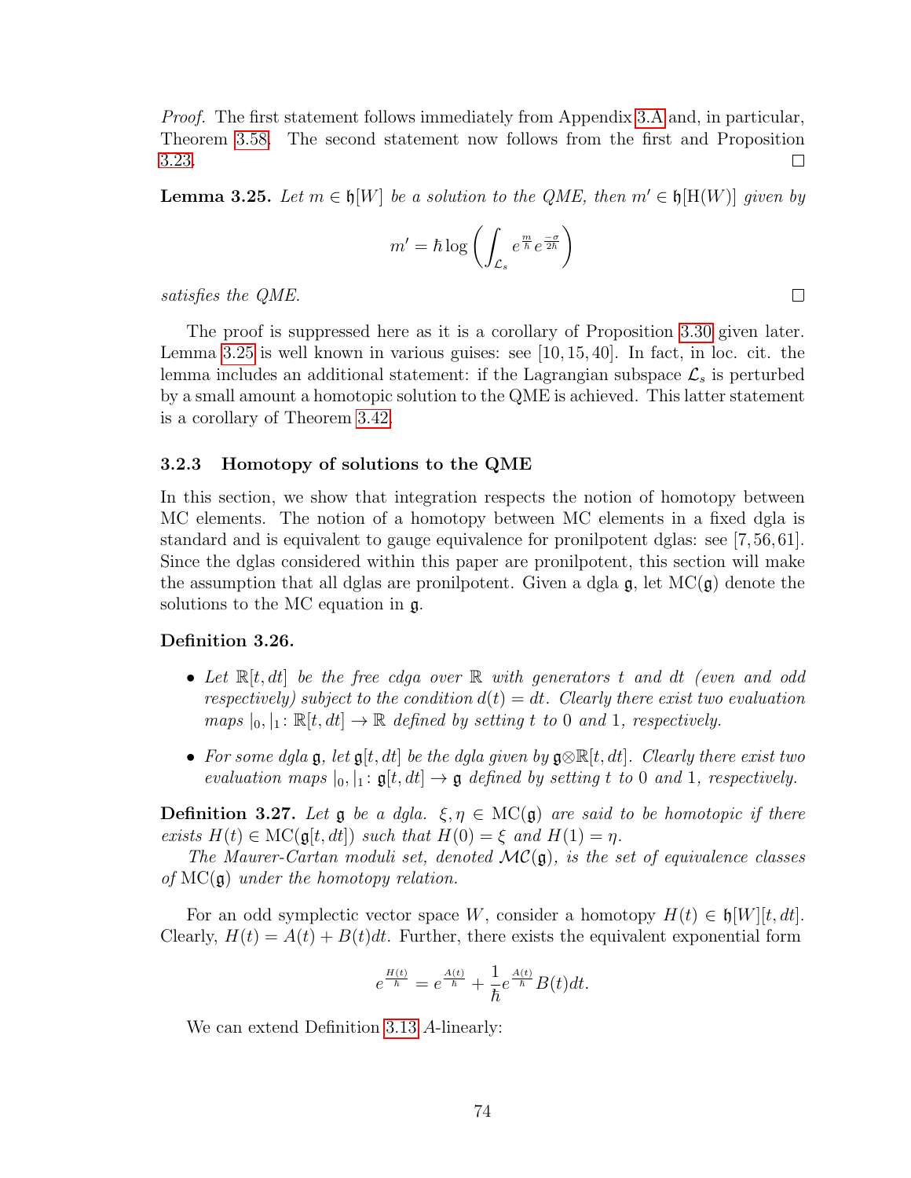*Proof.* The first statement follows immediately from Appendix 3.A and, in particular, Theorem 3.58. The second statement now follows from the first and Proposition 3.23. ∎

**Lemma 3.25.** *Let $m \in \mathfrak{h}[W]$ be a solution to the QME, then $m' \in \mathfrak{h}[\mathrm{H}(W)]$ given by*

$$m' = \hbar \log \left( \int_{\mathcal{L}_s} e^{\frac{m}{\hbar}} e^{\frac{-\sigma}{2\hbar}} \right)$$

*satisfies the QME.* ∎

The proof is suppressed here as it is a corollary of Proposition 3.30 given later. Lemma 3.25 is well known in various guises: see [10, 15, 40]. In fact, in loc. cit. the lemma includes an additional statement: if the Lagrangian subspace $\mathcal{L}_s$ is perturbed by a small amount a homotopic solution to the QME is achieved. This latter statement is a corollary of Theorem 3.42.

### 3.2.3 Homotopy of solutions to the QME

In this section, we show that integration respects the notion of homotopy between MC elements. The notion of a homotopy between MC elements in a fixed dgla is standard and is equivalent to gauge equivalence for pronilpotent dglas: see [7, 56, 61]. Since the dglas considered within this paper are pronilpotent, this section will make the assumption that all dglas are pronilpotent. Given a dgla $\mathfrak{g}$, let $\mathrm{MC}(\mathfrak{g})$ denote the solutions to the MC equation in $\mathfrak{g}$.

**Definition 3.26.**

- *Let $\mathbb{R}[t, dt]$ be the free cdga over $\mathbb{R}$ with generators $t$ and $dt$ (even and odd respectively) subject to the condition $d(t) = dt$. Clearly there exist two evaluation maps $|_0, |_1 \colon \mathbb{R}[t, dt] \to \mathbb{R}$ defined by setting $t$ to $0$ and $1$, respectively.*

- *For some dgla $\mathfrak{g}$, let $\mathfrak{g}[t, dt]$ be the dgla given by $\mathfrak{g} \hat{\otimes} \mathbb{R}[t, dt]$. Clearly there exist two evaluation maps $|_0, |_1 \colon \mathfrak{g}[t, dt] \to \mathfrak{g}$ defined by setting $t$ to $0$ and $1$, respectively.*

**Definition 3.27.** *Let $\mathfrak{g}$ be a dgla. $\xi, \eta \in \mathrm{MC}(\mathfrak{g})$ are said to be homotopic if there exists $H(t) \in \mathrm{MC}(\mathfrak{g}[t, dt])$ such that $H(0) = \xi$ and $H(1) = \eta$.*

*The Maurer-Cartan moduli set, denoted $\mathcal{MC}(\mathfrak{g})$, is the set of equivalence classes of $\mathrm{MC}(\mathfrak{g})$ under the homotopy relation.*

For an odd symplectic vector space $W$, consider a homotopy $H(t) \in \mathfrak{h}[W][t, dt]$. Clearly, $H(t) = A(t) + B(t)dt$. Further, there exists the equivalent exponential form

$$e^{\frac{H(t)}{\hbar}} = e^{\frac{A(t)}{\hbar}} + \frac{1}{\hbar} e^{\frac{A(t)}{\hbar}} B(t) dt.$$

We can extend Definition 3.13 $A$-linearly: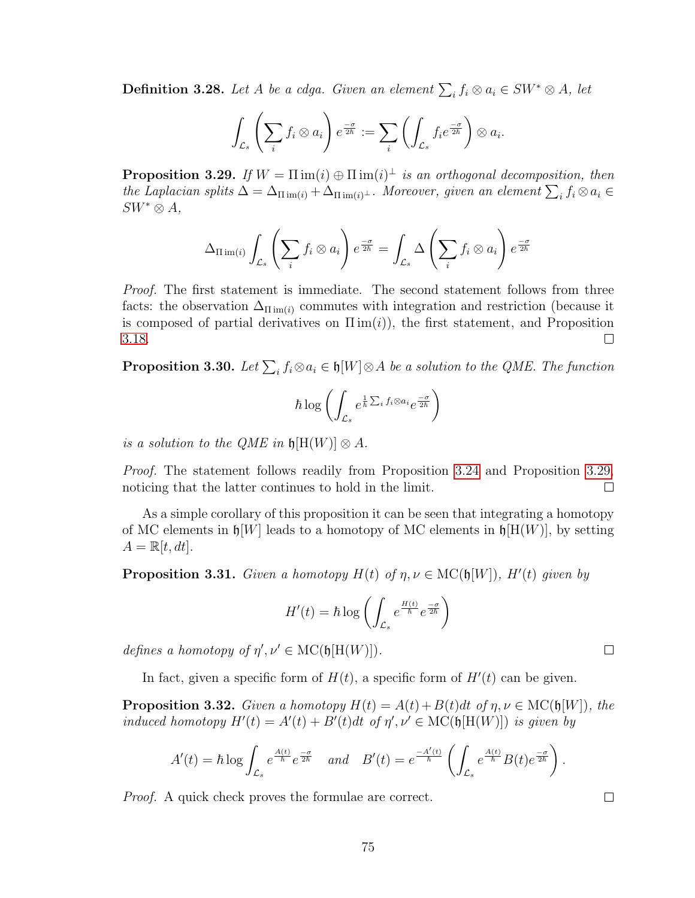**Definition 3.28.** *Let $A$ be a cdga. Given an element $\sum_i f_i \otimes a_i \in SW^* \otimes A$, let*

$$\int_{\mathcal{L}_s} \left( \sum_i f_i \otimes a_i \right) e^{\frac{-\sigma}{2\hbar}} := \sum_i \left( \int_{\mathcal{L}_s} f_i e^{\frac{-\sigma}{2\hbar}} \right) \otimes a_i.$$

**Proposition 3.29.** *If $W = \Pi \operatorname{im}(i) \oplus \Pi \operatorname{im}(i)^\perp$ is an orthogonal decomposition, then the Laplacian splits $\Delta = \Delta_{\Pi \operatorname{im}(i)} + \Delta_{\Pi \operatorname{im}(i)^\perp}$. Moreover, given an element $\sum_i f_i \otimes a_i \in SW^* \otimes A$,*

$$\Delta_{\Pi \operatorname{im}(i)} \int_{\mathcal{L}_s} \left( \sum_i f_i \otimes a_i \right) e^{\frac{-\sigma}{2\hbar}} = \int_{\mathcal{L}_s} \Delta \left( \sum_i f_i \otimes a_i \right) e^{\frac{-\sigma}{2\hbar}}$$

*Proof.* The first statement is immediate. The second statement follows from three facts: the observation $\Delta_{\Pi \operatorname{im}(i)}$ commutes with integration and restriction (because it is composed of partial derivatives on $\Pi \operatorname{im}(i)$), the first statement, and Proposition 3.18. □

**Proposition 3.30.** *Let $\sum_i f_i \otimes a_i \in \mathfrak{h}[W] \otimes A$ be a solution to the QME. The function*

$$\hbar \log \left( \int_{\mathcal{L}_s} e^{\frac{1}{\hbar} \sum_i f_i \otimes a_i} e^{\frac{-\sigma}{2\hbar}} \right)$$

*is a solution to the QME in $\mathfrak{h}[\mathrm{H}(W)] \otimes A$.*

*Proof.* The statement follows readily from Proposition 3.24 and Proposition 3.29, noticing that the latter continues to hold in the limit. □

As a simple corollary of this proposition it can be seen that integrating a homotopy of MC elements in $\mathfrak{h}[W]$ leads to a homotopy of MC elements in $\mathfrak{h}[\mathrm{H}(W)]$, by setting $A = \mathbb{R}[t, dt]$.

**Proposition 3.31.** *Given a homotopy $H(t)$ of $\eta, \nu \in \mathrm{MC}(\mathfrak{h}[W])$, $H'(t)$ given by*

$$H'(t) = \hbar \log \left( \int_{\mathcal{L}_s} e^{\frac{H(t)}{\hbar}} e^{\frac{-\sigma}{2\hbar}} \right)$$

*defines a homotopy of $\eta', \nu' \in \mathrm{MC}(\mathfrak{h}[\mathrm{H}(W)])$.* □

In fact, given a specific form of $H(t)$, a specific form of $H'(t)$ can be given.

**Proposition 3.32.** *Given a homotopy $H(t) = A(t) + B(t)dt$ of $\eta, \nu \in \mathrm{MC}(\mathfrak{h}[W])$, the induced homotopy $H'(t) = A'(t) + B'(t)dt$ of $\eta', \nu' \in \mathrm{MC}(\mathfrak{h}[\mathrm{H}(W)])$ is given by*

$$A'(t) = \hbar \log \int_{\mathcal{L}_s} e^{\frac{A(t)}{\hbar}} e^{\frac{-\sigma}{2\hbar}} \quad \text{and} \quad B'(t) = e^{\frac{-A'(t)}{\hbar}} \left( \int_{\mathcal{L}_s} e^{\frac{A(t)}{\hbar}} B(t) e^{\frac{-\sigma}{2\hbar}} \right).$$

*Proof.* A quick check proves the formulae are correct. □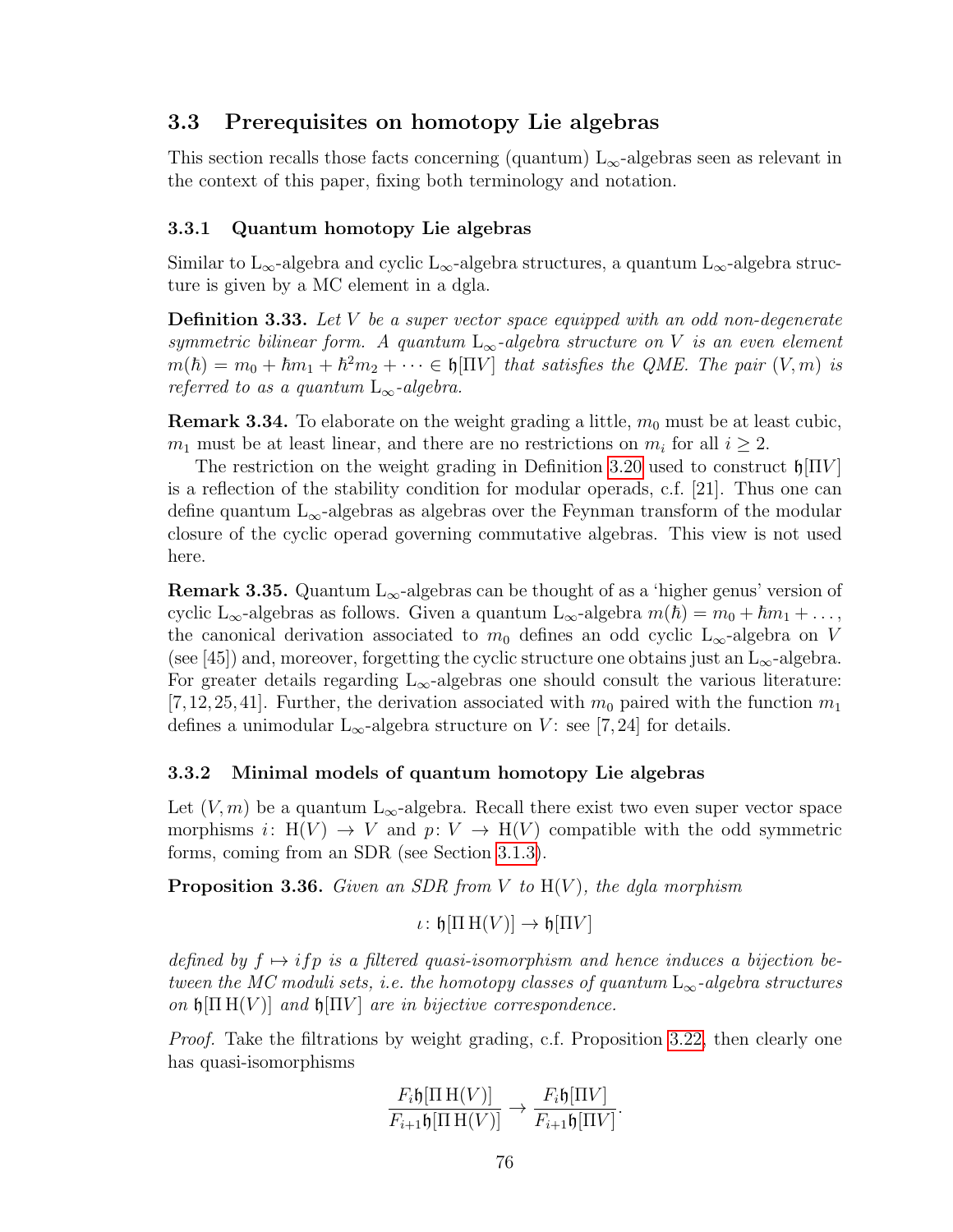## 3.3 Prerequisites on homotopy Lie algebras

This section recalls those facts concerning (quantum) $\mathrm{L}_\infty$-algebras seen as relevant in the context of this paper, fixing both terminology and notation.

### 3.3.1 Quantum homotopy Lie algebras

Similar to $\mathrm{L}_\infty$-algebra and cyclic $\mathrm{L}_\infty$-algebra structures, a quantum $\mathrm{L}_\infty$-algebra structure is given by a MC element in a dgla.

**Definition 3.33.** *Let $V$ be a super vector space equipped with an odd non-degenerate symmetric bilinear form. A quantum $\mathrm{L}_\infty$-algebra structure on $V$ is an even element $m(\hbar) = m_0 + \hbar m_1 + \hbar^2 m_2 + \cdots \in \mathfrak{h}[\Pi V]$ that satisfies the QME. The pair $(V, m)$ is referred to as a quantum $\mathrm{L}_\infty$-algebra.*

**Remark 3.34.** To elaborate on the weight grading a little, $m_0$ must be at least cubic, $m_1$ must be at least linear, and there are no restrictions on $m_i$ for all $i \geq 2$.

The restriction on the weight grading in Definition 3.20 used to construct $\mathfrak{h}[\Pi V]$ is a reflection of the stability condition for modular operads, c.f. [21]. Thus one can define quantum $\mathrm{L}_\infty$-algebras as algebras over the Feynman transform of the modular closure of the cyclic operad governing commutative algebras. This view is not used here.

**Remark 3.35.** Quantum $\mathrm{L}_\infty$-algebras can be thought of as a 'higher genus' version of cyclic $\mathrm{L}_\infty$-algebras as follows. Given a quantum $\mathrm{L}_\infty$-algebra $m(\hbar) = m_0 + \hbar m_1 + \dots$, the canonical derivation associated to $m_0$ defines an odd cyclic $\mathrm{L}_\infty$-algebra on $V$ (see [45]) and, moreover, forgetting the cyclic structure one obtains just an $\mathrm{L}_\infty$-algebra. For greater details regarding $\mathrm{L}_\infty$-algebras one should consult the various literature: [7, 12, 25, 41]. Further, the derivation associated with $m_0$ paired with the function $m_1$ defines a unimodular $\mathrm{L}_\infty$-algebra structure on $V$: see [7, 24] for details.

### 3.3.2 Minimal models of quantum homotopy Lie algebras

Let $(V, m)$ be a quantum $\mathrm{L}_\infty$-algebra. Recall there exist two even super vector space morphisms $i \colon \mathrm{H}(V) \to V$ and $p \colon V \to \mathrm{H}(V)$ compatible with the odd symmetric forms, coming from an SDR (see Section 3.1.3).

**Proposition 3.36.** *Given an SDR from $V$ to $\mathrm{H}(V)$, the dgla morphism*

$$\iota \colon \mathfrak{h}[\Pi\,\mathrm{H}(V)] \to \mathfrak{h}[\Pi V]$$

*defined by $f \mapsto ifp$ is a filtered quasi-isomorphism and hence induces a bijection between the MC moduli sets, i.e. the homotopy classes of quantum $\mathrm{L}_\infty$-algebra structures on $\mathfrak{h}[\Pi\,\mathrm{H}(V)]$ and $\mathfrak{h}[\Pi V]$ are in bijective correspondence.*

*Proof.* Take the filtrations by weight grading, c.f. Proposition 3.22, then clearly one has quasi-isomorphisms

$$\frac{F_i \mathfrak{h}[\Pi\,\mathrm{H}(V)]}{F_{i+1}\mathfrak{h}[\Pi\,\mathrm{H}(V)]} \to \frac{F_i \mathfrak{h}[\Pi V]}{F_{i+1}\mathfrak{h}[\Pi V]}.$$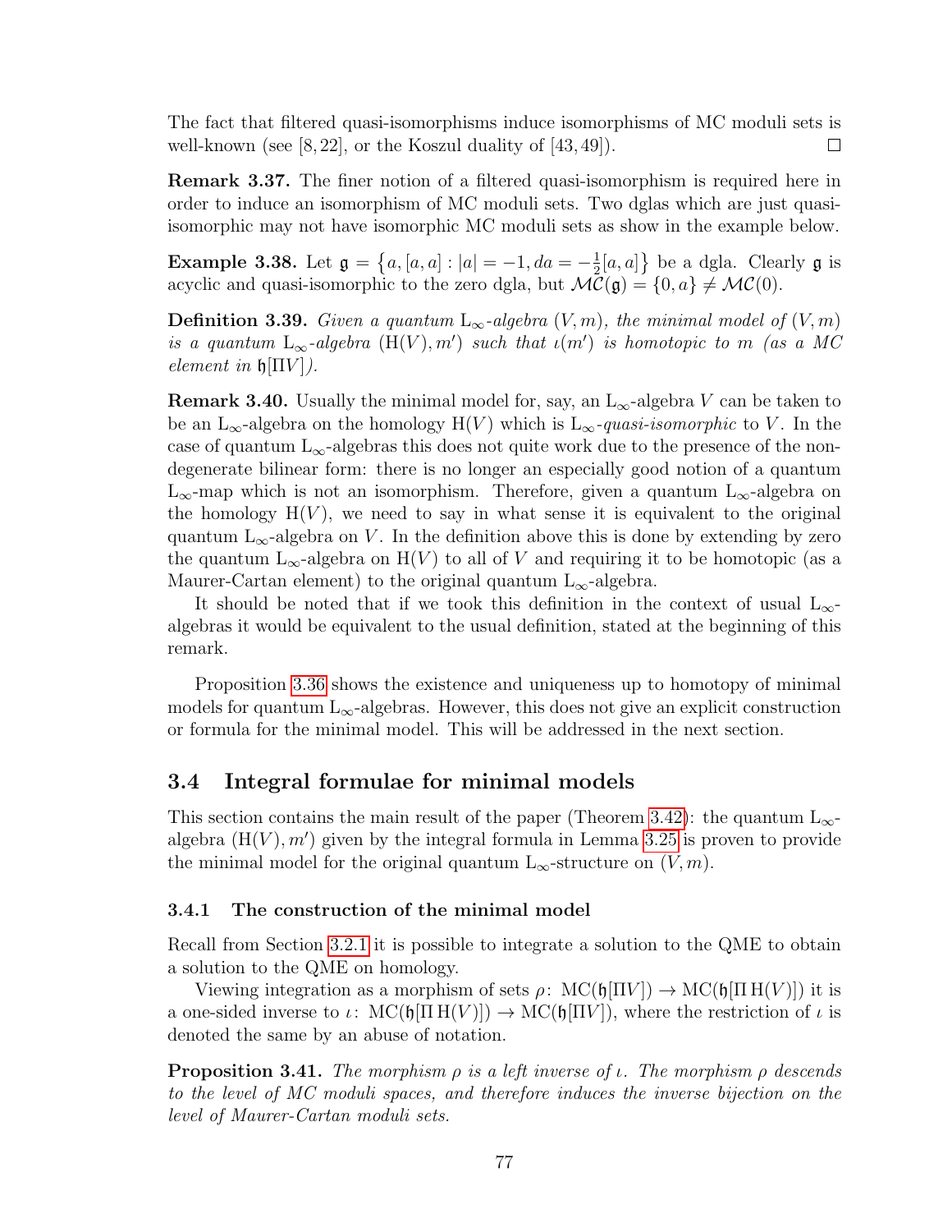The fact that filtered quasi-isomorphisms induce isomorphisms of MC moduli sets is well-known (see [8, 22], or the Koszul duality of [43, 49]). □

**Remark 3.37.** The finer notion of a filtered quasi-isomorphism is required here in order to induce an isomorphism of MC moduli sets. Two dglas which are just quasi-isomorphic may not have isomorphic MC moduli sets as show in the example below.

**Example 3.38.** Let $\mathfrak{g} = \left\{a, [a,a] : |a| = -1, da = -\frac{1}{2}[a,a]\right\}$ be a dgla. Clearly $\mathfrak{g}$ is acyclic and quasi-isomorphic to the zero dgla, but $\mathcal{MC}(\mathfrak{g}) = \{0, a\} \neq \mathcal{MC}(0)$.

**Definition 3.39.** *Given a quantum* $\mathrm{L}_\infty$*-algebra* $(V, m)$*, the minimal model of* $(V, m)$ *is a quantum* $\mathrm{L}_\infty$*-algebra* $(\mathrm{H}(V), m')$ *such that* $\iota(m')$ *is homotopic to* $m$ *(as a MC element in* $\mathfrak{h}[\Pi V]$*).*

**Remark 3.40.** Usually the minimal model for, say, an $\mathrm{L}_\infty$-algebra $V$ can be taken to be an $\mathrm{L}_\infty$-algebra on the homology $\mathrm{H}(V)$ which is $\mathrm{L}_\infty$-*quasi-isomorphic* to $V$. In the case of quantum $\mathrm{L}_\infty$-algebras this does not quite work due to the presence of the non-degenerate bilinear form: there is no longer an especially good notion of a quantum $\mathrm{L}_\infty$-map which is not an isomorphism. Therefore, given a quantum $\mathrm{L}_\infty$-algebra on the homology $\mathrm{H}(V)$, we need to say in what sense it is equivalent to the original quantum $\mathrm{L}_\infty$-algebra on $V$. In the definition above this is done by extending by zero the quantum $\mathrm{L}_\infty$-algebra on $\mathrm{H}(V)$ to all of $V$ and requiring it to be homotopic (as a Maurer-Cartan element) to the original quantum $\mathrm{L}_\infty$-algebra.

It should be noted that if we took this definition in the context of usual $\mathrm{L}_\infty$-algebras it would be equivalent to the usual definition, stated at the beginning of this remark.

Proposition 3.36 shows the existence and uniqueness up to homotopy of minimal models for quantum $\mathrm{L}_\infty$-algebras. However, this does not give an explicit construction or formula for the minimal model. This will be addressed in the next section.

## 3.4 Integral formulae for minimal models

This section contains the main result of the paper (Theorem 3.42): the quantum $\mathrm{L}_\infty$-algebra $(\mathrm{H}(V), m')$ given by the integral formula in Lemma 3.25 is proven to provide the minimal model for the original quantum $\mathrm{L}_\infty$-structure on $(V, m)$.

### 3.4.1 The construction of the minimal model

Recall from Section 3.2.1 it is possible to integrate a solution to the QME to obtain a solution to the QME on homology.

Viewing integration as a morphism of sets $\rho\colon \mathrm{MC}(\mathfrak{h}[\Pi V]) \to \mathrm{MC}(\mathfrak{h}[\Pi\,\mathrm{H}(V)])$ it is a one-sided inverse to $\iota\colon \mathrm{MC}(\mathfrak{h}[\Pi\,\mathrm{H}(V)]) \to \mathrm{MC}(\mathfrak{h}[\Pi V])$, where the restriction of $\iota$ is denoted the same by an abuse of notation.

**Proposition 3.41.** *The morphism* $\rho$ *is a left inverse of* $\iota$*. The morphism* $\rho$ *descends to the level of MC moduli spaces, and therefore induces the inverse bijection on the level of Maurer-Cartan moduli sets.*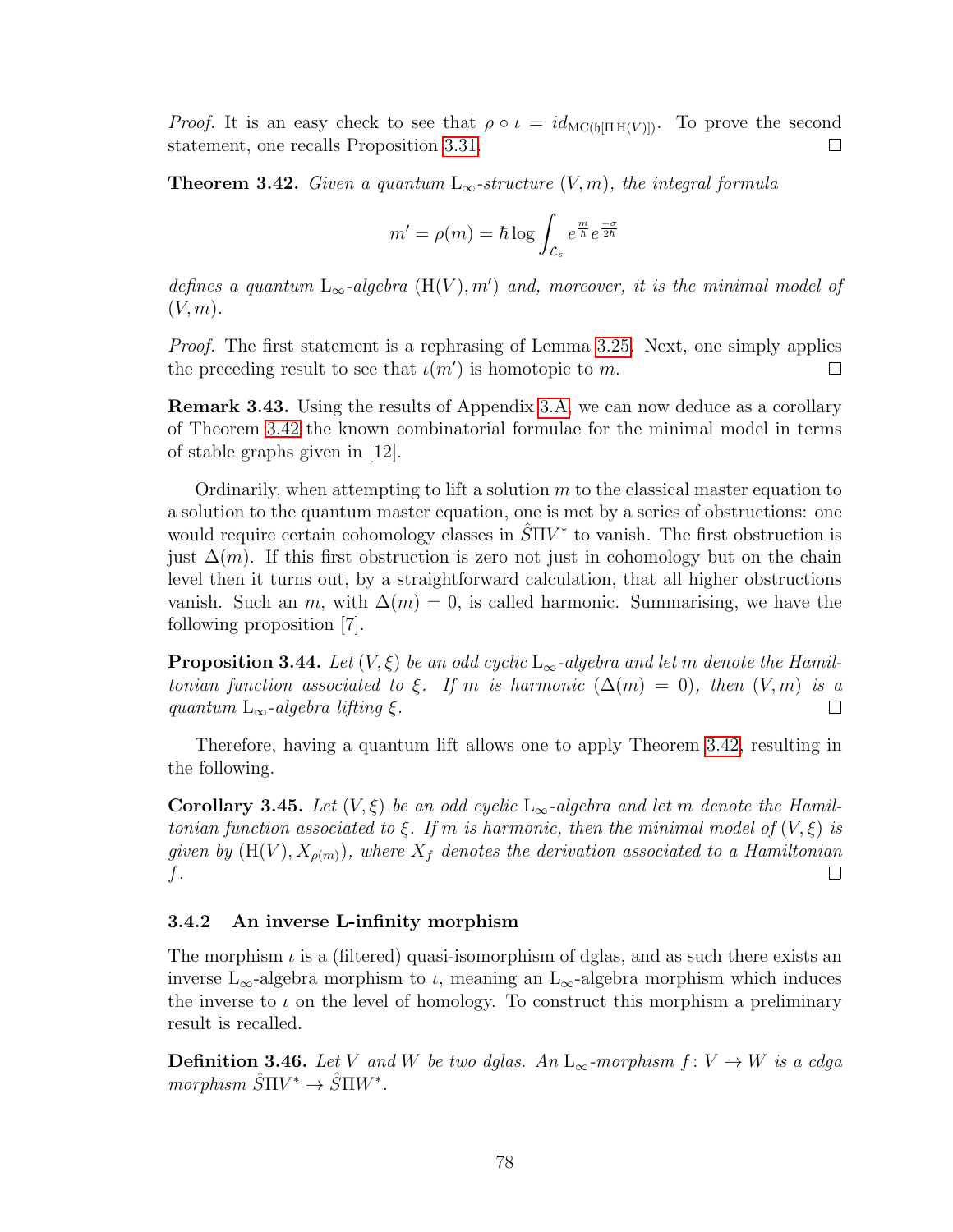*Proof.* It is an easy check to see that $\rho \circ \iota = id_{\mathrm{MC}(\mathfrak{h}[\Pi\,\mathrm{H}(V)])}$. To prove the second statement, one recalls Proposition 3.31. ☐

**Theorem 3.42.** *Given a quantum* $\mathrm{L}_\infty$*-structure* $(V, m)$*, the integral formula*

$$m' = \rho(m) = \hbar \log \int_{\mathcal{L}_s} e^{\frac{m}{\hbar}} e^{\frac{-\sigma}{2\hbar}}$$

*defines a quantum* $\mathrm{L}_\infty$*-algebra* $(\mathrm{H}(V), m')$ *and, moreover, it is the minimal model of* $(V, m)$*.*

*Proof.* The first statement is a rephrasing of Lemma 3.25. Next, one simply applies the preceding result to see that $\iota(m')$ is homotopic to $m$. ☐

**Remark 3.43.** Using the results of Appendix 3.A, we can now deduce as a corollary of Theorem 3.42 the known combinatorial formulae for the minimal model in terms of stable graphs given in [12].

Ordinarily, when attempting to lift a solution $m$ to the classical master equation to a solution to the quantum master equation, one is met by a series of obstructions: one would require certain cohomology classes in $\hat{S}\Pi V^*$ to vanish. The first obstruction is just $\Delta(m)$. If this first obstruction is zero not just in cohomology but on the chain level then it turns out, by a straightforward calculation, that all higher obstructions vanish. Such an $m$, with $\Delta(m) = 0$, is called harmonic. Summarising, we have the following proposition [7].

**Proposition 3.44.** *Let* $(V, \xi)$ *be an odd cyclic* $\mathrm{L}_\infty$*-algebra and let* $m$ *denote the Hamiltonian function associated to* $\xi$*. If* $m$ *is harmonic* ($\Delta(m) = 0$)*, then* $(V, m)$ *is a quantum* $\mathrm{L}_\infty$*-algebra lifting* $\xi$*.* ☐

Therefore, having a quantum lift allows one to apply Theorem 3.42, resulting in the following.

**Corollary 3.45.** *Let* $(V, \xi)$ *be an odd cyclic* $\mathrm{L}_\infty$*-algebra and let* $m$ *denote the Hamiltonian function associated to* $\xi$*. If* $m$ *is harmonic, then the minimal model of* $(V, \xi)$ *is given by* $(\mathrm{H}(V), X_{\rho(m)})$*, where* $X_f$ *denotes the derivation associated to a Hamiltonian* $f$*.* ☐

### 3.4.2 An inverse L-infinity morphism

The morphism $\iota$ is a (filtered) quasi-isomorphism of dglas, and as such there exists an inverse $\mathrm{L}_\infty$-algebra morphism to $\iota$, meaning an $\mathrm{L}_\infty$-algebra morphism which induces the inverse to $\iota$ on the level of homology. To construct this morphism a preliminary result is recalled.

**Definition 3.46.** *Let* $V$ *and* $W$ *be two dglas. An* $\mathrm{L}_\infty$*-morphism* $f\colon V \to W$ *is a cdga morphism* $\hat{S}\Pi V^* \to \hat{S}\Pi W^*$*.*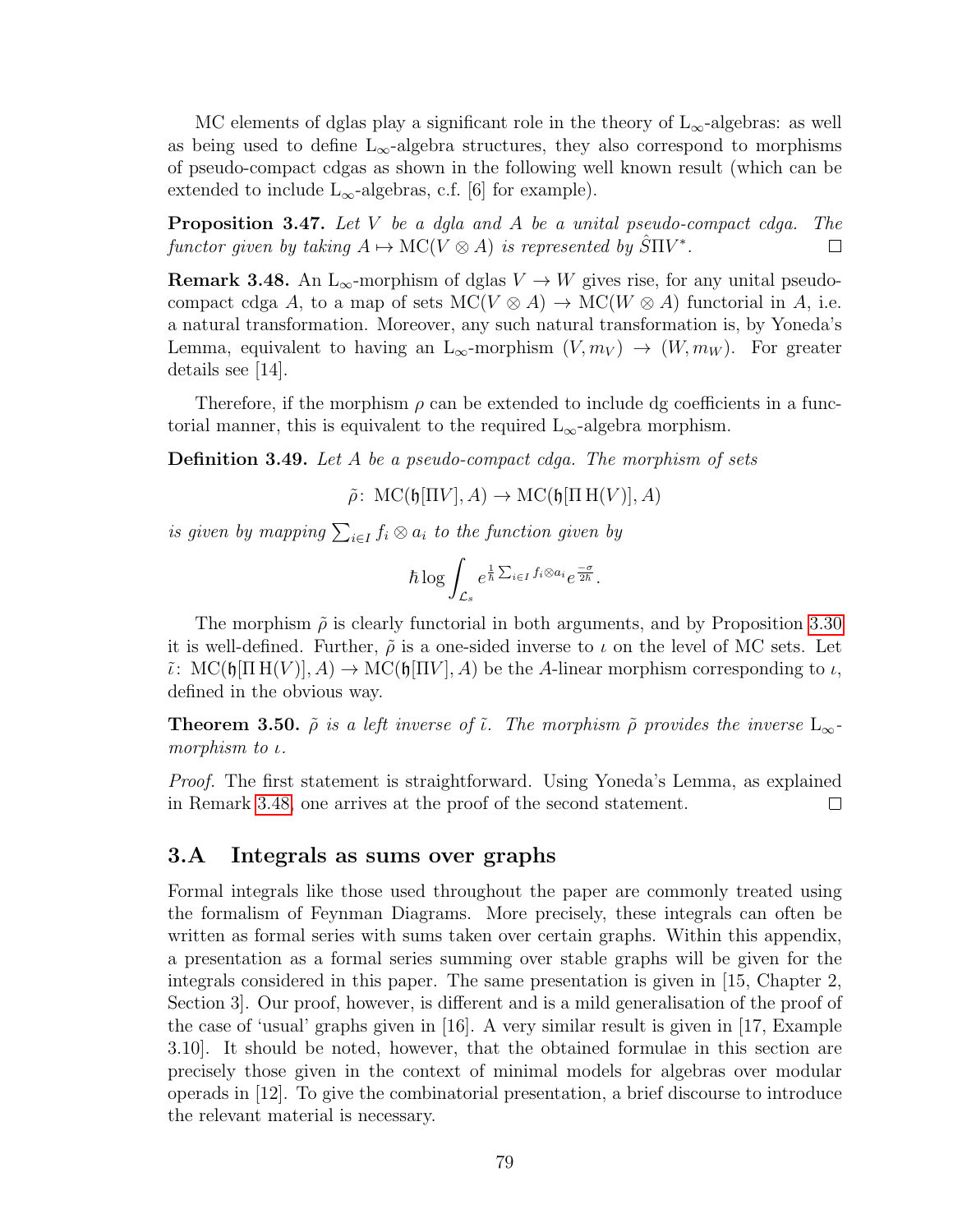MC elements of dglas play a significant role in the theory of $\mathrm{L}_\infty$-algebras: as well as being used to define $\mathrm{L}_\infty$-algebra structures, they also correspond to morphisms of pseudo-compact cdgas as shown in the following well known result (which can be extended to include $\mathrm{L}_\infty$-algebras, c.f. [6] for example).

**Proposition 3.47.** *Let $V$ be a dgla and $A$ be a unital pseudo-compact cdga. The functor given by taking $A \mapsto \mathrm{MC}(V \otimes A)$ is represented by $\hat{S}\Pi V^*$.* □

**Remark 3.48.** An $\mathrm{L}_\infty$-morphism of dglas $V \to W$ gives rise, for any unital pseudo-compact cdga $A$, to a map of sets $\mathrm{MC}(V \otimes A) \to \mathrm{MC}(W \otimes A)$ functorial in $A$, i.e. a natural transformation. Moreover, any such natural transformation is, by Yoneda's Lemma, equivalent to having an $\mathrm{L}_\infty$-morphism $(V, m_V) \to (W, m_W)$. For greater details see [14].

Therefore, if the morphism $\rho$ can be extended to include dg coefficients in a functorial manner, this is equivalent to the required $\mathrm{L}_\infty$-algebra morphism.

**Definition 3.49.** *Let $A$ be a pseudo-compact cdga. The morphism of sets*

$$\tilde{\rho}\colon \mathrm{MC}(\mathfrak{h}[\Pi V], A) \to \mathrm{MC}(\mathfrak{h}[\Pi\,\mathrm{H}(V)], A)$$

*is given by mapping $\sum_{i\in I} f_i \otimes a_i$ to the function given by*

$$\hbar \log \int_{\mathcal{L}_s} e^{\frac{1}{\hbar}\sum_{i\in I} f_i \otimes a_i} e^{\frac{-\sigma}{2\hbar}}.$$

The morphism $\tilde{\rho}$ is clearly functorial in both arguments, and by Proposition 3.30 it is well-defined. Further, $\tilde{\rho}$ is a one-sided inverse to $\iota$ on the level of MC sets. Let $\tilde{\iota}\colon \mathrm{MC}(\mathfrak{h}[\Pi\,\mathrm{H}(V)], A) \to \mathrm{MC}(\mathfrak{h}[\Pi V], A)$ be the $A$-linear morphism corresponding to $\iota$, defined in the obvious way.

**Theorem 3.50.** *$\tilde{\rho}$ is a left inverse of $\tilde{\iota}$. The morphism $\tilde{\rho}$ provides the inverse $\mathrm{L}_\infty$-morphism to $\iota$.*

*Proof.* The first statement is straightforward. Using Yoneda's Lemma, as explained in Remark 3.48, one arrives at the proof of the second statement. □

## 3.A Integrals as sums over graphs

Formal integrals like those used throughout the paper are commonly treated using the formalism of Feynman Diagrams. More precisely, these integrals can often be written as formal series with sums taken over certain graphs. Within this appendix, a presentation as a formal series summing over stable graphs will be given for the integrals considered in this paper. The same presentation is given in [15, Chapter 2, Section 3]. Our proof, however, is different and is a mild generalisation of the proof of the case of 'usual' graphs given in [16]. A very similar result is given in [17, Example 3.10]. It should be noted, however, that the obtained formulae in this section are precisely those given in the context of minimal models for algebras over modular operads in [12]. To give the combinatorial presentation, a brief discourse to introduce the relevant material is necessary.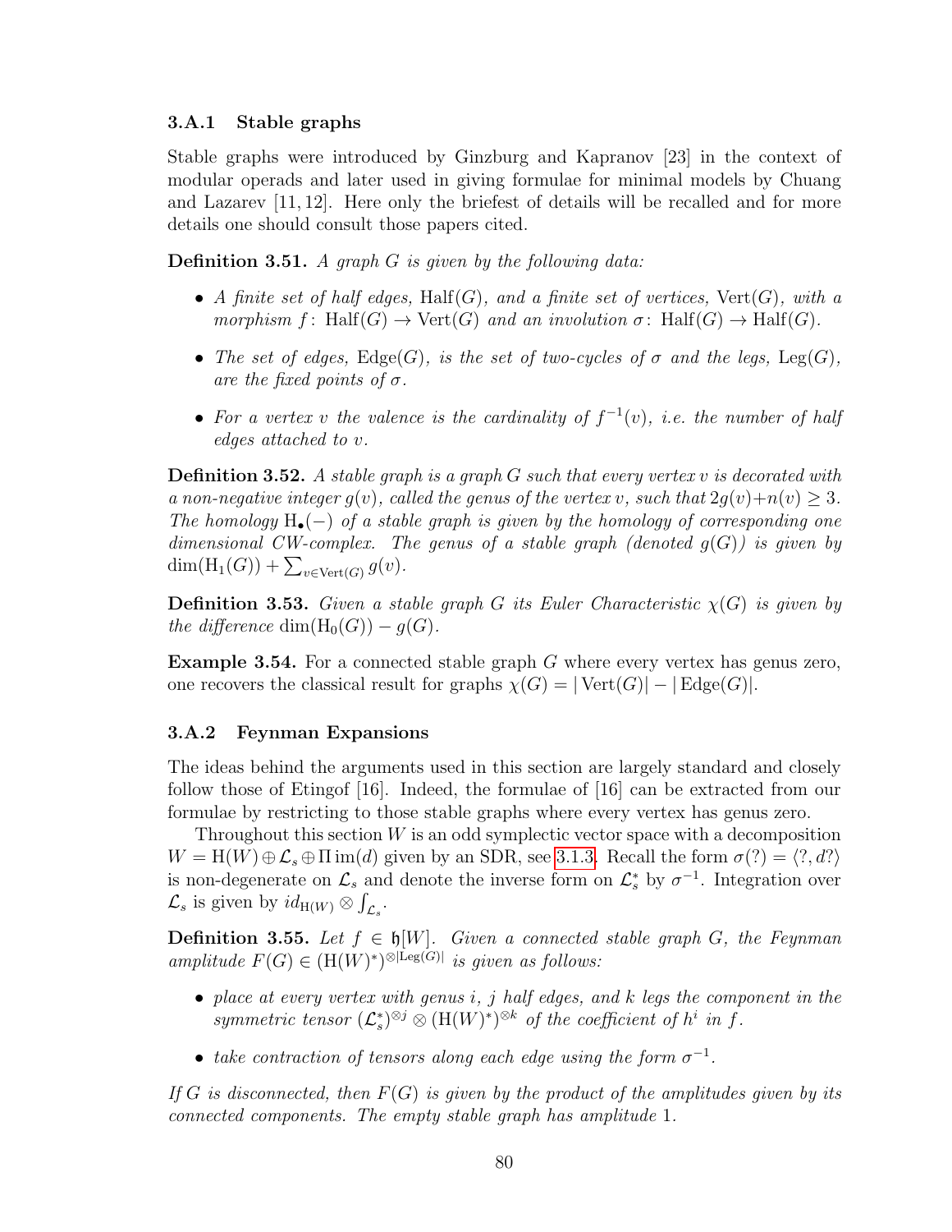### 3.A.1 Stable graphs

Stable graphs were introduced by Ginzburg and Kapranov [23] in the context of modular operads and later used in giving formulae for minimal models by Chuang and Lazarev [11, 12]. Here only the briefest of details will be recalled and for more details one should consult those papers cited.

**Definition 3.51.** *A graph $G$ is given by the following data:*

- *A finite set of half edges, $\mathrm{Half}(G)$, and a finite set of vertices, $\mathrm{Vert}(G)$, with a morphism $f\colon \mathrm{Half}(G) \to \mathrm{Vert}(G)$ and an involution $\sigma\colon \mathrm{Half}(G) \to \mathrm{Half}(G)$.*
- *The set of edges, $\mathrm{Edge}(G)$, is the set of two-cycles of $\sigma$ and the legs, $\mathrm{Leg}(G)$, are the fixed points of $\sigma$.*
- *For a vertex $v$ the valence is the cardinality of $f^{-1}(v)$, i.e. the number of half edges attached to $v$.*

**Definition 3.52.** *A stable graph is a graph $G$ such that every vertex $v$ is decorated with a non-negative integer $g(v)$, called the genus of the vertex $v$, such that $2g(v)+n(v) \geq 3$. The homology $\mathrm{H}_\bullet(-)$ of a stable graph is given by the homology of corresponding one dimensional CW-complex. The genus of a stable graph (denoted $g(G)$) is given by $\dim(\mathrm{H}_1(G)) + \sum_{v\in\mathrm{Vert}(G)} g(v)$.*

**Definition 3.53.** *Given a stable graph $G$ its Euler Characteristic $\chi(G)$ is given by the difference $\dim(\mathrm{H}_0(G)) - g(G)$.*

**Example 3.54.** For a connected stable graph $G$ where every vertex has genus zero, one recovers the classical result for graphs $\chi(G) = |\mathrm{Vert}(G)| - |\mathrm{Edge}(G)|$.

### 3.A.2 Feynman Expansions

The ideas behind the arguments used in this section are largely standard and closely follow those of Etingof [16]. Indeed, the formulae of [16] can be extracted from our formulae by restricting to those stable graphs where every vertex has genus zero.

Throughout this section $W$ is an odd symplectic vector space with a decomposition $W = \mathrm{H}(W) \oplus \mathcal{L}_s \oplus \Pi\,\mathrm{im}(d)$ given by an SDR, see 3.1.3. Recall the form $\sigma(?) = \langle ?, d? \rangle$ is non-degenerate on $\mathcal{L}_s$ and denote the inverse form on $\mathcal{L}_s^*$ by $\sigma^{-1}$. Integration over $\mathcal{L}_s$ is given by $id_{\mathrm{H}(W)} \otimes \int_{\mathcal{L}_s}$.

**Definition 3.55.** *Let $f \in \mathfrak{h}[W]$. Given a connected stable graph $G$, the Feynman amplitude $F(G) \in (\mathrm{H}(W)^*)^{\otimes|\mathrm{Leg}(G)|}$ is given as follows:*

- *place at every vertex with genus $i$, $j$ half edges, and $k$ legs the component in the symmetric tensor $(\mathcal{L}_s^*)^{\otimes j} \otimes (\mathrm{H}(W)^*)^{\otimes k}$ of the coefficient of $h^i$ in $f$.*
- *take contraction of tensors along each edge using the form $\sigma^{-1}$.*

*If $G$ is disconnected, then $F(G)$ is given by the product of the amplitudes given by its connected components. The empty stable graph has amplitude 1.*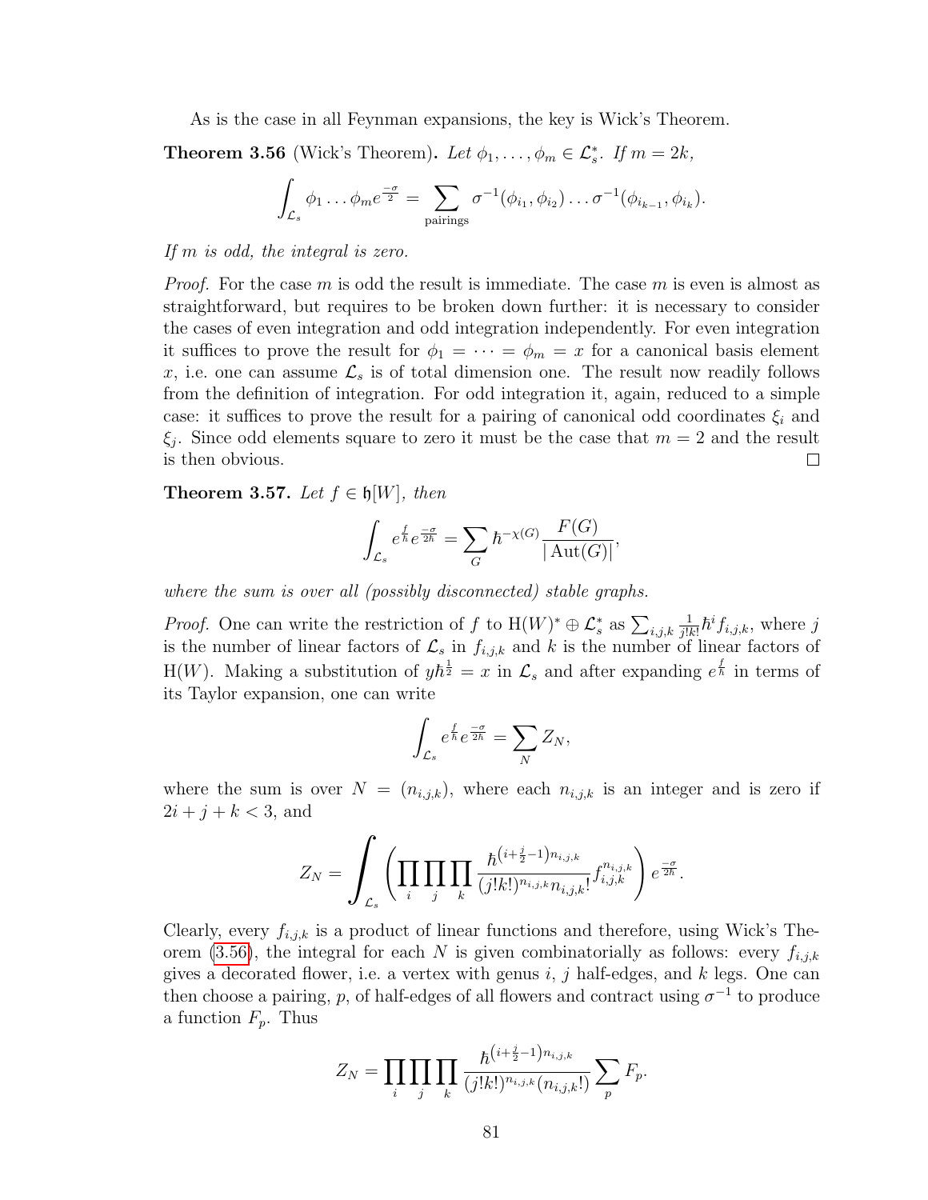As is the case in all Feynman expansions, the key is Wick's Theorem.

**Theorem 3.56** (Wick's Theorem)**.** *Let $\phi_1, \ldots, \phi_m \in \mathcal{L}_s^*$. If $m = 2k$,*

$$\int_{\mathcal{L}_s} \phi_1 \ldots \phi_m e^{\frac{-\sigma}{2}} = \sum_{\text{pairings}} \sigma^{-1}(\phi_{i_1}, \phi_{i_2}) \ldots \sigma^{-1}(\phi_{i_{k-1}}, \phi_{i_k}).$$

*If $m$ is odd, the integral is zero.*

*Proof.* For the case $m$ is odd the result is immediate. The case $m$ is even is almost as straightforward, but requires to be broken down further: it is necessary to consider the cases of even integration and odd integration independently. For even integration it suffices to prove the result for $\phi_1 = \cdots = \phi_m = x$ for a canonical basis element $x$, i.e. one can assume $\mathcal{L}_s$ is of total dimension one. The result now readily follows from the definition of integration. For odd integration it, again, reduced to a simple case: it suffices to prove the result for a pairing of canonical odd coordinates $\xi_i$ and $\xi_j$. Since odd elements square to zero it must be the case that $m = 2$ and the result is then obvious. □

**Theorem 3.57.** *Let $f \in \mathfrak{h}[W]$, then*

$$\int_{\mathcal{L}_s} e^{\frac{f}{\hbar}} e^{\frac{-\sigma}{2\hbar}} = \sum_G \hbar^{-\chi(G)} \frac{F(G)}{|\operatorname{Aut}(G)|},$$

*where the sum is over all (possibly disconnected) stable graphs.*

*Proof.* One can write the restriction of $f$ to $\mathrm{H}(W)^* \oplus \mathcal{L}_s^*$ as $\sum_{i,j,k} \frac{1}{j!k!} \hbar^i f_{i,j,k}$, where $j$ is the number of linear factors of $\mathcal{L}_s$ in $f_{i,j,k}$ and $k$ is the number of linear factors of $\mathrm{H}(W)$. Making a substitution of $y\hbar^{\frac{1}{2}} = x$ in $\mathcal{L}_s$ and after expanding $e^{\frac{f}{\hbar}}$ in terms of its Taylor expansion, one can write

$$\int_{\mathcal{L}_s} e^{\frac{f}{\hbar}} e^{\frac{-\sigma}{2\hbar}} = \sum_N Z_N,$$

where the sum is over $N = (n_{i,j,k})$, where each $n_{i,j,k}$ is an integer and is zero if $2i + j + k < 3$, and

$$Z_N = \int_{\mathcal{L}_s} \left( \prod_i \prod_j \prod_k \frac{\hbar^{\left(i + \frac{j}{2} - 1\right) n_{i,j,k}}}{(j!k!)^{n_{i,j,k}} n_{i,j,k}!} f_{i,j,k}^{n_{i,j,k}} \right) e^{\frac{-\sigma}{2\hbar}}.$$

Clearly, every $f_{i,j,k}$ is a product of linear functions and therefore, using Wick's Theorem (3.56), the integral for each $N$ is given combinatorially as follows: every $f_{i,j,k}$ gives a decorated flower, i.e. a vertex with genus $i$, $j$ half-edges, and $k$ legs. One can then choose a pairing, $p$, of half-edges of all flowers and contract using $\sigma^{-1}$ to produce a function $F_p$. Thus

$$Z_N = \prod_i \prod_j \prod_k \frac{\hbar^{\left(i + \frac{j}{2} - 1\right) n_{i,j,k}}}{(j!k!)^{n_{i,j,k}} (n_{i,j,k}!)} \sum_p F_p.$$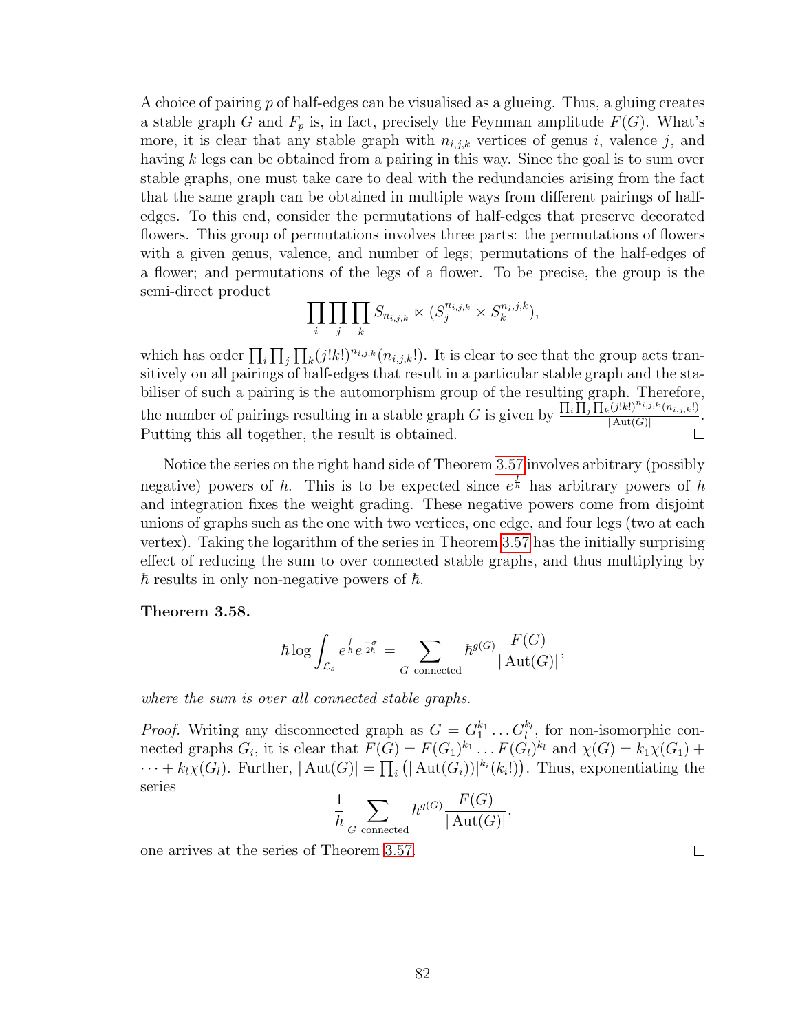A choice of pairing $p$ of half-edges can be visualised as a glueing. Thus, a gluing creates a stable graph $G$ and $F_p$ is, in fact, precisely the Feynman amplitude $F(G)$. What's more, it is clear that any stable graph with $n_{i,j,k}$ vertices of genus $i$, valence $j$, and having $k$ legs can be obtained from a pairing in this way. Since the goal is to sum over stable graphs, one must take care to deal with the redundancies arising from the fact that the same graph can be obtained in multiple ways from different pairings of half-edges. To this end, consider the permutations of half-edges that preserve decorated flowers. This group of permutations involves three parts: the permutations of flowers with a given genus, valence, and number of legs; permutations of the half-edges of a flower; and permutations of the legs of a flower. To be precise, the group is the semi-direct product

$$\prod_i \prod_j \prod_k S_{n_{i,j,k}} \ltimes (S_j^{n_{i,j,k}} \times S_k^{n_{i,j,k}}),$$

which has order $\prod_i \prod_j \prod_k (j!k!)^{n_{i,j,k}}(n_{i,j,k}!)$. It is clear to see that the group acts transitively on all pairings of half-edges that result in a particular stable graph and the stabiliser of such a pairing is the automorphism group of the resulting graph. Therefore, the number of pairings resulting in a stable graph $G$ is given by $\frac{\prod_i \prod_j \prod_k (j!k!)^{n_{i,j,k}}(n_{i,j,k}!)}{|\operatorname{Aut}(G)|}$. Putting this all together, the result is obtained. $\square$

Notice the series on the right hand side of Theorem 3.57 involves arbitrary (possibly negative) powers of $\hbar$. This is to be expected since $e^{\frac{f}{\hbar}}$ has arbitrary powers of $\hbar$ and integration fixes the weight grading. These negative powers come from disjoint unions of graphs such as the one with two vertices, one edge, and four legs (two at each vertex). Taking the logarithm of the series in Theorem 3.57 has the initially surprising effect of reducing the sum to over connected stable graphs, and thus multiplying by $\hbar$ results in only non-negative powers of $\hbar$.

**Theorem 3.58.**

$$\hbar \log \int_{\mathcal{L}_s} e^{\frac{f}{\hbar}} e^{\frac{-\sigma}{2\hbar}} = \sum_{G \text{ connected}} \hbar^{g(G)} \frac{F(G)}{|\operatorname{Aut}(G)|},$$

*where the sum is over all connected stable graphs.*

*Proof.* Writing any disconnected graph as $G = G_1^{k_1} \dots G_l^{k_l}$, for non-isomorphic connected graphs $G_i$, it is clear that $F(G) = F(G_1)^{k_1} \dots F(G_l)^{k_l}$ and $\chi(G) = k_1\chi(G_1) + \dots + k_l\chi(G_l)$. Further, $|\operatorname{Aut}(G)| = \prod_i \left( |\operatorname{Aut}(G_i))|^{k_i}(k_i!) \right)$. Thus, exponentiating the series

$$\frac{1}{\hbar} \sum_{G \text{ connected}} \hbar^{g(G)} \frac{F(G)}{|\operatorname{Aut}(G)|},$$

one arrives at the series of Theorem 3.57. $\square$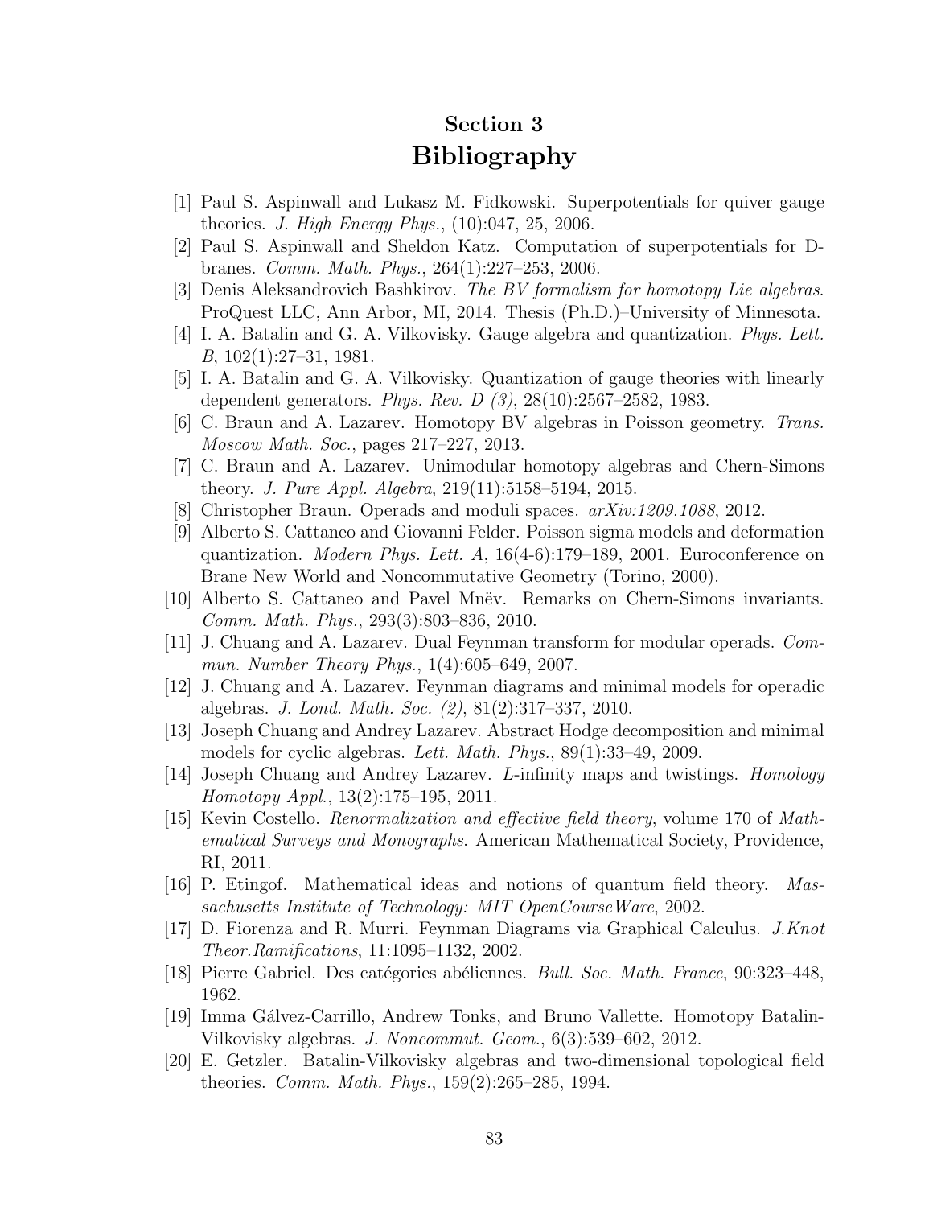# Section 3
# Bibliography

[1] Paul S. Aspinwall and Lukasz M. Fidkowski. Superpotentials for quiver gauge theories. *J. High Energy Phys.*, (10):047, 25, 2006.

[2] Paul S. Aspinwall and Sheldon Katz. Computation of superpotentials for D-branes. *Comm. Math. Phys.*, 264(1):227–253, 2006.

[3] Denis Aleksandrovich Bashkirov. *The BV formalism for homotopy Lie algebras*. ProQuest LLC, Ann Arbor, MI, 2014. Thesis (Ph.D.)–University of Minnesota.

[4] I. A. Batalin and G. A. Vilkovisky. Gauge algebra and quantization. *Phys. Lett. B*, 102(1):27–31, 1981.

[5] I. A. Batalin and G. A. Vilkovisky. Quantization of gauge theories with linearly dependent generators. *Phys. Rev. D (3)*, 28(10):2567–2582, 1983.

[6] C. Braun and A. Lazarev. Homotopy BV algebras in Poisson geometry. *Trans. Moscow Math. Soc.*, pages 217–227, 2013.

[7] C. Braun and A. Lazarev. Unimodular homotopy algebras and Chern-Simons theory. *J. Pure Appl. Algebra*, 219(11):5158–5194, 2015.

[8] Christopher Braun. Operads and moduli spaces. *arXiv:1209.1088*, 2012.

[9] Alberto S. Cattaneo and Giovanni Felder. Poisson sigma models and deformation quantization. *Modern Phys. Lett. A*, 16(4-6):179–189, 2001. Euroconference on Brane New World and Noncommutative Geometry (Torino, 2000).

[10] Alberto S. Cattaneo and Pavel Mnëv. Remarks on Chern-Simons invariants. *Comm. Math. Phys.*, 293(3):803–836, 2010.

[11] J. Chuang and A. Lazarev. Dual Feynman transform for modular operads. *Commun. Number Theory Phys.*, 1(4):605–649, 2007.

[12] J. Chuang and A. Lazarev. Feynman diagrams and minimal models for operadic algebras. *J. Lond. Math. Soc. (2)*, 81(2):317–337, 2010.

[13] Joseph Chuang and Andrey Lazarev. Abstract Hodge decomposition and minimal models for cyclic algebras. *Lett. Math. Phys.*, 89(1):33–49, 2009.

[14] Joseph Chuang and Andrey Lazarev. L-infinity maps and twistings. *Homology Homotopy Appl.*, 13(2):175–195, 2011.

[15] Kevin Costello. *Renormalization and effective field theory*, volume 170 of *Mathematical Surveys and Monographs*. American Mathematical Society, Providence, RI, 2011.

[16] P. Etingof. Mathematical ideas and notions of quantum field theory. *Massachusetts Institute of Technology: MIT OpenCourseWare*, 2002.

[17] D. Fiorenza and R. Murri. Feynman Diagrams via Graphical Calculus. *J.Knot Theor.Ramifications*, 11:1095–1132, 2002.

[18] Pierre Gabriel. Des catégories abéliennes. *Bull. Soc. Math. France*, 90:323–448, 1962.

[19] Imma Gálvez-Carrillo, Andrew Tonks, and Bruno Vallette. Homotopy Batalin-Vilkovisky algebras. *J. Noncommut. Geom.*, 6(3):539–602, 2012.

[20] E. Getzler. Batalin-Vilkovisky algebras and two-dimensional topological field theories. *Comm. Math. Phys.*, 159(2):265–285, 1994.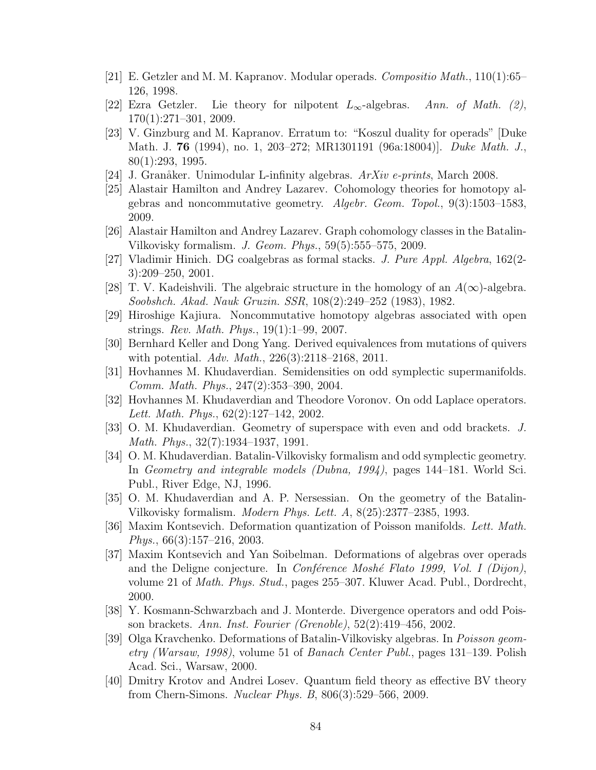[21] E. Getzler and M. M. Kapranov. Modular operads. *Compositio Math.*, 110(1):65–126, 1998.

[22] Ezra Getzler. Lie theory for nilpotent $L_\infty$-algebras. *Ann. of Math. (2)*, 170(1):271–301, 2009.

[23] V. Ginzburg and M. Kapranov. Erratum to: "Koszul duality for operads" [Duke Math. J. **76** (1994), no. 1, 203–272; MR1301191 (96a:18004)]. *Duke Math. J.*, 80(1):293, 1995.

[24] J. Granåker. Unimodular L-infinity algebras. *ArXiv e-prints*, March 2008.

[25] Alastair Hamilton and Andrey Lazarev. Cohomology theories for homotopy algebras and noncommutative geometry. *Algebr. Geom. Topol.*, 9(3):1503–1583, 2009.

[26] Alastair Hamilton and Andrey Lazarev. Graph cohomology classes in the Batalin-Vilkovisky formalism. *J. Geom. Phys.*, 59(5):555–575, 2009.

[27] Vladimir Hinich. DG coalgebras as formal stacks. *J. Pure Appl. Algebra*, 162(2-3):209–250, 2001.

[28] T. V. Kadeishvili. The algebraic structure in the homology of an $A(\infty)$-algebra. *Soobshch. Akad. Nauk Gruzin. SSR*, 108(2):249–252 (1983), 1982.

[29] Hiroshige Kajiura. Noncommutative homotopy algebras associated with open strings. *Rev. Math. Phys.*, 19(1):1–99, 2007.

[30] Bernhard Keller and Dong Yang. Derived equivalences from mutations of quivers with potential. *Adv. Math.*, 226(3):2118–2168, 2011.

[31] Hovhannes M. Khudaverdian. Semidensities on odd symplectic supermanifolds. *Comm. Math. Phys.*, 247(2):353–390, 2004.

[32] Hovhannes M. Khudaverdian and Theodore Voronov. On odd Laplace operators. *Lett. Math. Phys.*, 62(2):127–142, 2002.

[33] O. M. Khudaverdian. Geometry of superspace with even and odd brackets. *J. Math. Phys.*, 32(7):1934–1937, 1991.

[34] O. M. Khudaverdian. Batalin-Vilkovisky formalism and odd symplectic geometry. In *Geometry and integrable models (Dubna, 1994)*, pages 144–181. World Sci. Publ., River Edge, NJ, 1996.

[35] O. M. Khudaverdian and A. P. Nersessian. On the geometry of the Batalin-Vilkovisky formalism. *Modern Phys. Lett. A*, 8(25):2377–2385, 1993.

[36] Maxim Kontsevich. Deformation quantization of Poisson manifolds. *Lett. Math. Phys.*, 66(3):157–216, 2003.

[37] Maxim Kontsevich and Yan Soibelman. Deformations of algebras over operads and the Deligne conjecture. In *Conférence Moshé Flato 1999, Vol. I (Dijon)*, volume 21 of *Math. Phys. Stud.*, pages 255–307. Kluwer Acad. Publ., Dordrecht, 2000.

[38] Y. Kosmann-Schwarzbach and J. Monterde. Divergence operators and odd Poisson brackets. *Ann. Inst. Fourier (Grenoble)*, 52(2):419–456, 2002.

[39] Olga Kravchenko. Deformations of Batalin-Vilkovisky algebras. In *Poisson geometry (Warsaw, 1998)*, volume 51 of *Banach Center Publ.*, pages 131–139. Polish Acad. Sci., Warsaw, 2000.

[40] Dmitry Krotov and Andrei Losev. Quantum field theory as effective BV theory from Chern-Simons. *Nuclear Phys. B*, 806(3):529–566, 2009.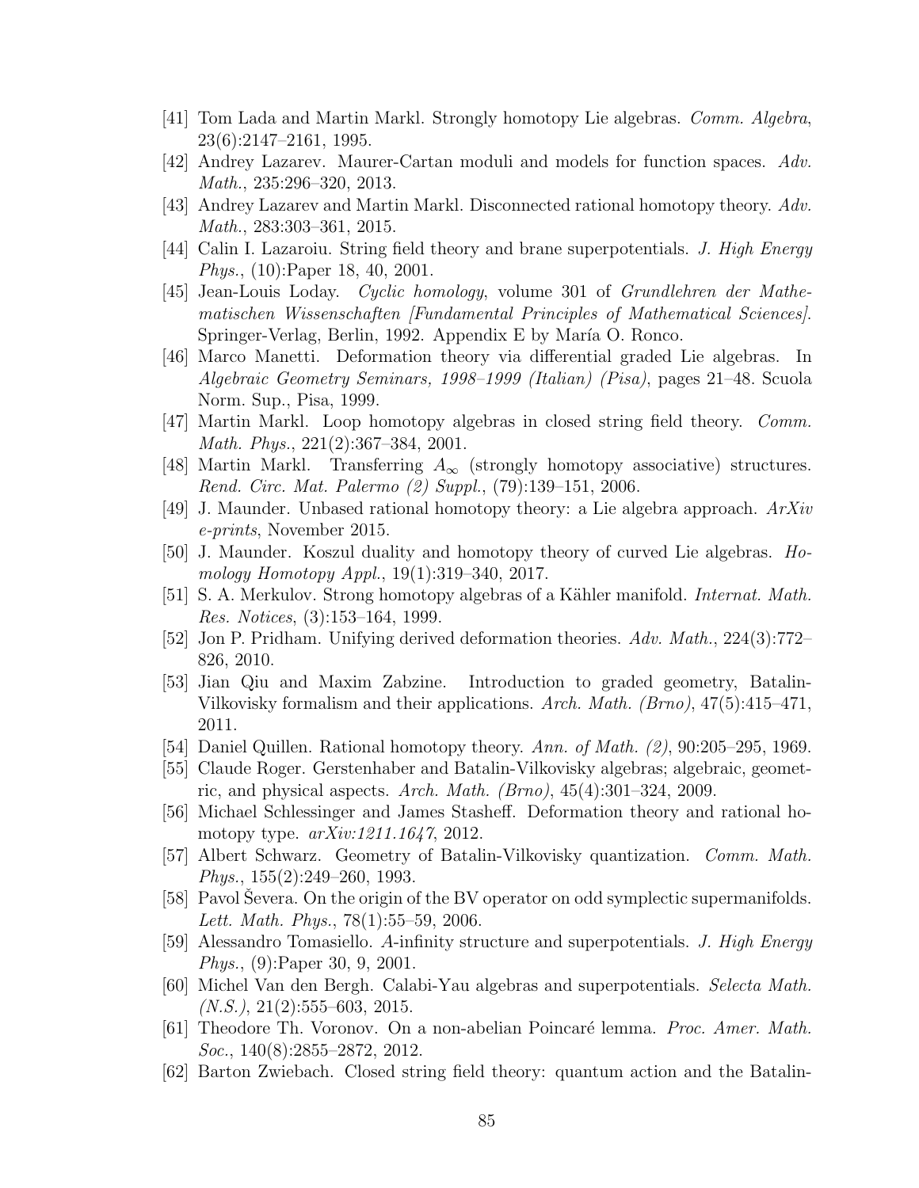[41] Tom Lada and Martin Markl. Strongly homotopy Lie algebras. *Comm. Algebra*, 23(6):2147–2161, 1995.

[42] Andrey Lazarev. Maurer-Cartan moduli and models for function spaces. *Adv. Math.*, 235:296–320, 2013.

[43] Andrey Lazarev and Martin Markl. Disconnected rational homotopy theory. *Adv. Math.*, 283:303–361, 2015.

[44] Calin I. Lazaroiu. String field theory and brane superpotentials. *J. High Energy Phys.*, (10):Paper 18, 40, 2001.

[45] Jean-Louis Loday. *Cyclic homology*, volume 301 of *Grundlehren der Mathematischen Wissenschaften [Fundamental Principles of Mathematical Sciences]*. Springer-Verlag, Berlin, 1992. Appendix E by María O. Ronco.

[46] Marco Manetti. Deformation theory via differential graded Lie algebras. In *Algebraic Geometry Seminars, 1998–1999 (Italian) (Pisa)*, pages 21–48. Scuola Norm. Sup., Pisa, 1999.

[47] Martin Markl. Loop homotopy algebras in closed string field theory. *Comm. Math. Phys.*, 221(2):367–384, 2001.

[48] Martin Markl. Transferring $A_\infty$ (strongly homotopy associative) structures. *Rend. Circ. Mat. Palermo (2) Suppl.*, (79):139–151, 2006.

[49] J. Maunder. Unbased rational homotopy theory: a Lie algebra approach. *ArXiv e-prints*, November 2015.

[50] J. Maunder. Koszul duality and homotopy theory of curved Lie algebras. *Homology Homotopy Appl.*, 19(1):319–340, 2017.

[51] S. A. Merkulov. Strong homotopy algebras of a Kähler manifold. *Internat. Math. Res. Notices*, (3):153–164, 1999.

[52] Jon P. Pridham. Unifying derived deformation theories. *Adv. Math.*, 224(3):772–826, 2010.

[53] Jian Qiu and Maxim Zabzine. Introduction to graded geometry, Batalin-Vilkovisky formalism and their applications. *Arch. Math. (Brno)*, 47(5):415–471, 2011.

[54] Daniel Quillen. Rational homotopy theory. *Ann. of Math. (2)*, 90:205–295, 1969.

[55] Claude Roger. Gerstenhaber and Batalin-Vilkovisky algebras; algebraic, geometric, and physical aspects. *Arch. Math. (Brno)*, 45(4):301–324, 2009.

[56] Michael Schlessinger and James Stasheff. Deformation theory and rational homotopy type. *arXiv:1211.1647*, 2012.

[57] Albert Schwarz. Geometry of Batalin-Vilkovisky quantization. *Comm. Math. Phys.*, 155(2):249–260, 1993.

[58] Pavol Ševera. On the origin of the BV operator on odd symplectic supermanifolds. *Lett. Math. Phys.*, 78(1):55–59, 2006.

[59] Alessandro Tomasiello. *A*-infinity structure and superpotentials. *J. High Energy Phys.*, (9):Paper 30, 9, 2001.

[60] Michel Van den Bergh. Calabi-Yau algebras and superpotentials. *Selecta Math. (N.S.)*, 21(2):555–603, 2015.

[61] Theodore Th. Voronov. On a non-abelian Poincaré lemma. *Proc. Amer. Math. Soc.*, 140(8):2855–2872, 2012.

[62] Barton Zwiebach. Closed string field theory: quantum action and the Batalin-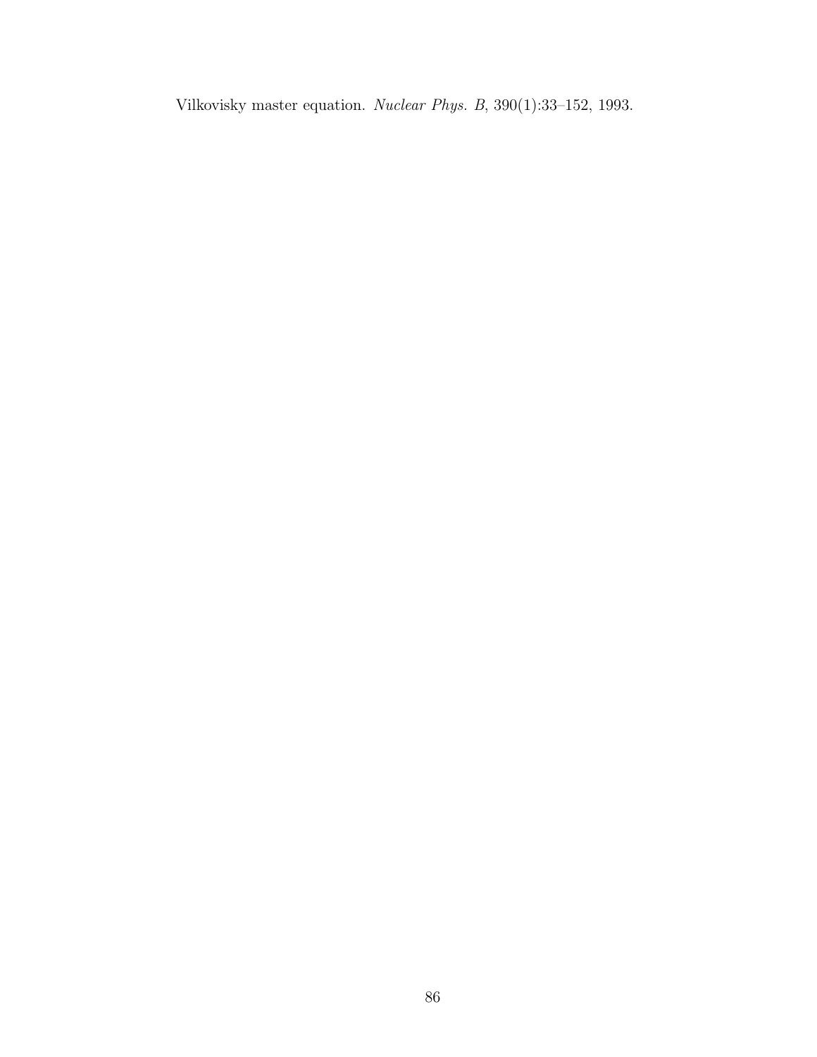Vilkovisky master equation. *Nuclear Phys. B*, 390(1):33–152, 1993.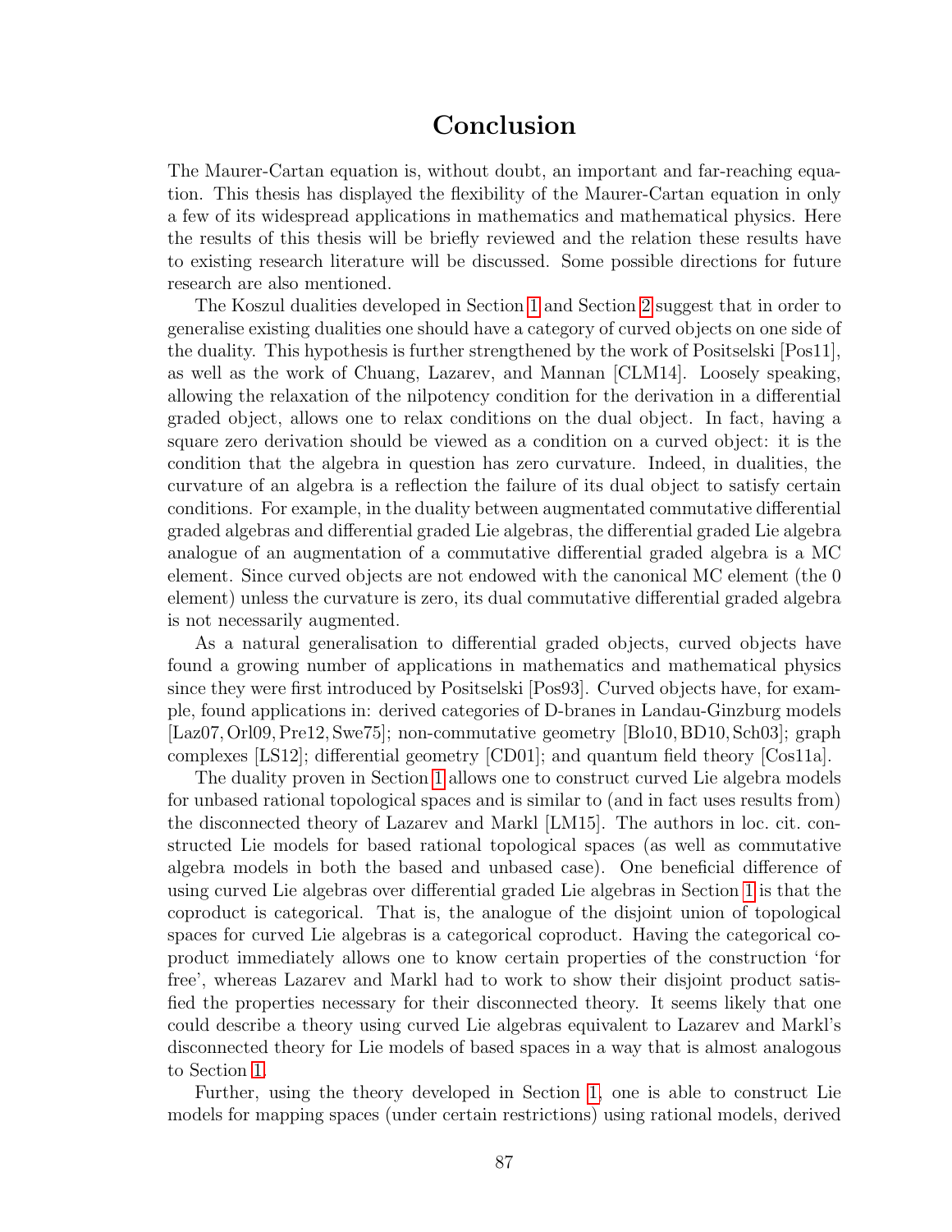# Conclusion

The Maurer-Cartan equation is, without doubt, an important and far-reaching equation. This thesis has displayed the flexibility of the Maurer-Cartan equation in only a few of its widespread applications in mathematics and mathematical physics. Here the results of this thesis will be briefly reviewed and the relation these results have to existing research literature will be discussed. Some possible directions for future research are also mentioned.

The Koszul dualities developed in Section 1 and Section 2 suggest that in order to generalise existing dualities one should have a category of curved objects on one side of the duality. This hypothesis is further strengthened by the work of Positselski [Pos11], as well as the work of Chuang, Lazarev, and Mannan [CLM14]. Loosely speaking, allowing the relaxation of the nilpotency condition for the derivation in a differential graded object, allows one to relax conditions on the dual object. In fact, having a square zero derivation should be viewed as a condition on a curved object: it is the condition that the algebra in question has zero curvature. Indeed, in dualities, the curvature of an algebra is a reflection the failure of its dual object to satisfy certain conditions. For example, in the duality between augmentated commutative differential graded algebras and differential graded Lie algebras, the differential graded Lie algebra analogue of an augmentation of a commutative differential graded algebra is a MC element. Since curved objects are not endowed with the canonical MC element (the 0 element) unless the curvature is zero, its dual commutative differential graded algebra is not necessarily augmented.

As a natural generalisation to differential graded objects, curved objects have found a growing number of applications in mathematics and mathematical physics since they were first introduced by Positselski [Pos93]. Curved objects have, for example, found applications in: derived categories of D-branes in Landau-Ginzburg models [Laz07, Orl09, Pre12, Swe75]; non-commutative geometry [Blo10, BD10, Sch03]; graph complexes [LS12]; differential geometry [CD01]; and quantum field theory [Cos11a].

The duality proven in Section 1 allows one to construct curved Lie algebra models for unbased rational topological spaces and is similar to (and in fact uses results from) the disconnected theory of Lazarev and Markl [LM15]. The authors in loc. cit. constructed Lie models for based rational topological spaces (as well as commutative algebra models in both the based and unbased case). One beneficial difference of using curved Lie algebras over differential graded Lie algebras in Section 1 is that the coproduct is categorical. That is, the analogue of the disjoint union of topological spaces for curved Lie algebras is a categorical coproduct. Having the categorical coproduct immediately allows one to know certain properties of the construction 'for free', whereas Lazarev and Markl had to work to show their disjoint product satisfied the properties necessary for their disconnected theory. It seems likely that one could describe a theory using curved Lie algebras equivalent to Lazarev and Markl's disconnected theory for Lie models of based spaces in a way that is almost analogous to Section 1.

Further, using the theory developed in Section 1, one is able to construct Lie models for mapping spaces (under certain restrictions) using rational models, derived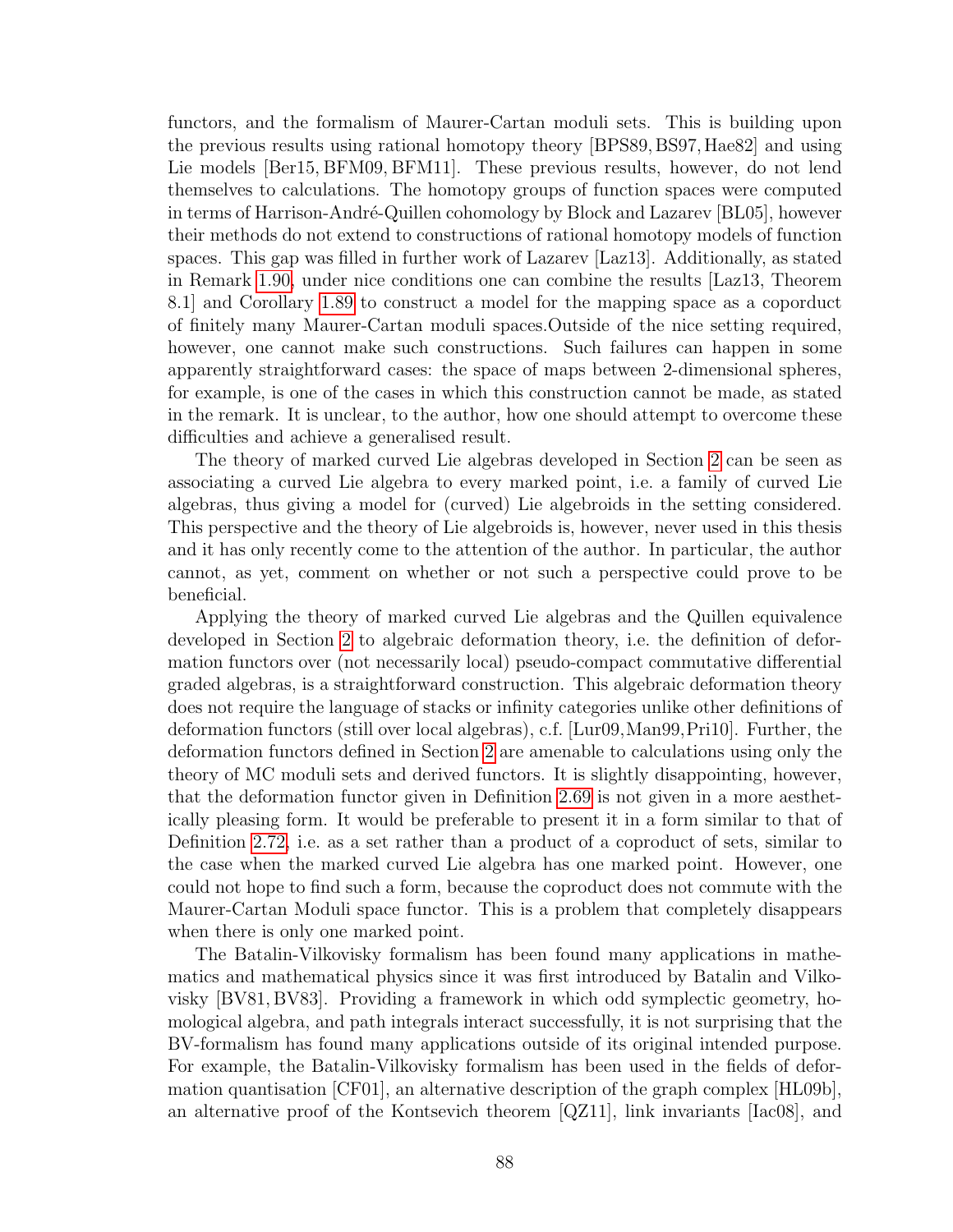functors, and the formalism of Maurer-Cartan moduli sets. This is building upon the previous results using rational homotopy theory [BPS89, BS97, Hae82] and using Lie models [Ber15, BFM09, BFM11]. These previous results, however, do not lend themselves to calculations. The homotopy groups of function spaces were computed in terms of Harrison-André-Quillen cohomology by Block and Lazarev [BL05], however their methods do not extend to constructions of rational homotopy models of function spaces. This gap was filled in further work of Lazarev [Laz13]. Additionally, as stated in Remark 1.90, under nice conditions one can combine the results [Laz13, Theorem 8.1] and Corollary 1.89 to construct a model for the mapping space as a coporduct of finitely many Maurer-Cartan moduli spaces.Outside of the nice setting required, however, one cannot make such constructions. Such failures can happen in some apparently straightforward cases: the space of maps between 2-dimensional spheres, for example, is one of the cases in which this construction cannot be made, as stated in the remark. It is unclear, to the author, how one should attempt to overcome these difficulties and achieve a generalised result.

The theory of marked curved Lie algebras developed in Section 2 can be seen as associating a curved Lie algebra to every marked point, i.e. a family of curved Lie algebras, thus giving a model for (curved) Lie algebroids in the setting considered. This perspective and the theory of Lie algebroids is, however, never used in this thesis and it has only recently come to the attention of the author. In particular, the author cannot, as yet, comment on whether or not such a perspective could prove to be beneficial.

Applying the theory of marked curved Lie algebras and the Quillen equivalence developed in Section 2 to algebraic deformation theory, i.e. the definition of deformation functors over (not necessarily local) pseudo-compact commutative differential graded algebras, is a straightforward construction. This algebraic deformation theory does not require the language of stacks or infinity categories unlike other definitions of deformation functors (still over local algebras), c.f. [Lur09, Man99, Pri10]. Further, the deformation functors defined in Section 2 are amenable to calculations using only the theory of MC moduli sets and derived functors. It is slightly disappointing, however, that the deformation functor given in Definition 2.69 is not given in a more aesthetically pleasing form. It would be preferable to present it in a form similar to that of Definition 2.72, i.e. as a set rather than a product of a coproduct of sets, similar to the case when the marked curved Lie algebra has one marked point. However, one could not hope to find such a form, because the coproduct does not commute with the Maurer-Cartan Moduli space functor. This is a problem that completely disappears when there is only one marked point.

The Batalin-Vilkovisky formalism has been found many applications in mathematics and mathematical physics since it was first introduced by Batalin and Vilkovisky [BV81, BV83]. Providing a framework in which odd symplectic geometry, homological algebra, and path integrals interact successfully, it is not surprising that the BV-formalism has found many applications outside of its original intended purpose. For example, the Batalin-Vilkovisky formalism has been used in the fields of deformation quantisation [CF01], an alternative description of the graph complex [HL09b], an alternative proof of the Kontsevich theorem [QZ11], link invariants [Iac08], and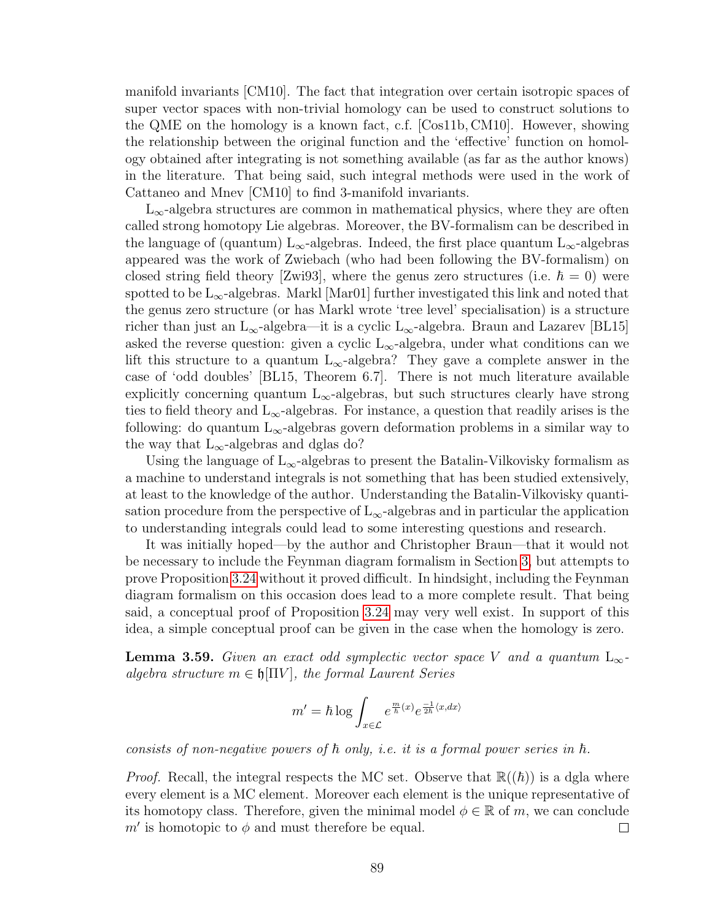manifold invariants [CM10]. The fact that integration over certain isotropic spaces of super vector spaces with non-trivial homology can be used to construct solutions to the QME on the homology is a known fact, c.f. [Cos11b, CM10]. However, showing the relationship between the original function and the 'effective' function on homology obtained after integrating is not something available (as far as the author knows) in the literature. That being said, such integral methods were used in the work of Cattaneo and Mnev [CM10] to find 3-manifold invariants.

$L_\infty$-algebra structures are common in mathematical physics, where they are often called strong homotopy Lie algebras. Moreover, the BV-formalism can be described in the language of (quantum) $L_\infty$-algebras. Indeed, the first place quantum $L_\infty$-algebras appeared was the work of Zwiebach (who had been following the BV-formalism) on closed string field theory [Zwi93], where the genus zero structures (i.e. $\hbar = 0$) were spotted to be $L_\infty$-algebras. Markl [Mar01] further investigated this link and noted that the genus zero structure (or has Markl wrote 'tree level' specialisation) is a structure richer than just an $L_\infty$-algebra—it is a cyclic $L_\infty$-algebra. Braun and Lazarev [BL15] asked the reverse question: given a cyclic $L_\infty$-algebra, under what conditions can we lift this structure to a quantum $L_\infty$-algebra? They gave a complete answer in the case of 'odd doubles' [BL15, Theorem 6.7]. There is not much literature available explicitly concerning quantum $L_\infty$-algebras, but such structures clearly have strong ties to field theory and $L_\infty$-algebras. For instance, a question that readily arises is the following: do quantum $L_\infty$-algebras govern deformation problems in a similar way to the way that $L_\infty$-algebras and dglas do?

Using the language of $L_\infty$-algebras to present the Batalin-Vilkovisky formalism as a machine to understand integrals is not something that has been studied extensively, at least to the knowledge of the author. Understanding the Batalin-Vilkovisky quantisation procedure from the perspective of $L_\infty$-algebras and in particular the application to understanding integrals could lead to some interesting questions and research.

It was initially hoped—by the author and Christopher Braun—that it would not be necessary to include the Feynman diagram formalism in Section 3, but attempts to prove Proposition 3.24 without it proved difficult. In hindsight, including the Feynman diagram formalism on this occasion does lead to a more complete result. That being said, a conceptual proof of Proposition 3.24 may very well exist. In support of this idea, a simple conceptual proof can be given in the case when the homology is zero.

**Lemma 3.59.** *Given an exact odd symplectic vector space $V$ and a quantum $L_\infty$-algebra structure $m \in \mathfrak{h}[\Pi V]$, the formal Laurent Series*

$$m' = \hbar \log \int_{x \in \mathcal{L}} e^{\frac{m}{\hbar}(x)} e^{\frac{-1}{2\hbar}\langle x, dx\rangle}$$

*consists of non-negative powers of $\hbar$ only, i.e. it is a formal power series in $\hbar$.*

*Proof.* Recall, the integral respects the MC set. Observe that $\mathbb{R}((\hbar))$ is a dgla where every element is a MC element. Moreover each element is the unique representative of its homotopy class. Therefore, given the minimal model $\phi \in \mathbb{R}$ of $m$, we can conclude $m'$ is homotopic to $\phi$ and must therefore be equal. ∎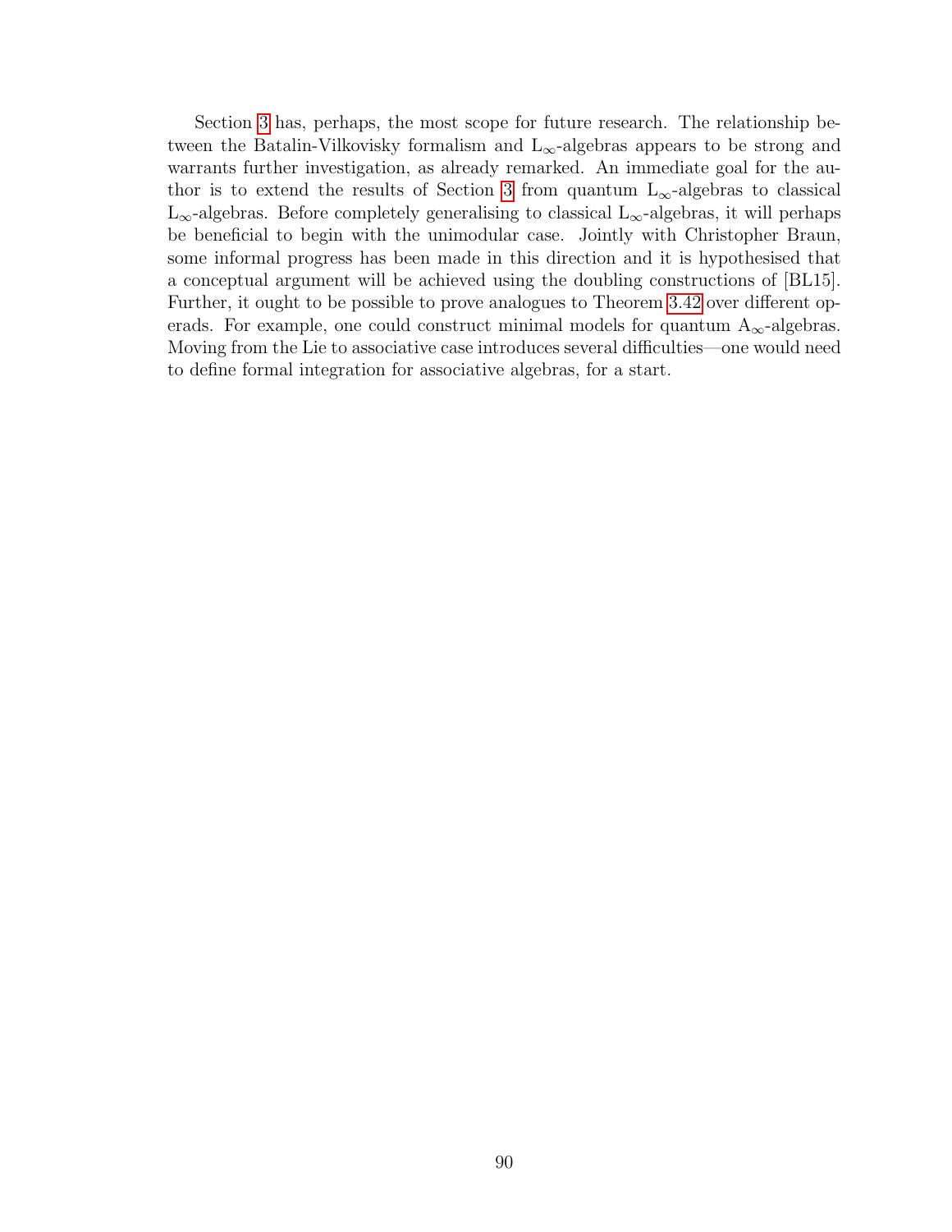Section 3 has, perhaps, the most scope for future research. The relationship between the Batalin-Vilkovisky formalism and $L_\infty$-algebras appears to be strong and warrants further investigation, as already remarked. An immediate goal for the author is to extend the results of Section 3 from quantum $L_\infty$-algebras to classical $L_\infty$-algebras. Before completely generalising to classical $L_\infty$-algebras, it will perhaps be beneficial to begin with the unimodular case. Jointly with Christopher Braun, some informal progress has been made in this direction and it is hypothesised that a conceptual argument will be achieved using the doubling constructions of [BL15]. Further, it ought to be possible to prove analogues to Theorem 3.42 over different operads. For example, one could construct minimal models for quantum $A_\infty$-algebras. Moving from the Lie to associative case introduces several difficulties—one would need to define formal integration for associative algebras, for a start.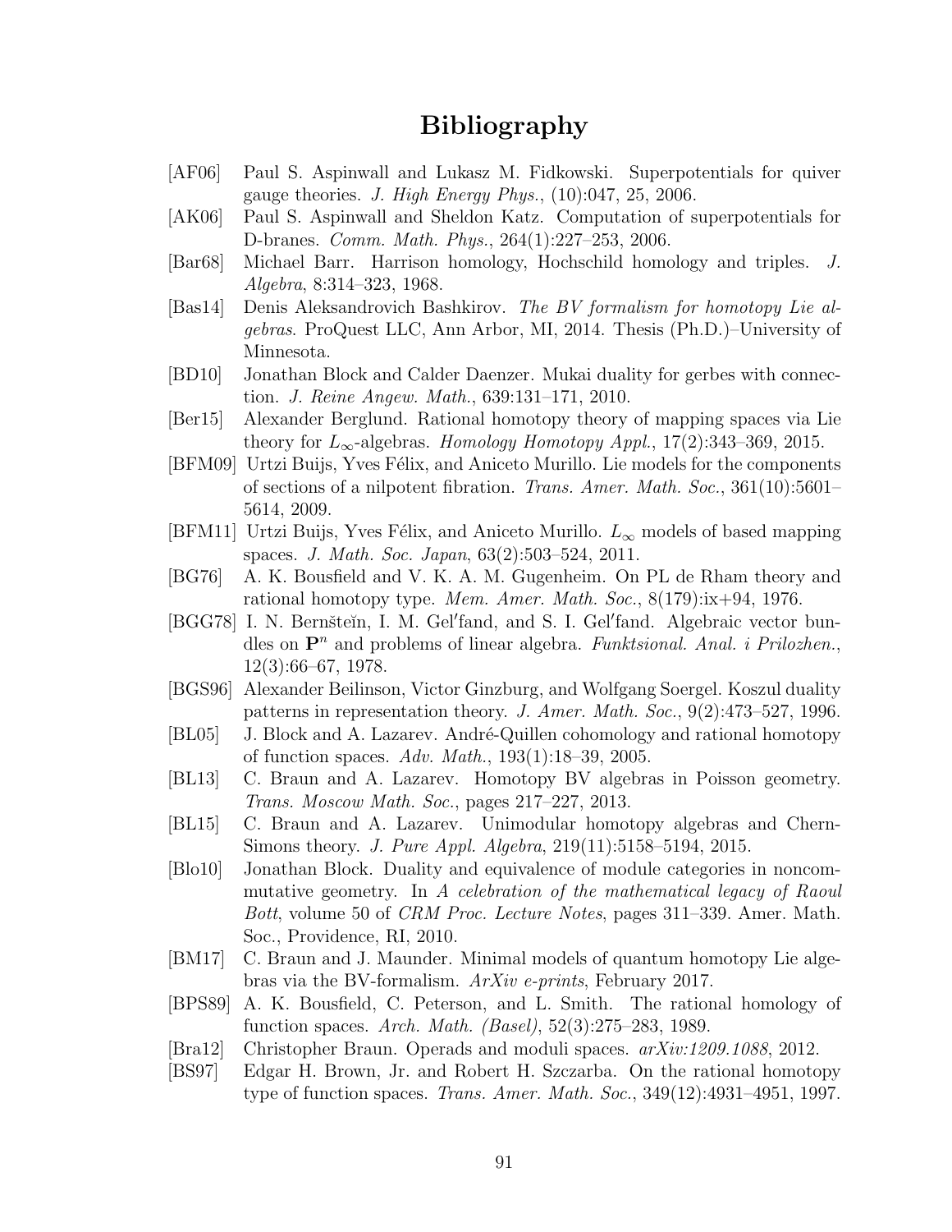# Bibliography

[AF06] Paul S. Aspinwall and Lukasz M. Fidkowski. Superpotentials for quiver gauge theories. *J. High Energy Phys.*, (10):047, 25, 2006.

[AK06] Paul S. Aspinwall and Sheldon Katz. Computation of superpotentials for D-branes. *Comm. Math. Phys.*, 264(1):227–253, 2006.

[Bar68] Michael Barr. Harrison homology, Hochschild homology and triples. *J. Algebra*, 8:314–323, 1968.

[Bas14] Denis Aleksandrovich Bashkirov. *The BV formalism for homotopy Lie algebras*. ProQuest LLC, Ann Arbor, MI, 2014. Thesis (Ph.D.)–University of Minnesota.

[BD10] Jonathan Block and Calder Daenzer. Mukai duality for gerbes with connection. *J. Reine Angew. Math.*, 639:131–171, 2010.

[Ber15] Alexander Berglund. Rational homotopy theory of mapping spaces via Lie theory for $L_\infty$-algebras. *Homology Homotopy Appl.*, 17(2):343–369, 2015.

[BFM09] Urtzi Buijs, Yves Félix, and Aniceto Murillo. Lie models for the components of sections of a nilpotent fibration. *Trans. Amer. Math. Soc.*, 361(10):5601–5614, 2009.

[BFM11] Urtzi Buijs, Yves Félix, and Aniceto Murillo. $L_\infty$ models of based mapping spaces. *J. Math. Soc. Japan*, 63(2):503–524, 2011.

[BG76] A. K. Bousfield and V. K. A. M. Gugenheim. On PL de Rham theory and rational homotopy type. *Mem. Amer. Math. Soc.*, 8(179):ix+94, 1976.

[BGG78] I. N. Bernšteĭn, I. M. Gel′fand, and S. I. Gel′fand. Algebraic vector bundles on $\mathbf{P}^n$ and problems of linear algebra. *Funktsional. Anal. i Prilozhen.*, 12(3):66–67, 1978.

[BGS96] Alexander Beilinson, Victor Ginzburg, and Wolfgang Soergel. Koszul duality patterns in representation theory. *J. Amer. Math. Soc.*, 9(2):473–527, 1996.

[BL05] J. Block and A. Lazarev. André-Quillen cohomology and rational homotopy of function spaces. *Adv. Math.*, 193(1):18–39, 2005.

[BL13] C. Braun and A. Lazarev. Homotopy BV algebras in Poisson geometry. *Trans. Moscow Math. Soc.*, pages 217–227, 2013.

[BL15] C. Braun and A. Lazarev. Unimodular homotopy algebras and Chern-Simons theory. *J. Pure Appl. Algebra*, 219(11):5158–5194, 2015.

[Blo10] Jonathan Block. Duality and equivalence of module categories in noncommutative geometry. In *A celebration of the mathematical legacy of Raoul Bott*, volume 50 of *CRM Proc. Lecture Notes*, pages 311–339. Amer. Math. Soc., Providence, RI, 2010.

[BM17] C. Braun and J. Maunder. Minimal models of quantum homotopy Lie algebras via the BV-formalism. *ArXiv e-prints*, February 2017.

[BPS89] A. K. Bousfield, C. Peterson, and L. Smith. The rational homology of function spaces. *Arch. Math. (Basel)*, 52(3):275–283, 1989.

[Bra12] Christopher Braun. Operads and moduli spaces. *arXiv:1209.1088*, 2012.

[BS97] Edgar H. Brown, Jr. and Robert H. Szczarba. On the rational homotopy type of function spaces. *Trans. Amer. Math. Soc.*, 349(12):4931–4951, 1997.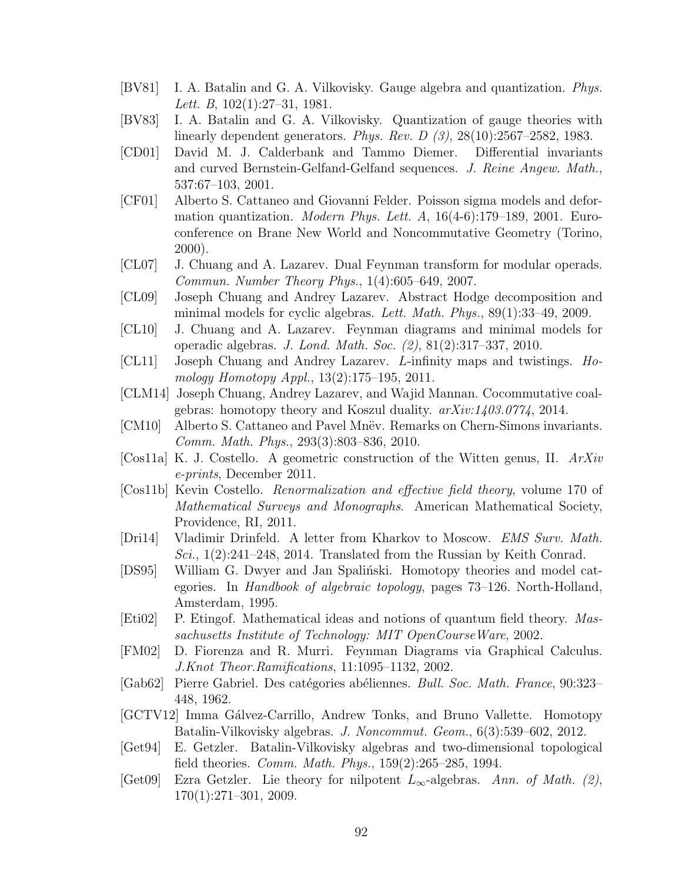[BV81] I. A. Batalin and G. A. Vilkovisky. Gauge algebra and quantization. *Phys. Lett. B*, 102(1):27–31, 1981.

[BV83] I. A. Batalin and G. A. Vilkovisky. Quantization of gauge theories with linearly dependent generators. *Phys. Rev. D (3)*, 28(10):2567–2582, 1983.

[CD01] David M. J. Calderbank and Tammo Diemer. Differential invariants and curved Bernstein-Gelfand-Gelfand sequences. *J. Reine Angew. Math.*, 537:67–103, 2001.

[CF01] Alberto S. Cattaneo and Giovanni Felder. Poisson sigma models and deformation quantization. *Modern Phys. Lett. A*, 16(4-6):179–189, 2001. Euroconference on Brane New World and Noncommutative Geometry (Torino, 2000).

[CL07] J. Chuang and A. Lazarev. Dual Feynman transform for modular operads. *Commun. Number Theory Phys.*, 1(4):605–649, 2007.

[CL09] Joseph Chuang and Andrey Lazarev. Abstract Hodge decomposition and minimal models for cyclic algebras. *Lett. Math. Phys.*, 89(1):33–49, 2009.

[CL10] J. Chuang and A. Lazarev. Feynman diagrams and minimal models for operadic algebras. *J. Lond. Math. Soc. (2)*, 81(2):317–337, 2010.

[CL11] Joseph Chuang and Andrey Lazarev. *L*-infinity maps and twistings. *Homology Homotopy Appl.*, 13(2):175–195, 2011.

[CLM14] Joseph Chuang, Andrey Lazarev, and Wajid Mannan. Cocommutative coalgebras: homotopy theory and Koszul duality. *arXiv:1403.0774*, 2014.

[CM10] Alberto S. Cattaneo and Pavel Mnëv. Remarks on Chern-Simons invariants. *Comm. Math. Phys.*, 293(3):803–836, 2010.

[Cos11a] K. J. Costello. A geometric construction of the Witten genus, II. *ArXiv e-prints*, December 2011.

[Cos11b] Kevin Costello. *Renormalization and effective field theory*, volume 170 of *Mathematical Surveys and Monographs*. American Mathematical Society, Providence, RI, 2011.

[Dri14] Vladimir Drinfeld. A letter from Kharkov to Moscow. *EMS Surv. Math. Sci.*, 1(2):241–248, 2014. Translated from the Russian by Keith Conrad.

[DS95] William G. Dwyer and Jan Spaliński. Homotopy theories and model categories. In *Handbook of algebraic topology*, pages 73–126. North-Holland, Amsterdam, 1995.

[Eti02] P. Etingof. Mathematical ideas and notions of quantum field theory. *Massachusetts Institute of Technology: MIT OpenCourseWare*, 2002.

[FM02] D. Fiorenza and R. Murri. Feynman Diagrams via Graphical Calculus. *J.Knot Theor.Ramifications*, 11:1095–1132, 2002.

[Gab62] Pierre Gabriel. Des catégories abéliennes. *Bull. Soc. Math. France*, 90:323–448, 1962.

[GCTV12] Imma Gálvez-Carrillo, Andrew Tonks, and Bruno Vallette. Homotopy Batalin-Vilkovisky algebras. *J. Noncommut. Geom.*, 6(3):539–602, 2012.

[Get94] E. Getzler. Batalin-Vilkovisky algebras and two-dimensional topological field theories. *Comm. Math. Phys.*, 159(2):265–285, 1994.

[Get09] Ezra Getzler. Lie theory for nilpotent $L_\infty$-algebras. *Ann. of Math. (2)*, 170(1):271–301, 2009.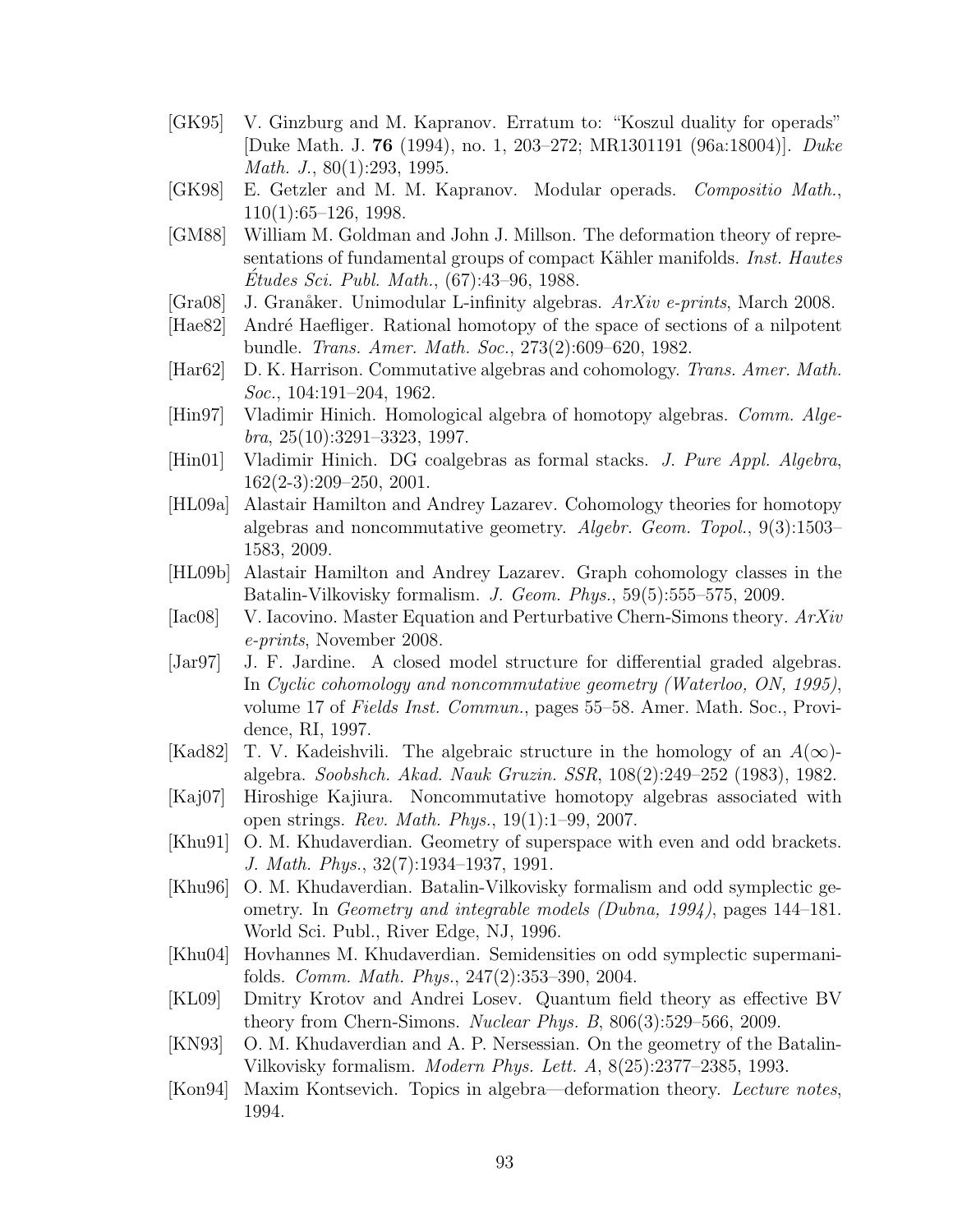[GK95] V. Ginzburg and M. Kapranov. Erratum to: "Koszul duality for operads" [Duke Math. J. **76** (1994), no. 1, 203–272; MR1301191 (96a:18004)]. *Duke Math. J.*, 80(1):293, 1995.

[GK98] E. Getzler and M. M. Kapranov. Modular operads. *Compositio Math.*, 110(1):65–126, 1998.

[GM88] William M. Goldman and John J. Millson. The deformation theory of representations of fundamental groups of compact Kähler manifolds. *Inst. Hautes Études Sci. Publ. Math.*, (67):43–96, 1988.

[Gra08] J. Granåker. Unimodular L-infinity algebras. *ArXiv e-prints*, March 2008.

[Hae82] André Haefliger. Rational homotopy of the space of sections of a nilpotent bundle. *Trans. Amer. Math. Soc.*, 273(2):609–620, 1982.

[Har62] D. K. Harrison. Commutative algebras and cohomology. *Trans. Amer. Math. Soc.*, 104:191–204, 1962.

[Hin97] Vladimir Hinich. Homological algebra of homotopy algebras. *Comm. Algebra*, 25(10):3291–3323, 1997.

[Hin01] Vladimir Hinich. DG coalgebras as formal stacks. *J. Pure Appl. Algebra*, 162(2-3):209–250, 2001.

[HL09a] Alastair Hamilton and Andrey Lazarev. Cohomology theories for homotopy algebras and noncommutative geometry. *Algebr. Geom. Topol.*, 9(3):1503–1583, 2009.

[HL09b] Alastair Hamilton and Andrey Lazarev. Graph cohomology classes in the Batalin-Vilkovisky formalism. *J. Geom. Phys.*, 59(5):555–575, 2009.

[Iac08] V. Iacovino. Master Equation and Perturbative Chern-Simons theory. *ArXiv e-prints*, November 2008.

[Jar97] J. F. Jardine. A closed model structure for differential graded algebras. In *Cyclic cohomology and noncommutative geometry (Waterloo, ON, 1995)*, volume 17 of *Fields Inst. Commun.*, pages 55–58. Amer. Math. Soc., Providence, RI, 1997.

[Kad82] T. V. Kadeishvili. The algebraic structure in the homology of an $A(\infty)$-algebra. *Soobshch. Akad. Nauk Gruzin. SSR*, 108(2):249–252 (1983), 1982.

[Kaj07] Hiroshige Kajiura. Noncommutative homotopy algebras associated with open strings. *Rev. Math. Phys.*, 19(1):1–99, 2007.

[Khu91] O. M. Khudaverdian. Geometry of superspace with even and odd brackets. *J. Math. Phys.*, 32(7):1934–1937, 1991.

[Khu96] O. M. Khudaverdian. Batalin-Vilkovisky formalism and odd symplectic geometry. In *Geometry and integrable models (Dubna, 1994)*, pages 144–181. World Sci. Publ., River Edge, NJ, 1996.

[Khu04] Hovhannes M. Khudaverdian. Semidensities on odd symplectic supermanifolds. *Comm. Math. Phys.*, 247(2):353–390, 2004.

[KL09] Dmitry Krotov and Andrei Losev. Quantum field theory as effective BV theory from Chern-Simons. *Nuclear Phys. B*, 806(3):529–566, 2009.

[KN93] O. M. Khudaverdian and A. P. Nersessian. On the geometry of the Batalin-Vilkovisky formalism. *Modern Phys. Lett. A*, 8(25):2377–2385, 1993.

[Kon94] Maxim Kontsevich. Topics in algebra—deformation theory. *Lecture notes*, 1994.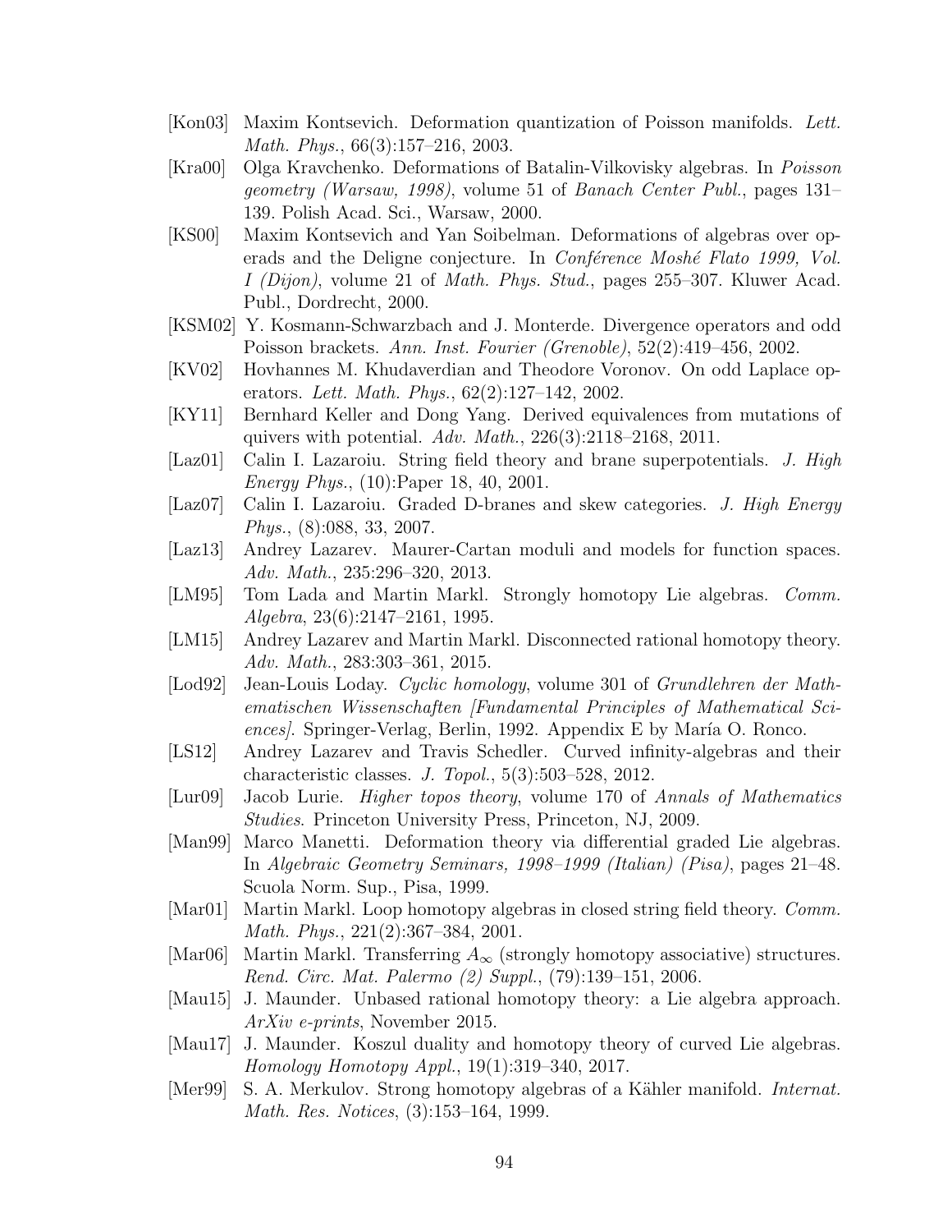[Kon03] Maxim Kontsevich. Deformation quantization of Poisson manifolds. *Lett. Math. Phys.*, 66(3):157–216, 2003.

[Kra00] Olga Kravchenko. Deformations of Batalin-Vilkovisky algebras. In *Poisson geometry (Warsaw, 1998)*, volume 51 of *Banach Center Publ.*, pages 131–139. Polish Acad. Sci., Warsaw, 2000.

[KS00] Maxim Kontsevich and Yan Soibelman. Deformations of algebras over operads and the Deligne conjecture. In *Conférence Moshé Flato 1999, Vol. I (Dijon)*, volume 21 of *Math. Phys. Stud.*, pages 255–307. Kluwer Acad. Publ., Dordrecht, 2000.

[KSM02] Y. Kosmann-Schwarzbach and J. Monterde. Divergence operators and odd Poisson brackets. *Ann. Inst. Fourier (Grenoble)*, 52(2):419–456, 2002.

[KV02] Hovhannes M. Khudaverdian and Theodore Voronov. On odd Laplace operators. *Lett. Math. Phys.*, 62(2):127–142, 2002.

[KY11] Bernhard Keller and Dong Yang. Derived equivalences from mutations of quivers with potential. *Adv. Math.*, 226(3):2118–2168, 2011.

[Laz01] Calin I. Lazaroiu. String field theory and brane superpotentials. *J. High Energy Phys.*, (10):Paper 18, 40, 2001.

[Laz07] Calin I. Lazaroiu. Graded D-branes and skew categories. *J. High Energy Phys.*, (8):088, 33, 2007.

[Laz13] Andrey Lazarev. Maurer-Cartan moduli and models for function spaces. *Adv. Math.*, 235:296–320, 2013.

[LM95] Tom Lada and Martin Markl. Strongly homotopy Lie algebras. *Comm. Algebra*, 23(6):2147–2161, 1995.

[LM15] Andrey Lazarev and Martin Markl. Disconnected rational homotopy theory. *Adv. Math.*, 283:303–361, 2015.

[Lod92] Jean-Louis Loday. *Cyclic homology*, volume 301 of *Grundlehren der Mathematischen Wissenschaften [Fundamental Principles of Mathematical Sciences]*. Springer-Verlag, Berlin, 1992. Appendix E by María O. Ronco.

[LS12] Andrey Lazarev and Travis Schedler. Curved infinity-algebras and their characteristic classes. *J. Topol.*, 5(3):503–528, 2012.

[Lur09] Jacob Lurie. *Higher topos theory*, volume 170 of *Annals of Mathematics Studies*. Princeton University Press, Princeton, NJ, 2009.

[Man99] Marco Manetti. Deformation theory via differential graded Lie algebras. In *Algebraic Geometry Seminars, 1998–1999 (Italian) (Pisa)*, pages 21–48. Scuola Norm. Sup., Pisa, 1999.

[Mar01] Martin Markl. Loop homotopy algebras in closed string field theory. *Comm. Math. Phys.*, 221(2):367–384, 2001.

[Mar06] Martin Markl. Transferring $A_\infty$ (strongly homotopy associative) structures. *Rend. Circ. Mat. Palermo (2) Suppl.*, (79):139–151, 2006.

[Mau15] J. Maunder. Unbased rational homotopy theory: a Lie algebra approach. *ArXiv e-prints*, November 2015.

[Mau17] J. Maunder. Koszul duality and homotopy theory of curved Lie algebras. *Homology Homotopy Appl.*, 19(1):319–340, 2017.

[Mer99] S. A. Merkulov. Strong homotopy algebras of a Kähler manifold. *Internat. Math. Res. Notices*, (3):153–164, 1999.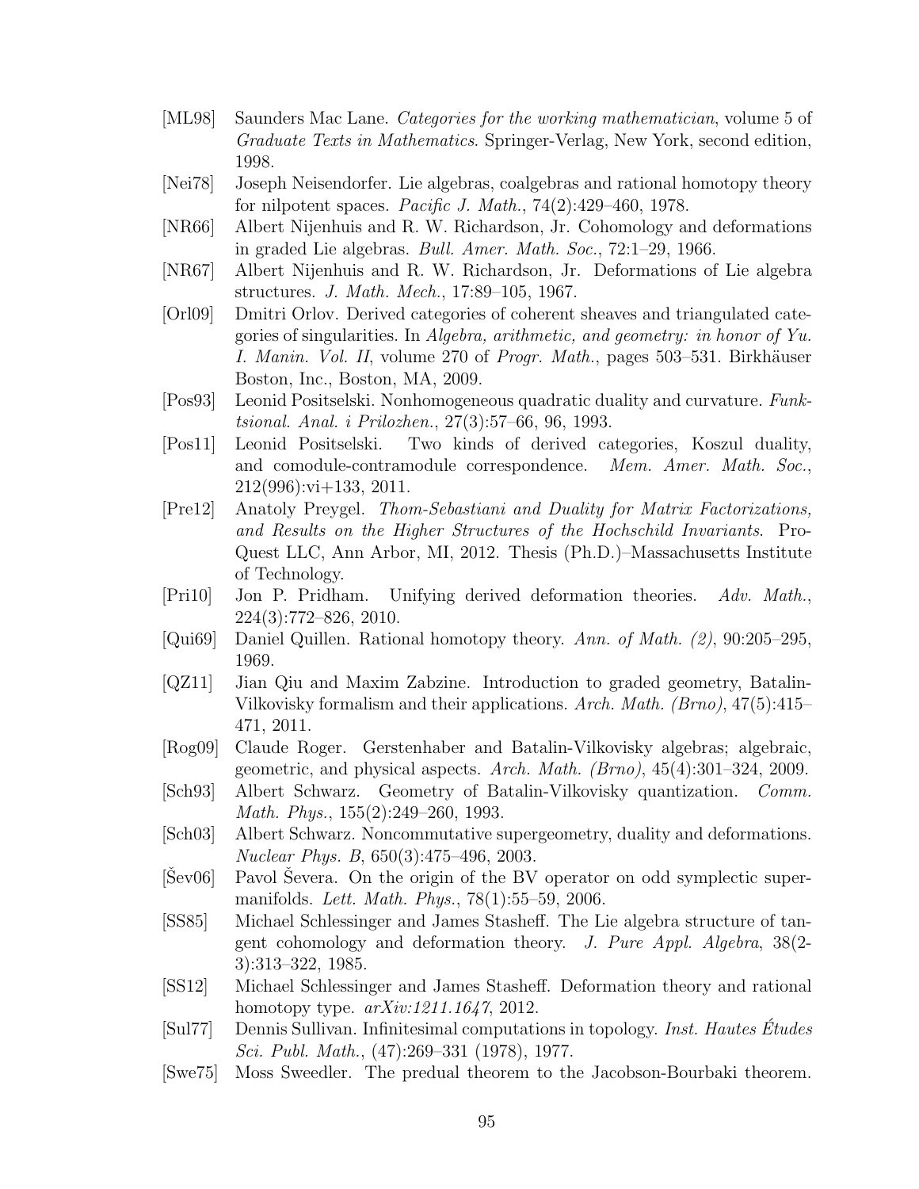[ML98] Saunders Mac Lane. *Categories for the working mathematician*, volume 5 of *Graduate Texts in Mathematics*. Springer-Verlag, New York, second edition, 1998.

[Nei78] Joseph Neisendorfer. Lie algebras, coalgebras and rational homotopy theory for nilpotent spaces. *Pacific J. Math.*, 74(2):429–460, 1978.

[NR66] Albert Nijenhuis and R. W. Richardson, Jr. Cohomology and deformations in graded Lie algebras. *Bull. Amer. Math. Soc.*, 72:1–29, 1966.

[NR67] Albert Nijenhuis and R. W. Richardson, Jr. Deformations of Lie algebra structures. *J. Math. Mech.*, 17:89–105, 1967.

[Orl09] Dmitri Orlov. Derived categories of coherent sheaves and triangulated categories of singularities. In *Algebra, arithmetic, and geometry: in honor of Yu. I. Manin. Vol. II*, volume 270 of *Progr. Math.*, pages 503–531. Birkhäuser Boston, Inc., Boston, MA, 2009.

[Pos93] Leonid Positselski. Nonhomogeneous quadratic duality and curvature. *Funktsional. Anal. i Prilozhen.*, 27(3):57–66, 96, 1993.

[Pos11] Leonid Positselski. Two kinds of derived categories, Koszul duality, and comodule-contramodule correspondence. *Mem. Amer. Math. Soc.*, 212(996):vi+133, 2011.

[Pre12] Anatoly Preygel. *Thom-Sebastiani and Duality for Matrix Factorizations, and Results on the Higher Structures of the Hochschild Invariants*. ProQuest LLC, Ann Arbor, MI, 2012. Thesis (Ph.D.)–Massachusetts Institute of Technology.

[Pri10] Jon P. Pridham. Unifying derived deformation theories. *Adv. Math.*, 224(3):772–826, 2010.

[Qui69] Daniel Quillen. Rational homotopy theory. *Ann. of Math. (2)*, 90:205–295, 1969.

[QZ11] Jian Qiu and Maxim Zabzine. Introduction to graded geometry, Batalin-Vilkovisky formalism and their applications. *Arch. Math. (Brno)*, 47(5):415–471, 2011.

[Rog09] Claude Roger. Gerstenhaber and Batalin-Vilkovisky algebras; algebraic, geometric, and physical aspects. *Arch. Math. (Brno)*, 45(4):301–324, 2009.

[Sch93] Albert Schwarz. Geometry of Batalin-Vilkovisky quantization. *Comm. Math. Phys.*, 155(2):249–260, 1993.

[Sch03] Albert Schwarz. Noncommutative supergeometry, duality and deformations. *Nuclear Phys. B*, 650(3):475–496, 2003.

[Šev06] Pavol Ševera. On the origin of the BV operator on odd symplectic supermanifolds. *Lett. Math. Phys.*, 78(1):55–59, 2006.

[SS85] Michael Schlessinger and James Stasheff. The Lie algebra structure of tangent cohomology and deformation theory. *J. Pure Appl. Algebra*, 38(2-3):313–322, 1985.

[SS12] Michael Schlessinger and James Stasheff. Deformation theory and rational homotopy type. *arXiv:1211.1647*, 2012.

[Sul77] Dennis Sullivan. Infinitesimal computations in topology. *Inst. Hautes Études Sci. Publ. Math.*, (47):269–331 (1978), 1977.

[Swe75] Moss Sweedler. The predual theorem to the Jacobson-Bourbaki theorem.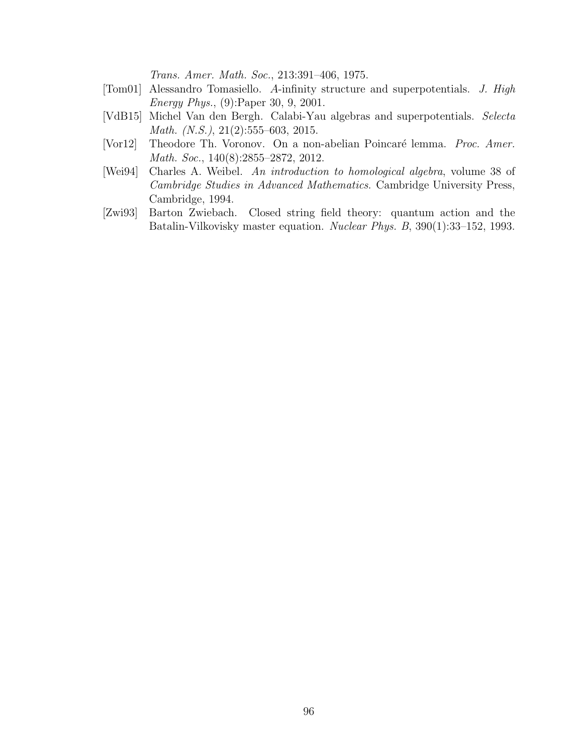*Trans. Amer. Math. Soc.*, 213:391–406, 1975.

[Tom01] Alessandro Tomasiello. *A*-infinity structure and superpotentials. *J. High Energy Phys.*, (9):Paper 30, 9, 2001.

[VdB15] Michel Van den Bergh. Calabi-Yau algebras and superpotentials. *Selecta Math. (N.S.)*, 21(2):555–603, 2015.

[Vor12] Theodore Th. Voronov. On a non-abelian Poincaré lemma. *Proc. Amer. Math. Soc.*, 140(8):2855–2872, 2012.

[Wei94] Charles A. Weibel. *An introduction to homological algebra*, volume 38 of *Cambridge Studies in Advanced Mathematics*. Cambridge University Press, Cambridge, 1994.

[Zwi93] Barton Zwiebach. Closed string field theory: quantum action and the Batalin-Vilkovisky master equation. *Nuclear Phys. B*, 390(1):33–152, 1993.